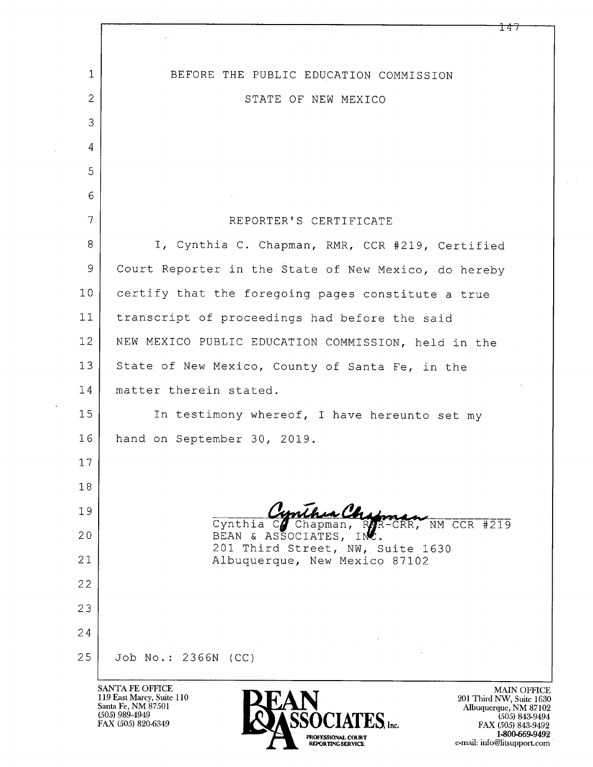BEFORE THE PUBLIC EDUCATION COMMISSION

STATE OF NEW MEXICO

REPORTER'S CERTIFICATE

I, Cynthia C. Chapman, RMR, CCR #219, Certified Court Reporter in the State of New Mexico, do hereby certify that the foregoing pages constitute a true transcript of proceedings had before the said NEW MEXICO PUBLIC EDUCATION COMMISSION, held in the State of New Mexico, County of Santa Fe, in the matter therein stated.

In testimony whereof, I have hereunto set my hand on September 30, 2019.

Cynthia C. Chapman, RMR-CRR, NM CCR #219
BEAN & ASSOCIATES, INC.
201 Third Street, NW, Suite 1630
Albuquerque, New Mexico 87102

Job No.: 2366N (CC)

SANTA FE OFFICE
119 East Marcy, Suite 110
Santa Fe, NM 87501
(505) 989-4949
FAX (505) 820-6349

BEAN & ASSOCIATES, Inc.
PROFESSIONAL COURT REPORTING SERVICE

MAIN OFFICE
201 Third NW, Suite 1630
Albuquerque, NM 87102
(505) 843-9494
FAX (505) 843-9492
1-800-669-9492
e-mail: info@litsupport.com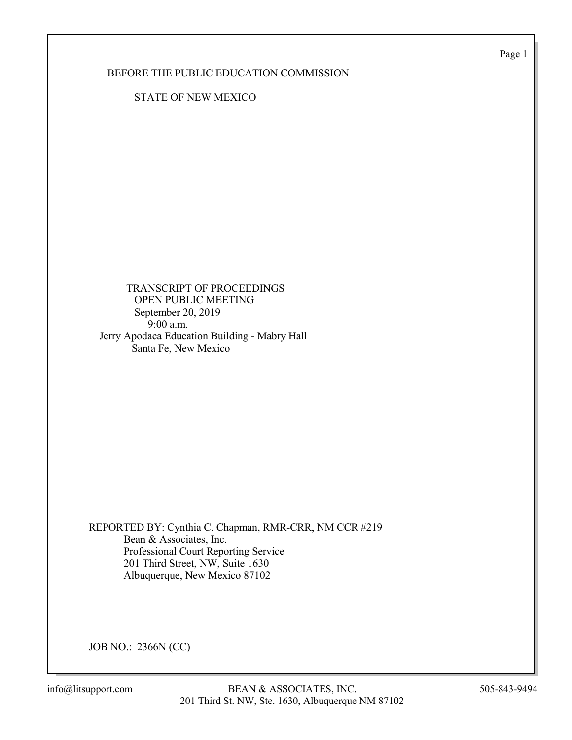BEFORE THE PUBLIC EDUCATION COMMISSION

STATE OF NEW MEXICO

TRANSCRIPT OF PROCEEDINGS
OPEN PUBLIC MEETING
September 20, 2019
9:00 a.m.
Jerry Apodaca Education Building - Mabry Hall
Santa Fe, New Mexico

REPORTED BY: Cynthia C. Chapman, RMR-CRR, NM CCR #219
Bean & Associates, Inc.
Professional Court Reporting Service
201 Third Street, NW, Suite 1630
Albuquerque, New Mexico 87102

JOB NO.: 2366N (CC)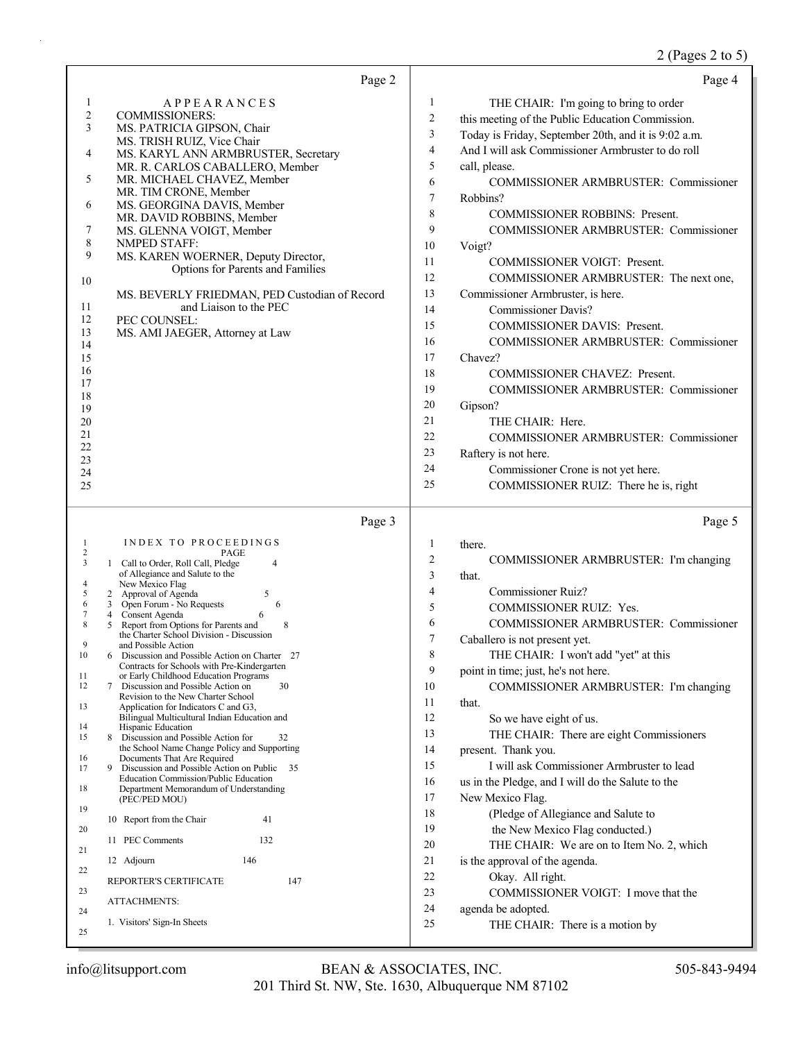## Page 2

APPEARANCES

COMMISSIONERS:
MS. PATRICIA GIPSON, Chair
MS. TRISH RUIZ, Vice Chair
MS. KARYL ANN ARMBRUSTER, Secretary
MR. R. CARLOS CABALLERO, Member
MR. MICHAEL CHAVEZ, Member
MR. TIM CRONE, Member
MS. GEORGINA DAVIS, Member
MR. DAVID ROBBINS, Member
MS. GLENNA VOIGT, Member

NMPED STAFF:
MS. KAREN WOERNER, Deputy Director, Options for Parents and Families

MS. BEVERLY FRIEDMAN, PED Custodian of Record and Liaison to the PEC

PEC COUNSEL:
MS. AMI JAEGER, Attorney at Law

## Page 3

INDEX TO PROCEEDINGS

| | PAGE |
|---|---|
| 1 Call to Order, Roll Call, Pledge of Allegiance and Salute to the New Mexico Flag | 4 |
| 2 Approval of Agenda | 5 |
| 3 Open Forum - No Requests | 6 |
| 4 Consent Agenda | 6 |
| 5 Report from Options for Parents and the Charter School Division - Discussion and Possible Action | 8 |
| 6 Discussion and Possible Action on Charter Contracts for Schools with Pre-Kindergarten or Early Childhood Education Programs | 27 |
| 7 Discussion and Possible Action on Revision to the New Charter School Application for Indicators C and G3, Bilingual Multicultural Indian Education and Hispanic Education | 30 |
| 8 Discussion and Possible Action for the School Name Change Policy and Supporting Documents That Are Required | 32 |
| 9 Discussion and Possible Action on Public Education Commission/Public Education Department Memorandum of Understanding (PEC/PED MOU) | 35 |
| 10 Report from the Chair | 41 |
| 11 PEC Comments | 132 |
| 12 Adjourn | 146 |
| REPORTER'S CERTIFICATE | 147 |

ATTACHMENTS:

1. Visitors' Sign-In Sheets

## Page 4

THE CHAIR: I'm going to bring to order this meeting of the Public Education Commission. Today is Friday, September 20th, and it is 9:02 a.m. And I will ask Commissioner Armbruster to do roll call, please.

COMMISSIONER ARMBRUSTER: Commissioner Robbins?

COMMISSIONER ROBBINS: Present.

COMMISSIONER ARMBRUSTER: Commissioner Voigt?

COMMISSIONER VOIGT: Present.

COMMISSIONER ARMBRUSTER: The next one, Commissioner Armbruster, is here.

Commissioner Davis?

COMMISSIONER DAVIS: Present.

COMMISSIONER ARMBRUSTER: Commissioner Chavez?

COMMISSIONER CHAVEZ: Present.

COMMISSIONER ARMBRUSTER: Commissioner Gipson?

THE CHAIR: Here.

COMMISSIONER ARMBRUSTER: Commissioner Raftery is not here.

Commissioner Crone is not yet here.

COMMISSIONER RUIZ: There he is, right

## Page 5

there.

COMMISSIONER ARMBRUSTER: I'm changing that.

Commissioner Ruiz?

COMMISSIONER RUIZ: Yes.

COMMISSIONER ARMBRUSTER: Commissioner Caballero is not present yet.

THE CHAIR: I won't add "yet" at this point in time; just, he's not here.

COMMISSIONER ARMBRUSTER: I'm changing that.

So we have eight of us.

THE CHAIR: There are eight Commissioners present. Thank you.

I will ask Commissioner Armbruster to lead us in the Pledge, and I will do the Salute to the New Mexico Flag.

(Pledge of Allegiance and Salute to the New Mexico Flag conducted.)

THE CHAIR: We are on to Item No. 2, which is the approval of the agenda.

Okay. All right.

COMMISSIONER VOIGT: I move that the agenda be adopted.

THE CHAIR: There is a motion by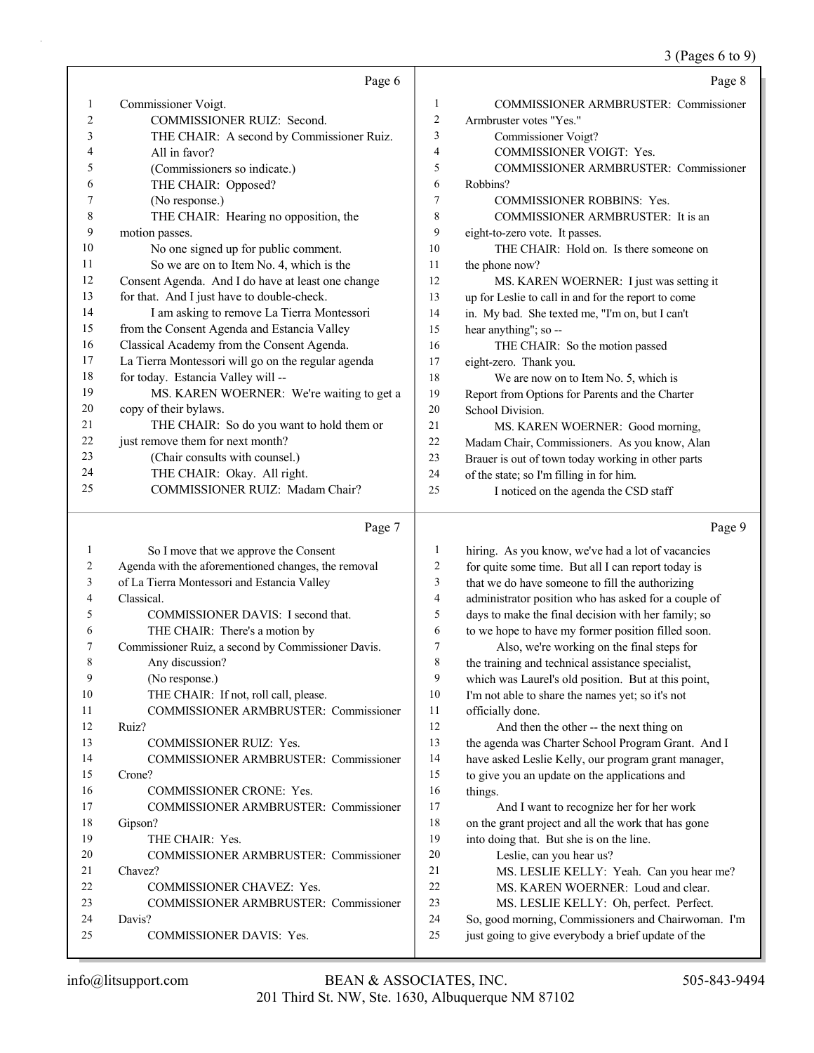Page 6

1 Commissioner Voigt.
2 COMMISSIONER RUIZ: Second.
3 THE CHAIR: A second by Commissioner Ruiz.
4 All in favor?
5 (Commissioners so indicate.)
6 THE CHAIR: Opposed?
7 (No response.)
8 THE CHAIR: Hearing no opposition, the
9 motion passes.
10 No one signed up for public comment.
11 So we are on to Item No. 4, which is the
12 Consent Agenda. And I do have at least one change
13 for that. And I just have to double-check.
14 I am asking to remove La Tierra Montessori
15 from the Consent Agenda and Estancia Valley
16 Classical Academy from the Consent Agenda.
17 La Tierra Montessori will go on the regular agenda
18 for today. Estancia Valley will --
19 MS. KAREN WOERNER: We're waiting to get a
20 copy of their bylaws.
21 THE CHAIR: So do you want to hold them or
22 just remove them for next month?
23 (Chair consults with counsel.)
24 THE CHAIR: Okay. All right.
25 COMMISSIONER RUIZ: Madam Chair?

Page 7

1 So I move that we approve the Consent
2 Agenda with the aforementioned changes, the removal
3 of La Tierra Montessori and Estancia Valley
4 Classical.
5 COMMISSIONER DAVIS: I second that.
6 THE CHAIR: There's a motion by
7 Commissioner Ruiz, a second by Commissioner Davis.
8 Any discussion?
9 (No response.)
10 THE CHAIR: If not, roll call, please.
11 COMMISSIONER ARMBRUSTER: Commissioner
12 Ruiz?
13 COMMISSIONER RUIZ: Yes.
14 COMMISSIONER ARMBRUSTER: Commissioner
15 Crone?
16 COMMISSIONER CRONE: Yes.
17 COMMISSIONER ARMBRUSTER: Commissioner
18 Gipson?
19 THE CHAIR: Yes.
20 COMMISSIONER ARMBRUSTER: Commissioner
21 Chavez?
22 COMMISSIONER CHAVEZ: Yes.
23 COMMISSIONER ARMBRUSTER: Commissioner
24 Davis?
25 COMMISSIONER DAVIS: Yes.

Page 8

1 COMMISSIONER ARMBRUSTER: Commissioner
2 Armbruster votes "Yes."
3 Commissioner Voigt?
4 COMMISSIONER VOIGT: Yes.
5 COMMISSIONER ARMBRUSTER: Commissioner
6 Robbins?
7 COMMISSIONER ROBBINS: Yes.
8 COMMISSIONER ARMBRUSTER: It is an
9 eight-to-zero vote. It passes.
10 THE CHAIR: Hold on. Is there someone on
11 the phone now?
12 MS. KAREN WOERNER: I just was setting it
13 up for Leslie to call in and for the report to come
14 in. My bad. She texted me, "I'm on, but I can't
15 hear anything"; so --
16 THE CHAIR: So the motion passed
17 eight-zero. Thank you.
18 We are now on to Item No. 5, which is
19 Report from Options for Parents and the Charter
20 School Division.
21 MS. KAREN WOERNER: Good morning,
22 Madam Chair, Commissioners. As you know, Alan
23 Brauer is out of town today working in other parts
24 of the state; so I'm filling in for him.
25 I noticed on the agenda the CSD staff

Page 9

1 hiring. As you know, we've had a lot of vacancies
2 for quite some time. But all I can report today is
3 that we do have someone to fill the authorizing
4 administrator position who has asked for a couple of
5 days to make the final decision with her family; so
6 to we hope to have my former position filled soon.
7 Also, we're working on the final steps for
8 the training and technical assistance specialist,
9 which was Laurel's old position. But at this point,
10 I'm not able to share the names yet; so it's not
11 officially done.
12 And then the other -- the next thing on
13 the agenda was Charter School Program Grant. And I
14 have asked Leslie Kelly, our program grant manager,
15 to give you an update on the applications and
16 things.
17 And I want to recognize her for her work
18 on the grant project and all the work that has gone
19 into doing that. But she is on the line.
20 Leslie, can you hear us?
21 MS. LESLIE KELLY: Yeah. Can you hear me?
22 MS. KAREN WOERNER: Loud and clear.
23 MS. LESLIE KELLY: Oh, perfect. Perfect.
24 So, good morning, Commissioners and Chairwoman. I'm
25 just going to give everybody a brief update of the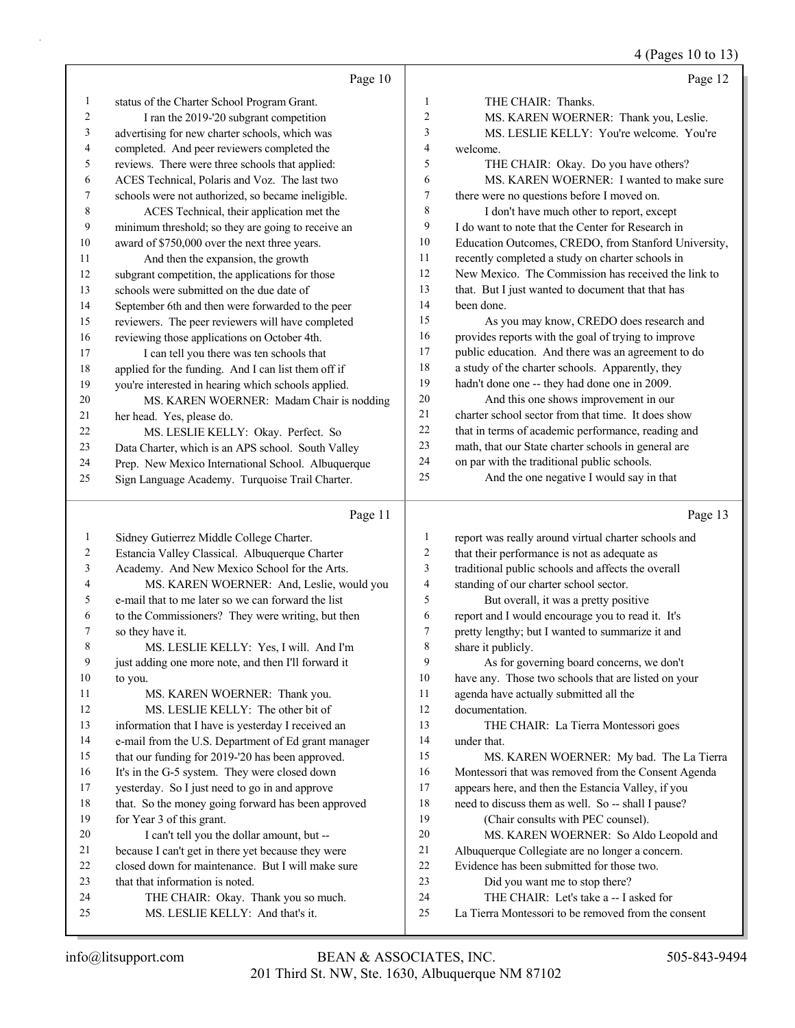Page 10

1 status of the Charter School Program Grant.
2 I ran the 2019-'20 subgrant competition
3 advertising for new charter schools, which was
4 completed. And peer reviewers completed the
5 reviews. There were three schools that applied:
6 ACES Technical, Polaris and Voz. The last two
7 schools were not authorized, so became ineligible.
8 ACES Technical, their application met the
9 minimum threshold; so they are going to receive an
10 award of $750,000 over the next three years.
11 And then the expansion, the growth
12 subgrant competition, the applications for those
13 schools were submitted on the due date of
14 September 6th and then were forwarded to the peer
15 reviewers. The peer reviewers will have completed
16 reviewing those applications on October 4th.
17 I can tell you there was ten schools that
18 applied for the funding. And I can list them off if
19 you're interested in hearing which schools applied.
20 MS. KAREN WOERNER: Madam Chair is nodding
21 her head. Yes, please do.
22 MS. LESLIE KELLY: Okay. Perfect. So
23 Data Charter, which is an APS school. South Valley
24 Prep. New Mexico International School. Albuquerque
25 Sign Language Academy. Turquoise Trail Charter.

Page 11

1 Sidney Gutierrez Middle College Charter.
2 Estancia Valley Classical. Albuquerque Charter
3 Academy. And New Mexico School for the Arts.
4 MS. KAREN WOERNER: And, Leslie, would you
5 e-mail that to me later so we can forward the list
6 to the Commissioners? They were writing, but then
7 so they have it.
8 MS. LESLIE KELLY: Yes, I will. And I'm
9 just adding one more note, and then I'll forward it
10 to you.
11 MS. KAREN WOERNER: Thank you.
12 MS. LESLIE KELLY: The other bit of
13 information that I have is yesterday I received an
14 e-mail from the U.S. Department of Ed grant manager
15 that our funding for 2019-'20 has been approved.
16 It's in the G-5 system. They were closed down
17 yesterday. So I just need to go in and approve
18 that. So the money going forward has been approved
19 for Year 3 of this grant.
20 I can't tell you the dollar amount, but --
21 because I can't get in there yet because they were
22 closed down for maintenance. But I will make sure
23 that that information is noted.
24 THE CHAIR: Okay. Thank you so much.
25 MS. LESLIE KELLY: And that's it.

Page 12

1 THE CHAIR: Thanks.
2 MS. KAREN WOERNER: Thank you, Leslie.
3 MS. LESLIE KELLY: You're welcome. You're
4 welcome.
5 THE CHAIR: Okay. Do you have others?
6 MS. KAREN WOERNER: I wanted to make sure
7 there were no questions before I moved on.
8 I don't have much other to report, except
9 I do want to note that the Center for Research in
10 Education Outcomes, CREDO, from Stanford University,
11 recently completed a study on charter schools in
12 New Mexico. The Commission has received the link to
13 that. But I just wanted to document that that has
14 been done.
15 As you may know, CREDO does research and
16 provides reports with the goal of trying to improve
17 public education. And there was an agreement to do
18 a study of the charter schools. Apparently, they
19 hadn't done one -- they had done one in 2009.
20 And this one shows improvement in our
21 charter school sector from that time. It does show
22 that in terms of academic performance, reading and
23 math, that our State charter schools in general are
24 on par with the traditional public schools.
25 And the one negative I would say in that

Page 13

1 report was really around virtual charter schools and
2 that their performance is not as adequate as
3 traditional public schools and affects the overall
4 standing of our charter school sector.
5 But overall, it was a pretty positive
6 report and I would encourage you to read it. It's
7 pretty lengthy; but I wanted to summarize it and
8 share it publicly.
9 As for governing board concerns, we don't
10 have any. Those two schools that are listed on your
11 agenda have actually submitted all the
12 documentation.
13 THE CHAIR: La Tierra Montessori goes
14 under that.
15 MS. KAREN WOERNER: My bad. The La Tierra
16 Montessori that was removed from the Consent Agenda
17 appears here, and then the Estancia Valley, if you
18 need to discuss them as well. So -- shall I pause?
19 (Chair consults with PEC counsel).
20 MS. KAREN WOERNER: So Aldo Leopold and
21 Albuquerque Collegiate are no longer a concern.
22 Evidence has been submitted for those two.
23 Did you want me to stop there?
24 THE CHAIR: Let's take a -- I asked for
25 La Tierra Montessori to be removed from the consent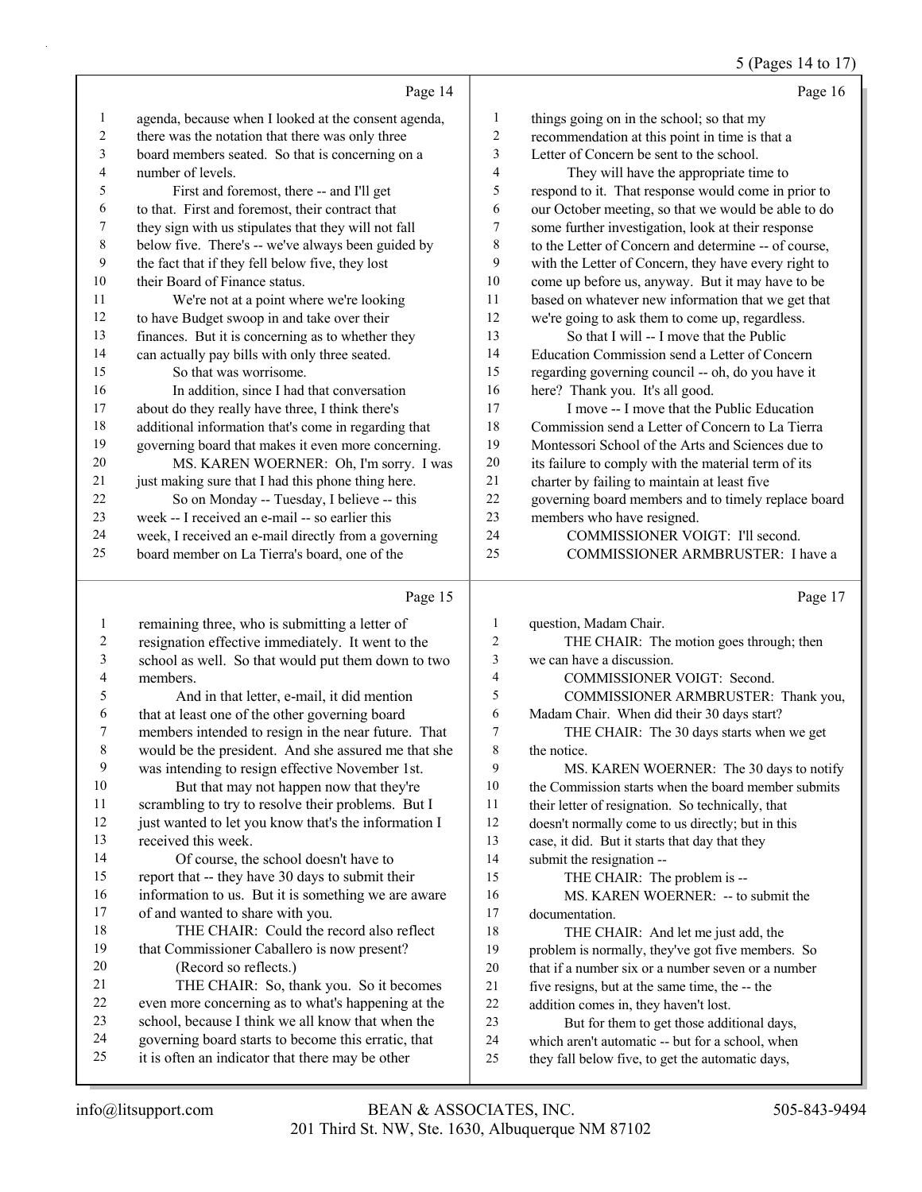agenda, because when I looked at the consent agenda, there was the notation that there was only three board members seated. So that is concerning on a number of levels.

First and foremost, there -- and I'll get to that. First and foremost, their contract that they sign with us stipulates that they will not fall below five. There's -- we've always been guided by the fact that if they fell below five, they lost their Board of Finance status.

We're not at a point where we're looking to have Budget swoop in and take over their finances. But it is concerning as to whether they can actually pay bills with only three seated.

So that was worrisome.

In addition, since I had that conversation about do they really have three, I think there's additional information that's come in regarding that governing board that makes it even more concerning.

MS. KAREN WOERNER: Oh, I'm sorry. I was just making sure that I had this phone thing here.

So on Monday -- Tuesday, I believe -- this week -- I received an e-mail -- so earlier this week, I received an e-mail directly from a governing board member on La Tierra's board, one of the remaining three, who is submitting a letter of resignation effective immediately. It went to the school as well. So that would put them down to two members.

And in that letter, e-mail, it did mention that at least one of the other governing board members intended to resign in the near future. That would be the president. And she assured me that she was intending to resign effective November 1st.

But that may not happen now that they're scrambling to try to resolve their problems. But I just wanted to let you know that's the information I received this week.

Of course, the school doesn't have to report that -- they have 30 days to submit their information to us. But it is something we are aware of and wanted to share with you.

THE CHAIR: Could the record also reflect that Commissioner Caballero is now present?

(Record so reflects.)

THE CHAIR: So, thank you. So it becomes even more concerning as to what's happening at the school, because I think we all know that when the governing board starts to become this erratic, that it is often an indicator that there may be other things going on in the school; so that my recommendation at this point in time is that a Letter of Concern be sent to the school.

They will have the appropriate time to respond to it. That response would come in prior to our October meeting, so that we would be able to do some further investigation, look at their response to the Letter of Concern and determine -- of course, with the Letter of Concern, they have every right to come up before us, anyway. But it may have to be based on whatever new information that we get that we're going to ask them to come up, regardless.

So that I will -- I move that the Public Education Commission send a Letter of Concern regarding governing council -- oh, do you have it here? Thank you. It's all good.

I move -- I move that the Public Education Commission send a Letter of Concern to La Tierra Montessori School of the Arts and Sciences due to its failure to comply with the material term of its charter by failing to maintain at least five governing board members and to timely replace board members who have resigned.

COMMISSIONER VOIGT: I'll second.

COMMISSIONER ARMBRUSTER: I have a question, Madam Chair.

THE CHAIR: The motion goes through; then we can have a discussion.

COMMISSIONER VOIGT: Second.

COMMISSIONER ARMBRUSTER: Thank you, Madam Chair. When did their 30 days start?

THE CHAIR: The 30 days starts when we get the notice.

MS. KAREN WOERNER: The 30 days to notify the Commission starts when the board member submits their letter of resignation. So technically, that doesn't normally come to us directly; but in this case, it did. But it starts that day that they submit the resignation --

THE CHAIR: The problem is --

MS. KAREN WOERNER: -- to submit the documentation.

THE CHAIR: And let me just add, the problem is normally, they've got five members. So that if a number six or a number seven or a number five resigns, but at the same time, the -- the addition comes in, they haven't lost.

But for them to get those additional days, which aren't automatic -- but for a school, when they fall below five, to get the automatic days,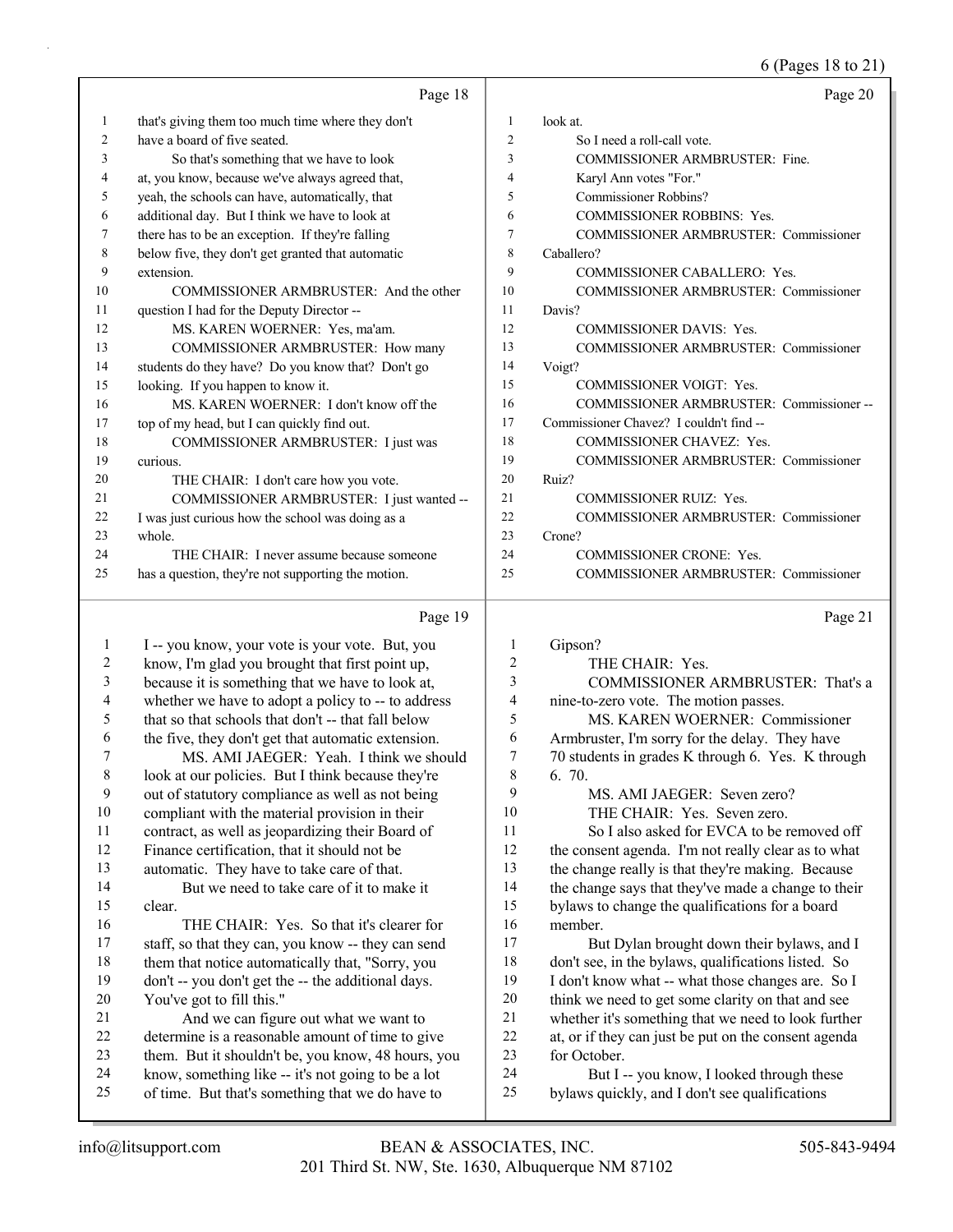Page 18

1 that's giving them too much time where they don't
2 have a board of five seated.
3 So that's something that we have to look
4 at, you know, because we've always agreed that,
5 yeah, the schools can have, automatically, that
6 additional day. But I think we have to look at
7 there has to be an exception. If they're falling
8 below five, they don't get granted that automatic
9 extension.
10 COMMISSIONER ARMBRUSTER: And the other
11 question I had for the Deputy Director --
12 MS. KAREN WOERNER: Yes, ma'am.
13 COMMISSIONER ARMBRUSTER: How many
14 students do they have? Do you know that? Don't go
15 looking. If you happen to know it.
16 MS. KAREN WOERNER: I don't know off the
17 top of my head, but I can quickly find out.
18 COMMISSIONER ARMBRUSTER: I just was
19 curious.
20 THE CHAIR: I don't care how you vote.
21 COMMISSIONER ARMBRUSTER: I just wanted --
22 I was just curious how the school was doing as a
23 whole.
24 THE CHAIR: I never assume because someone
25 has a question, they're not supporting the motion.

Page 19

1 I -- you know, your vote is your vote. But, you
2 know, I'm glad you brought that first point up,
3 because it is something that we have to look at,
4 whether we have to adopt a policy to -- to address
5 that so that schools that don't -- that fall below
6 the five, they don't get that automatic extension.
7 MS. AMI JAEGER: Yeah. I think we should
8 look at our policies. But I think because they're
9 out of statutory compliance as well as not being
10 compliant with the material provision in their
11 contract, as well as jeopardizing their Board of
12 Finance certification, that it should not be
13 automatic. They have to take care of that.
14 But we need to take care of it to make it
15 clear.
16 THE CHAIR: Yes. So that it's clearer for
17 staff, so that they can, you know -- they can send
18 them that notice automatically that, "Sorry, you
19 don't -- you don't get the -- the additional days.
20 You've got to fill this."
21 And we can figure out what we want to
22 determine is a reasonable amount of time to give
23 them. But it shouldn't be, you know, 48 hours, you
24 know, something like -- it's not going to be a lot
25 of time. But that's something that we do have to

Page 20

1 look at.
2 So I need a roll-call vote.
3 COMMISSIONER ARMBRUSTER: Fine.
4 Karyl Ann votes "For."
5 Commissioner Robbins?
6 COMMISSIONER ROBBINS: Yes.
7 COMMISSIONER ARMBRUSTER: Commissioner
8 Caballero?
9 COMMISSIONER CABALLERO: Yes.
10 COMMISSIONER ARMBRUSTER: Commissioner
11 Davis?
12 COMMISSIONER DAVIS: Yes.
13 COMMISSIONER ARMBRUSTER: Commissioner
14 Voigt?
15 COMMISSIONER VOIGT: Yes.
16 COMMISSIONER ARMBRUSTER: Commissioner --
17 Commissioner Chavez? I couldn't find --
18 COMMISSIONER CHAVEZ: Yes.
19 COMMISSIONER ARMBRUSTER: Commissioner
20 Ruiz?
21 COMMISSIONER RUIZ: Yes.
22 COMMISSIONER ARMBRUSTER: Commissioner
23 Crone?
24 COMMISSIONER CRONE: Yes.
25 COMMISSIONER ARMBRUSTER: Commissioner

Page 21

1 Gipson?
2 THE CHAIR: Yes.
3 COMMISSIONER ARMBRUSTER: That's a
4 nine-to-zero vote. The motion passes.
5 MS. KAREN WOERNER: Commissioner
6 Armbruster, I'm sorry for the delay. They have
7 70 students in grades K through 6. Yes. K through
8 6. 70.
9 MS. AMI JAEGER: Seven zero?
10 THE CHAIR: Yes. Seven zero.
11 So I also asked for EVCA to be removed off
12 the consent agenda. I'm not really clear as to what
13 the change really is that they're making. Because
14 the change says that they've made a change to their
15 bylaws to change the qualifications for a board
16 member.
17 But Dylan brought down their bylaws, and I
18 don't see, in the bylaws, qualifications listed. So
19 I don't know what -- what those changes are. So I
20 think we need to get some clarity on that and see
21 whether it's something that we need to look further
22 at, or if they can just be put on the consent agenda
23 for October.
24 But I -- you know, I looked through these
25 bylaws quickly, and I don't see qualifications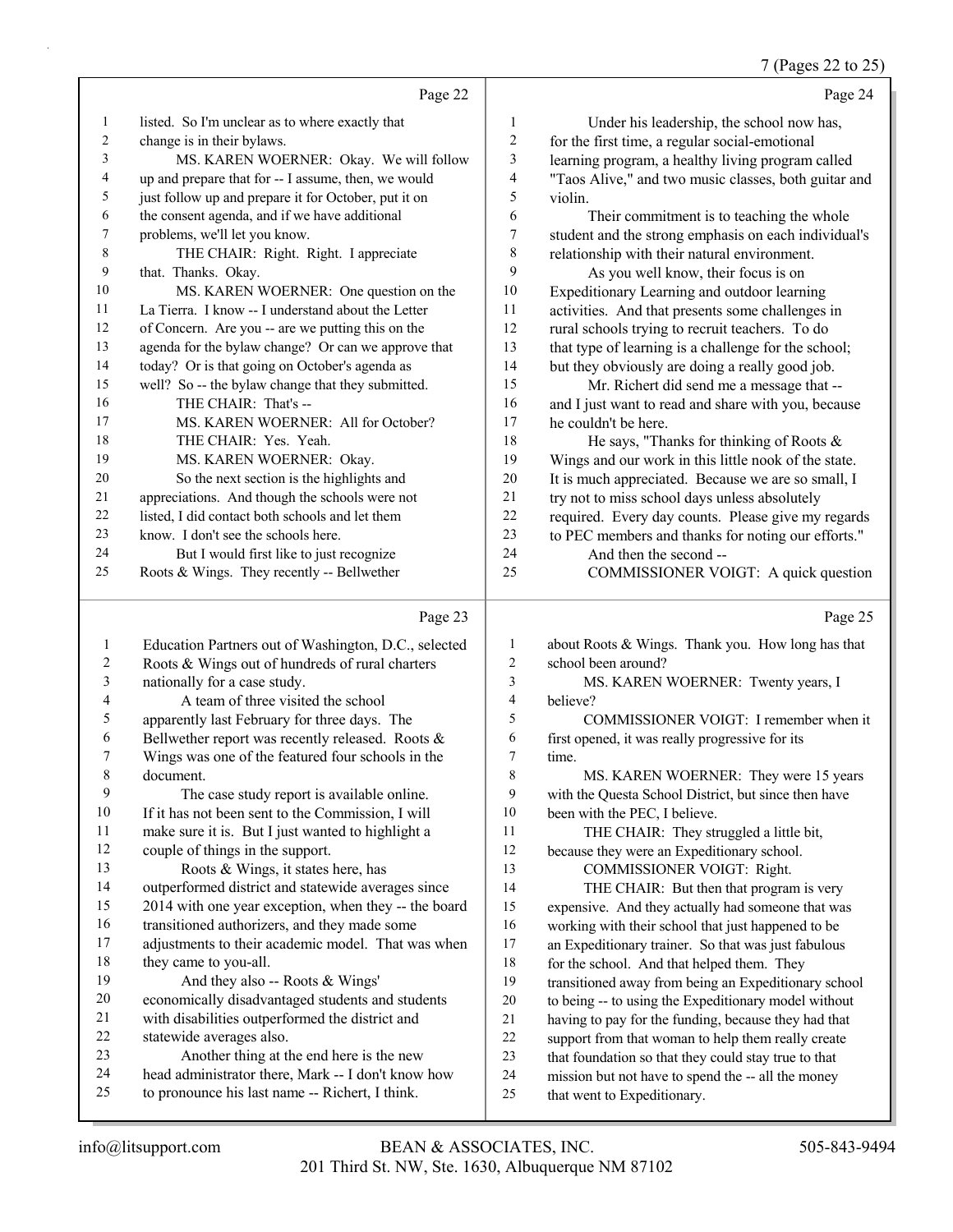7 (Pages 22 to 25)

Page 22

1 listed. So I'm unclear as to where exactly that
2 change is in their bylaws.
3 MS. KAREN WOERNER: Okay. We will follow
4 up and prepare that for -- I assume, then, we would
5 just follow up and prepare it for October, put it on
6 the consent agenda, and if we have additional
7 problems, we'll let you know.
8 THE CHAIR: Right. Right. I appreciate
9 that. Thanks. Okay.
10 MS. KAREN WOERNER: One question on the
11 La Tierra. I know -- I understand about the Letter
12 of Concern. Are you -- are we putting this on the
13 agenda for the bylaw change? Or can we approve that
14 today? Or is that going on October's agenda as
15 well? So -- the bylaw change that they submitted.
16 THE CHAIR: That's --
17 MS. KAREN WOERNER: All for October?
18 THE CHAIR: Yes. Yeah.
19 MS. KAREN WOERNER: Okay.
20 So the next section is the highlights and
21 appreciations. And though the schools were not
22 listed, I did contact both schools and let them
23 know. I don't see the schools here.
24 But I would first like to just recognize
25 Roots & Wings. They recently -- Bellwether

Page 23

1 Education Partners out of Washington, D.C., selected
2 Roots & Wings out of hundreds of rural charters
3 nationally for a case study.
4 A team of three visited the school
5 apparently last February for three days. The
6 Bellwether report was recently released. Roots &
7 Wings was one of the featured four schools in the
8 document.
9 The case study report is available online.
10 If it has not been sent to the Commission, I will
11 make sure it is. But I just wanted to highlight a
12 couple of things in the support.
13 Roots & Wings, it states here, has
14 outperformed district and statewide averages since
15 2014 with one year exception, when they -- the board
16 transitioned authorizers, and they made some
17 adjustments to their academic model. That was when
18 they came to you-all.
19 And they also -- Roots & Wings'
20 economically disadvantaged students and students
21 with disabilities outperformed the district and
22 statewide averages also.
23 Another thing at the end here is the new
24 head administrator there, Mark -- I don't know how
25 to pronounce his last name -- Richert, I think.

Page 24

1 Under his leadership, the school now has,
2 for the first time, a regular social-emotional
3 learning program, a healthy living program called
4 "Taos Alive," and two music classes, both guitar and
5 violin.
6 Their commitment is to teaching the whole
7 student and the strong emphasis on each individual's
8 relationship with their natural environment.
9 As you well know, their focus is on
10 Expeditionary Learning and outdoor learning
11 activities. And that presents some challenges in
12 rural schools trying to recruit teachers. To do
13 that type of learning is a challenge for the school;
14 but they obviously are doing a really good job.
15 Mr. Richert did send me a message that --
16 and I just want to read and share with you, because
17 he couldn't be here.
18 He says, "Thanks for thinking of Roots &
19 Wings and our work in this little nook of the state.
20 It is much appreciated. Because we are so small, I
21 try not to miss school days unless absolutely
22 required. Every day counts. Please give my regards
23 to PEC members and thanks for noting our efforts."
24 And then the second --
25 COMMISSIONER VOIGT: A quick question

Page 25

1 about Roots & Wings. Thank you. How long has that
2 school been around?
3 MS. KAREN WOERNER: Twenty years, I
4 believe?
5 COMMISSIONER VOIGT: I remember when it
6 first opened, it was really progressive for its
7 time.
8 MS. KAREN WOERNER: They were 15 years
9 with the Questa School District, but since then have
10 been with the PEC, I believe.
11 THE CHAIR: They struggled a little bit,
12 because they were an Expeditionary school.
13 COMMISSIONER VOIGT: Right.
14 THE CHAIR: But then that program is very
15 expensive. And they actually had someone that was
16 working with their school that just happened to be
17 an Expeditionary trainer. So that was just fabulous
18 for the school. And that helped them. They
19 transitioned away from being an Expeditionary school
20 to being -- to using the Expeditionary model without
21 having to pay for the funding, because they had that
22 support from that woman to help them really create
23 that foundation so that they could stay true to that
24 mission but not have to spend the -- all the money
25 that went to Expeditionary.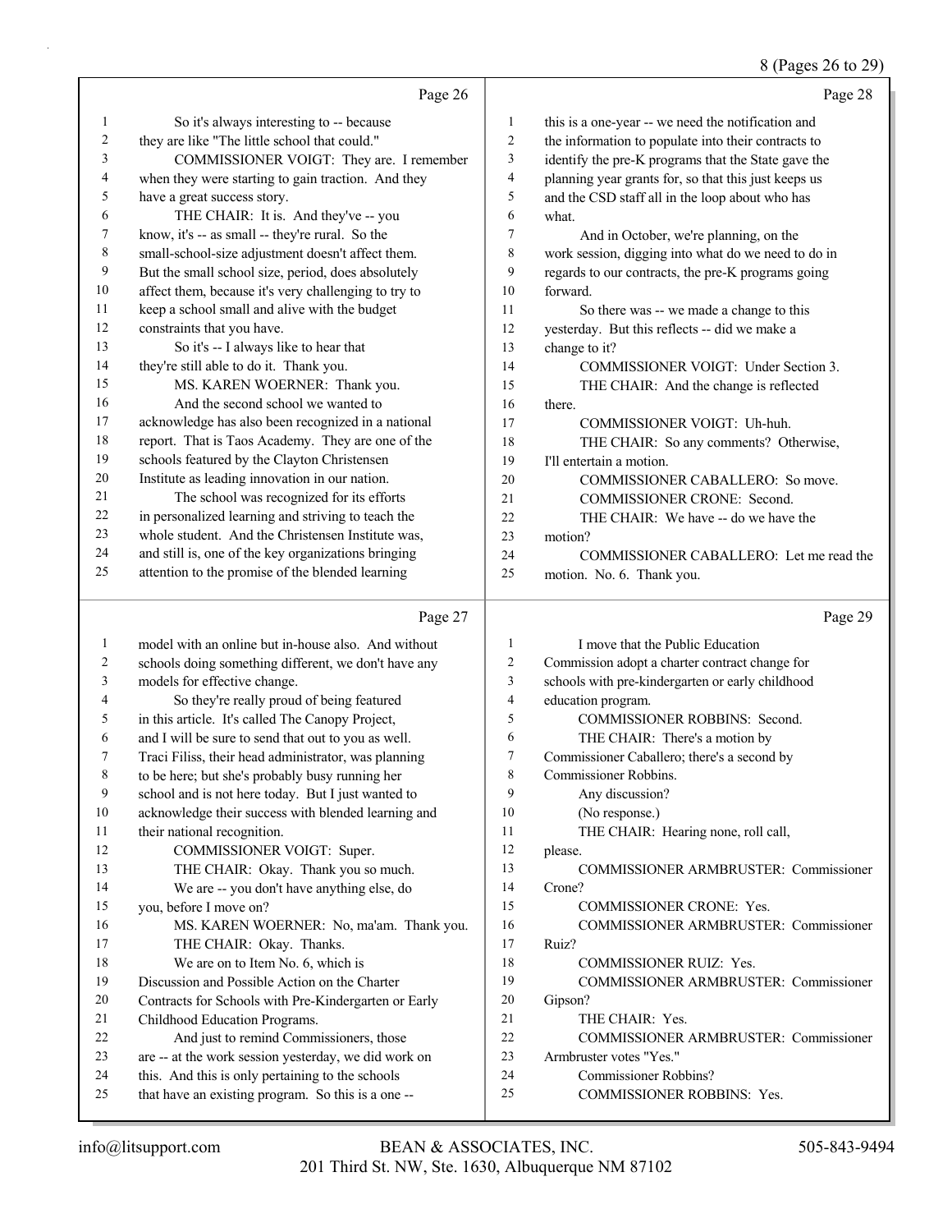Page 26

So it's always interesting to -- because they are like "The little school that could."

COMMISSIONER VOIGT: They are. I remember when they were starting to gain traction. And they have a great success story.

THE CHAIR: It is. And they've -- you know, it's -- as small -- they're rural. So the small-school-size adjustment doesn't affect them. But the small school size, period, does absolutely affect them, because it's very challenging to try to keep a school small and alive with the budget constraints that you have.

So it's -- I always like to hear that they're still able to do it. Thank you.

MS. KAREN WOERNER: Thank you.

And the second school we wanted to acknowledge has also been recognized in a national report. That is Taos Academy. They are one of the schools featured by the Clayton Christensen Institute as leading innovation in our nation.

The school was recognized for its efforts in personalized learning and striving to teach the whole student. And the Christensen Institute was, and still is, one of the key organizations bringing attention to the promise of the blended learning

Page 27

model with an online but in-house also. And without schools doing something different, we don't have any models for effective change.

So they're really proud of being featured in this article. It's called The Canopy Project, and I will be sure to send that out to you as well. Traci Filiss, their head administrator, was planning to be here; but she's probably busy running her school and is not here today. But I just wanted to acknowledge their success with blended learning and their national recognition.

COMMISSIONER VOIGT: Super.

THE CHAIR: Okay. Thank you so much.

We are -- you don't have anything else, do you, before I move on?

MS. KAREN WOERNER: No, ma'am. Thank you.

THE CHAIR: Okay. Thanks.

We are on to Item No. 6, which is Discussion and Possible Action on the Charter Contracts for Schools with Pre-Kindergarten or Early Childhood Education Programs.

And just to remind Commissioners, those are -- at the work session yesterday, we did work on this. And this is only pertaining to the schools that have an existing program. So this is a one --

Page 28

this is a one-year -- we need the notification and the information to populate into their contracts to identify the pre-K programs that the State gave the planning year grants for, so that this just keeps us and the CSD staff all in the loop about who has what.

And in October, we're planning, on the work session, digging into what do we need to do in regards to our contracts, the pre-K programs going forward.

So there was -- we made a change to this yesterday. But this reflects -- did we make a change to it?

COMMISSIONER VOIGT: Under Section 3.

THE CHAIR: And the change is reflected there.

COMMISSIONER VOIGT: Uh-huh.

THE CHAIR: So any comments? Otherwise, I'll entertain a motion.

COMMISSIONER CABALLERO: So move.

COMMISSIONER CRONE: Second.

THE CHAIR: We have -- do we have the motion?

COMMISSIONER CABALLERO: Let me read the motion. No. 6. Thank you.

Page 29

I move that the Public Education Commission adopt a charter contract change for schools with pre-kindergarten or early childhood education program.

COMMISSIONER ROBBINS: Second.

THE CHAIR: There's a motion by Commissioner Caballero; there's a second by Commissioner Robbins.

Any discussion?

(No response.)

THE CHAIR: Hearing none, roll call, please.

COMMISSIONER ARMBRUSTER: Commissioner Crone?

COMMISSIONER CRONE: Yes.

COMMISSIONER ARMBRUSTER: Commissioner Ruiz?

COMMISSIONER RUIZ: Yes.

COMMISSIONER ARMBRUSTER: Commissioner Gipson?

THE CHAIR: Yes.

COMMISSIONER ARMBRUSTER: Commissioner Armbruster votes "Yes."

Commissioner Robbins?

COMMISSIONER ROBBINS: Yes.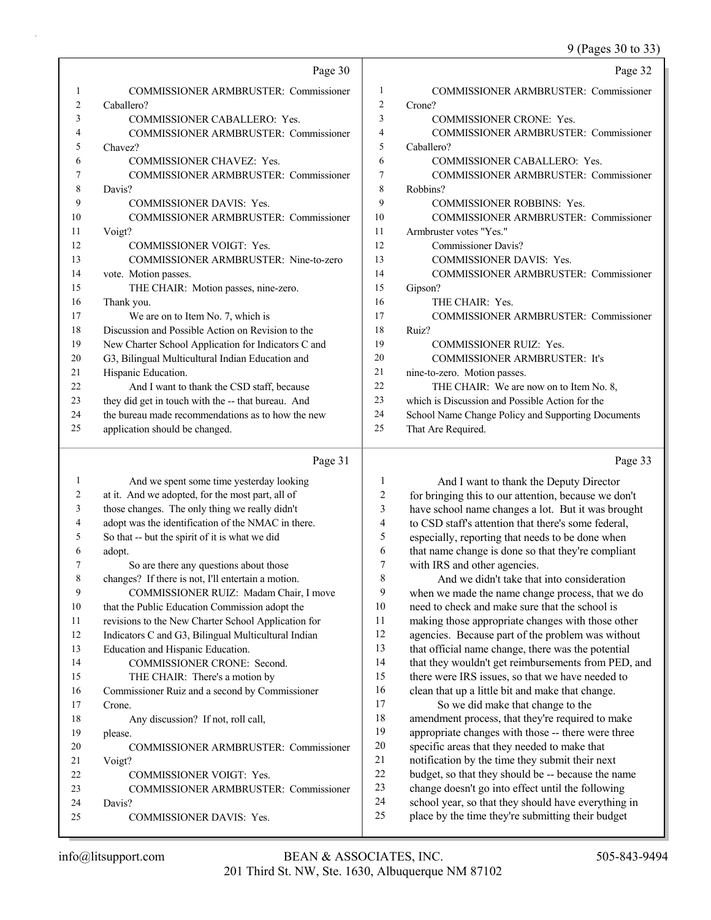Page 30

COMMISSIONER ARMBRUSTER: Commissioner Caballero?

COMMISSIONER CABALLERO: Yes.

COMMISSIONER ARMBRUSTER: Commissioner Chavez?

COMMISSIONER CHAVEZ: Yes.

COMMISSIONER ARMBRUSTER: Commissioner Davis?

COMMISSIONER DAVIS: Yes.

COMMISSIONER ARMBRUSTER: Commissioner Voigt?

COMMISSIONER VOIGT: Yes.

COMMISSIONER ARMBRUSTER: Nine-to-zero vote. Motion passes.

THE CHAIR: Motion passes, nine-zero. Thank you.

We are on to Item No. 7, which is Discussion and Possible Action on Revision to the New Charter School Application for Indicators C and G3, Bilingual Multicultural Indian Education and Hispanic Education.

And I want to thank the CSD staff, because they did get in touch with the -- that bureau. And the bureau made recommendations as to how the new application should be changed.

Page 31

And we spent some time yesterday looking at it. And we adopted, for the most part, all of those changes. The only thing we really didn't adopt was the identification of the NMAC in there. So that -- but the spirit of it is what we did adopt.

So are there any questions about those changes? If there is not, I'll entertain a motion.

COMMISSIONER RUIZ: Madam Chair, I move that the Public Education Commission adopt the revisions to the New Charter School Application for Indicators C and G3, Bilingual Multicultural Indian Education and Hispanic Education.

COMMISSIONER CRONE: Second.

THE CHAIR: There's a motion by Commissioner Ruiz and a second by Commissioner Crone.

Any discussion? If not, roll call, please.

COMMISSIONER ARMBRUSTER: Commissioner Voigt?

COMMISSIONER VOIGT: Yes.

COMMISSIONER ARMBRUSTER: Commissioner Davis?

COMMISSIONER DAVIS: Yes.

Page 32

COMMISSIONER ARMBRUSTER: Commissioner Crone?

COMMISSIONER CRONE: Yes.

COMMISSIONER ARMBRUSTER: Commissioner Caballero?

COMMISSIONER CABALLERO: Yes.

COMMISSIONER ARMBRUSTER: Commissioner Robbins?

COMMISSIONER ROBBINS: Yes.

COMMISSIONER ARMBRUSTER: Commissioner Armbruster votes "Yes."

Commissioner Davis?

COMMISSIONER DAVIS: Yes.

COMMISSIONER ARMBRUSTER: Commissioner Gipson?

THE CHAIR: Yes.

COMMISSIONER ARMBRUSTER: Commissioner Ruiz?

COMMISSIONER RUIZ: Yes.

COMMISSIONER ARMBRUSTER: It's nine-to-zero. Motion passes.

THE CHAIR: We are now on to Item No. 8, which is Discussion and Possible Action for the School Name Change Policy and Supporting Documents That Are Required.

Page 33

And I want to thank the Deputy Director for bringing this to our attention, because we don't have school name changes a lot. But it was brought to CSD staff's attention that there's some federal, especially, reporting that needs to be done when that name change is done so that they're compliant with IRS and other agencies.

And we didn't take that into consideration when we made the name change process, that we do need to check and make sure that the school is making those appropriate changes with those other agencies. Because part of the problem was without that official name change, there was the potential that they wouldn't get reimbursements from PED, and there were IRS issues, so that we have needed to clean that up a little bit and make that change.

So we did make that change to the amendment process, that they're required to make appropriate changes with those -- there were three specific areas that they needed to make that notification by the time they submit their next budget, so that they should be -- because the name change doesn't go into effect until the following school year, so that they should have everything in place by the time they're submitting their budget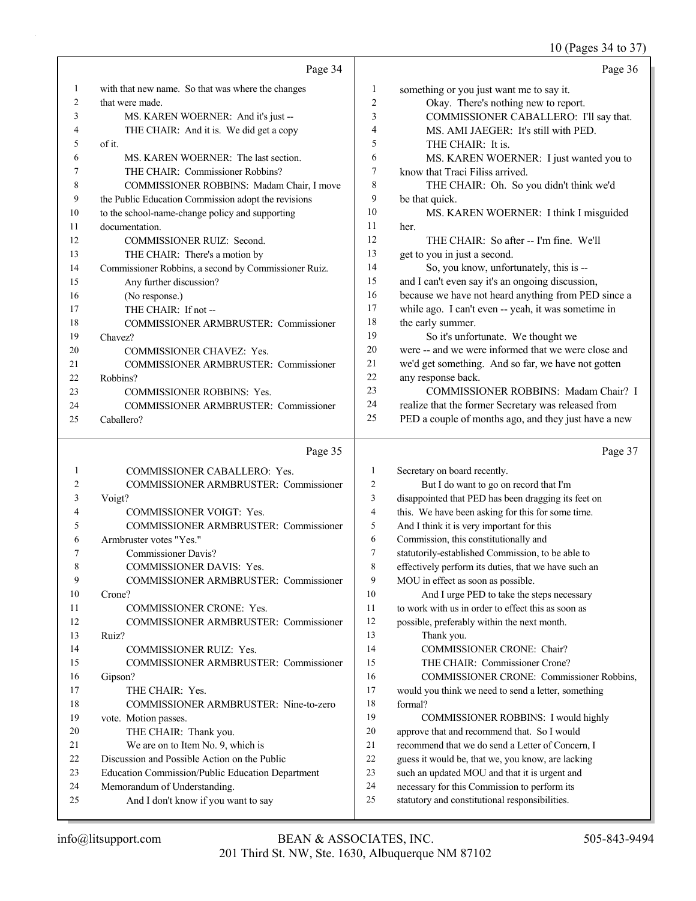Page 34

1 with that new name. So that was where the changes
2 that were made.
3 MS. KAREN WOERNER: And it's just --
4 THE CHAIR: And it is. We did get a copy
5 of it.
6 MS. KAREN WOERNER: The last section.
7 THE CHAIR: Commissioner Robbins?
8 COMMISSIONER ROBBINS: Madam Chair, I move
9 the Public Education Commission adopt the revisions
10 to the school-name-change policy and supporting
11 documentation.
12 COMMISSIONER RUIZ: Second.
13 THE CHAIR: There's a motion by
14 Commissioner Robbins, a second by Commissioner Ruiz.
15 Any further discussion?
16 (No response.)
17 THE CHAIR: If not --
18 COMMISSIONER ARMBRUSTER: Commissioner
19 Chavez?
20 COMMISSIONER CHAVEZ: Yes.
21 COMMISSIONER ARMBRUSTER: Commissioner
22 Robbins?
23 COMMISSIONER ROBBINS: Yes.
24 COMMISSIONER ARMBRUSTER: Commissioner
25 Caballero?

Page 35

1 COMMISSIONER CABALLERO: Yes.
2 COMMISSIONER ARMBRUSTER: Commissioner
3 Voigt?
4 COMMISSIONER VOIGT: Yes.
5 COMMISSIONER ARMBRUSTER: Commissioner
6 Armbruster votes "Yes."
7 Commissioner Davis?
8 COMMISSIONER DAVIS: Yes.
9 COMMISSIONER ARMBRUSTER: Commissioner
10 Crone?
11 COMMISSIONER CRONE: Yes.
12 COMMISSIONER ARMBRUSTER: Commissioner
13 Ruiz?
14 COMMISSIONER RUIZ: Yes.
15 COMMISSIONER ARMBRUSTER: Commissioner
16 Gipson?
17 THE CHAIR: Yes.
18 COMMISSIONER ARMBRUSTER: Nine-to-zero
19 vote. Motion passes.
20 THE CHAIR: Thank you.
21 We are on to Item No. 9, which is
22 Discussion and Possible Action on the Public
23 Education Commission/Public Education Department
24 Memorandum of Understanding.
25 And I don't know if you want to say

Page 36

1 something or you just want me to say it.
2 Okay. There's nothing new to report.
3 COMMISSIONER CABALLERO: I'll say that.
4 MS. AMI JAEGER: It's still with PED.
5 THE CHAIR: It is.
6 MS. KAREN WOERNER: I just wanted you to
7 know that Traci Filiss arrived.
8 THE CHAIR: Oh. So you didn't think we'd
9 be that quick.
10 MS. KAREN WOERNER: I think I misguided
11 her.
12 THE CHAIR: So after -- I'm fine. We'll
13 get to you in just a second.
14 So, you know, unfortunately, this is --
15 and I can't even say it's an ongoing discussion,
16 because we have not heard anything from PED since a
17 while ago. I can't even -- yeah, it was sometime in
18 the early summer.
19 So it's unfortunate. We thought we
20 were -- and we were informed that we were close and
21 we'd get something. And so far, we have not gotten
22 any response back.
23 COMMISSIONER ROBBINS: Madam Chair? I
24 realize that the former Secretary was released from
25 PED a couple of months ago, and they just have a new

Page 37

1 Secretary on board recently.
2 But I do want to go on record that I'm
3 disappointed that PED has been dragging its feet on
4 this. We have been asking for this for some time.
5 And I think it is very important for this
6 Commission, this constitutionally and
7 statutorily-established Commission, to be able to
8 effectively perform its duties, that we have such an
9 MOU in effect as soon as possible.
10 And I urge PED to take the steps necessary
11 to work with us in order to effect this as soon as
12 possible, preferably within the next month.
13 Thank you.
14 COMMISSIONER CRONE: Chair?
15 THE CHAIR: Commissioner Crone?
16 COMMISSIONER CRONE: Commissioner Robbins,
17 would you think we need to send a letter, something
18 formal?
19 COMMISSIONER ROBBINS: I would highly
20 approve that and recommend that. So I would
21 recommend that we do send a Letter of Concern, I
22 guess it would be, that we, you know, are lacking
23 such an updated MOU and that it is urgent and
24 necessary for this Commission to perform its
25 statutory and constitutional responsibilities.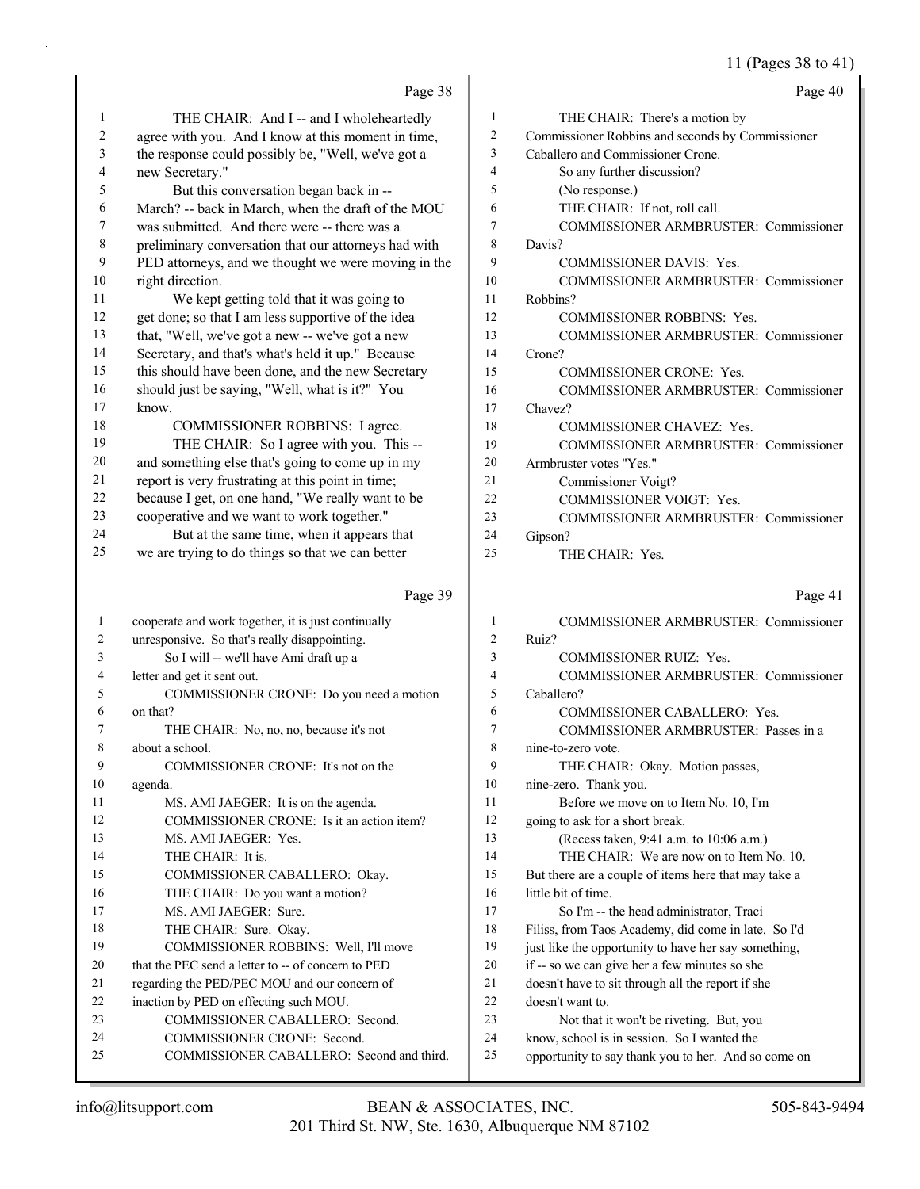Page 38

1 THE CHAIR: And I -- and I wholeheartedly
2 agree with you. And I know at this moment in time,
3 the response could possibly be, "Well, we've got a
4 new Secretary."
5 But this conversation began back in --
6 March? -- back in March, when the draft of the MOU
7 was submitted. And there were -- there was a
8 preliminary conversation that our attorneys had with
9 PED attorneys, and we thought we were moving in the
10 right direction.
11 We kept getting told that it was going to
12 get done; so that I am less supportive of the idea
13 that, "Well, we've got a new -- we've got a new
14 Secretary, and that's what's held it up." Because
15 this should have been done, and the new Secretary
16 should just be saying, "Well, what is it?" You
17 know.
18 COMMISSIONER ROBBINS: I agree.
19 THE CHAIR: So I agree with you. This --
20 and something else that's going to come up in my
21 report is very frustrating at this point in time;
22 because I get, on one hand, "We really want to be
23 cooperative and we want to work together."
24 But at the same time, when it appears that
25 we are trying to do things so that we can better

Page 39

1 cooperate and work together, it is just continually
2 unresponsive. So that's really disappointing.
3 So I will -- we'll have Ami draft up a
4 letter and get it sent out.
5 COMMISSIONER CRONE: Do you need a motion
6 on that?
7 THE CHAIR: No, no, no, because it's not
8 about a school.
9 COMMISSIONER CRONE: It's not on the
10 agenda.
11 MS. AMI JAEGER: It is on the agenda.
12 COMMISSIONER CRONE: Is it an action item?
13 MS. AMI JAEGER: Yes.
14 THE CHAIR: It is.
15 COMMISSIONER CABALLERO: Okay.
16 THE CHAIR: Do you want a motion?
17 MS. AMI JAEGER: Sure.
18 THE CHAIR: Sure. Okay.
19 COMMISSIONER ROBBINS: Well, I'll move
20 that the PEC send a letter to -- of concern to PED
21 regarding the PED/PEC MOU and our concern of
22 inaction by PED on effecting such MOU.
23 COMMISSIONER CABALLERO: Second.
24 COMMISSIONER CRONE: Second.
25 COMMISSIONER CABALLERO: Second and third.

Page 40

1 THE CHAIR: There's a motion by
2 Commissioner Robbins and seconds by Commissioner
3 Caballero and Commissioner Crone.
4 So any further discussion?
5 (No response.)
6 THE CHAIR: If not, roll call.
7 COMMISSIONER ARMBRUSTER: Commissioner
8 Davis?
9 COMMISSIONER DAVIS: Yes.
10 COMMISSIONER ARMBRUSTER: Commissioner
11 Robbins?
12 COMMISSIONER ROBBINS: Yes.
13 COMMISSIONER ARMBRUSTER: Commissioner
14 Crone?
15 COMMISSIONER CRONE: Yes.
16 COMMISSIONER ARMBRUSTER: Commissioner
17 Chavez?
18 COMMISSIONER CHAVEZ: Yes.
19 COMMISSIONER ARMBRUSTER: Commissioner
20 Armbruster votes "Yes."
21 Commissioner Voigt?
22 COMMISSIONER VOIGT: Yes.
23 COMMISSIONER ARMBRUSTER: Commissioner
24 Gipson?
25 THE CHAIR: Yes.

Page 41

1 COMMISSIONER ARMBRUSTER: Commissioner
2 Ruiz?
3 COMMISSIONER RUIZ: Yes.
4 COMMISSIONER ARMBRUSTER: Commissioner
5 Caballero?
6 COMMISSIONER CABALLERO: Yes.
7 COMMISSIONER ARMBRUSTER: Passes in a
8 nine-to-zero vote.
9 THE CHAIR: Okay. Motion passes,
10 nine-zero. Thank you.
11 Before we move on to Item No. 10, I'm
12 going to ask for a short break.
13 (Recess taken, 9:41 a.m. to 10:06 a.m.)
14 THE CHAIR: We are now on to Item No. 10.
15 But there are a couple of items here that may take a
16 little bit of time.
17 So I'm -- the head administrator, Traci
18 Filiss, from Taos Academy, did come in late. So I'd
19 just like the opportunity to have her say something,
20 if -- so we can give her a few minutes so she
21 doesn't have to sit through all the report if she
22 doesn't want to.
23 Not that it won't be riveting. But, you
24 know, school is in session. So I wanted the
25 opportunity to say thank you to her. And so come on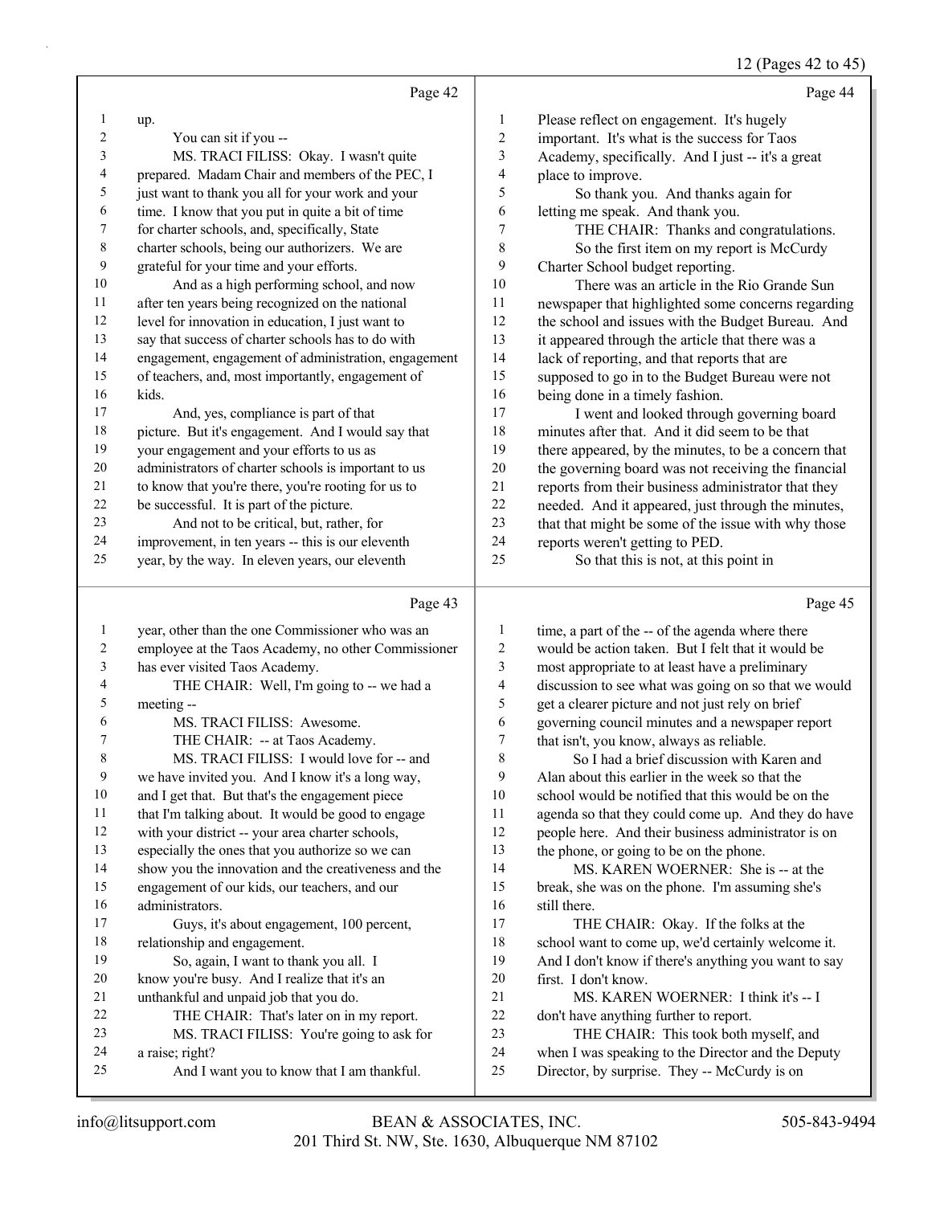Page 42

1 up.
2 You can sit if you --
3 MS. TRACI FILISS: Okay. I wasn't quite
4 prepared. Madam Chair and members of the PEC, I
5 just want to thank you all for your work and your
6 time. I know that you put in quite a bit of time
7 for charter schools, and, specifically, State
8 charter schools, being our authorizers. We are
9 grateful for your time and your efforts.
10 And as a high performing school, and now
11 after ten years being recognized on the national
12 level for innovation in education, I just want to
13 say that success of charter schools has to do with
14 engagement, engagement of administration, engagement
15 of teachers, and, most importantly, engagement of
16 kids.
17 And, yes, compliance is part of that
18 picture. But it's engagement. And I would say that
19 your engagement and your efforts to us as
20 administrators of charter schools is important to us
21 to know that you're there, you're rooting for us to
22 be successful. It is part of the picture.
23 And not to be critical, but, rather, for
24 improvement, in ten years -- this is our eleventh
25 year, by the way. In eleven years, our eleventh

Page 43

1 year, other than the one Commissioner who was an
2 employee at the Taos Academy, no other Commissioner
3 has ever visited Taos Academy.
4 THE CHAIR: Well, I'm going to -- we had a
5 meeting --
6 MS. TRACI FILISS: Awesome.
7 THE CHAIR: -- at Taos Academy.
8 MS. TRACI FILISS: I would love for -- and
9 we have invited you. And I know it's a long way,
10 and I get that. But that's the engagement piece
11 that I'm talking about. It would be good to engage
12 with your district -- your area charter schools,
13 especially the ones that you authorize so we can
14 show you the innovation and the creativeness and the
15 engagement of our kids, our teachers, and our
16 administrators.
17 Guys, it's about engagement, 100 percent,
18 relationship and engagement.
19 So, again, I want to thank you all. I
20 know you're busy. And I realize that it's an
21 unthankful and unpaid job that you do.
22 THE CHAIR: That's later on in my report.
23 MS. TRACI FILISS: You're going to ask for
24 a raise; right?
25 And I want you to know that I am thankful.

Page 44

1 Please reflect on engagement. It's hugely
2 important. It's what is the success for Taos
3 Academy, specifically. And I just -- it's a great
4 place to improve.
5 So thank you. And thanks again for
6 letting me speak. And thank you.
7 THE CHAIR: Thanks and congratulations.
8 So the first item on my report is McCurdy
9 Charter School budget reporting.
10 There was an article in the Rio Grande Sun
11 newspaper that highlighted some concerns regarding
12 the school and issues with the Budget Bureau. And
13 it appeared through the article that there was a
14 lack of reporting, and that reports that are
15 supposed to go in to the Budget Bureau were not
16 being done in a timely fashion.
17 I went and looked through governing board
18 minutes after that. And it did seem to be that
19 there appeared, by the minutes, to be a concern that
20 the governing board was not receiving the financial
21 reports from their business administrator that they
22 needed. And it appeared, just through the minutes,
23 that that might be some of the issue with why those
24 reports weren't getting to PED.
25 So that this is not, at this point in

Page 45

1 time, a part of the -- of the agenda where there
2 would be action taken. But I felt that it would be
3 most appropriate to at least have a preliminary
4 discussion to see what was going on so that we would
5 get a clearer picture and not just rely on brief
6 governing council minutes and a newspaper report
7 that isn't, you know, always as reliable.
8 So I had a brief discussion with Karen and
9 Alan about this earlier in the week so that the
10 school would be notified that this would be on the
11 agenda so that they could come up. And they do have
12 people here. And their business administrator is on
13 the phone, or going to be on the phone.
14 MS. KAREN WOERNER: She is -- at the
15 break, she was on the phone. I'm assuming she's
16 still there.
17 THE CHAIR: Okay. If the folks at the
18 school want to come up, we'd certainly welcome it.
19 And I don't know if there's anything you want to say
20 first. I don't know.
21 MS. KAREN WOERNER: I think it's -- I
22 don't have anything further to report.
23 THE CHAIR: This took both myself, and
24 when I was speaking to the Director and the Deputy
25 Director, by surprise. They -- McCurdy is on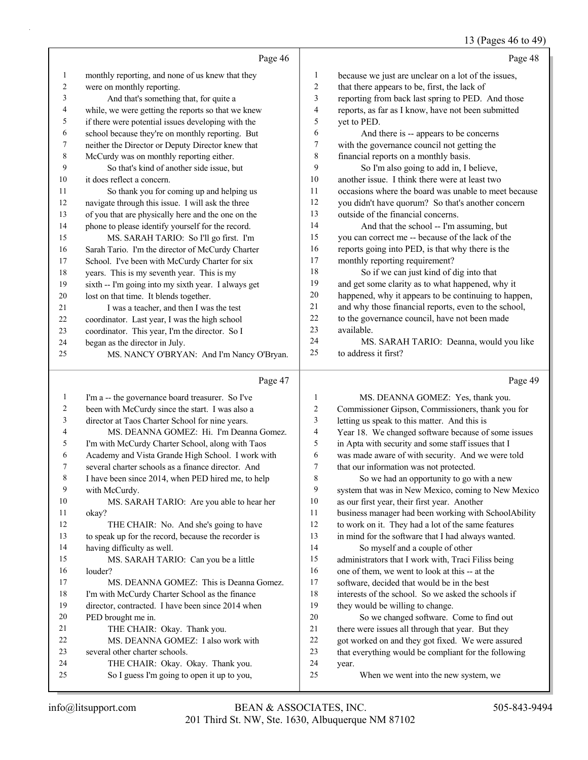Page 46

monthly reporting, and none of us knew that they were on monthly reporting.

And that's something that, for quite a while, we were getting the reports so that we knew if there were potential issues developing with the school because they're on monthly reporting. But neither the Director or Deputy Director knew that McCurdy was on monthly reporting either.

So that's kind of another side issue, but it does reflect a concern.

So thank you for coming up and helping us navigate through this issue. I will ask the three of you that are physically here and the one on the phone to please identify yourself for the record.

MS. SARAH TARIO: So I'll go first. I'm Sarah Tario. I'm the director of McCurdy Charter School. I've been with McCurdy Charter for six years. This is my seventh year. This is my sixth -- I'm going into my sixth year. I always get lost on that time. It blends together.

I was a teacher, and then I was the test coordinator. Last year, I was the high school coordinator. This year, I'm the director. So I began as the director in July.

MS. NANCY O'BRYAN: And I'm Nancy O'Bryan.

Page 47

I'm a -- the governance board treasurer. So I've been with McCurdy since the start. I was also a director at Taos Charter School for nine years.

MS. DEANNA GOMEZ: Hi. I'm Deanna Gomez. I'm with McCurdy Charter School, along with Taos Academy and Vista Grande High School. I work with several charter schools as a finance director. And I have been since 2014, when PED hired me, to help with McCurdy.

MS. SARAH TARIO: Are you able to hear her okay?

THE CHAIR: No. And she's going to have to speak up for the record, because the recorder is having difficulty as well.

MS. SARAH TARIO: Can you be a little louder?

MS. DEANNA GOMEZ: This is Deanna Gomez. I'm with McCurdy Charter School as the finance director, contracted. I have been since 2014 when PED brought me in.

THE CHAIR: Okay. Thank you.

MS. DEANNA GOMEZ: I also work with several other charter schools.

THE CHAIR: Okay. Okay. Thank you.

So I guess I'm going to open it up to you,

Page 48

because we just are unclear on a lot of the issues, that there appears to be, first, the lack of reporting from back last spring to PED. And those reports, as far as I know, have not been submitted yet to PED.

And there is -- appears to be concerns with the governance council not getting the financial reports on a monthly basis.

So I'm also going to add in, I believe, another issue. I think there were at least two occasions where the board was unable to meet because you didn't have quorum? So that's another concern outside of the financial concerns.

And that the school -- I'm assuming, but you can correct me -- because of the lack of the reports going into PED, is that why there is the monthly reporting requirement?

So if we can just kind of dig into that and get some clarity as to what happened, why it happened, why it appears to be continuing to happen, and why those financial reports, even to the school, to the governance council, have not been made available.

MS. SARAH TARIO: Deanna, would you like to address it first?

Page 49

MS. DEANNA GOMEZ: Yes, thank you. Commissioner Gipson, Commissioners, thank you for letting us speak to this matter. And this is Year 18. We changed software because of some issues in Apta with security and some staff issues that I was made aware of with security. And we were told that our information was not protected.

So we had an opportunity to go with a new system that was in New Mexico, coming to New Mexico as our first year, their first year. Another business manager had been working with SchoolAbility to work on it. They had a lot of the same features in mind for the software that I had always wanted.

So myself and a couple of other administrators that I work with, Traci Filiss being one of them, we went to look at this -- at the software, decided that would be in the best interests of the school. So we asked the schools if they would be willing to change.

So we changed software. Come to find out there were issues all through that year. But they got worked on and they got fixed. We were assured that everything would be compliant for the following year.

When we went into the new system, we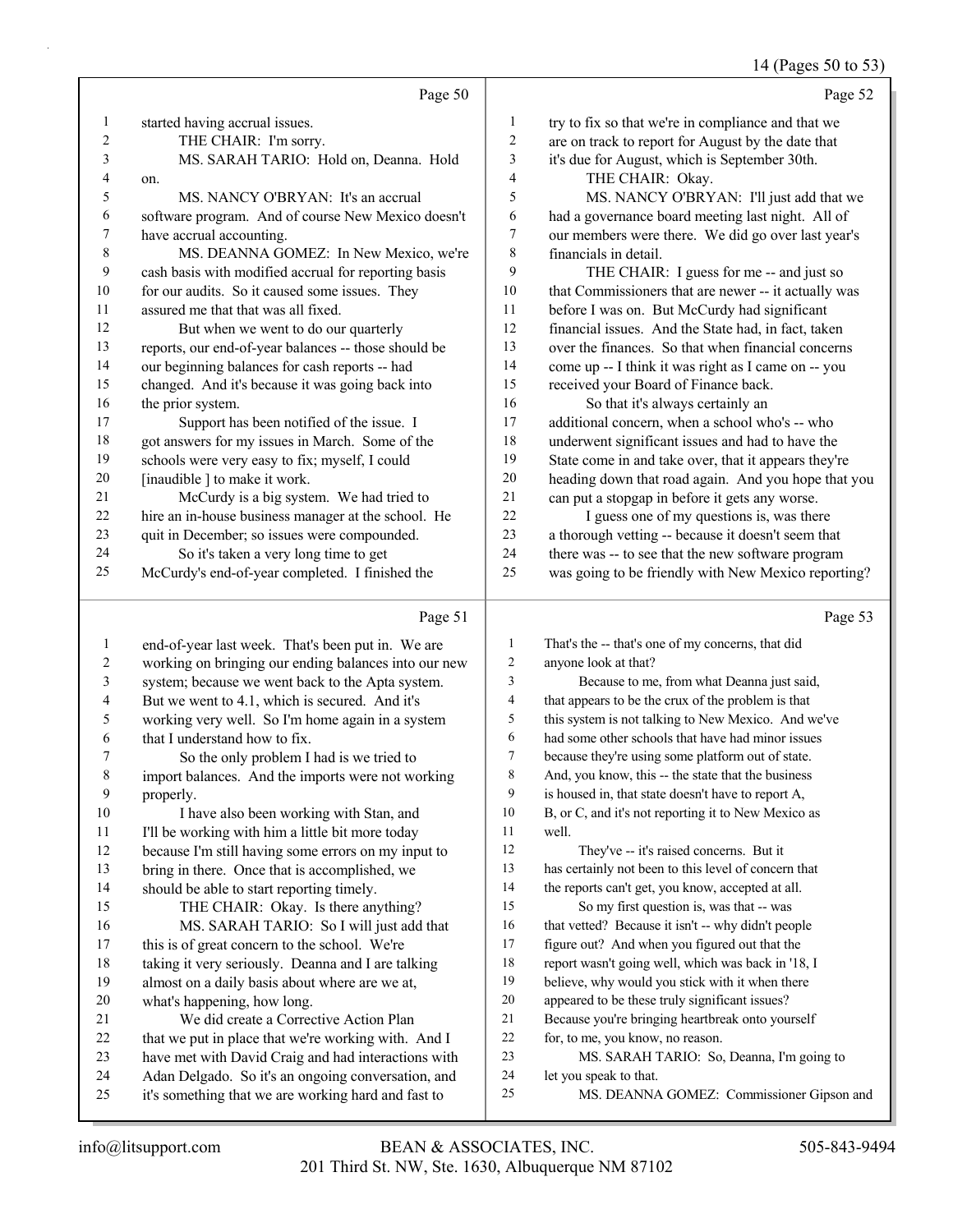Page 50

started having accrual issues.

THE CHAIR: I'm sorry.

MS. SARAH TARIO: Hold on, Deanna. Hold on.

MS. NANCY O'BRYAN: It's an accrual software program. And of course New Mexico doesn't have accrual accounting.

MS. DEANNA GOMEZ: In New Mexico, we're cash basis with modified accrual for reporting basis for our audits. So it caused some issues. They assured me that that was all fixed.

But when we went to do our quarterly reports, our end-of-year balances -- those should be our beginning balances for cash reports -- had changed. And it's because it was going back into the prior system.

Support has been notified of the issue. I got answers for my issues in March. Some of the schools were very easy to fix; myself, I could [inaudible ] to make it work.

McCurdy is a big system. We had tried to hire an in-house business manager at the school. He quit in December; so issues were compounded.

So it's taken a very long time to get McCurdy's end-of-year completed. I finished the

Page 51

end-of-year last week. That's been put in. We are working on bringing our ending balances into our new system; because we went back to the Apta system. But we went to 4.1, which is secured. And it's working very well. So I'm home again in a system that I understand how to fix.

So the only problem I had is we tried to import balances. And the imports were not working properly.

I have also been working with Stan, and I'll be working with him a little bit more today because I'm still having some errors on my input to bring in there. Once that is accomplished, we should be able to start reporting timely.

THE CHAIR: Okay. Is there anything?

MS. SARAH TARIO: So I will just add that this is of great concern to the school. We're taking it very seriously. Deanna and I are talking almost on a daily basis about where are we at, what's happening, how long.

We did create a Corrective Action Plan that we put in place that we're working with. And I have met with David Craig and had interactions with Adan Delgado. So it's an ongoing conversation, and it's something that we are working hard and fast to

Page 52

try to fix so that we're in compliance and that we are on track to report for August by the date that it's due for August, which is September 30th.

THE CHAIR: Okay.

MS. NANCY O'BRYAN: I'll just add that we had a governance board meeting last night. All of our members were there. We did go over last year's financials in detail.

THE CHAIR: I guess for me -- and just so that Commissioners that are newer -- it actually was before I was on. But McCurdy had significant financial issues. And the State had, in fact, taken over the finances. So that when financial concerns come up -- I think it was right as I came on -- you received your Board of Finance back.

So that it's always certainly an additional concern, when a school who's -- who underwent significant issues and had to have the State come in and take over, that it appears they're heading down that road again. And you hope that you can put a stopgap in before it gets any worse.

I guess one of my questions is, was there a thorough vetting -- because it doesn't seem that there was -- to see that the new software program was going to be friendly with New Mexico reporting?

Page 53

That's the -- that's one of my concerns, that did anyone look at that?

Because to me, from what Deanna just said, that appears to be the crux of the problem is that this system is not talking to New Mexico. And we've had some other schools that have had minor issues because they're using some platform out of state. And, you know, this -- the state that the business is housed in, that state doesn't have to report A, B, or C, and it's not reporting it to New Mexico as well.

They've -- it's raised concerns. But it has certainly not been to this level of concern that the reports can't get, you know, accepted at all.

So my first question is, was that -- was that vetted? Because it isn't -- why didn't people figure out? And when you figured out that the report wasn't going well, which was back in '18, I believe, why would you stick with it when there appeared to be these truly significant issues? Because you're bringing heartbreak onto yourself for, to me, you know, no reason.

MS. SARAH TARIO: So, Deanna, I'm going to let you speak to that.

MS. DEANNA GOMEZ: Commissioner Gipson and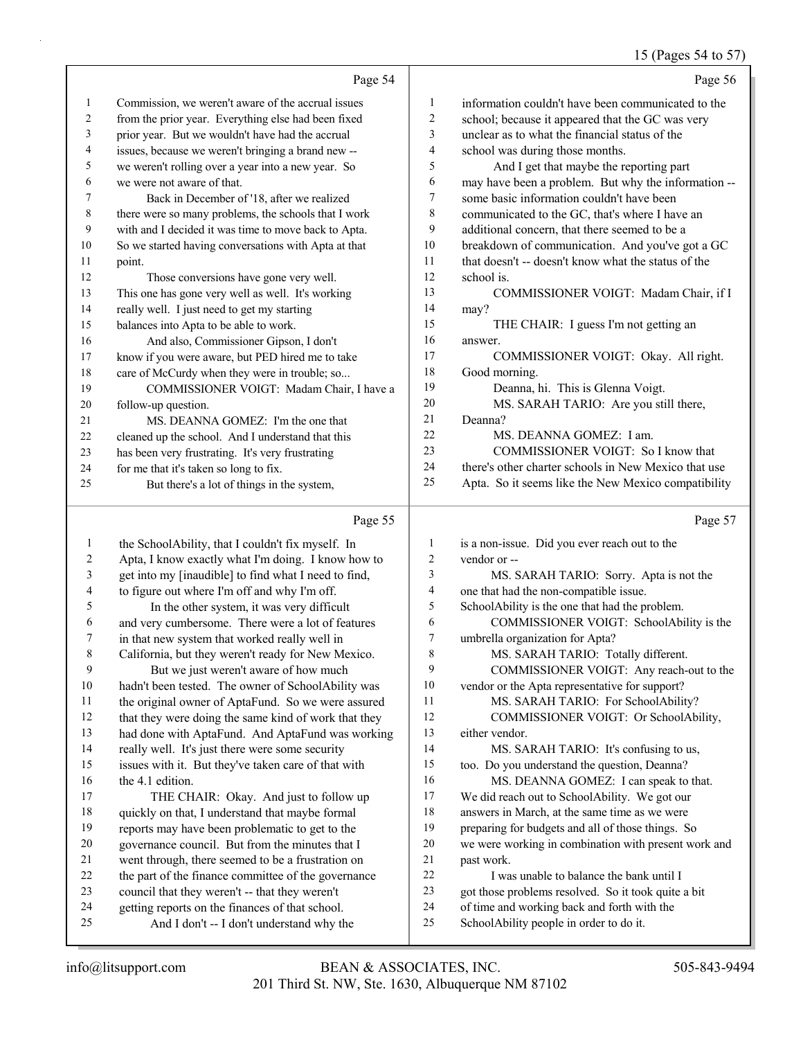Page 54

Commission, we weren't aware of the accrual issues from the prior year. Everything else had been fixed prior year. But we wouldn't have had the accrual issues, because we weren't bringing a brand new -- we weren't rolling over a year into a new year. So we were not aware of that.

Back in December of '18, after we realized there were so many problems, the schools that I work with and I decided it was time to move back to Apta. So we started having conversations with Apta at that point.

Those conversions have gone very well. This one has gone very well as well. It's working really well. I just need to get my starting balances into Apta to be able to work.

And also, Commissioner Gipson, I don't know if you were aware, but PED hired me to take care of McCurdy when they were in trouble; so...

COMMISSIONER VOIGT: Madam Chair, I have a follow-up question.

MS. DEANNA GOMEZ: I'm the one that cleaned up the school. And I understand that this has been very frustrating. It's very frustrating for me that it's taken so long to fix.

But there's a lot of things in the system,

Page 55

the SchoolAbility, that I couldn't fix myself. In Apta, I know exactly what I'm doing. I know how to get into my [inaudible] to find what I need to find, to figure out where I'm off and why I'm off.

In the other system, it was very difficult and very cumbersome. There were a lot of features in that new system that worked really well in California, but they weren't ready for New Mexico.

But we just weren't aware of how much hadn't been tested. The owner of SchoolAbility was the original owner of AptaFund. So we were assured that they were doing the same kind of work that they had done with AptaFund. And AptaFund was working really well. It's just there were some security issues with it. But they've taken care of that with the 4.1 edition.

THE CHAIR: Okay. And just to follow up quickly on that, I understand that maybe formal reports may have been problematic to get to the governance council. But from the minutes that I went through, there seemed to be a frustration on the part of the finance committee of the governance council that they weren't -- that they weren't getting reports on the finances of that school.

And I don't -- I don't understand why the

Page 56

information couldn't have been communicated to the school; because it appeared that the GC was very unclear as to what the financial status of the school was during those months.

And I get that maybe the reporting part may have been a problem. But why the information -- some basic information couldn't have been communicated to the GC, that's where I have an additional concern, that there seemed to be a breakdown of communication. And you've got a GC that doesn't -- doesn't know what the status of the school is.

COMMISSIONER VOIGT: Madam Chair, if I may?

THE CHAIR: I guess I'm not getting an answer.

COMMISSIONER VOIGT: Okay. All right. Good morning.

Deanna, hi. This is Glenna Voigt.

MS. SARAH TARIO: Are you still there, Deanna?

MS. DEANNA GOMEZ: I am.

COMMISSIONER VOIGT: So I know that there's other charter schools in New Mexico that use Apta. So it seems like the New Mexico compatibility

Page 57

is a non-issue. Did you ever reach out to the vendor or --

MS. SARAH TARIO: Sorry. Apta is not the one that had the non-compatible issue. SchoolAbility is the one that had the problem.

COMMISSIONER VOIGT: SchoolAbility is the umbrella organization for Apta?

MS. SARAH TARIO: Totally different.

COMMISSIONER VOIGT: Any reach-out to the vendor or the Apta representative for support?

MS. SARAH TARIO: For SchoolAbility?

COMMISSIONER VOIGT: Or SchoolAbility, either vendor.

MS. SARAH TARIO: It's confusing to us, too. Do you understand the question, Deanna?

MS. DEANNA GOMEZ: I can speak to that. We did reach out to SchoolAbility. We got our answers in March, at the same time as we were preparing for budgets and all of those things. So we were working in combination with present work and past work.

I was unable to balance the bank until I got those problems resolved. So it took quite a bit of time and working back and forth with the SchoolAbility people in order to do it.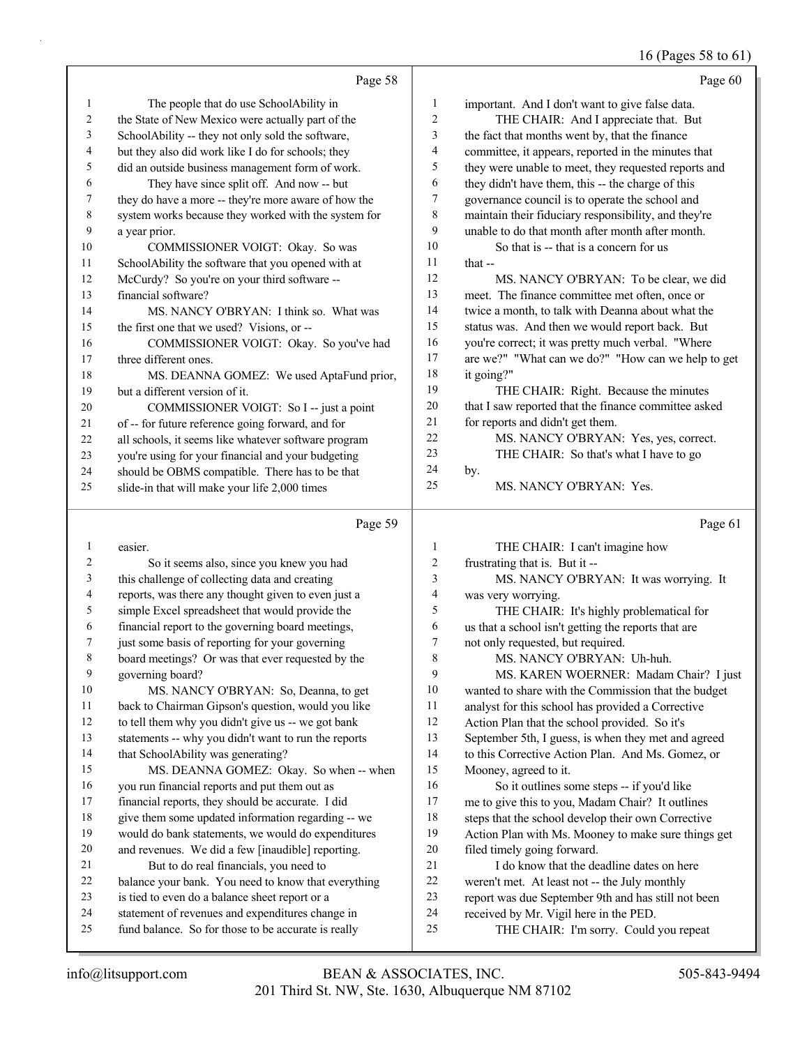Page 58

1 The people that do use SchoolAbility in
2 the State of New Mexico were actually part of the
3 SchoolAbility -- they not only sold the software,
4 but they also did work like I do for schools; they
5 did an outside business management form of work.
6 They have since split off. And now -- but
7 they do have a more -- they're more aware of how the
8 system works because they worked with the system for
9 a year prior.
10 COMMISSIONER VOIGT: Okay. So was
11 SchoolAbility the software that you opened with at
12 McCurdy? So you're on your third software --
13 financial software?
14 MS. NANCY O'BRYAN: I think so. What was
15 the first one that we used? Visions, or --
16 COMMISSIONER VOIGT: Okay. So you've had
17 three different ones.
18 MS. DEANNA GOMEZ: We used AptaFund prior,
19 but a different version of it.
20 COMMISSIONER VOIGT: So I -- just a point
21 of -- for future reference going forward, and for
22 all schools, it seems like whatever software program
23 you're using for your financial and your budgeting
24 should be OBMS compatible. There has to be that
25 slide-in that will make your life 2,000 times

Page 59

1 easier.
2 So it seems also, since you knew you had
3 this challenge of collecting data and creating
4 reports, was there any thought given to even just a
5 simple Excel spreadsheet that would provide the
6 financial report to the governing board meetings,
7 just some basis of reporting for your governing
8 board meetings? Or was that ever requested by the
9 governing board?
10 MS. NANCY O'BRYAN: So, Deanna, to get
11 back to Chairman Gipson's question, would you like
12 to tell them why you didn't give us -- we got bank
13 statements -- why you didn't want to run the reports
14 that SchoolAbility was generating?
15 MS. DEANNA GOMEZ: Okay. So when -- when
16 you run financial reports and put them out as
17 financial reports, they should be accurate. I did
18 give them some updated information regarding -- we
19 would do bank statements, we would do expenditures
20 and revenues. We did a few [inaudible] reporting.
21 But to do real financials, you need to
22 balance your bank. You need to know that everything
23 is tied to even do a balance sheet report or a
24 statement of revenues and expenditures change in
25 fund balance. So for those to be accurate is really

Page 60

1 important. And I don't want to give false data.
2 THE CHAIR: And I appreciate that. But
3 the fact that months went by, that the finance
4 committee, it appears, reported in the minutes that
5 they were unable to meet, they requested reports and
6 they didn't have them, this -- the charge of this
7 governance council is to operate the school and
8 maintain their fiduciary responsibility, and they're
9 unable to do that month after month after month.
10 So that is -- that is a concern for us
11 that --
12 MS. NANCY O'BRYAN: To be clear, we did
13 meet. The finance committee met often, once or
14 twice a month, to talk with Deanna about what the
15 status was. And then we would report back. But
16 you're correct; it was pretty much verbal. "Where
17 are we?" "What can we do?" "How can we help to get
18 it going?"
19 THE CHAIR: Right. Because the minutes
20 that I saw reported that the finance committee asked
21 for reports and didn't get them.
22 MS. NANCY O'BRYAN: Yes, yes, correct.
23 THE CHAIR: So that's what I have to go
24 by.
25 MS. NANCY O'BRYAN: Yes.

Page 61

1 THE CHAIR: I can't imagine how
2 frustrating that is. But it --
3 MS. NANCY O'BRYAN: It was worrying. It
4 was very worrying.
5 THE CHAIR: It's highly problematical for
6 us that a school isn't getting the reports that are
7 not only requested, but required.
8 MS. NANCY O'BRYAN: Uh-huh.
9 MS. KAREN WOERNER: Madam Chair? I just
10 wanted to share with the Commission that the budget
11 analyst for this school has provided a Corrective
12 Action Plan that the school provided. So it's
13 September 5th, I guess, is when they met and agreed
14 to this Corrective Action Plan. And Ms. Gomez, or
15 Mooney, agreed to it.
16 So it outlines some steps -- if you'd like
17 me to give this to you, Madam Chair? It outlines
18 steps that the school develop their own Corrective
19 Action Plan with Ms. Mooney to make sure things get
20 filed timely going forward.
21 I do know that the deadline dates on here
22 weren't met. At least not -- the July monthly
23 report was due September 9th and has still not been
24 received by Mr. Vigil here in the PED.
25 THE CHAIR: I'm sorry. Could you repeat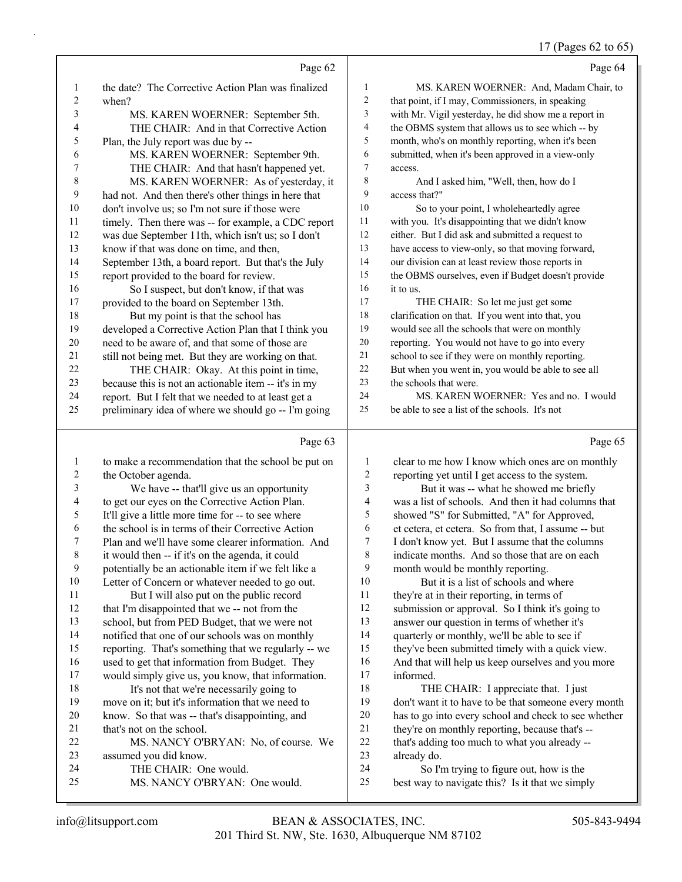Page 62

the date? The Corrective Action Plan was finalized when?

MS. KAREN WOERNER: September 5th.

THE CHAIR: And in that Corrective Action Plan, the July report was due by --

MS. KAREN WOERNER: September 9th.

THE CHAIR: And that hasn't happened yet.

MS. KAREN WOERNER: As of yesterday, it had not. And then there's other things in here that don't involve us; so I'm not sure if those were timely. Then there was -- for example, a CDC report was due September 11th, which isn't us; so I don't know if that was done on time, and then, September 13th, a board report. But that's the July report provided to the board for review.

So I suspect, but don't know, if that was provided to the board on September 13th.

But my point is that the school has developed a Corrective Action Plan that I think you need to be aware of, and that some of those are still not being met. But they are working on that.

THE CHAIR: Okay. At this point in time, because this is not an actionable item -- it's in my report. But I felt that we needed to at least get a preliminary idea of where we should go -- I'm going

Page 63

to make a recommendation that the school be put on the October agenda.

We have -- that'll give us an opportunity to get our eyes on the Corrective Action Plan. It'll give a little more time for -- to see where the school is in terms of their Corrective Action Plan and we'll have some clearer information. And it would then -- if it's on the agenda, it could potentially be an actionable item if we felt like a Letter of Concern or whatever needed to go out.

But I will also put on the public record that I'm disappointed that we -- not from the school, but from PED Budget, that we were not notified that one of our schools was on monthly reporting. That's something that we regularly -- we used to get that information from Budget. They would simply give us, you know, that information.

It's not that we're necessarily going to move on it; but it's information that we need to know. So that was -- that's disappointing, and that's not on the school.

MS. NANCY O'BRYAN: No, of course. We assumed you did know.

THE CHAIR: One would.

MS. NANCY O'BRYAN: One would.

Page 64

MS. KAREN WOERNER: And, Madam Chair, to that point, if I may, Commissioners, in speaking with Mr. Vigil yesterday, he did show me a report in the OBMS system that allows us to see which -- by month, who's on monthly reporting, when it's been submitted, when it's been approved in a view-only access.

And I asked him, "Well, then, how do I access that?"

So to your point, I wholeheartedly agree with you. It's disappointing that we didn't know either. But I did ask and submitted a request to have access to view-only, so that moving forward, our division can at least review those reports in the OBMS ourselves, even if Budget doesn't provide it to us.

THE CHAIR: So let me just get some clarification on that. If you went into that, you would see all the schools that were on monthly reporting. You would not have to go into every school to see if they were on monthly reporting. But when you went in, you would be able to see all the schools that were.

MS. KAREN WOERNER: Yes and no. I would be able to see a list of the schools. It's not

Page 65

clear to me how I know which ones are on monthly reporting yet until I get access to the system.

But it was -- what he showed me briefly was a list of schools. And then it had columns that showed "S" for Submitted, "A" for Approved, et cetera, et cetera. From that, I assume -- but I don't know yet. But I assume that the columns indicate months. And so those that are on each month would be monthly reporting.

But it is a list of schools and where they're at in their reporting, in terms of submission or approval. So I think it's going to answer our question in terms of whether it's quarterly or monthly, we'll be able to see if they've been submitted timely with a quick view. And that will help us keep ourselves and you more informed.

THE CHAIR: I appreciate that. I just don't want it to have to be that someone every month has to go into every school and check to see whether they're on monthly reporting, because that's -- that's adding too much to what you already -- already do.

So I'm trying to figure out, how is the best way to navigate this? Is it that we simply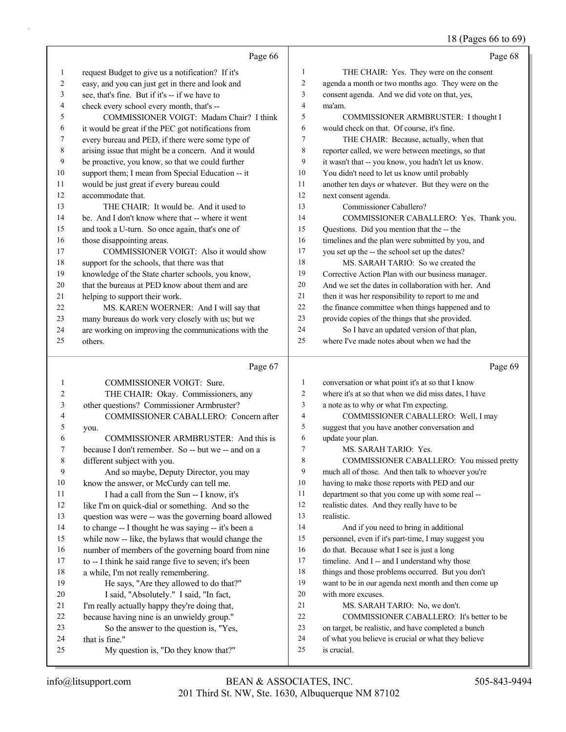Page 66

request Budget to give us a notification? If it's easy, and you can just get in there and look and see, that's fine. But if it's -- if we have to check every school every month, that's --

COMMISSIONER VOIGT: Madam Chair? I think it would be great if the PEC got notifications from every bureau and PED, if there were some type of arising issue that might be a concern. And it would be proactive, you know, so that we could further support them; I mean from Special Education -- it would be just great if every bureau could accommodate that.

THE CHAIR: It would be. And it used to be. And I don't know where that -- where it went and took a U-turn. So once again, that's one of those disappointing areas.

COMMISSIONER VOIGT: Also it would show support for the schools, that there was that knowledge of the State charter schools, you know, that the bureaus at PED know about them and are helping to support their work.

MS. KAREN WOERNER: And I will say that many bureaus do work very closely with us; but we are working on improving the communications with the others.

Page 67

COMMISSIONER VOIGT: Sure.

THE CHAIR: Okay. Commissioners, any other questions? Commissioner Armbruster?

COMMISSIONER CABALLERO: Concern after you.

COMMISSIONER ARMBRUSTER: And this is because I don't remember. So -- but we -- and on a different subject with you.

And so maybe, Deputy Director, you may know the answer, or McCurdy can tell me.

I had a call from the Sun -- I know, it's like I'm on quick-dial or something. And so the question was were -- was the governing board allowed to change -- I thought he was saying -- it's been a while now -- like, the bylaws that would change the number of members of the governing board from nine to -- I think he said range five to seven; it's been a while, I'm not really remembering.

He says, "Are they allowed to do that?"

I said, "Absolutely." I said, "In fact, I'm really actually happy they're doing that, because having nine is an unwieldy group."

So the answer to the question is, "Yes, that is fine."

My question is, "Do they know that?"

Page 68

THE CHAIR: Yes. They were on the consent agenda a month or two months ago. They were on the consent agenda. And we did vote on that, yes, ma'am.

COMMISSIONER ARMBRUSTER: I thought I would check on that. Of course, it's fine.

THE CHAIR: Because, actually, when that reporter called, we were between meetings, so that it wasn't that -- you know, you hadn't let us know. You didn't need to let us know until probably another ten days or whatever. But they were on the next consent agenda.

Commissioner Caballero?

COMMISSIONER CABALLERO: Yes. Thank you. Questions. Did you mention that the -- the timelines and the plan were submitted by you, and you set up the -- the school set up the dates?

MS. SARAH TARIO: So we created the Corrective Action Plan with our business manager. And we set the dates in collaboration with her. And then it was her responsibility to report to me and the finance committee when things happened and to provide copies of the things that she provided.

So I have an updated version of that plan, where I've made notes about when we had the

Page 69

conversation or what point it's at so that I know where it's at so that when we did miss dates, I have a note as to why or what I'm expecting.

COMMISSIONER CABALLERO: Well, I may suggest that you have another conversation and update your plan.

MS. SARAH TARIO: Yes.

COMMISSIONER CABALLERO: You missed pretty much all of those. And then talk to whoever you're having to make those reports with PED and our department so that you come up with some real -- realistic dates. And they really have to be realistic.

And if you need to bring in additional personnel, even if it's part-time, I may suggest you do that. Because what I see is just a long timeline. And I -- and I understand why those things and those problems occurred. But you don't want to be in our agenda next month and then come up with more excuses.

MS. SARAH TARIO: No, we don't.

COMMISSIONER CABALLERO: It's better to be on target, be realistic, and have completed a bunch of what you believe is crucial or what they believe is crucial.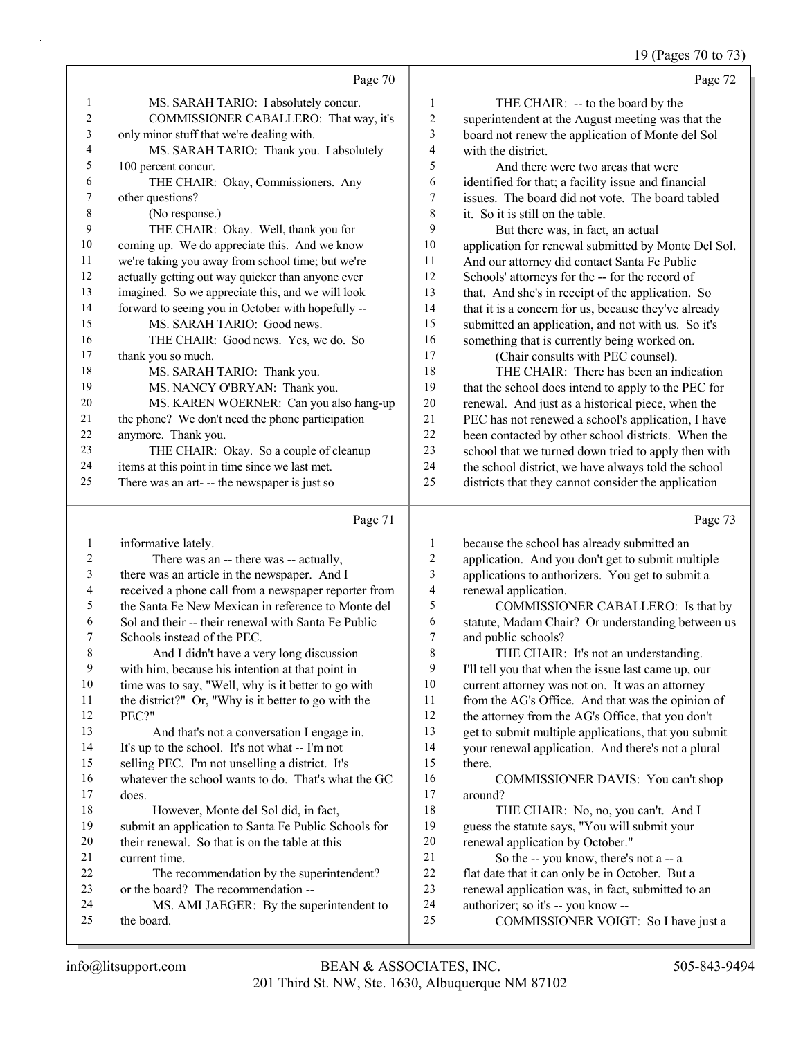Page 70

MS. SARAH TARIO: I absolutely concur.
COMMISSIONER CABALLERO: That way, it's only minor stuff that we're dealing with.
MS. SARAH TARIO: Thank you. I absolutely 100 percent concur.
THE CHAIR: Okay, Commissioners. Any other questions?
(No response.)
THE CHAIR: Okay. Well, thank you for coming up. We do appreciate this. And we know we're taking you away from school time; but we're actually getting out way quicker than anyone ever imagined. So we appreciate this, and we will look forward to seeing you in October with hopefully --
MS. SARAH TARIO: Good news.
THE CHAIR: Good news. Yes, we do. So thank you so much.
MS. SARAH TARIO: Thank you.
MS. NANCY O'BRYAN: Thank you.
MS. KAREN WOERNER: Can you also hang-up the phone? We don't need the phone participation anymore. Thank you.
THE CHAIR: Okay. So a couple of cleanup items at this point in time since we last met. There was an art- -- the newspaper is just so

Page 71

informative lately.
There was an -- there was -- actually, there was an article in the newspaper. And I received a phone call from a newspaper reporter from the Santa Fe New Mexican in reference to Monte del Sol and their -- their renewal with Santa Fe Public Schools instead of the PEC.
And I didn't have a very long discussion with him, because his intention at that point in time was to say, "Well, why is it better to go with the district?" Or, "Why is it better to go with the PEC?"
And that's not a conversation I engage in. It's up to the school. It's not what -- I'm not selling PEC. I'm not unselling a district. It's whatever the school wants to do. That's what the GC does.
However, Monte del Sol did, in fact, submit an application to Santa Fe Public Schools for their renewal. So that is on the table at this current time.
The recommendation by the superintendent? or the board? The recommendation --
MS. AMI JAEGER: By the superintendent to the board.

Page 72

THE CHAIR: -- to the board by the superintendent at the August meeting was that the board not renew the application of Monte del Sol with the district.
And there were two areas that were identified for that; a facility issue and financial issues. The board did not vote. The board tabled it. So it is still on the table.
But there was, in fact, an actual application for renewal submitted by Monte Del Sol. And our attorney did contact Santa Fe Public Schools' attorneys for the -- for the record of that. And she's in receipt of the application. So that it is a concern for us, because they've already submitted an application, and not with us. So it's something that is currently being worked on.
(Chair consults with PEC counsel).
THE CHAIR: There has been an indication that the school does intend to apply to the PEC for renewal. And just as a historical piece, when the PEC has not renewed a school's application, I have been contacted by other school districts. When the school that we turned down tried to apply then with the school district, we have always told the school districts that they cannot consider the application

Page 73

because the school has already submitted an application. And you don't get to submit multiple applications to authorizers. You get to submit a renewal application.
COMMISSIONER CABALLERO: Is that by statute, Madam Chair? Or understanding between us and public schools?
THE CHAIR: It's not an understanding. I'll tell you that when the issue last came up, our current attorney was not on. It was an attorney from the AG's Office. And that was the opinion of the attorney from the AG's Office, that you don't get to submit multiple applications, that you submit your renewal application. And there's not a plural there.
COMMISSIONER DAVIS: You can't shop around?
THE CHAIR: No, no, you can't. And I guess the statute says, "You will submit your renewal application by October."
So the -- you know, there's not a -- a flat date that it can only be in October. But a renewal application was, in fact, submitted to an authorizer; so it's -- you know --
COMMISSIONER VOIGT: So I have just a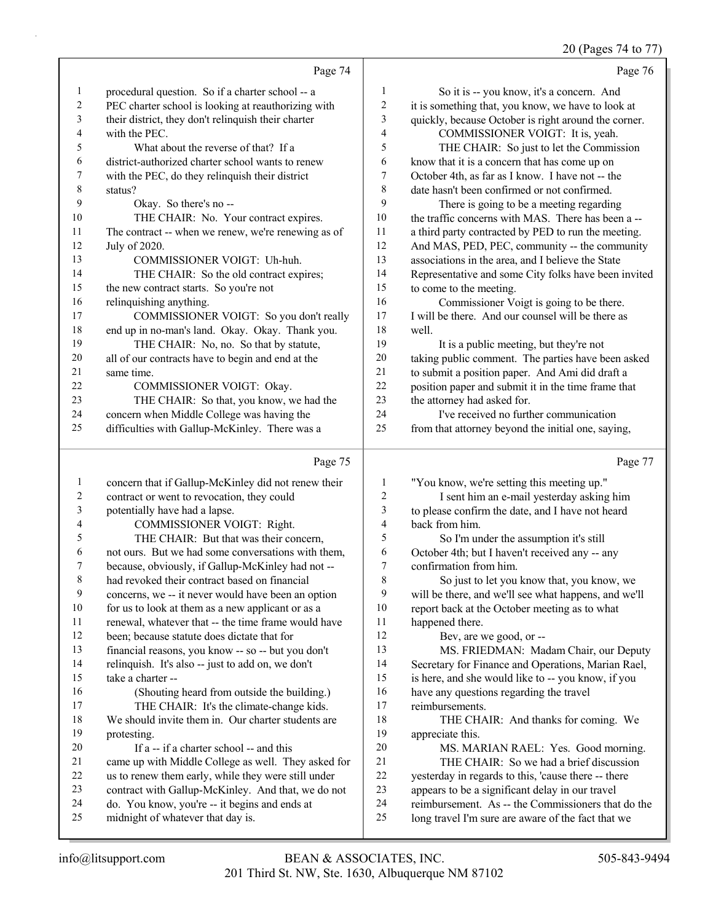Page 74

procedural question. So if a charter school -- a PEC charter school is looking at reauthorizing with their district, they don't relinquish their charter with the PEC.

What about the reverse of that? If a district-authorized charter school wants to renew with the PEC, do they relinquish their district status?

Okay. So there's no --

THE CHAIR: No. Your contract expires. The contract -- when we renew, we're renewing as of July of 2020.

COMMISSIONER VOIGT: Uh-huh.

THE CHAIR: So the old contract expires; the new contract starts. So you're not relinquishing anything.

COMMISSIONER VOIGT: So you don't really end up in no-man's land. Okay. Okay. Thank you.

THE CHAIR: No, no. So that by statute, all of our contracts have to begin and end at the same time.

COMMISSIONER VOIGT: Okay.

THE CHAIR: So that, you know, we had the concern when Middle College was having the difficulties with Gallup-McKinley. There was a

Page 75

concern that if Gallup-McKinley did not renew their contract or went to revocation, they could potentially have had a lapse.

COMMISSIONER VOIGT: Right.

THE CHAIR: But that was their concern, not ours. But we had some conversations with them, because, obviously, if Gallup-McKinley had not -- had revoked their contract based on financial concerns, we -- it never would have been an option for us to look at them as a new applicant or as a renewal, whatever that -- the time frame would have been; because statute does dictate that for financial reasons, you know -- so -- but you don't relinquish. It's also -- just to add on, we don't take a charter --

(Shouting heard from outside the building.)

THE CHAIR: It's the climate-change kids. We should invite them in. Our charter students are protesting.

If a -- if a charter school -- and this came up with Middle College as well. They asked for us to renew them early, while they were still under contract with Gallup-McKinley. And that, we do not do. You know, you're -- it begins and ends at midnight of whatever that day is.

Page 76

So it is -- you know, it's a concern. And it is something that, you know, we have to look at quickly, because October is right around the corner.

COMMISSIONER VOIGT: It is, yeah.

THE CHAIR: So just to let the Commission know that it is a concern that has come up on October 4th, as far as I know. I have not -- the date hasn't been confirmed or not confirmed.

There is going to be a meeting regarding the traffic concerns with MAS. There has been a -- a third party contracted by PED to run the meeting. And MAS, PED, PEC, community -- the community associations in the area, and I believe the State Representative and some City folks have been invited to come to the meeting.

Commissioner Voigt is going to be there. I will be there. And our counsel will be there as well.

It is a public meeting, but they're not taking public comment. The parties have been asked to submit a position paper. And Ami did draft a position paper and submit it in the time frame that the attorney had asked for.

I've received no further communication from that attorney beyond the initial one, saying,

Page 77

"You know, we're setting this meeting up."

I sent him an e-mail yesterday asking him to please confirm the date, and I have not heard back from him.

So I'm under the assumption it's still October 4th; but I haven't received any -- any confirmation from him.

So just to let you know that, you know, we will be there, and we'll see what happens, and we'll report back at the October meeting as to what happened there.

Bev, are we good, or --

MS. FRIEDMAN: Madam Chair, our Deputy Secretary for Finance and Operations, Marian Rael, is here, and she would like to -- you know, if you have any questions regarding the travel reimbursements.

THE CHAIR: And thanks for coming. We appreciate this.

MS. MARIAN RAEL: Yes. Good morning.

THE CHAIR: So we had a brief discussion yesterday in regards to this, 'cause there -- there appears to be a significant delay in our travel reimbursement. As -- the Commissioners that do the long travel I'm sure are aware of the fact that we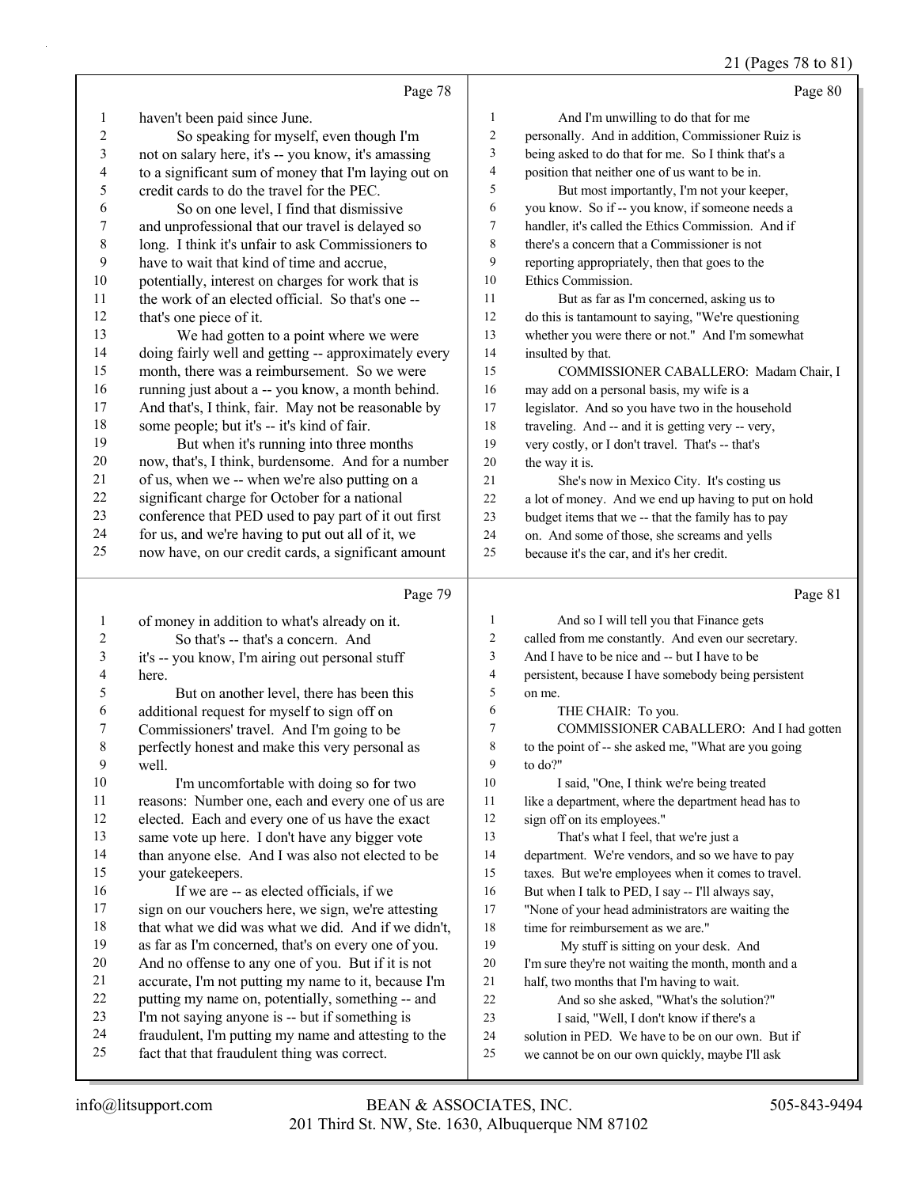Page 78

haven't been paid since June.

So speaking for myself, even though I'm not on salary here, it's -- you know, it's amassing to a significant sum of money that I'm laying out on credit cards to do the travel for the PEC.

So on one level, I find that dismissive and unprofessional that our travel is delayed so long. I think it's unfair to ask Commissioners to have to wait that kind of time and accrue, potentially, interest on charges for work that is the work of an elected official. So that's one -- that's one piece of it.

We had gotten to a point where we were doing fairly well and getting -- approximately every month, there was a reimbursement. So we were running just about a -- you know, a month behind. And that's, I think, fair. May not be reasonable by some people; but it's -- it's kind of fair.

But when it's running into three months now, that's, I think, burdensome. And for a number of us, when we -- when we're also putting on a significant charge for October for a national conference that PED used to pay part of it out first for us, and we're having to put out all of it, we now have, on our credit cards, a significant amount

Page 79

of money in addition to what's already on it.

So that's -- that's a concern. And it's -- you know, I'm airing out personal stuff here.

But on another level, there has been this additional request for myself to sign off on Commissioners' travel. And I'm going to be perfectly honest and make this very personal as well.

I'm uncomfortable with doing so for two reasons: Number one, each and every one of us are elected. Each and every one of us have the exact same vote up here. I don't have any bigger vote than anyone else. And I was also not elected to be your gatekeepers.

If we are -- as elected officials, if we sign on our vouchers here, we sign, we're attesting that what we did was what we did. And if we didn't, as far as I'm concerned, that's on every one of you. And no offense to any one of you. But if it is not accurate, I'm not putting my name to it, because I'm putting my name on, potentially, something -- and I'm not saying anyone is -- but if something is fraudulent, I'm putting my name and attesting to the fact that that fraudulent thing was correct.

Page 80

And I'm unwilling to do that for me personally. And in addition, Commissioner Ruiz is being asked to do that for me. So I think that's a position that neither one of us want to be in.

But most importantly, I'm not your keeper, you know. So if -- you know, if someone needs a handler, it's called the Ethics Commission. And if there's a concern that a Commissioner is not reporting appropriately, then that goes to the Ethics Commission.

But as far as I'm concerned, asking us to do this is tantamount to saying, "We're questioning whether you were there or not." And I'm somewhat insulted by that.

COMMISSIONER CABALLERO: Madam Chair, I may add on a personal basis, my wife is a legislator. And so you have two in the household traveling. And -- and it is getting very -- very, very costly, or I don't travel. That's -- that's the way it is.

She's now in Mexico City. It's costing us a lot of money. And we end up having to put on hold budget items that we -- that the family has to pay on. And some of those, she screams and yells because it's the car, and it's her credit.

Page 81

And so I will tell you that Finance gets called from me constantly. And even our secretary. And I have to be nice and -- but I have to be persistent, because I have somebody being persistent on me.

THE CHAIR: To you.

COMMISSIONER CABALLERO: And I had gotten to the point of -- she asked me, "What are you going to do?"

I said, "One, I think we're being treated like a department, where the department head has to sign off on its employees."

That's what I feel, that we're just a department. We're vendors, and so we have to pay taxes. But we're employees when it comes to travel. But when I talk to PED, I say -- I'll always say, "None of your head administrators are waiting the time for reimbursement as we are."

My stuff is sitting on your desk. And I'm sure they're not waiting the month, month and a half, two months that I'm having to wait.

And so she asked, "What's the solution?"

I said, "Well, I don't know if there's a solution in PED. We have to be on our own. But if we cannot be on our own quickly, maybe I'll ask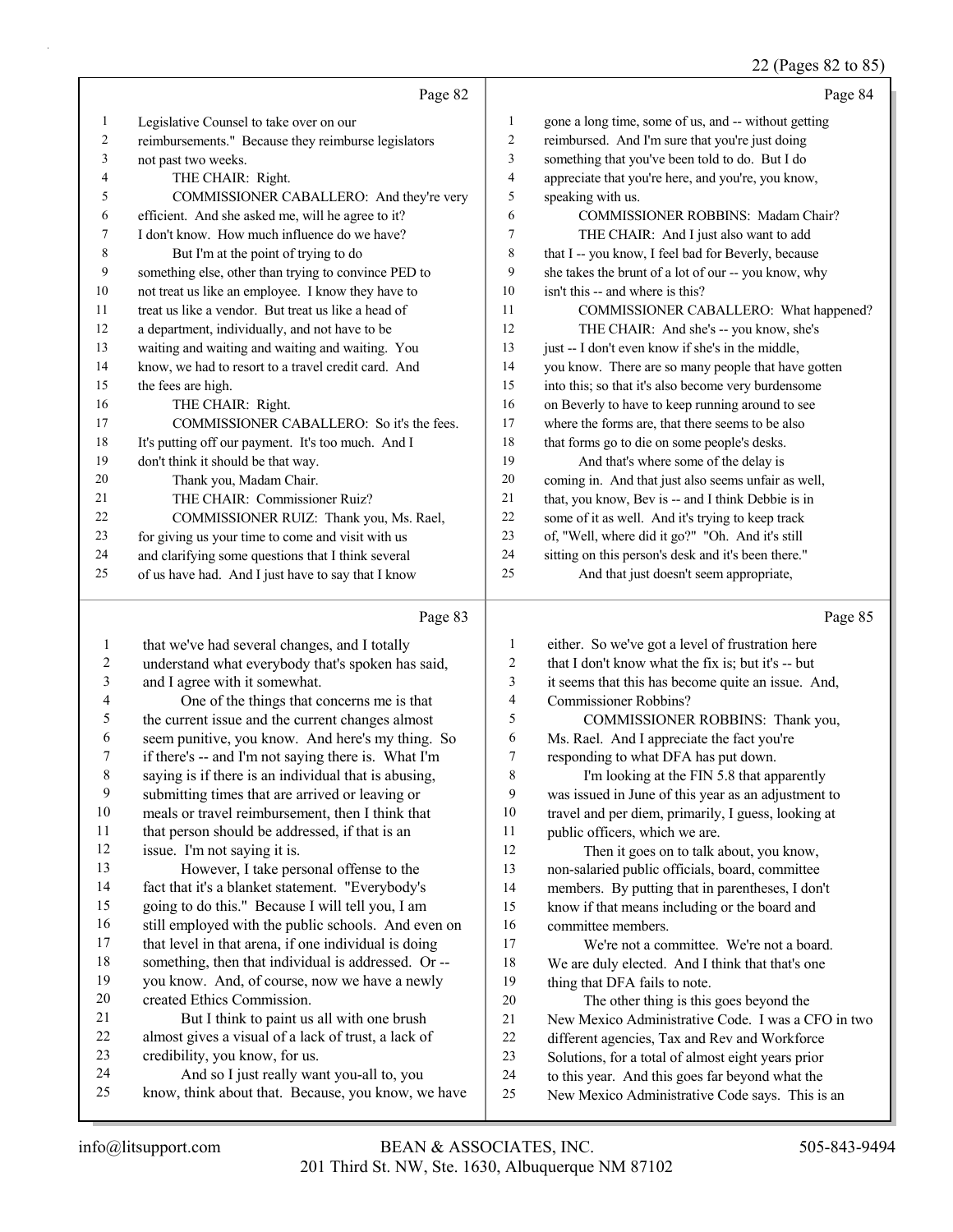Page 82

1 Legislative Counsel to take over on our
2 reimbursements." Because they reimburse legislators
3 not past two weeks.
4 THE CHAIR: Right.
5 COMMISSIONER CABALLERO: And they're very
6 efficient. And she asked me, will he agree to it?
7 I don't know. How much influence do we have?
8 But I'm at the point of trying to do
9 something else, other than trying to convince PED to
10 not treat us like an employee. I know they have to
11 treat us like a vendor. But treat us like a head of
12 a department, individually, and not have to be
13 waiting and waiting and waiting and waiting. You
14 know, we had to resort to a travel credit card. And
15 the fees are high.
16 THE CHAIR: Right.
17 COMMISSIONER CABALLERO: So it's the fees.
18 It's putting off our payment. It's too much. And I
19 don't think it should be that way.
20 Thank you, Madam Chair.
21 THE CHAIR: Commissioner Ruiz?
22 COMMISSIONER RUIZ: Thank you, Ms. Rael,
23 for giving us your time to come and visit with us
24 and clarifying some questions that I think several
25 of us have had. And I just have to say that I know

Page 83

1 that we've had several changes, and I totally
2 understand what everybody that's spoken has said,
3 and I agree with it somewhat.
4 One of the things that concerns me is that
5 the current issue and the current changes almost
6 seem punitive, you know. And here's my thing. So
7 if there's -- and I'm not saying there is. What I'm
8 saying is if there is an individual that is abusing,
9 submitting times that are arrived or leaving or
10 meals or travel reimbursement, then I think that
11 that person should be addressed, if that is an
12 issue. I'm not saying it is.
13 However, I take personal offense to the
14 fact that it's a blanket statement. "Everybody's
15 going to do this." Because I will tell you, I am
16 still employed with the public schools. And even on
17 that level in that arena, if one individual is doing
18 something, then that individual is addressed. Or --
19 you know. And, of course, now we have a newly
20 created Ethics Commission.
21 But I think to paint us all with one brush
22 almost gives a visual of a lack of trust, a lack of
23 credibility, you know, for us.
24 And so I just really want you-all to, you
25 know, think about that. Because, you know, we have

Page 84

1 gone a long time, some of us, and -- without getting
2 reimbursed. And I'm sure that you're just doing
3 something that you've been told to do. But I do
4 appreciate that you're here, and you're, you know,
5 speaking with us.
6 COMMISSIONER ROBBINS: Madam Chair?
7 THE CHAIR: And I just also want to add
8 that I -- you know, I feel bad for Beverly, because
9 she takes the brunt of a lot of our -- you know, why
10 isn't this -- and where is this?
11 COMMISSIONER CABALLERO: What happened?
12 THE CHAIR: And she's -- you know, she's
13 just -- I don't even know if she's in the middle,
14 you know. There are so many people that have gotten
15 into this; so that it's also become very burdensome
16 on Beverly to have to keep running around to see
17 where the forms are, that there seems to be also
18 that forms go to die on some people's desks.
19 And that's where some of the delay is
20 coming in. And that just also seems unfair as well,
21 that, you know, Bev is -- and I think Debbie is in
22 some of it as well. And it's trying to keep track
23 of, "Well, where did it go?" "Oh. And it's still
24 sitting on this person's desk and it's been there."
25 And that just doesn't seem appropriate,

Page 85

1 either. So we've got a level of frustration here
2 that I don't know what the fix is; but it's -- but
3 it seems that this has become quite an issue. And,
4 Commissioner Robbins?
5 COMMISSIONER ROBBINS: Thank you,
6 Ms. Rael. And I appreciate the fact you're
7 responding to what DFA has put down.
8 I'm looking at the FIN 5.8 that apparently
9 was issued in June of this year as an adjustment to
10 travel and per diem, primarily, I guess, looking at
11 public officers, which we are.
12 Then it goes on to talk about, you know,
13 non-salaried public officials, board, committee
14 members. By putting that in parentheses, I don't
15 know if that means including or the board and
16 committee members.
17 We're not a committee. We're not a board.
18 We are duly elected. And I think that that's one
19 thing that DFA fails to note.
20 The other thing is this goes beyond the
21 New Mexico Administrative Code. I was a CFO in two
22 different agencies, Tax and Rev and Workforce
23 Solutions, for a total of almost eight years prior
24 to this year. And this goes far beyond what the
25 New Mexico Administrative Code says. This is an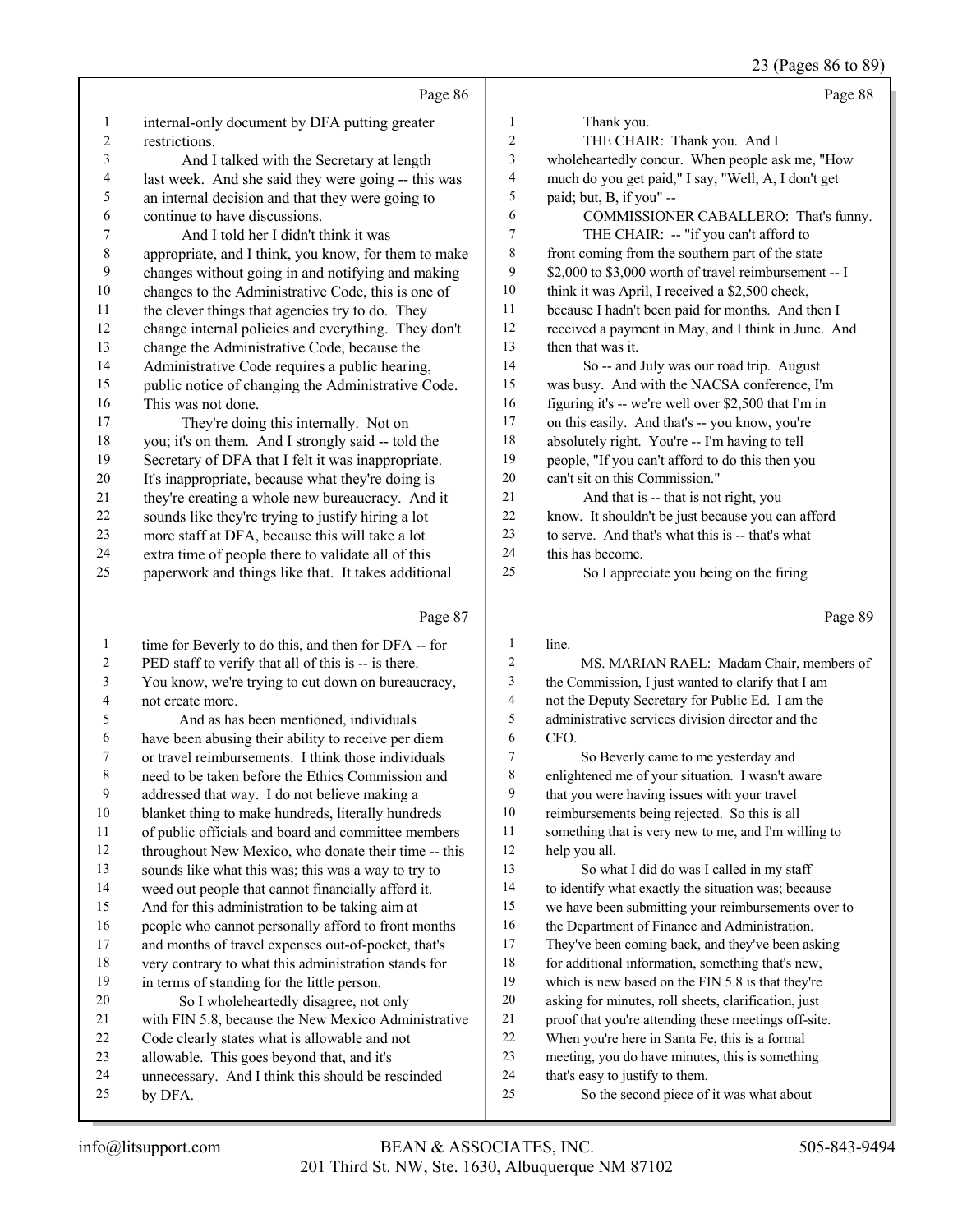Page 86

internal-only document by DFA putting greater restrictions.

And I talked with the Secretary at length last week. And she said they were going -- this was an internal decision and that they were going to continue to have discussions.

And I told her I didn't think it was appropriate, and I think, you know, for them to make changes without going in and notifying and making changes to the Administrative Code, this is one of the clever things that agencies try to do. They change internal policies and everything. They don't change the Administrative Code, because the Administrative Code requires a public hearing, public notice of changing the Administrative Code. This was not done.

They're doing this internally. Not on you; it's on them. And I strongly said -- told the Secretary of DFA that I felt it was inappropriate. It's inappropriate, because what they're doing is they're creating a whole new bureaucracy. And it sounds like they're trying to justify hiring a lot more staff at DFA, because this will take a lot extra time of people there to validate all of this paperwork and things like that. It takes additional

Page 87

time for Beverly to do this, and then for DFA -- for PED staff to verify that all of this is -- is there. You know, we're trying to cut down on bureaucracy, not create more.

And as has been mentioned, individuals have been abusing their ability to receive per diem or travel reimbursements. I think those individuals need to be taken before the Ethics Commission and addressed that way. I do not believe making a blanket thing to make hundreds, literally hundreds of public officials and board and committee members throughout New Mexico, who donate their time -- this sounds like what this was; this was a way to try to weed out people that cannot financially afford it. And for this administration to be taking aim at people who cannot personally afford to front months and months of travel expenses out-of-pocket, that's very contrary to what this administration stands for in terms of standing for the little person.

So I wholeheartedly disagree, not only with FIN 5.8, because the New Mexico Administrative Code clearly states what is allowable and not allowable. This goes beyond that, and it's unnecessary. And I think this should be rescinded by DFA.

Page 88

Thank you.

THE CHAIR: Thank you. And I wholeheartedly concur. When people ask me, "How much do you get paid," I say, "Well, A, I don't get paid; but, B, if you" --

COMMISSIONER CABALLERO: That's funny.

THE CHAIR: -- "if you can't afford to front coming from the southern part of the state $2,000 to $3,000 worth of travel reimbursement -- I think it was April, I received a $2,500 check, because I hadn't been paid for months. And then I received a payment in May, and I think in June. And then that was it.

So -- and July was our road trip. August was busy. And with the NACSA conference, I'm figuring it's -- we're well over $2,500 that I'm in on this easily. And that's -- you know, you're absolutely right. You're -- I'm having to tell people, "If you can't afford to do this then you can't sit on this Commission."

And that is -- that is not right, you know. It shouldn't be just because you can afford to serve. And that's what this is -- that's what this has become.

So I appreciate you being on the firing

Page 89

line.

MS. MARIAN RAEL: Madam Chair, members of the Commission, I just wanted to clarify that I am not the Deputy Secretary for Public Ed. I am the administrative services division director and the CFO.

So Beverly came to me yesterday and enlightened me of your situation. I wasn't aware that you were having issues with your travel reimbursements being rejected. So this is all something that is very new to me, and I'm willing to help you all.

So what I did do was I called in my staff to identify what exactly the situation was; because we have been submitting your reimbursements over to the Department of Finance and Administration. They've been coming back, and they've been asking for additional information, something that's new, which is new based on the FIN 5.8 is that they're asking for minutes, roll sheets, clarification, just proof that you're attending these meetings off-site. When you're here in Santa Fe, this is a formal meeting, you do have minutes, this is something that's easy to justify to them.

So the second piece of it was what about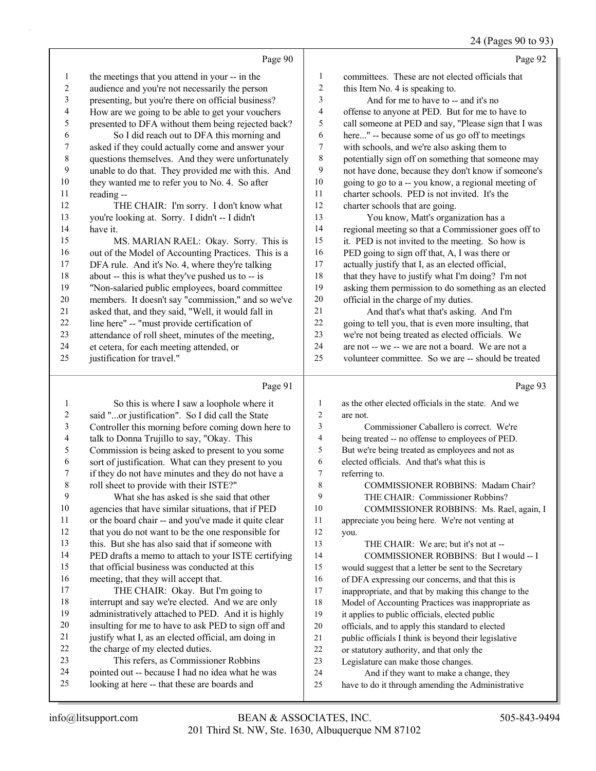Page 90

1 the meetings that you attend in your -- in the
2 audience and you're not necessarily the person
3 presenting, but you're there on official business?
4 How are we going to be able to get your vouchers
5 presented to DFA without them being rejected back?
6 So I did reach out to DFA this morning and
7 asked if they could actually come and answer your
8 questions themselves. And they were unfortunately
9 unable to do that. They provided me with this. And
10 they wanted me to refer you to No. 4. So after
11 reading --
12 THE CHAIR: I'm sorry. I don't know what
13 you're looking at. Sorry. I didn't -- I didn't
14 have it.
15 MS. MARIAN RAEL: Okay. Sorry. This is
16 out of the Model of Accounting Practices. This is a
17 DFA rule. And it's No. 4, where they're talking
18 about -- this is what they've pushed us to -- is
19 "Non-salaried public employees, board committee
20 members. It doesn't say "commission," and so we've
21 asked that, and they said, "Well, it would fall in
22 line here" -- "must provide certification of
23 attendance of roll sheet, minutes of the meeting,
24 et cetera, for each meeting attended, or
25 justification for travel."

Page 91

1 So this is where I saw a loophole where it
2 said "...or justification". So I did call the State
3 Controller this morning before coming down here to
4 talk to Donna Trujillo to say, "Okay. This
5 Commission is being asked to present to you some
6 sort of justification. What can they present to you
7 if they do not have minutes and they do not have a
8 roll sheet to provide with their ISTE?"
9 What she has asked is she said that other
10 agencies that have similar situations, that if PED
11 or the board chair -- and you've made it quite clear
12 that you do not want to be the one responsible for
13 this. But she has also said that if someone with
14 PED drafts a memo to attach to your ISTE certifying
15 that official business was conducted at this
16 meeting, that they will accept that.
17 THE CHAIR: Okay. But I'm going to
18 interrupt and say we're elected. And we are only
19 administratively attached to PED. And it is highly
20 insulting for me to have to ask PED to sign off and
21 justify what I, as an elected official, am doing in
22 the charge of my elected duties.
23 This refers, as Commissioner Robbins
24 pointed out -- because I had no idea what he was
25 looking at here -- that these are boards and

Page 92

1 committees. These are not elected officials that
2 this Item No. 4 is speaking to.
3 And for me to have to -- and it's no
4 offense to anyone at PED. But for me to have to
5 call someone at PED and say, "Please sign that I was
6 here..." -- because some of us go off to meetings
7 with schools, and we're also asking them to
8 potentially sign off on something that someone may
9 not have done, because they don't know if someone's
10 going to go to a -- you know, a regional meeting of
11 charter schools. PED is not invited. It's the
12 charter schools that are going.
13 You know, Matt's organization has a
14 regional meeting so that a Commissioner goes off to
15 it. PED is not invited to the meeting. So how is
16 PED going to sign off that, A, I was there or
17 actually justify that I, as an elected official,
18 that they have to justify what I'm doing? I'm not
19 asking them permission to do something as an elected
20 official in the charge of my duties.
21 And that's what that's asking. And I'm
22 going to tell you, that is even more insulting, that
23 we're not being treated as elected officials. We
24 are not -- we -- we are not a board. We are not a
25 volunteer committee. So we are -- should be treated

Page 93

1 as the other elected officials in the state. And we
2 are not.
3 Commissioner Caballero is correct. We're
4 being treated -- no offense to employees of PED.
5 But we're being treated as employees and not as
6 elected officials. And that's what this is
7 referring to.
8 COMMISSIONER ROBBINS: Madam Chair?
9 THE CHAIR: Commissioner Robbins?
10 COMMISSIONER ROBBINS: Ms. Rael, again, I
11 appreciate you being here. We're not venting at
12 you.
13 THE CHAIR: We are; but it's not at --
14 COMMISSIONER ROBBINS: But I would -- I
15 would suggest that a letter be sent to the Secretary
16 of DFA expressing our concerns, and that this is
17 inappropriate, and that by making this change to the
18 Model of Accounting Practices was inappropriate as
19 it applies to public officials, elected public
20 officials, and to apply this standard to elected
21 public officials I think is beyond their legislative
22 or statutory authority, and that only the
23 Legislature can make those changes.
24 And if they want to make a change, they
25 have to do it through amending the Administrative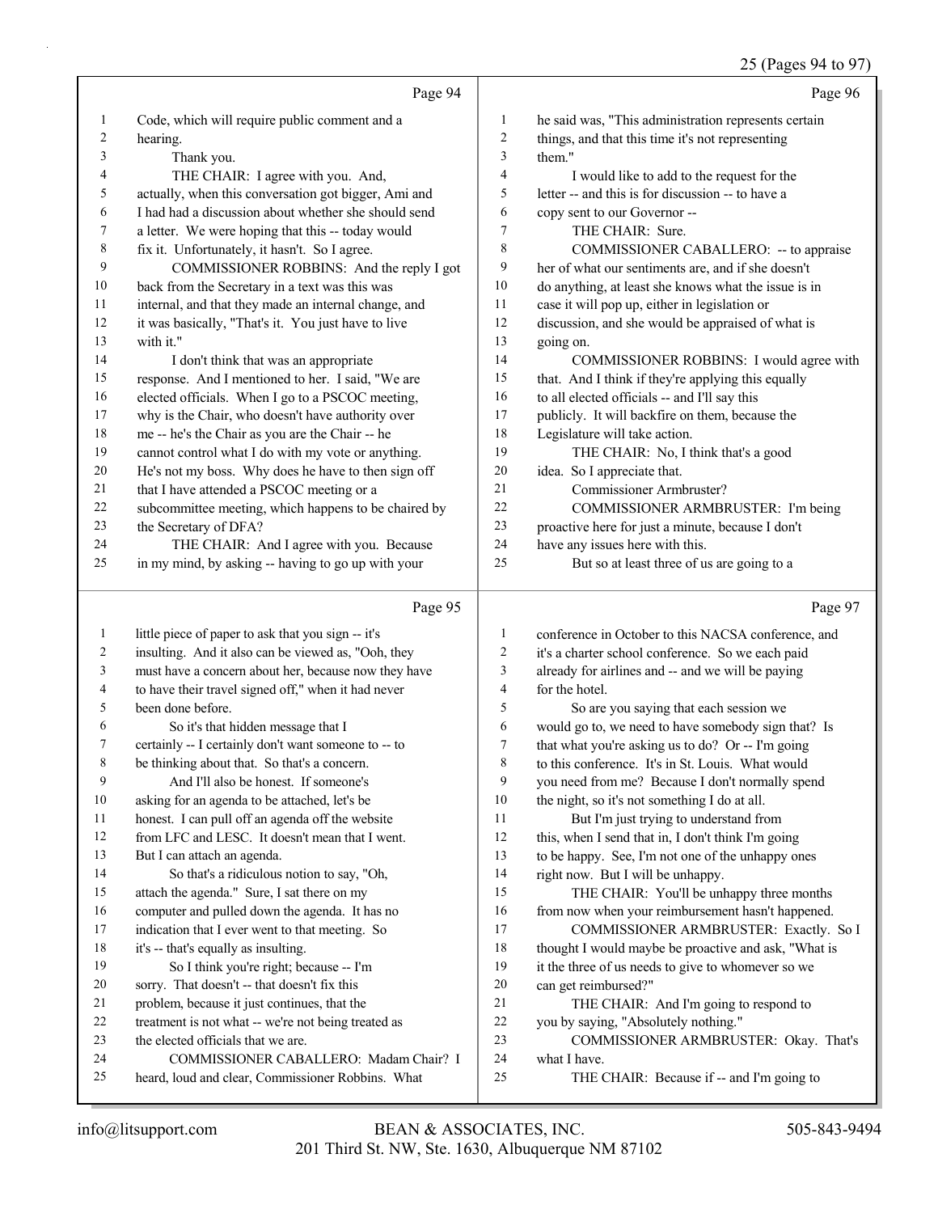Page 94

Code, which will require public comment and a hearing.

Thank you.

THE CHAIR: I agree with you. And, actually, when this conversation got bigger, Ami and I had had a discussion about whether she should send a letter. We were hoping that this -- today would fix it. Unfortunately, it hasn't. So I agree.

COMMISSIONER ROBBINS: And the reply I got back from the Secretary in a text was this was internal, and that they made an internal change, and it was basically, "That's it. You just have to live with it."

I don't think that was an appropriate response. And I mentioned to her. I said, "We are elected officials. When I go to a PSCOC meeting, why is the Chair, who doesn't have authority over me -- he's the Chair as you are the Chair -- he cannot control what I do with my vote or anything. He's not my boss. Why does he have to then sign off that I have attended a PSCOC meeting or a subcommittee meeting, which happens to be chaired by the Secretary of DFA?

THE CHAIR: And I agree with you. Because in my mind, by asking -- having to go up with your

Page 95

little piece of paper to ask that you sign -- it's insulting. And it also can be viewed as, "Ooh, they must have a concern about her, because now they have to have their travel signed off," when it had never been done before.

So it's that hidden message that I certainly -- I certainly don't want someone to -- to be thinking about that. So that's a concern.

And I'll also be honest. If someone's asking for an agenda to be attached, let's be honest. I can pull off an agenda off the website from LFC and LESC. It doesn't mean that I went. But I can attach an agenda.

So that's a ridiculous notion to say, "Oh, attach the agenda." Sure, I sat there on my computer and pulled down the agenda. It has no indication that I ever went to that meeting. So it's -- that's equally as insulting.

So I think you're right; because -- I'm sorry. That doesn't -- that doesn't fix this problem, because it just continues, that the treatment is not what -- we're not being treated as the elected officials that we are.

COMMISSIONER CABALLERO: Madam Chair? I heard, loud and clear, Commissioner Robbins. What

Page 96

he said was, "This administration represents certain things, and that this time it's not representing them."

I would like to add to the request for the letter -- and this is for discussion -- to have a copy sent to our Governor --

THE CHAIR: Sure.

COMMISSIONER CABALLERO: -- to appraise her of what our sentiments are, and if she doesn't do anything, at least she knows what the issue is in case it will pop up, either in legislation or discussion, and she would be appraised of what is going on.

COMMISSIONER ROBBINS: I would agree with that. And I think if they're applying this equally to all elected officials -- and I'll say this publicly. It will backfire on them, because the Legislature will take action.

THE CHAIR: No, I think that's a good idea. So I appreciate that.

Commissioner Armbruster?

COMMISSIONER ARMBRUSTER: I'm being proactive here for just a minute, because I don't have any issues here with this.

But so at least three of us are going to a

Page 97

conference in October to this NACSA conference, and it's a charter school conference. So we each paid already for airlines and -- and we will be paying for the hotel.

So are you saying that each session we would go to, we need to have somebody sign that? Is that what you're asking us to do? Or -- I'm going to this conference. It's in St. Louis. What would you need from me? Because I don't normally spend the night, so it's not something I do at all.

But I'm just trying to understand from this, when I send that in, I don't think I'm going to be happy. See, I'm not one of the unhappy ones right now. But I will be unhappy.

THE CHAIR: You'll be unhappy three months from now when your reimbursement hasn't happened.

COMMISSIONER ARMBRUSTER: Exactly. So I thought I would maybe be proactive and ask, "What is it the three of us needs to give to whomever so we can get reimbursed?"

THE CHAIR: And I'm going to respond to you by saying, "Absolutely nothing."

COMMISSIONER ARMBRUSTER: Okay. That's what I have.

THE CHAIR: Because if -- and I'm going to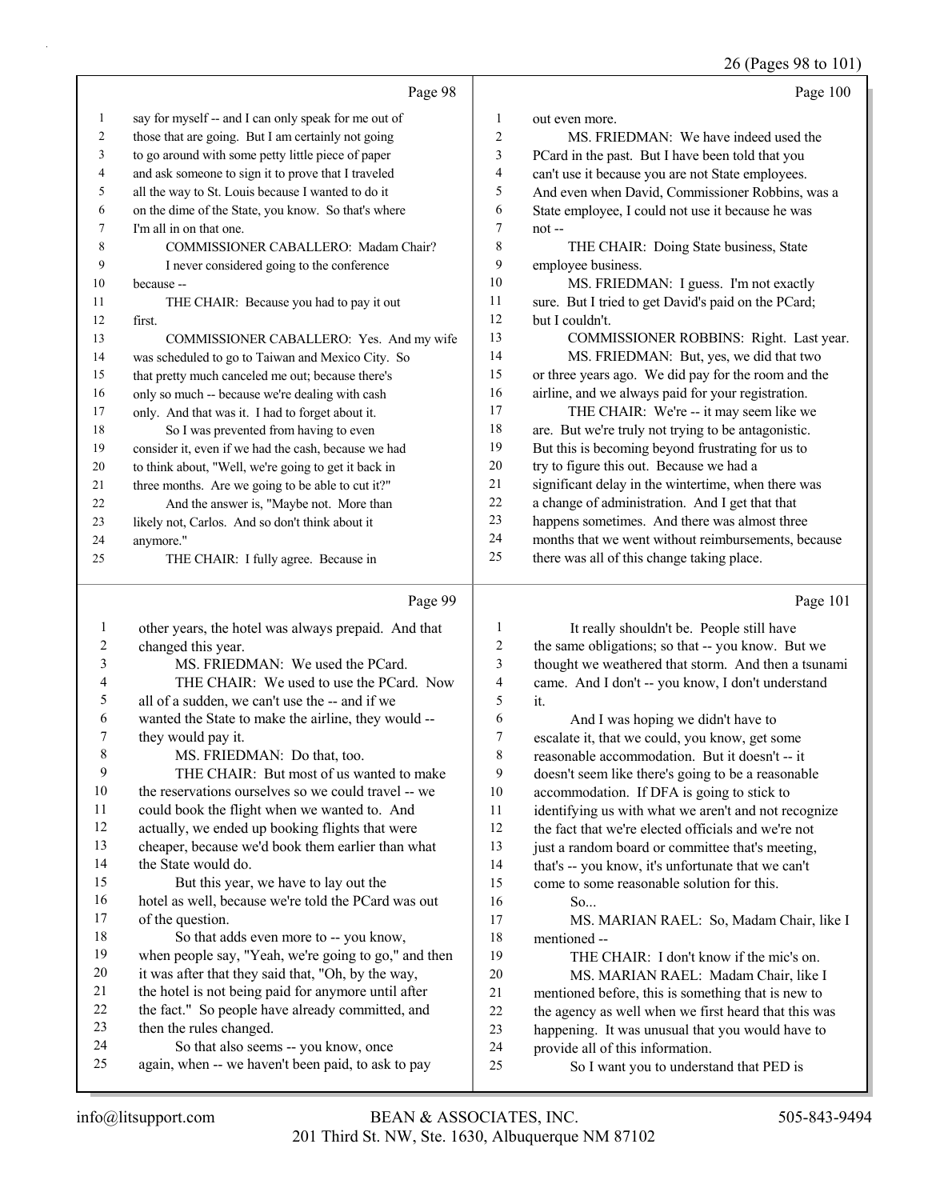Page 98

1 say for myself -- and I can only speak for me out of
2 those that are going. But I am certainly not going
3 to go around with some petty little piece of paper
4 and ask someone to sign it to prove that I traveled
5 all the way to St. Louis because I wanted to do it
6 on the dime of the State, you know. So that's where
7 I'm all in on that one.
8 COMMISSIONER CABALLERO: Madam Chair?
9 I never considered going to the conference
10 because --
11 THE CHAIR: Because you had to pay it out
12 first.
13 COMMISSIONER CABALLERO: Yes. And my wife
14 was scheduled to go to Taiwan and Mexico City. So
15 that pretty much canceled me out; because there's
16 only so much -- because we're dealing with cash
17 only. And that was it. I had to forget about it.
18 So I was prevented from having to even
19 consider it, even if we had the cash, because we had
20 to think about, "Well, we're going to get it back in
21 three months. Are we going to be able to cut it?"
22 And the answer is, "Maybe not. More than
23 likely not, Carlos. And so don't think about it
24 anymore."
25 THE CHAIR: I fully agree. Because in

Page 99

1 other years, the hotel was always prepaid. And that
2 changed this year.
3 MS. FRIEDMAN: We used the PCard.
4 THE CHAIR: We used to use the PCard. Now
5 all of a sudden, we can't use the -- and if we
6 wanted the State to make the airline, they would --
7 they would pay it.
8 MS. FRIEDMAN: Do that, too.
9 THE CHAIR: But most of us wanted to make
10 the reservations ourselves so we could travel -- we
11 could book the flight when we wanted to. And
12 actually, we ended up booking flights that were
13 cheaper, because we'd book them earlier than what
14 the State would do.
15 But this year, we have to lay out the
16 hotel as well, because we're told the PCard was out
17 of the question.
18 So that adds even more to -- you know,
19 when people say, "Yeah, we're going to go," and then
20 it was after that they said that, "Oh, by the way,
21 the hotel is not being paid for anymore until after
22 the fact." So people have already committed, and
23 then the rules changed.
24 So that also seems -- you know, once
25 again, when -- we haven't been paid, to ask to pay

Page 100

1 out even more.
2 MS. FRIEDMAN: We have indeed used the
3 PCard in the past. But I have been told that you
4 can't use it because you are not State employees.
5 And even when David, Commissioner Robbins, was a
6 State employee, I could not use it because he was
7 not --
8 THE CHAIR: Doing State business, State
9 employee business.
10 MS. FRIEDMAN: I guess. I'm not exactly
11 sure. But I tried to get David's paid on the PCard;
12 but I couldn't.
13 COMMISSIONER ROBBINS: Right. Last year.
14 MS. FRIEDMAN: But, yes, we did that two
15 or three years ago. We did pay for the room and the
16 airline, and we always paid for your registration.
17 THE CHAIR: We're -- it may seem like we
18 are. But we're truly not trying to be antagonistic.
19 But this is becoming beyond frustrating for us to
20 try to figure this out. Because we had a
21 significant delay in the wintertime, when there was
22 a change of administration. And I get that that
23 happens sometimes. And there was almost three
24 months that we went without reimbursements, because
25 there was all of this change taking place.

Page 101

1 It really shouldn't be. People still have
2 the same obligations; so that -- you know. But we
3 thought we weathered that storm. And then a tsunami
4 came. And I don't -- you know, I don't understand
5 it.
6 And I was hoping we didn't have to
7 escalate it, that we could, you know, get some
8 reasonable accommodation. But it doesn't -- it
9 doesn't seem like there's going to be a reasonable
10 accommodation. If DFA is going to stick to
11 identifying us with what we aren't and not recognize
12 the fact that we're elected officials and we're not
13 just a random board or committee that's meeting,
14 that's -- you know, it's unfortunate that we can't
15 come to some reasonable solution for this.
16 So...
17 MS. MARIAN RAEL: So, Madam Chair, like I
18 mentioned --
19 THE CHAIR: I don't know if the mic's on.
20 MS. MARIAN RAEL: Madam Chair, like I
21 mentioned before, this is something that is new to
22 the agency as well when we first heard that this was
23 happening. It was unusual that you would have to
24 provide all of this information.
25 So I want you to understand that PED is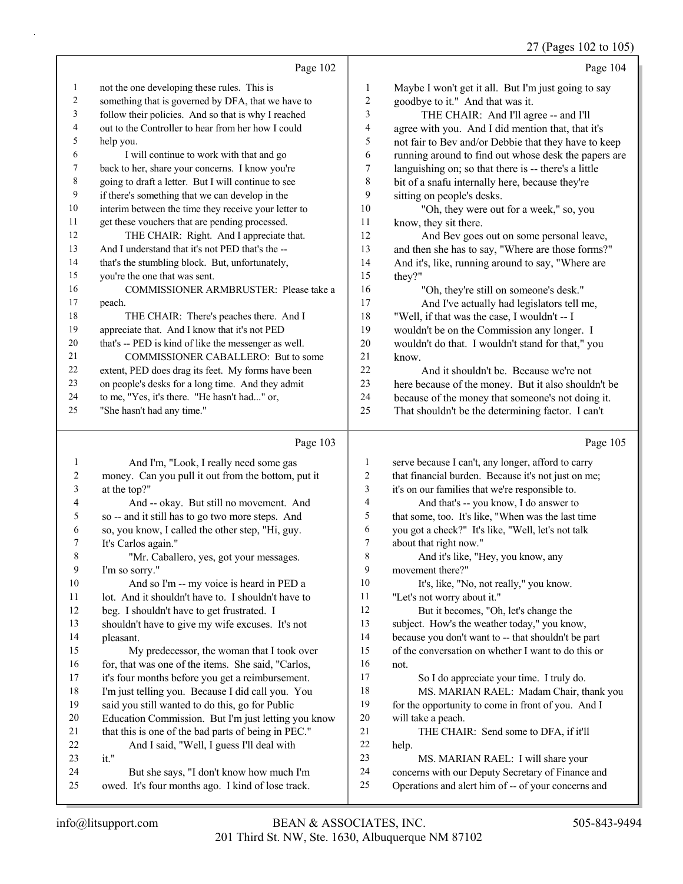## Page 102

not the one developing these rules. This is something that is governed by DFA, that we have to follow their policies. And so that is why I reached out to the Controller to hear from her how I could help you.

I will continue to work with that and go back to her, share your concerns. I know you're going to draft a letter. But I will continue to see if there's something that we can develop in the interim between the time they receive your letter to get these vouchers that are pending processed.

THE CHAIR: Right. And I appreciate that. And I understand that it's not PED that's the -- that's the stumbling block. But, unfortunately, you're the one that was sent.

COMMISSIONER ARMBRUSTER: Please take a peach.

THE CHAIR: There's peaches there. And I appreciate that. And I know that it's not PED that's -- PED is kind of like the messenger as well.

COMMISSIONER CABALLERO: But to some extent, PED does drag its feet. My forms have been on people's desks for a long time. And they admit to me, "Yes, it's there. "He hasn't had..." or, "She hasn't had any time."

## Page 103

And I'm, "Look, I really need some gas money. Can you pull it out from the bottom, put it at the top?"

And -- okay. But still no movement. And so -- and it still has to go two more steps. And so, you know, I called the other step, "Hi, guy. It's Carlos again."

"Mr. Caballero, yes, got your messages. I'm so sorry."

And so I'm -- my voice is heard in PED a lot. And it shouldn't have to. I shouldn't have to beg. I shouldn't have to get frustrated. I shouldn't have to give my wife excuses. It's not pleasant.

My predecessor, the woman that I took over for, that was one of the items. She said, "Carlos, it's four months before you get a reimbursement. I'm just telling you. Because I did call you. You said you still wanted to do this, go for Public Education Commission. But I'm just letting you know that this is one of the bad parts of being in PEC."

And I said, "Well, I guess I'll deal with it."

But she says, "I don't know how much I'm owed. It's four months ago. I kind of lose track.

## Page 104

Maybe I won't get it all. But I'm just going to say goodbye to it." And that was it.

THE CHAIR: And I'll agree -- and I'll agree with you. And I did mention that, that it's not fair to Bev and/or Debbie that they have to keep running around to find out whose desk the papers are languishing on; so that there is -- there's a little bit of a snafu internally here, because they're sitting on people's desks.

"Oh, they were out for a week," so, you know, they sit there.

And Bev goes out on some personal leave, and then she has to say, "Where are those forms?" And it's, like, running around to say, "Where are they?"

"Oh, they're still on someone's desk."

And I've actually had legislators tell me, "Well, if that was the case, I wouldn't -- I wouldn't be on the Commission any longer. I wouldn't do that. I wouldn't stand for that," you know.

And it shouldn't be. Because we're not here because of the money. But it also shouldn't be because of the money that someone's not doing it. That shouldn't be the determining factor. I can't

## Page 105

serve because I can't, any longer, afford to carry that financial burden. Because it's not just on me; it's on our families that we're responsible to.

And that's -- you know, I do answer to that some, too. It's like, "When was the last time you got a check?" It's like, "Well, let's not talk about that right now."

And it's like, "Hey, you know, any movement there?"

It's, like, "No, not really," you know. "Let's not worry about it."

But it becomes, "Oh, let's change the subject. How's the weather today," you know, because you don't want to -- that shouldn't be part of the conversation on whether I want to do this or not.

So I do appreciate your time. I truly do.

MS. MARIAN RAEL: Madam Chair, thank you for the opportunity to come in front of you. And I will take a peach.

THE CHAIR: Send some to DFA, if it'll help.

MS. MARIAN RAEL: I will share your concerns with our Deputy Secretary of Finance and Operations and alert him of -- of your concerns and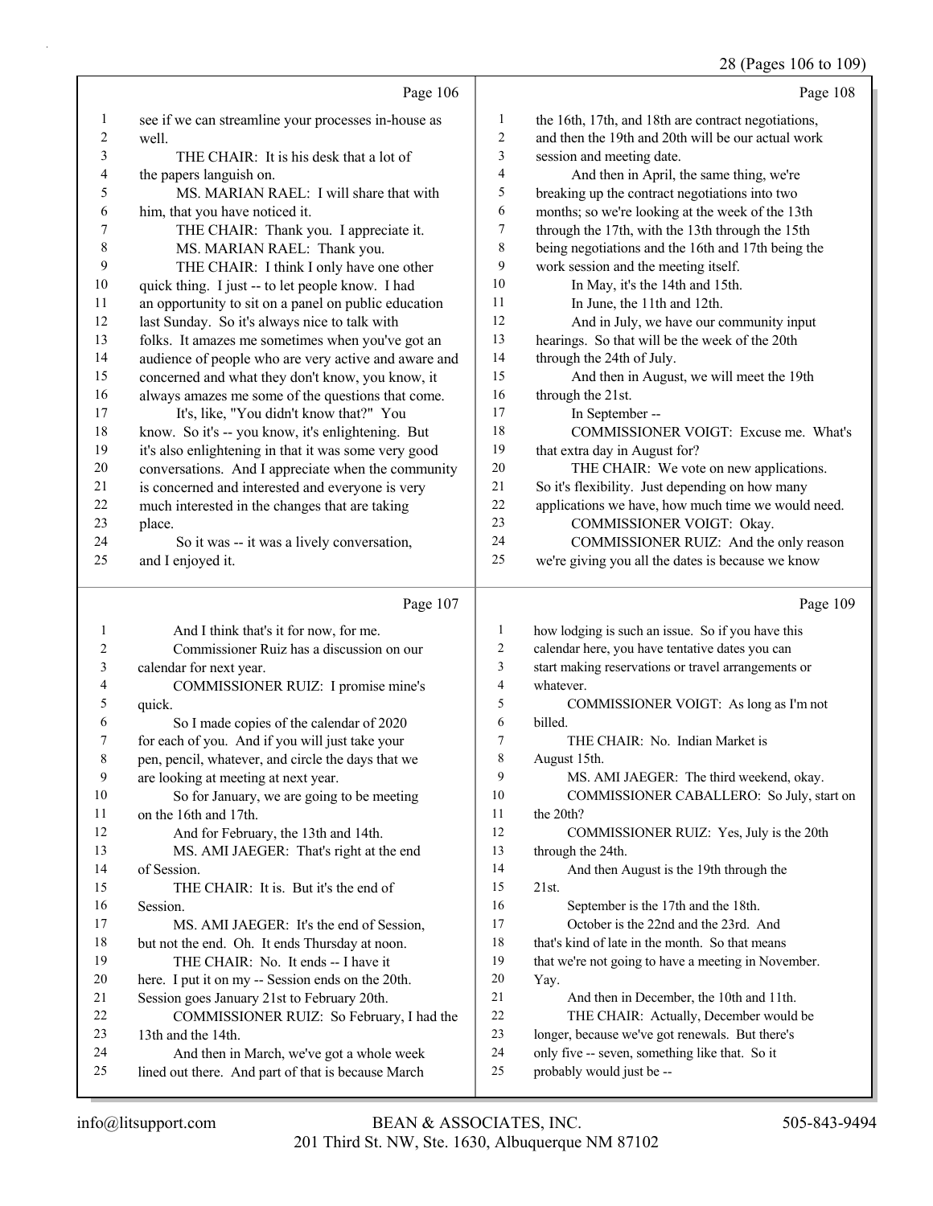Page 106

1 see if we can streamline your processes in-house as
2 well.
3 THE CHAIR: It is his desk that a lot of
4 the papers languish on.
5 MS. MARIAN RAEL: I will share that with
6 him, that you have noticed it.
7 THE CHAIR: Thank you. I appreciate it.
8 MS. MARIAN RAEL: Thank you.
9 THE CHAIR: I think I only have one other
10 quick thing. I just -- to let people know. I had
11 an opportunity to sit on a panel on public education
12 last Sunday. So it's always nice to talk with
13 folks. It amazes me sometimes when you've got an
14 audience of people who are very active and aware and
15 concerned and what they don't know, you know, it
16 always amazes me some of the questions that come.
17 It's, like, "You didn't know that?" You
18 know. So it's -- you know, it's enlightening. But
19 it's also enlightening in that it was some very good
20 conversations. And I appreciate when the community
21 is concerned and interested and everyone is very
22 much interested in the changes that are taking
23 place.
24 So it was -- it was a lively conversation,
25 and I enjoyed it.

Page 107

1 And I think that's it for now, for me.
2 Commissioner Ruiz has a discussion on our
3 calendar for next year.
4 COMMISSIONER RUIZ: I promise mine's
5 quick.
6 So I made copies of the calendar of 2020
7 for each of you. And if you will just take your
8 pen, pencil, whatever, and circle the days that we
9 are looking at meeting at next year.
10 So for January, we are going to be meeting
11 on the 16th and 17th.
12 And for February, the 13th and 14th.
13 MS. AMI JAEGER: That's right at the end
14 of Session.
15 THE CHAIR: It is. But it's the end of
16 Session.
17 MS. AMI JAEGER: It's the end of Session,
18 but not the end. Oh. It ends Thursday at noon.
19 THE CHAIR: No. It ends -- I have it
20 here. I put it on my -- Session ends on the 20th.
21 Session goes January 21st to February 20th.
22 COMMISSIONER RUIZ: So February, I had the
23 13th and the 14th.
24 And then in March, we've got a whole week
25 lined out there. And part of that is because March

Page 108

1 the 16th, 17th, and 18th are contract negotiations,
2 and then the 19th and 20th will be our actual work
3 session and meeting date.
4 And then in April, the same thing, we're
5 breaking up the contract negotiations into two
6 months; so we're looking at the week of the 13th
7 through the 17th, with the 13th through the 15th
8 being negotiations and the 16th and 17th being the
9 work session and the meeting itself.
10 In May, it's the 14th and 15th.
11 In June, the 11th and 12th.
12 And in July, we have our community input
13 hearings. So that will be the week of the 20th
14 through the 24th of July.
15 And then in August, we will meet the 19th
16 through the 21st.
17 In September --
18 COMMISSIONER VOIGT: Excuse me. What's
19 that extra day in August for?
20 THE CHAIR: We vote on new applications.
21 So it's flexibility. Just depending on how many
22 applications we have, how much time we would need.
23 COMMISSIONER VOIGT: Okay.
24 COMMISSIONER RUIZ: And the only reason
25 we're giving you all the dates is because we know

Page 109

1 how lodging is such an issue. So if you have this
2 calendar here, you have tentative dates you can
3 start making reservations or travel arrangements or
4 whatever.
5 COMMISSIONER VOIGT: As long as I'm not
6 billed.
7 THE CHAIR: No. Indian Market is
8 August 15th.
9 MS. AMI JAEGER: The third weekend, okay.
10 COMMISSIONER CABALLERO: So July, start on
11 the 20th?
12 COMMISSIONER RUIZ: Yes, July is the 20th
13 through the 24th.
14 And then August is the 19th through the
15 21st.
16 September is the 17th and the 18th.
17 October is the 22nd and the 23rd. And
18 that's kind of late in the month. So that means
19 that we're not going to have a meeting in November.
20 Yay.
21 And then in December, the 10th and 11th.
22 THE CHAIR: Actually, December would be
23 longer, because we've got renewals. But there's
24 only five -- seven, something like that. So it
25 probably would just be --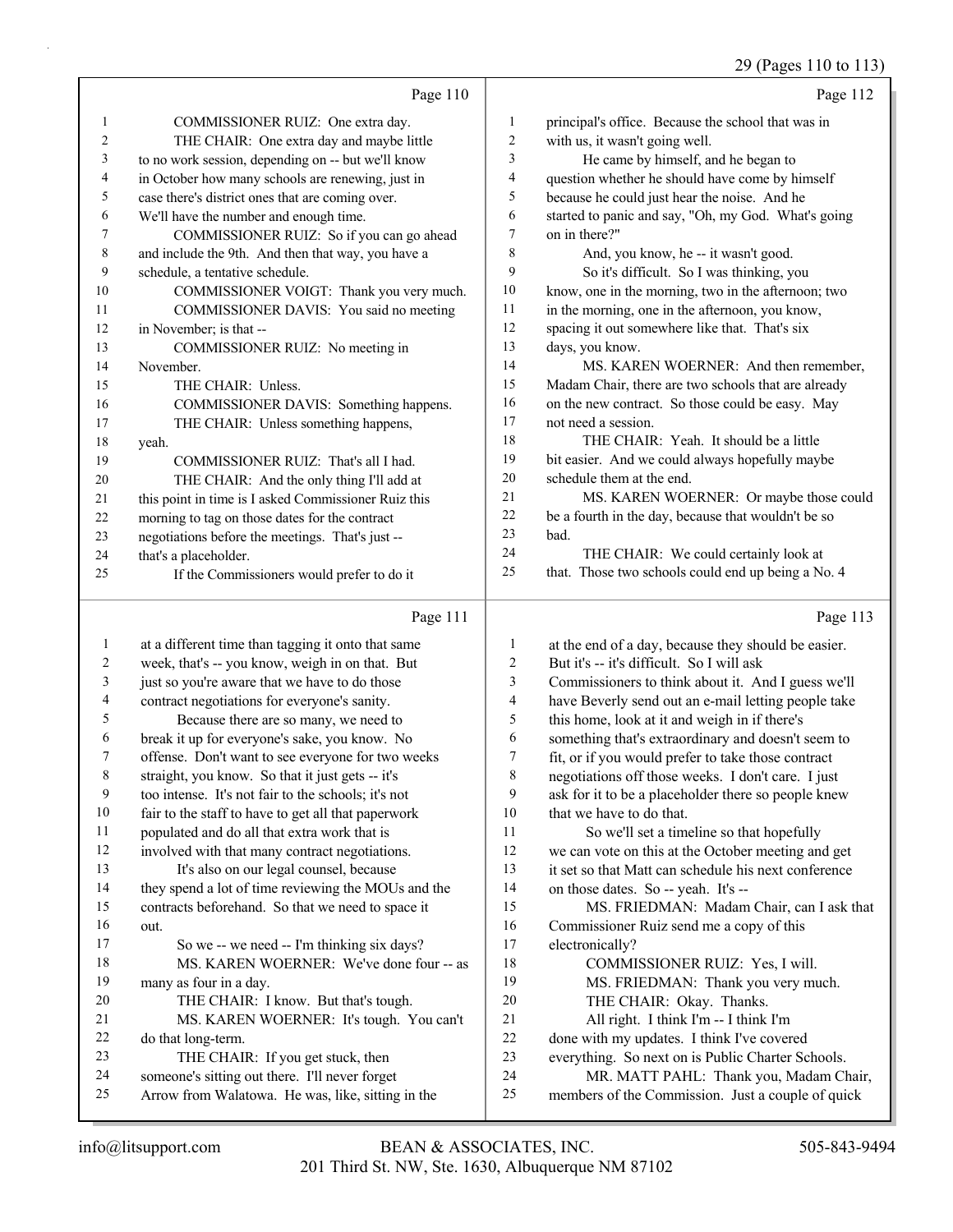Page 110

1 COMMISSIONER RUIZ: One extra day.
2 THE CHAIR: One extra day and maybe little
3 to no work session, depending on -- but we'll know
4 in October how many schools are renewing, just in
5 case there's district ones that are coming over.
6 We'll have the number and enough time.
7 COMMISSIONER RUIZ: So if you can go ahead
8 and include the 9th. And then that way, you have a
9 schedule, a tentative schedule.
10 COMMISSIONER VOIGT: Thank you very much.
11 COMMISSIONER DAVIS: You said no meeting
12 in November; is that --
13 COMMISSIONER RUIZ: No meeting in
14 November.
15 THE CHAIR: Unless.
16 COMMISSIONER DAVIS: Something happens.
17 THE CHAIR: Unless something happens,
18 yeah.
19 COMMISSIONER RUIZ: That's all I had.
20 THE CHAIR: And the only thing I'll add at
21 this point in time is I asked Commissioner Ruiz this
22 morning to tag on those dates for the contract
23 negotiations before the meetings. That's just --
24 that's a placeholder.
25 If the Commissioners would prefer to do it

Page 111

1 at a different time than tagging it onto that same
2 week, that's -- you know, weigh in on that. But
3 just so you're aware that we have to do those
4 contract negotiations for everyone's sanity.
5 Because there are so many, we need to
6 break it up for everyone's sake, you know. No
7 offense. Don't want to see everyone for two weeks
8 straight, you know. So that it just gets -- it's
9 too intense. It's not fair to the schools; it's not
10 fair to the staff to have to get all that paperwork
11 populated and do all that extra work that is
12 involved with that many contract negotiations.
13 It's also on our legal counsel, because
14 they spend a lot of time reviewing the MOUs and the
15 contracts beforehand. So that we need to space it
16 out.
17 So we -- we need -- I'm thinking six days?
18 MS. KAREN WOERNER: We've done four -- as
19 many as four in a day.
20 THE CHAIR: I know. But that's tough.
21 MS. KAREN WOERNER: It's tough. You can't
22 do that long-term.
23 THE CHAIR: If you get stuck, then
24 someone's sitting out there. I'll never forget
25 Arrow from Walatowa. He was, like, sitting in the

Page 112

1 principal's office. Because the school that was in
2 with us, it wasn't going well.
3 He came by himself, and he began to
4 question whether he should have come by himself
5 because he could just hear the noise. And he
6 started to panic and say, "Oh, my God. What's going
7 on in there?"
8 And, you know, he -- it wasn't good.
9 So it's difficult. So I was thinking, you
10 know, one in the morning, two in the afternoon; two
11 in the morning, one in the afternoon, you know,
12 spacing it out somewhere like that. That's six
13 days, you know.
14 MS. KAREN WOERNER: And then remember,
15 Madam Chair, there are two schools that are already
16 on the new contract. So those could be easy. May
17 not need a session.
18 THE CHAIR: Yeah. It should be a little
19 bit easier. And we could always hopefully maybe
20 schedule them at the end.
21 MS. KAREN WOERNER: Or maybe those could
22 be a fourth in the day, because that wouldn't be so
23 bad.
24 THE CHAIR: We could certainly look at
25 that. Those two schools could end up being a No. 4

Page 113

1 at the end of a day, because they should be easier.
2 But it's -- it's difficult. So I will ask
3 Commissioners to think about it. And I guess we'll
4 have Beverly send out an e-mail letting people take
5 this home, look at it and weigh in if there's
6 something that's extraordinary and doesn't seem to
7 fit, or if you would prefer to take those contract
8 negotiations off those weeks. I don't care. I just
9 ask for it to be a placeholder there so people knew
10 that we have to do that.
11 So we'll set a timeline so that hopefully
12 we can vote on this at the October meeting and get
13 it set so that Matt can schedule his next conference
14 on those dates. So -- yeah. It's --
15 MS. FRIEDMAN: Madam Chair, can I ask that
16 Commissioner Ruiz send me a copy of this
17 electronically?
18 COMMISSIONER RUIZ: Yes, I will.
19 MS. FRIEDMAN: Thank you very much.
20 THE CHAIR: Okay. Thanks.
21 All right. I think I'm -- I think I'm
22 done with my updates. I think I've covered
23 everything. So next on is Public Charter Schools.
24 MR. MATT PAHL: Thank you, Madam Chair,
25 members of the Commission. Just a couple of quick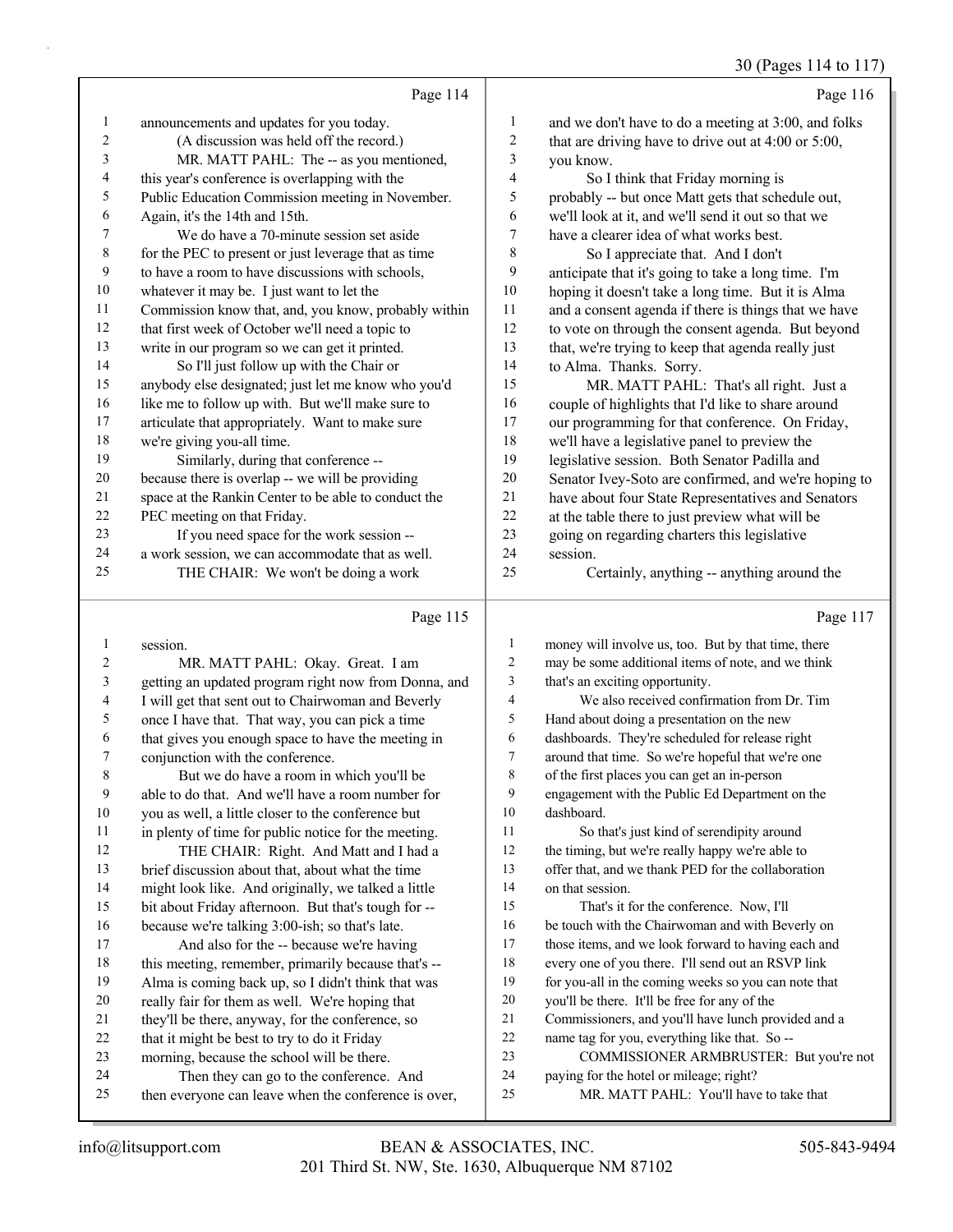Page 114

announcements and updates for you today.

(A discussion was held off the record.)

MR. MATT PAHL: The -- as you mentioned, this year's conference is overlapping with the Public Education Commission meeting in November. Again, it's the 14th and 15th.

We do have a 70-minute session set aside for the PEC to present or just leverage that as time to have a room to have discussions with schools, whatever it may be. I just want to let the Commission know that, and, you know, probably within that first week of October we'll need a topic to write in our program so we can get it printed.

So I'll just follow up with the Chair or anybody else designated; just let me know who you'd like me to follow up with. But we'll make sure to articulate that appropriately. Want to make sure we're giving you-all time.

Similarly, during that conference -- because there is overlap -- we will be providing space at the Rankin Center to be able to conduct the PEC meeting on that Friday.

If you need space for the work session -- a work session, we can accommodate that as well.

THE CHAIR: We won't be doing a work

Page 115

session.

MR. MATT PAHL: Okay. Great. I am getting an updated program right now from Donna, and I will get that sent out to Chairwoman and Beverly once I have that. That way, you can pick a time that gives you enough space to have the meeting in conjunction with the conference.

But we do have a room in which you'll be able to do that. And we'll have a room number for you as well, a little closer to the conference but in plenty of time for public notice for the meeting.

THE CHAIR: Right. And Matt and I had a brief discussion about that, about what the time might look like. And originally, we talked a little bit about Friday afternoon. But that's tough for -- because we're talking 3:00-ish; so that's late.

And also for the -- because we're having this meeting, remember, primarily because that's -- Alma is coming back up, so I didn't think that was really fair for them as well. We're hoping that they'll be there, anyway, for the conference, so that it might be best to try to do it Friday morning, because the school will be there.

Then they can go to the conference. And then everyone can leave when the conference is over,

Page 116

and we don't have to do a meeting at 3:00, and folks that are driving have to drive out at 4:00 or 5:00, you know.

So I think that Friday morning is probably -- but once Matt gets that schedule out, we'll look at it, and we'll send it out so that we have a clearer idea of what works best.

So I appreciate that. And I don't anticipate that it's going to take a long time. I'm hoping it doesn't take a long time. But it is Alma and a consent agenda if there is things that we have to vote on through the consent agenda. But beyond that, we're trying to keep that agenda really just to Alma. Thanks. Sorry.

MR. MATT PAHL: That's all right. Just a couple of highlights that I'd like to share around our programming for that conference. On Friday, we'll have a legislative panel to preview the legislative session. Both Senator Padilla and Senator Ivey-Soto are confirmed, and we're hoping to have about four State Representatives and Senators at the table there to just preview what will be going on regarding charters this legislative session.

Certainly, anything -- anything around the

Page 117

money will involve us, too. But by that time, there may be some additional items of note, and we think that's an exciting opportunity.

We also received confirmation from Dr. Tim Hand about doing a presentation on the new dashboards. They're scheduled for release right around that time. So we're hopeful that we're one of the first places you can get an in-person engagement with the Public Ed Department on the dashboard.

So that's just kind of serendipity around the timing, but we're really happy we're able to offer that, and we thank PED for the collaboration on that session.

That's it for the conference. Now, I'll be touch with the Chairwoman and with Beverly on those items, and we look forward to having each and every one of you there. I'll send out an RSVP link for you-all in the coming weeks so you can note that you'll be there. It'll be free for any of the Commissioners, and you'll have lunch provided and a name tag for you, everything like that. So --

COMMISSIONER ARMBRUSTER: But you're not paying for the hotel or mileage; right?

MR. MATT PAHL: You'll have to take that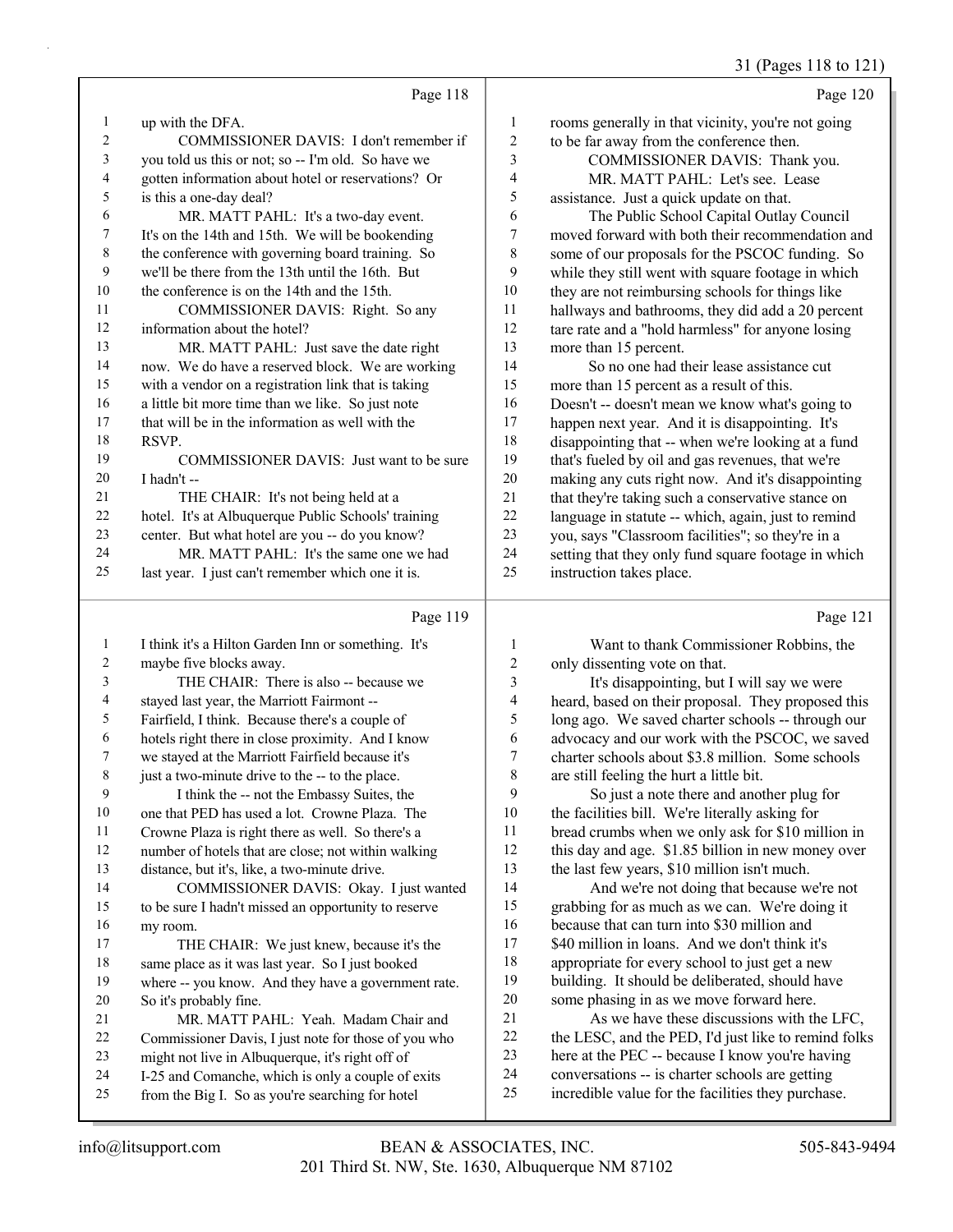Page 118

1 up with the DFA.
2 COMMISSIONER DAVIS: I don't remember if
3 you told us this or not; so -- I'm old. So have we
4 gotten information about hotel or reservations? Or
5 is this a one-day deal?
6 MR. MATT PAHL: It's a two-day event.
7 It's on the 14th and 15th. We will be bookending
8 the conference with governing board training. So
9 we'll be there from the 13th until the 16th. But
10 the conference is on the 14th and the 15th.
11 COMMISSIONER DAVIS: Right. So any
12 information about the hotel?
13 MR. MATT PAHL: Just save the date right
14 now. We do have a reserved block. We are working
15 with a vendor on a registration link that is taking
16 a little bit more time than we like. So just note
17 that will be in the information as well with the
18 RSVP.
19 COMMISSIONER DAVIS: Just want to be sure
20 I hadn't --
21 THE CHAIR: It's not being held at a
22 hotel. It's at Albuquerque Public Schools' training
23 center. But what hotel are you -- do you know?
24 MR. MATT PAHL: It's the same one we had
25 last year. I just can't remember which one it is.

Page 119

1 I think it's a Hilton Garden Inn or something. It's
2 maybe five blocks away.
3 THE CHAIR: There is also -- because we
4 stayed last year, the Marriott Fairmont --
5 Fairfield, I think. Because there's a couple of
6 hotels right there in close proximity. And I know
7 we stayed at the Marriott Fairfield because it's
8 just a two-minute drive to the -- to the place.
9 I think the -- not the Embassy Suites, the
10 one that PED has used a lot. Crowne Plaza. The
11 Crowne Plaza is right there as well. So there's a
12 number of hotels that are close; not within walking
13 distance, but it's, like, a two-minute drive.
14 COMMISSIONER DAVIS: Okay. I just wanted
15 to be sure I hadn't missed an opportunity to reserve
16 my room.
17 THE CHAIR: We just knew, because it's the
18 same place as it was last year. So I just booked
19 where -- you know. And they have a government rate.
20 So it's probably fine.
21 MR. MATT PAHL: Yeah. Madam Chair and
22 Commissioner Davis, I just note for those of you who
23 might not live in Albuquerque, it's right off of
24 I-25 and Comanche, which is only a couple of exits
25 from the Big I. So as you're searching for hotel

Page 120

1 rooms generally in that vicinity, you're not going
2 to be far away from the conference then.
3 COMMISSIONER DAVIS: Thank you.
4 MR. MATT PAHL: Let's see. Lease
5 assistance. Just a quick update on that.
6 The Public School Capital Outlay Council
7 moved forward with both their recommendation and
8 some of our proposals for the PSCOC funding. So
9 while they still went with square footage in which
10 they are not reimbursing schools for things like
11 hallways and bathrooms, they did add a 20 percent
12 tare rate and a "hold harmless" for anyone losing
13 more than 15 percent.
14 So no one had their lease assistance cut
15 more than 15 percent as a result of this.
16 Doesn't -- doesn't mean we know what's going to
17 happen next year. And it is disappointing. It's
18 disappointing that -- when we're looking at a fund
19 that's fueled by oil and gas revenues, that we're
20 making any cuts right now. And it's disappointing
21 that they're taking such a conservative stance on
22 language in statute -- which, again, just to remind
23 you, says "Classroom facilities"; so they're in a
24 setting that they only fund square footage in which
25 instruction takes place.

Page 121

1 Want to thank Commissioner Robbins, the
2 only dissenting vote on that.
3 It's disappointing, but I will say we were
4 heard, based on their proposal. They proposed this
5 long ago. We saved charter schools -- through our
6 advocacy and our work with the PSCOC, we saved
7 charter schools about $3.8 million. Some schools
8 are still feeling the hurt a little bit.
9 So just a note there and another plug for
10 the facilities bill. We're literally asking for
11 bread crumbs when we only ask for $10 million in
12 this day and age. $1.85 billion in new money over
13 the last few years, $10 million isn't much.
14 And we're not doing that because we're not
15 grabbing for as much as we can. We're doing it
16 because that can turn into $30 million and
17 $40 million in loans. And we don't think it's
18 appropriate for every school to just get a new
19 building. It should be deliberated, should have
20 some phasing in as we move forward here.
21 As we have these discussions with the LFC,
22 the LESC, and the PED, I'd just like to remind folks
23 here at the PEC -- because I know you're having
24 conversations -- is charter schools are getting
25 incredible value for the facilities they purchase.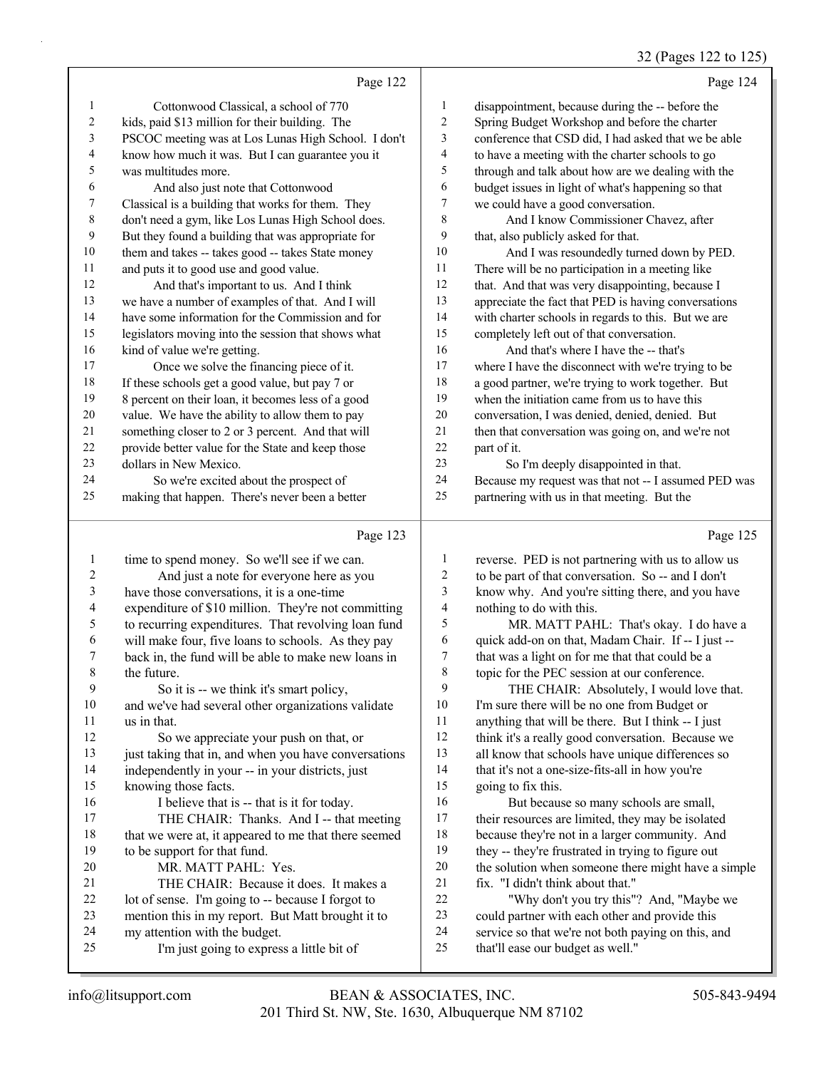Page 122

1 Cottonwood Classical, a school of 770
2 kids, paid $13 million for their building. The
3 PSCOC meeting was at Los Lunas High School. I don't
4 know how much it was. But I can guarantee you it
5 was multitudes more.
6 And also just note that Cottonwood
7 Classical is a building that works for them. They
8 don't need a gym, like Los Lunas High School does.
9 But they found a building that was appropriate for
10 them and takes -- takes good -- takes State money
11 and puts it to good use and good value.
12 And that's important to us. And I think
13 we have a number of examples of that. And I will
14 have some information for the Commission and for
15 legislators moving into the session that shows what
16 kind of value we're getting.
17 Once we solve the financing piece of it.
18 If these schools get a good value, but pay 7 or
19 8 percent on their loan, it becomes less of a good
20 value. We have the ability to allow them to pay
21 something closer to 2 or 3 percent. And that will
22 provide better value for the State and keep those
23 dollars in New Mexico.
24 So we're excited about the prospect of
25 making that happen. There's never been a better

Page 123

1 time to spend money. So we'll see if we can.
2 And just a note for everyone here as you
3 have those conversations, it is a one-time
4 expenditure of $10 million. They're not committing
5 to recurring expenditures. That revolving loan fund
6 will make four, five loans to schools. As they pay
7 back in, the fund will be able to make new loans in
8 the future.
9 So it is -- we think it's smart policy,
10 and we've had several other organizations validate
11 us in that.
12 So we appreciate your push on that, or
13 just taking that in, and when you have conversations
14 independently in your -- in your districts, just
15 knowing those facts.
16 I believe that is -- that is it for today.
17 THE CHAIR: Thanks. And I -- that meeting
18 that we were at, it appeared to me that there seemed
19 to be support for that fund.
20 MR. MATT PAHL: Yes.
21 THE CHAIR: Because it does. It makes a
22 lot of sense. I'm going to -- because I forgot to
23 mention this in my report. But Matt brought it to
24 my attention with the budget.
25 I'm just going to express a little bit of

Page 124

1 disappointment, because during the -- before the
2 Spring Budget Workshop and before the charter
3 conference that CSD did, I had asked that we be able
4 to have a meeting with the charter schools to go
5 through and talk about how are we dealing with the
6 budget issues in light of what's happening so that
7 we could have a good conversation.
8 And I know Commissioner Chavez, after
9 that, also publicly asked for that.
10 And I was resoundedly turned down by PED.
11 There will be no participation in a meeting like
12 that. And that was very disappointing, because I
13 appreciate the fact that PED is having conversations
14 with charter schools in regards to this. But we are
15 completely left out of that conversation.
16 And that's where I have the -- that's
17 where I have the disconnect with we're trying to be
18 a good partner, we're trying to work together. But
19 when the initiation came from us to have this
20 conversation, I was denied, denied, denied. But
21 then that conversation was going on, and we're not
22 part of it.
23 So I'm deeply disappointed in that.
24 Because my request was that not -- I assumed PED was
25 partnering with us in that meeting. But the

Page 125

1 reverse. PED is not partnering with us to allow us
2 to be part of that conversation. So -- and I don't
3 know why. And you're sitting there, and you have
4 nothing to do with this.
5 MR. MATT PAHL: That's okay. I do have a
6 quick add-on on that, Madam Chair. If -- I just --
7 that was a light on for me that that could be a
8 topic for the PEC session at our conference.
9 THE CHAIR: Absolutely, I would love that.
10 I'm sure there will be no one from Budget or
11 anything that will be there. But I think -- I just
12 think it's a really good conversation. Because we
13 all know that schools have unique differences so
14 that it's not a one-size-fits-all in how you're
15 going to fix this.
16 But because so many schools are small,
17 their resources are limited, they may be isolated
18 because they're not in a larger community. And
19 they -- they're frustrated in trying to figure out
20 the solution when someone there might have a simple
21 fix. "I didn't think about that."
22 "Why don't you try this"? And, "Maybe we
23 could partner with each other and provide this
24 service so that we're not both paying on this, and
25 that'll ease our budget as well."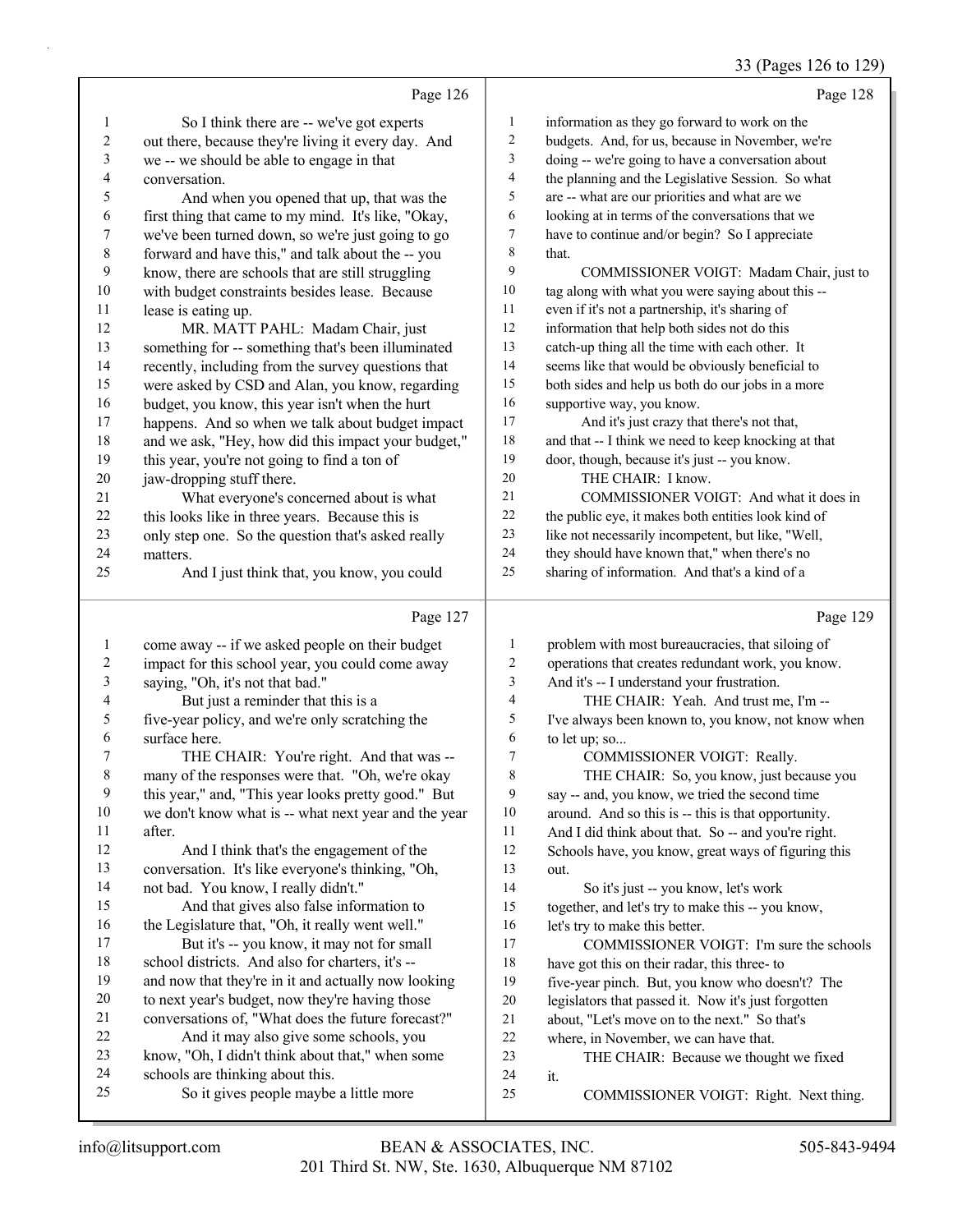Page 126

1 So I think there are -- we've got experts
2 out there, because they're living it every day. And
3 we -- we should be able to engage in that
4 conversation.
5 And when you opened that up, that was the
6 first thing that came to my mind. It's like, "Okay,
7 we've been turned down, so we're just going to go
8 forward and have this," and talk about the -- you
9 know, there are schools that are still struggling
10 with budget constraints besides lease. Because
11 lease is eating up.
12 MR. MATT PAHL: Madam Chair, just
13 something for -- something that's been illuminated
14 recently, including from the survey questions that
15 were asked by CSD and Alan, you know, regarding
16 budget, you know, this year isn't when the hurt
17 happens. And so when we talk about budget impact
18 and we ask, "Hey, how did this impact your budget,"
19 this year, you're not going to find a ton of
20 jaw-dropping stuff there.
21 What everyone's concerned about is what
22 this looks like in three years. Because this is
23 only step one. So the question that's asked really
24 matters.
25 And I just think that, you know, you could

Page 127

1 come away -- if we asked people on their budget
2 impact for this school year, you could come away
3 saying, "Oh, it's not that bad."
4 But just a reminder that this is a
5 five-year policy, and we're only scratching the
6 surface here.
7 THE CHAIR: You're right. And that was --
8 many of the responses were that. "Oh, we're okay
9 this year," and, "This year looks pretty good." But
10 we don't know what is -- what next year and the year
11 after.
12 And I think that's the engagement of the
13 conversation. It's like everyone's thinking, "Oh,
14 not bad. You know, I really didn't."
15 And that gives also false information to
16 the Legislature that, "Oh, it really went well."
17 But it's -- you know, it may not for small
18 school districts. And also for charters, it's --
19 and now that they're in it and actually now looking
20 to next year's budget, now they're having those
21 conversations of, "What does the future forecast?"
22 And it may also give some schools, you
23 know, "Oh, I didn't think about that," when some
24 schools are thinking about this.
25 So it gives people maybe a little more

Page 128

1 information as they go forward to work on the
2 budgets. And, for us, because in November, we're
3 doing -- we're going to have a conversation about
4 the planning and the Legislative Session. So what
5 are -- what are our priorities and what are we
6 looking at in terms of the conversations that we
7 have to continue and/or begin? So I appreciate
8 that.
9 COMMISSIONER VOIGT: Madam Chair, just to
10 tag along with what you were saying about this --
11 even if it's not a partnership, it's sharing of
12 information that help both sides not do this
13 catch-up thing all the time with each other. It
14 seems like that would be obviously beneficial to
15 both sides and help us both do our jobs in a more
16 supportive way, you know.
17 And it's just crazy that there's not that,
18 and that -- I think we need to keep knocking at that
19 door, though, because it's just -- you know.
20 THE CHAIR: I know.
21 COMMISSIONER VOIGT: And what it does in
22 the public eye, it makes both entities look kind of
23 like not necessarily incompetent, but like, "Well,
24 they should have known that," when there's no
25 sharing of information. And that's a kind of a

Page 129

1 problem with most bureaucracies, that siloing of
2 operations that creates redundant work, you know.
3 And it's -- I understand your frustration.
4 THE CHAIR: Yeah. And trust me, I'm --
5 I've always been known to, you know, not know when
6 to let up; so...
7 COMMISSIONER VOIGT: Really.
8 THE CHAIR: So, you know, just because you
9 say -- and, you know, we tried the second time
10 around. And so this is -- this is that opportunity.
11 And I did think about that. So -- and you're right.
12 Schools have, you know, great ways of figuring this
13 out.
14 So it's just -- you know, let's work
15 together, and let's try to make this -- you know,
16 let's try to make this better.
17 COMMISSIONER VOIGT: I'm sure the schools
18 have got this on their radar, this three- to
19 five-year pinch. But, you know who doesn't? The
20 legislators that passed it. Now it's just forgotten
21 about, "Let's move on to the next." So that's
22 where, in November, we can have that.
23 THE CHAIR: Because we thought we fixed
24 it.
25 COMMISSIONER VOIGT: Right. Next thing.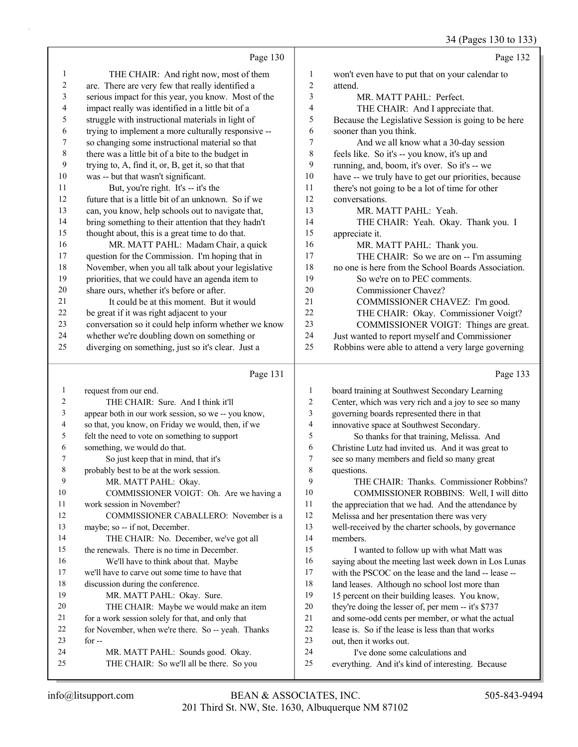Page 130

1 THE CHAIR: And right now, most of them
2 are. There are very few that really identified a
3 serious impact for this year, you know. Most of the
4 impact really was identified in a little bit of a
5 struggle with instructional materials in light of
6 trying to implement a more culturally responsive --
7 so changing some instructional material so that
8 there was a little bit of a bite to the budget in
9 trying to, A, find it, or, B, get it, so that that
10 was -- but that wasn't significant.
11 But, you're right. It's -- it's the
12 future that is a little bit of an unknown. So if we
13 can, you know, help schools out to navigate that,
14 bring something to their attention that they hadn't
15 thought about, this is a great time to do that.
16 MR. MATT PAHL: Madam Chair, a quick
17 question for the Commission. I'm hoping that in
18 November, when you all talk about your legislative
19 priorities, that we could have an agenda item to
20 share ours, whether it's before or after.
21 It could be at this moment. But it would
22 be great if it was right adjacent to your
23 conversation so it could help inform whether we know
24 whether we're doubling down on something or
25 diverging on something, just so it's clear. Just a

Page 131

1 request from our end.
2 THE CHAIR: Sure. And I think it'll
3 appear both in our work session, so we -- you know,
4 so that, you know, on Friday we would, then, if we
5 felt the need to vote on something to support
6 something, we would do that.
7 So just keep that in mind, that it's
8 probably best to be at the work session.
9 MR. MATT PAHL: Okay.
10 COMMISSIONER VOIGT: Oh. Are we having a
11 work session in November?
12 COMMISSIONER CABALLERO: November is a
13 maybe; so -- if not, December.
14 THE CHAIR: No. December, we've got all
15 the renewals. There is no time in December.
16 We'll have to think about that. Maybe
17 we'll have to carve out some time to have that
18 discussion during the conference.
19 MR. MATT PAHL: Okay. Sure.
20 THE CHAIR: Maybe we would make an item
21 for a work session solely for that, and only that
22 for November, when we're there. So -- yeah. Thanks
23 for --
24 MR. MATT PAHL: Sounds good. Okay.
25 THE CHAIR: So we'll all be there. So you

Page 132

1 won't even have to put that on your calendar to
2 attend.
3 MR. MATT PAHL: Perfect.
4 THE CHAIR: And I appreciate that.
5 Because the Legislative Session is going to be here
6 sooner than you think.
7 And we all know what a 30-day session
8 feels like. So it's -- you know, it's up and
9 running, and, boom, it's over. So it's -- we
10 have -- we truly have to get our priorities, because
11 there's not going to be a lot of time for other
12 conversations.
13 MR. MATT PAHL: Yeah.
14 THE CHAIR: Yeah. Okay. Thank you. I
15 appreciate it.
16 MR. MATT PAHL: Thank you.
17 THE CHAIR: So we are on -- I'm assuming
18 no one is here from the School Boards Association.
19 So we're on to PEC comments.
20 Commissioner Chavez?
21 COMMISSIONER CHAVEZ: I'm good.
22 THE CHAIR: Okay. Commissioner Voigt?
23 COMMISSIONER VOIGT: Things are great.
24 Just wanted to report myself and Commissioner
25 Robbins were able to attend a very large governing

Page 133

1 board training at Southwest Secondary Learning
2 Center, which was very rich and a joy to see so many
3 governing boards represented there in that
4 innovative space at Southwest Secondary.
5 So thanks for that training, Melissa. And
6 Christine Lutz had invited us. And it was great to
7 see so many members and field so many great
8 questions.
9 THE CHAIR: Thanks. Commissioner Robbins?
10 COMMISSIONER ROBBINS: Well, I will ditto
11 the appreciation that we had. And the attendance by
12 Melissa and her presentation there was very
13 well-received by the charter schools, by governance
14 members.
15 I wanted to follow up with what Matt was
16 saying about the meeting last week down in Los Lunas
17 with the PSCOC on the lease and the land -- lease --
18 land leases. Although no school lost more than
19 15 percent on their building leases. You know,
20 they're doing the lesser of, per mem -- it's $737
21 and some-odd cents per member, or what the actual
22 lease is. So if the lease is less than that works
23 out, then it works out.
24 I've done some calculations and
25 everything. And it's kind of interesting. Because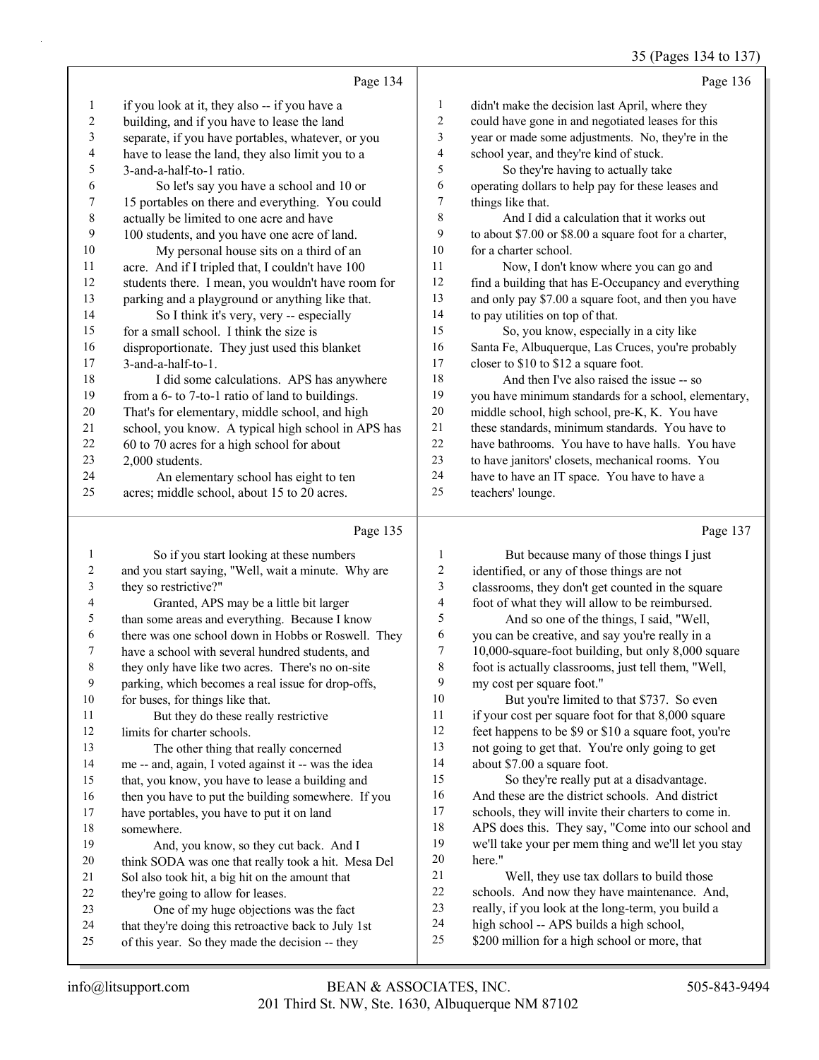Page 134

1 if you look at it, they also -- if you have a
2 building, and if you have to lease the land
3 separate, if you have portables, whatever, or you
4 have to lease the land, they also limit you to a
5 3-and-a-half-to-1 ratio.
6 So let's say you have a school and 10 or
7 15 portables on there and everything. You could
8 actually be limited to one acre and have
9 100 students, and you have one acre of land.
10 My personal house sits on a third of an
11 acre. And if I tripled that, I couldn't have 100
12 students there. I mean, you wouldn't have room for
13 parking and a playground or anything like that.
14 So I think it's very, very -- especially
15 for a small school. I think the size is
16 disproportionate. They just used this blanket
17 3-and-a-half-to-1.
18 I did some calculations. APS has anywhere
19 from a 6- to 7-to-1 ratio of land to buildings.
20 That's for elementary, middle school, and high
21 school, you know. A typical high school in APS has
22 60 to 70 acres for a high school for about
23 2,000 students.
24 An elementary school has eight to ten
25 acres; middle school, about 15 to 20 acres.

Page 135

1 So if you start looking at these numbers
2 and you start saying, "Well, wait a minute. Why are
3 they so restrictive?"
4 Granted, APS may be a little bit larger
5 than some areas and everything. Because I know
6 there was one school down in Hobbs or Roswell. They
7 have a school with several hundred students, and
8 they only have like two acres. There's no on-site
9 parking, which becomes a real issue for drop-offs,
10 for buses, for things like that.
11 But they do these really restrictive
12 limits for charter schools.
13 The other thing that really concerned
14 me -- and, again, I voted against it -- was the idea
15 that, you know, you have to lease a building and
16 then you have to put the building somewhere. If you
17 have portables, you have to put it on land
18 somewhere.
19 And, you know, so they cut back. And I
20 think SODA was one that really took a hit. Mesa Del
21 Sol also took hit, a big hit on the amount that
22 they're going to allow for leases.
23 One of my huge objections was the fact
24 that they're doing this retroactive back to July 1st
25 of this year. So they made the decision -- they

Page 136

1 didn't make the decision last April, where they
2 could have gone in and negotiated leases for this
3 year or made some adjustments. No, they're in the
4 school year, and they're kind of stuck.
5 So they're having to actually take
6 operating dollars to help pay for these leases and
7 things like that.
8 And I did a calculation that it works out
9 to about $7.00 or $8.00 a square foot for a charter,
10 for a charter school.
11 Now, I don't know where you can go and
12 find a building that has E-Occupancy and everything
13 and only pay $7.00 a square foot, and then you have
14 to pay utilities on top of that.
15 So, you know, especially in a city like
16 Santa Fe, Albuquerque, Las Cruces, you're probably
17 closer to $10 to $12 a square foot.
18 And then I've also raised the issue -- so
19 you have minimum standards for a school, elementary,
20 middle school, high school, pre-K, K. You have
21 these standards, minimum standards. You have to
22 have bathrooms. You have to have halls. You have
23 to have janitors' closets, mechanical rooms. You
24 have to have an IT space. You have to have a
25 teachers' lounge.

Page 137

1 But because many of those things I just
2 identified, or any of those things are not
3 classrooms, they don't get counted in the square
4 foot of what they will allow to be reimbursed.
5 And so one of the things, I said, "Well,
6 you can be creative, and say you're really in a
7 10,000-square-foot building, but only 8,000 square
8 foot is actually classrooms, just tell them, "Well,
9 my cost per square foot."
10 But you're limited to that $737. So even
11 if your cost per square foot for that 8,000 square
12 feet happens to be $9 or $10 a square foot, you're
13 not going to get that. You're only going to get
14 about $7.00 a square foot.
15 So they're really put at a disadvantage.
16 And these are the district schools. And district
17 schools, they will invite their charters to come in.
18 APS does this. They say, "Come into our school and
19 we'll take your per mem thing and we'll let you stay
20 here."
21 Well, they use tax dollars to build those
22 schools. And now they have maintenance. And,
23 really, if you look at the long-term, you build a
24 high school -- APS builds a high school,
25 $200 million for a high school or more, that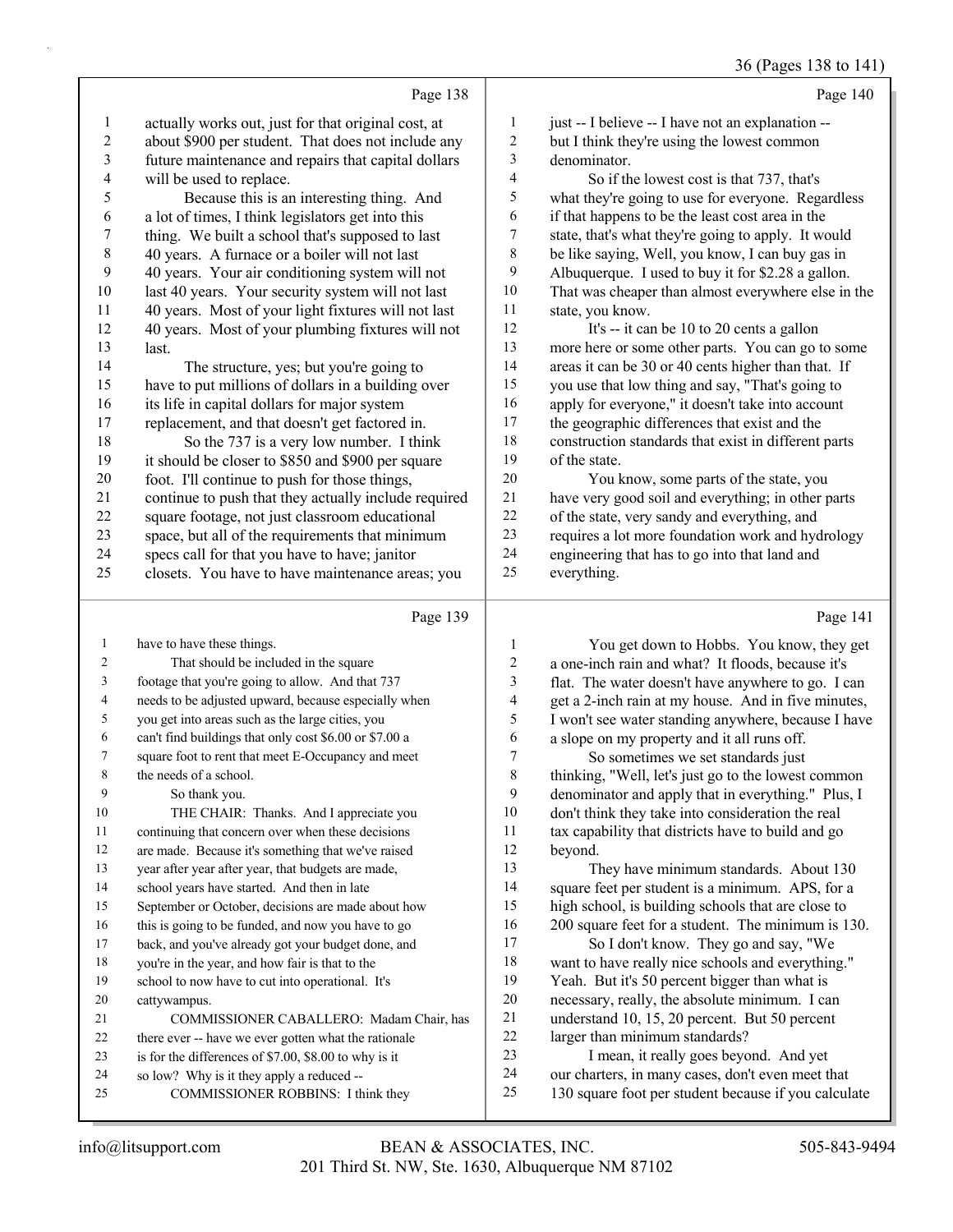Page 138

1 actually works out, just for that original cost, at
2 about $900 per student. That does not include any
3 future maintenance and repairs that capital dollars
4 will be used to replace.
5 Because this is an interesting thing. And
6 a lot of times, I think legislators get into this
7 thing. We built a school that's supposed to last
8 40 years. A furnace or a boiler will not last
9 40 years. Your air conditioning system will not
10 last 40 years. Your security system will not last
11 40 years. Most of your light fixtures will not last
12 40 years. Most of your plumbing fixtures will not
13 last.
14 The structure, yes; but you're going to
15 have to put millions of dollars in a building over
16 its life in capital dollars for major system
17 replacement, and that doesn't get factored in.
18 So the 737 is a very low number. I think
19 it should be closer to $850 and $900 per square
20 foot. I'll continue to push for those things,
21 continue to push that they actually include required
22 square footage, not just classroom educational
23 space, but all of the requirements that minimum
24 specs call for that you have to have; janitor
25 closets. You have to have maintenance areas; you

Page 139

1 have to have these things.
2 That should be included in the square
3 footage that you're going to allow. And that 737
4 needs to be adjusted upward, because especially when
5 you get into areas such as the large cities, you
6 can't find buildings that only cost $6.00 or $7.00 a
7 square foot to rent that meet E-Occupancy and meet
8 the needs of a school.
9 So thank you.
10 THE CHAIR: Thanks. And I appreciate you
11 continuing that concern over when these decisions
12 are made. Because it's something that we've raised
13 year after year after year, that budgets are made,
14 school years have started. And then in late
15 September or October, decisions are made about how
16 this is going to be funded, and now you have to go
17 back, and you've already got your budget done, and
18 you're in the year, and how fair is that to the
19 school to now have to cut into operational. It's
20 cattywampus.
21 COMMISSIONER CABALLERO: Madam Chair, has
22 there ever -- have we ever gotten what the rationale
23 is for the differences of $7.00, $8.00 to why is it
24 so low? Why is it they apply a reduced --
25 COMMISSIONER ROBBINS: I think they

Page 140

1 just -- I believe -- I have not an explanation --
2 but I think they're using the lowest common
3 denominator.
4 So if the lowest cost is that 737, that's
5 what they're going to use for everyone. Regardless
6 if that happens to be the least cost area in the
7 state, that's what they're going to apply. It would
8 be like saying, Well, you know, I can buy gas in
9 Albuquerque. I used to buy it for $2.28 a gallon.
10 That was cheaper than almost everywhere else in the
11 state, you know.
12 It's -- it can be 10 to 20 cents a gallon
13 more here or some other parts. You can go to some
14 areas it can be 30 or 40 cents higher than that. If
15 you use that low thing and say, "That's going to
16 apply for everyone," it doesn't take into account
17 the geographic differences that exist and the
18 construction standards that exist in different parts
19 of the state.
20 You know, some parts of the state, you
21 have very good soil and everything; in other parts
22 of the state, very sandy and everything, and
23 requires a lot more foundation work and hydrology
24 engineering that has to go into that land and
25 everything.

Page 141

1 You get down to Hobbs. You know, they get
2 a one-inch rain and what? It floods, because it's
3 flat. The water doesn't have anywhere to go. I can
4 get a 2-inch rain at my house. And in five minutes,
5 I won't see water standing anywhere, because I have
6 a slope on my property and it all runs off.
7 So sometimes we set standards just
8 thinking, "Well, let's just go to the lowest common
9 denominator and apply that in everything." Plus, I
10 don't think they take into consideration the real
11 tax capability that districts have to build and go
12 beyond.
13 They have minimum standards. About 130
14 square feet per student is a minimum. APS, for a
15 high school, is building schools that are close to
16 200 square feet for a student. The minimum is 130.
17 So I don't know. They go and say, "We
18 want to have really nice schools and everything."
19 Yeah. But it's 50 percent bigger than what is
20 necessary, really, the absolute minimum. I can
21 understand 10, 15, 20 percent. But 50 percent
22 larger than minimum standards?
23 I mean, it really goes beyond. And yet
24 our charters, in many cases, don't even meet that
25 130 square foot per student because if you calculate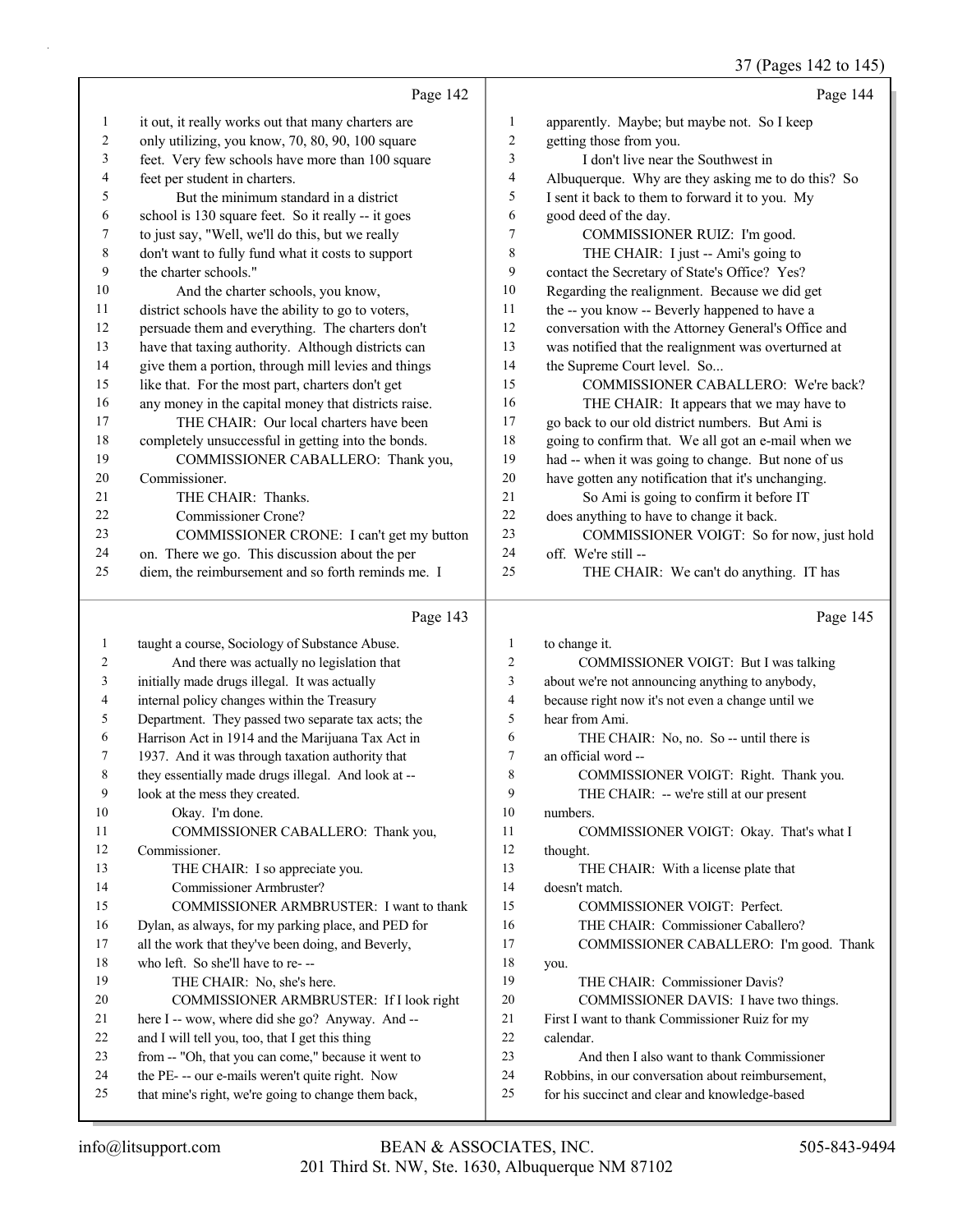Page 142

1 it out, it really works out that many charters are
2 only utilizing, you know, 70, 80, 90, 100 square
3 feet. Very few schools have more than 100 square
4 feet per student in charters.
5 But the minimum standard in a district
6 school is 130 square feet. So it really -- it goes
7 to just say, "Well, we'll do this, but we really
8 don't want to fully fund what it costs to support
9 the charter schools."
10 And the charter schools, you know,
11 district schools have the ability to go to voters,
12 persuade them and everything. The charters don't
13 have that taxing authority. Although districts can
14 give them a portion, through mill levies and things
15 like that. For the most part, charters don't get
16 any money in the capital money that districts raise.
17 THE CHAIR: Our local charters have been
18 completely unsuccessful in getting into the bonds.
19 COMMISSIONER CABALLERO: Thank you,
20 Commissioner.
21 THE CHAIR: Thanks.
22 Commissioner Crone?
23 COMMISSIONER CRONE: I can't get my button
24 on. There we go. This discussion about the per
25 diem, the reimbursement and so forth reminds me. I

Page 143

1 taught a course, Sociology of Substance Abuse.
2 And there was actually no legislation that
3 initially made drugs illegal. It was actually
4 internal policy changes within the Treasury
5 Department. They passed two separate tax acts; the
6 Harrison Act in 1914 and the Marijuana Tax Act in
7 1937. And it was through taxation authority that
8 they essentially made drugs illegal. And look at --
9 look at the mess they created.
10 Okay. I'm done.
11 COMMISSIONER CABALLERO: Thank you,
12 Commissioner.
13 THE CHAIR: I so appreciate you.
14 Commissioner Armbruster?
15 COMMISSIONER ARMBRUSTER: I want to thank
16 Dylan, as always, for my parking place, and PED for
17 all the work that they've been doing, and Beverly,
18 who left. So she'll have to re- --
19 THE CHAIR: No, she's here.
20 COMMISSIONER ARMBRUSTER: If I look right
21 here I -- wow, where did she go? Anyway. And --
22 and I will tell you, too, that I get this thing
23 from -- "Oh, that you can come," because it went to
24 the PE- -- our e-mails weren't quite right. Now
25 that mine's right, we're going to change them back,

Page 144

1 apparently. Maybe; but maybe not. So I keep
2 getting those from you.
3 I don't live near the Southwest in
4 Albuquerque. Why are they asking me to do this? So
5 I sent it back to them to forward it to you. My
6 good deed of the day.
7 COMMISSIONER RUIZ: I'm good.
8 THE CHAIR: I just -- Ami's going to
9 contact the Secretary of State's Office? Yes?
10 Regarding the realignment. Because we did get
11 the -- you know -- Beverly happened to have a
12 conversation with the Attorney General's Office and
13 was notified that the realignment was overturned at
14 the Supreme Court level. So...
15 COMMISSIONER CABALLERO: We're back?
16 THE CHAIR: It appears that we may have to
17 go back to our old district numbers. But Ami is
18 going to confirm that. We all got an e-mail when we
19 had -- when it was going to change. But none of us
20 have gotten any notification that it's unchanging.
21 So Ami is going to confirm it before IT
22 does anything to have to change it back.
23 COMMISSIONER VOIGT: So for now, just hold
24 off. We're still --
25 THE CHAIR: We can't do anything. IT has

Page 145

1 to change it.
2 COMMISSIONER VOIGT: But I was talking
3 about we're not announcing anything to anybody,
4 because right now it's not even a change until we
5 hear from Ami.
6 THE CHAIR: No, no. So -- until there is
7 an official word --
8 COMMISSIONER VOIGT: Right. Thank you.
9 THE CHAIR: -- we're still at our present
10 numbers.
11 COMMISSIONER VOIGT: Okay. That's what I
12 thought.
13 THE CHAIR: With a license plate that
14 doesn't match.
15 COMMISSIONER VOIGT: Perfect.
16 THE CHAIR: Commissioner Caballero?
17 COMMISSIONER CABALLERO: I'm good. Thank
18 you.
19 THE CHAIR: Commissioner Davis?
20 COMMISSIONER DAVIS: I have two things.
21 First I want to thank Commissioner Ruiz for my
22 calendar.
23 And then I also want to thank Commissioner
24 Robbins, in our conversation about reimbursement,
25 for his succinct and clear and knowledge-based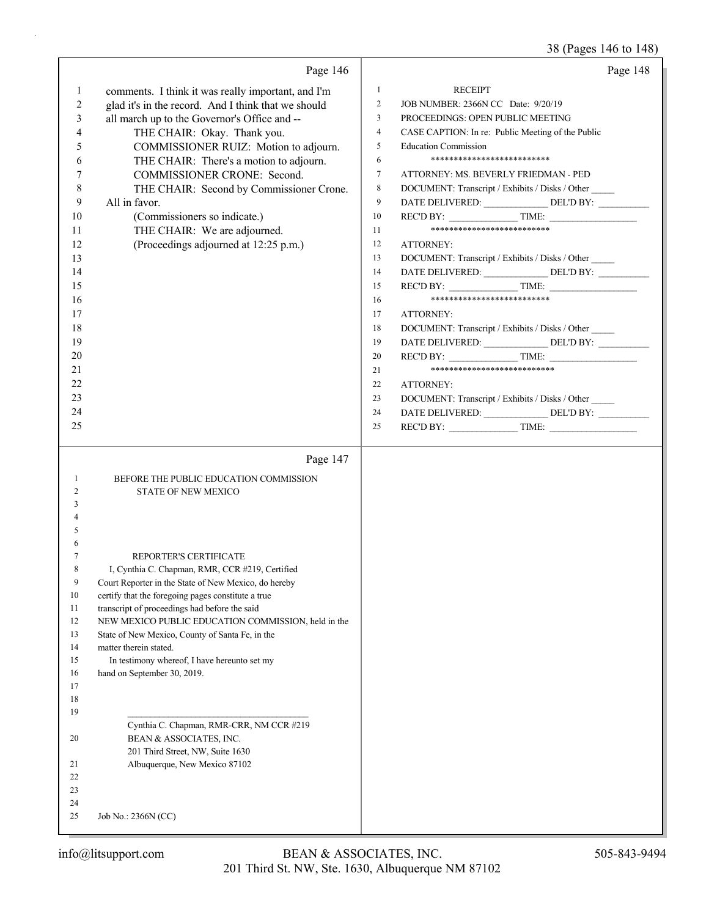Page 146

comments. I think it was really important, and I'm glad it's in the record. And I think that we should all march up to the Governor's Office and --

THE CHAIR: Okay. Thank you.

COMMISSIONER RUIZ: Motion to adjourn.

THE CHAIR: There's a motion to adjourn.

COMMISSIONER CRONE: Second.

THE CHAIR: Second by Commissioner Crone. All in favor.

(Commissioners so indicate.)

THE CHAIR: We are adjourned.

(Proceedings adjourned at 12:25 p.m.)

Page 147

BEFORE THE PUBLIC EDUCATION COMMISSION
STATE OF NEW MEXICO

REPORTER'S CERTIFICATE

I, Cynthia C. Chapman, RMR, CCR #219, Certified Court Reporter in the State of New Mexico, do hereby certify that the foregoing pages constitute a true transcript of proceedings had before the said NEW MEXICO PUBLIC EDUCATION COMMISSION, held in the State of New Mexico, County of Santa Fe, in the matter therein stated.

In testimony whereof, I have hereunto set my hand on September 30, 2019.

\_\_\_\_\_\_\_\_\_\_\_\_\_\_\_\_\_\_\_\_\_\_\_\_\_\_\_\_\_\_\_\_\_\_\_\_
Cynthia C. Chapman, RMR-CRR, NM CCR #219
BEAN & ASSOCIATES, INC.
201 Third Street, NW, Suite 1630
Albuquerque, New Mexico 87102

Job No.: 2366N (CC)

Page 148

RECEIPT

JOB NUMBER: 2366N CC Date: 9/20/19
PROCEEDINGS: OPEN PUBLIC MEETING
CASE CAPTION: In re: Public Meeting of the Public Education Commission

\*\*\*\*\*\*\*\*\*\*\*\*\*\*\*\*\*\*\*\*\*\*\*\*\*\*

ATTORNEY: MS. BEVERLY FRIEDMAN - PED
DOCUMENT: Transcript / Exhibits / Disks / Other \_\_\_\_\_
DATE DELIVERED: \_\_\_\_\_\_\_\_\_\_\_\_\_ DEL'D BY: \_\_\_\_\_\_\_\_\_\_
REC'D BY: \_\_\_\_\_\_\_\_\_\_\_\_\_\_ TIME: \_\_\_\_\_\_\_\_\_\_\_\_\_\_\_\_\_\_

\*\*\*\*\*\*\*\*\*\*\*\*\*\*\*\*\*\*\*\*\*\*\*\*\*\*

ATTORNEY:
DOCUMENT: Transcript / Exhibits / Disks / Other \_\_\_\_\_
DATE DELIVERED: \_\_\_\_\_\_\_\_\_\_\_\_\_ DEL'D BY: \_\_\_\_\_\_\_\_\_\_
REC'D BY: \_\_\_\_\_\_\_\_\_\_\_\_\_\_ TIME: \_\_\_\_\_\_\_\_\_\_\_\_\_\_\_\_\_\_

\*\*\*\*\*\*\*\*\*\*\*\*\*\*\*\*\*\*\*\*\*\*\*\*\*\*

ATTORNEY:
DOCUMENT: Transcript / Exhibits / Disks / Other \_\_\_\_\_
DATE DELIVERED: \_\_\_\_\_\_\_\_\_\_\_\_\_ DEL'D BY: \_\_\_\_\_\_\_\_\_\_
REC'D BY: \_\_\_\_\_\_\_\_\_\_\_\_\_\_ TIME: \_\_\_\_\_\_\_\_\_\_\_\_\_\_\_\_\_\_

\*\*\*\*\*\*\*\*\*\*\*\*\*\*\*\*\*\*\*\*\*\*\*\*\*\*\*

ATTORNEY:
DOCUMENT: Transcript / Exhibits / Disks / Other \_\_\_\_\_
DATE DELIVERED: \_\_\_\_\_\_\_\_\_\_\_\_\_ DEL'D BY: \_\_\_\_\_\_\_\_\_\_
REC'D BY: \_\_\_\_\_\_\_\_\_\_\_\_\_\_ TIME: \_\_\_\_\_\_\_\_\_\_\_\_\_\_\_\_\_\_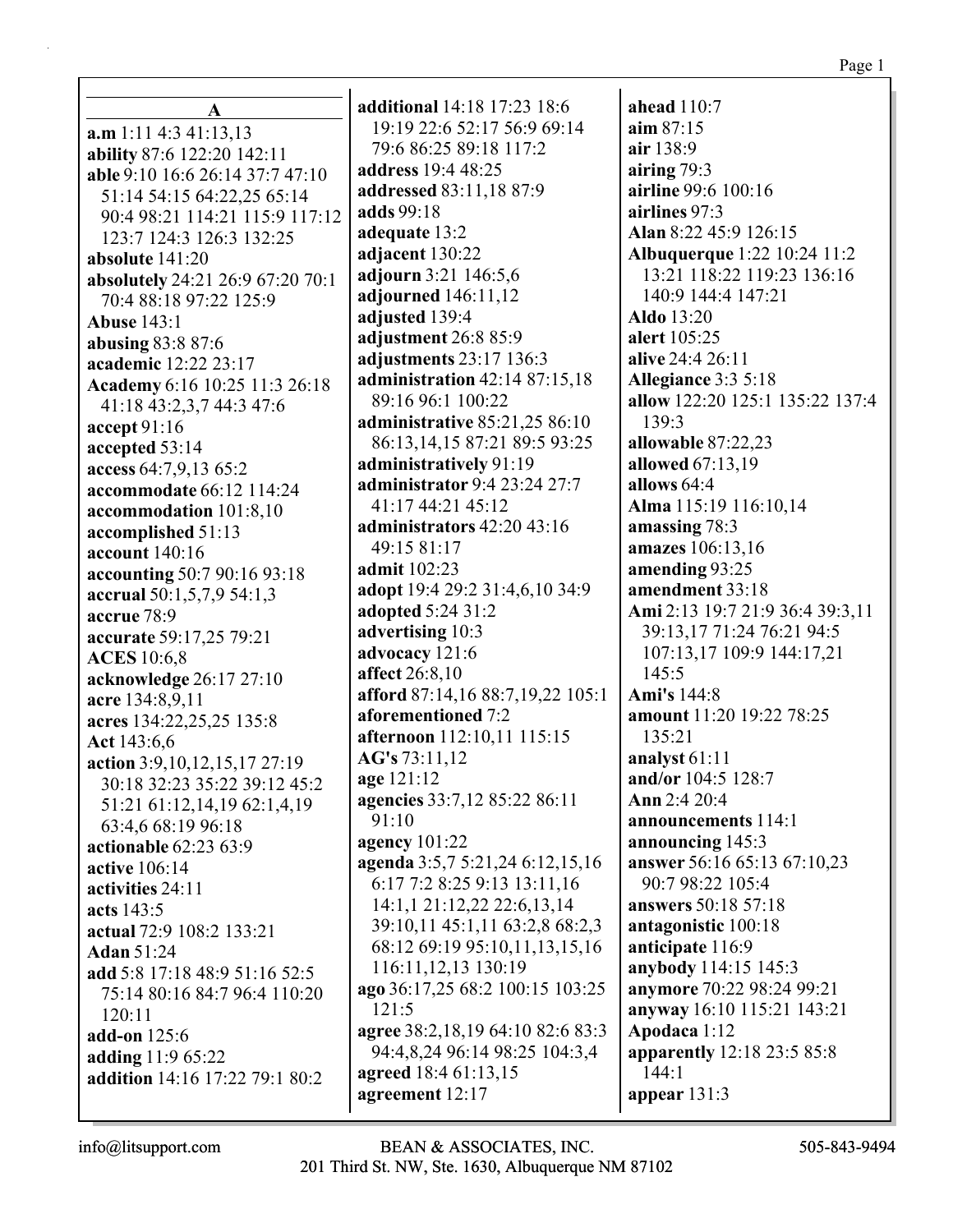## A

**a.m** 1:11 4:3 41:13,13
**ability** 87:6 122:20 142:11
**able** 9:10 16:6 26:14 37:7 47:10 51:14 54:15 64:22,25 65:14 90:4 98:21 114:21 115:9 117:12 123:7 124:3 126:3 132:25
**absolute** 141:20
**absolutely** 24:21 26:9 67:20 70:1 70:4 88:18 97:22 125:9
**Abuse** 143:1
**abusing** 83:8 87:6
**academic** 12:22 23:17
**Academy** 6:16 10:25 11:3 26:18 41:18 43:2,3,7 44:3 47:6
**accept** 91:16
**accepted** 53:14
**access** 64:7,9,13 65:2
**accommodate** 66:12 114:24
**accommodation** 101:8,10
**accomplished** 51:13
**account** 140:16
**accounting** 50:7 90:16 93:18
**accrual** 50:1,5,7,9 54:1,3
**accrue** 78:9
**accurate** 59:17,25 79:21
**ACES** 10:6,8
**acknowledge** 26:17 27:10
**acre** 134:8,9,11
**acres** 134:22,25,25 135:8
**Act** 143:6,6
**action** 3:9,10,12,15,17 27:19 30:18 32:23 35:22 39:12 45:2 51:21 61:12,14,19 62:1,4,19 63:4,6 68:19 96:18
**actionable** 62:23 63:9
**active** 106:14
**activities** 24:11
**acts** 143:5
**actual** 72:9 108:2 133:21
**Adan** 51:24
**add** 5:8 17:18 48:9 51:16 52:5 75:14 80:16 84:7 96:4 110:20 120:11
**add-on** 125:6
**adding** 11:9 65:22
**addition** 14:16 17:22 79:1 80:2
**additional** 14:18 17:23 18:6 19:19 22:6 52:17 56:9 69:14 79:6 86:25 89:18 117:2
**address** 19:4 48:25
**addressed** 83:11,18 87:9
**adds** 99:18
**adequate** 13:2
**adjacent** 130:22
**adjourn** 3:21 146:5,6
**adjourned** 146:11,12
**adjusted** 139:4
**adjustment** 26:8 85:9
**adjustments** 23:17 136:3
**administration** 42:14 87:15,18 89:16 96:1 100:22
**administrative** 85:21,25 86:10 86:13,14,15 87:21 89:5 93:25
**administratively** 91:19
**administrator** 9:4 23:24 27:7 41:17 44:21 45:12
**administrators** 42:20 43:16 49:15 81:17
**admit** 102:23
**adopt** 19:4 29:2 31:4,6,10 34:9
**adopted** 5:24 31:2
**advertising** 10:3
**advocacy** 121:6
**affect** 26:8,10
**afford** 87:14,16 88:7,19,22 105:1
**aforementioned** 7:2
**afternoon** 112:10,11 115:15
**AG's** 73:11,12
**age** 121:12
**agencies** 33:7,12 85:22 86:11 91:10
**agency** 101:22
**agenda** 3:5,7 5:21,24 6:12,15,16 6:17 7:2 8:25 9:13 13:11,16 14:1,1 21:12,22 22:6,13,14 39:10,11 45:1,11 63:2,8 68:2,3 68:12 69:19 95:10,11,13,15,16 116:11,12,13 130:19
**ago** 36:17,25 68:2 100:15 103:25 121:5
**agree** 38:2,18,19 64:10 82:6 83:3 94:4,8,24 96:14 98:25 104:3,4
**agreed** 18:4 61:13,15
**agreement** 12:17
**ahead** 110:7
**aim** 87:15
**air** 138:9
**airing** 79:3
**airline** 99:6 100:16
**airlines** 97:3
**Alan** 8:22 45:9 126:15
**Albuquerque** 1:22 10:24 11:2 13:21 118:22 119:23 136:16 140:9 144:4 147:21
**Aldo** 13:20
**alert** 105:25
**alive** 24:4 26:11
**Allegiance** 3:3 5:18
**allow** 122:20 125:1 135:22 137:4 139:3
**allowable** 87:22,23
**allowed** 67:13,19
**allows** 64:4
**Alma** 115:19 116:10,14
**amassing** 78:3
**amazes** 106:13,16
**amending** 93:25
**amendment** 33:18
**Ami** 2:13 19:7 21:9 36:4 39:3,11 39:13,17 71:24 76:21 94:5 107:13,17 109:9 144:17,21 145:5
**Ami's** 144:8
**amount** 11:20 19:22 78:25 135:21
**analyst** 61:11
**and/or** 104:5 128:7
**Ann** 2:4 20:4
**announcements** 114:1
**announcing** 145:3
**answer** 56:16 65:13 67:10,23 90:7 98:22 105:4
**answers** 50:18 57:18
**antagonistic** 100:18
**anticipate** 116:9
**anybody** 114:15 145:3
**anymore** 70:22 98:24 99:21
**anyway** 16:10 115:21 143:21
**Apodaca** 1:12
**apparently** 12:18 23:5 85:8 144:1
**appear** 131:3

info@litsupport.com BEAN & ASSOCIATES, INC. 505-843-9494
201 Third St. NW, Ste. 1630, Albuquerque NM 87102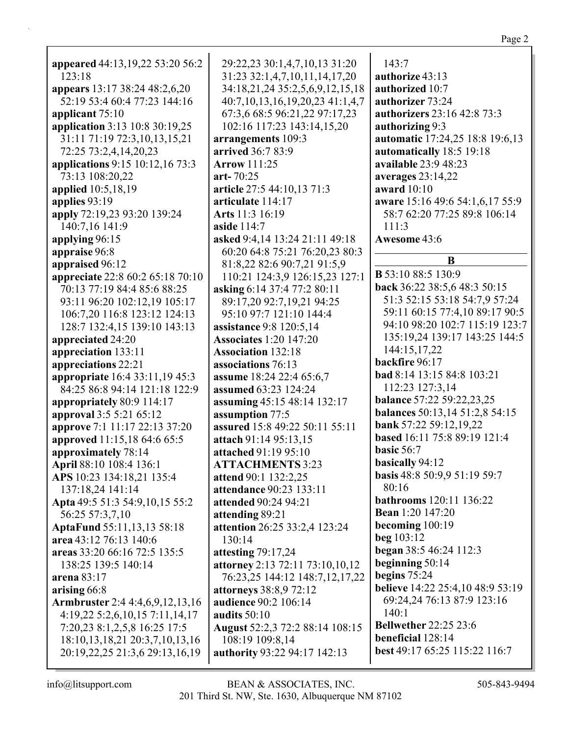**appeared** 44:13,19,22 53:20 56:2 123:18
**appears** 13:17 38:24 48:2,6,20 52:19 53:4 60:4 77:23 144:16
**applicant** 75:10
**application** 3:13 10:8 30:19,25 31:11 71:19 72:3,10,13,15,21 72:25 73:2,4,14,20,23
**applications** 9:15 10:12,16 73:3 73:13 108:20,22
**applied** 10:5,18,19
**applies** 93:19
**apply** 72:19,23 93:20 139:24 140:7,16 141:9
**applying** 96:15
**appraise** 96:8
**appraised** 96:12
**appreciate** 22:8 60:2 65:18 70:10 70:13 77:19 84:4 85:6 88:25 93:11 96:20 102:12,19 105:17 106:7,20 116:8 123:12 124:13 128:7 132:4,15 139:10 143:13
**appreciated** 24:20
**appreciation** 133:11
**appreciations** 22:21
**appropriate** 16:4 33:11,19 45:3 84:25 86:8 94:14 121:18 122:9
**appropriately** 80:9 114:17
**approval** 3:5 5:21 65:12
**approve** 7:1 11:17 22:13 37:20
**approved** 11:15,18 64:6 65:5
**approximately** 78:14
**April** 88:10 108:4 136:1
**APS** 10:23 134:18,21 135:4 137:18,24 141:14
**Apta** 49:5 51:3 54:9,10,15 55:2 56:25 57:3,7,10
**AptaFund** 55:11,13,13 58:18
**area** 43:12 76:13 140:6
**areas** 33:20 66:16 72:5 135:5 138:25 139:5 140:14
**arena** 83:17
**arising** 66:8
**Armbruster** 2:4 4:4,6,9,12,13,16 4:19,22 5:2,6,10,15 7:11,14,17 7:20,23 8:1,2,5,8 16:25 17:5 18:10,13,18,21 20:3,7,10,13,16 20:19,22,25 21:3,6 29:13,16,19 29:22,23 30:1,4,7,10,13 31:20 31:23 32:1,4,7,10,11,14,17,20 34:18,21,24 35:2,5,6,9,12,15,18 40:7,10,13,16,19,20,23 41:1,4,7 67:3,6 68:5 96:21,22 97:17,23 102:16 117:23 143:14,15,20
**arrangements** 109:3
**arrived** 36:7 83:9
**Arrow** 111:25
**art-** 70:25
**article** 27:5 44:10,13 71:3
**articulate** 114:17
**Arts** 11:3 16:19
**aside** 114:7
**asked** 9:4,14 13:24 21:11 49:18 60:20 64:8 75:21 76:20,23 80:3 81:8,22 82:6 90:7,21 91:5,9 110:21 124:3,9 126:15,23 127:1
**asking** 6:14 37:4 77:2 80:11 89:17,20 92:7,19,21 94:25 95:10 97:7 121:10 144:4
**assistance** 9:8 120:5,14
**Associates** 1:20 147:20
**Association** 132:18
**associations** 76:13
**assume** 18:24 22:4 65:6,7
**assumed** 63:23 124:24
**assuming** 45:15 48:14 132:17
**assumption** 77:5
**assured** 15:8 49:22 50:11 55:11
**attach** 91:14 95:13,15
**attached** 91:19 95:10
**ATTACHMENTS** 3:23
**attend** 90:1 132:2,25
**attendance** 90:23 133:11
**attended** 90:24 94:21
**attending** 89:21
**attention** 26:25 33:2,4 123:24 130:14
**attesting** 79:17,24
**attorney** 2:13 72:11 73:10,10,12 76:23,25 144:12 148:7,12,17,22
**attorneys** 38:8,9 72:12
**audience** 90:2 106:14
**audits** 50:10
**August** 52:2,3 72:2 88:14 108:15 108:19 109:8,14
**authority** 93:22 94:17 142:13 143:7
**authorize** 43:13
**authorized** 10:7
**authorizer** 73:24
**authorizers** 23:16 42:8 73:3
**authorizing** 9:3
**automatic** 17:24,25 18:8 19:6,13
**automatically** 18:5 19:18
**available** 23:9 48:23
**averages** 23:14,22
**award** 10:10
**aware** 15:16 49:6 54:1,6,17 55:9 58:7 62:20 77:25 89:8 106:14 111:3
**Awesome** 43:6

## B

**B** 53:10 88:5 130:9
**back** 36:22 38:5,6 48:3 50:15 51:3 52:15 53:18 54:7,9 57:24 59:11 60:15 77:4,10 89:17 90:5 94:10 98:20 102:7 115:19 123:7 135:19,24 139:17 143:25 144:5 144:15,17,22
**backfire** 96:17
**bad** 8:14 13:15 84:8 103:21 112:23 127:3,14
**balance** 57:22 59:22,23,25
**balances** 50:13,14 51:2,8 54:15
**bank** 57:22 59:12,19,22
**based** 16:11 75:8 89:19 121:4
**basic** 56:7
**basically** 94:12
**basis** 48:8 50:9,9 51:19 59:7 80:16
**bathrooms** 120:11 136:22
**Bean** 1:20 147:20
**becoming** 100:19
**beg** 103:12
**began** 38:5 46:24 112:3
**beginning** 50:14
**begins** 75:24
**believe** 14:22 25:4,10 48:9 53:19 69:24,24 76:13 87:9 123:16 140:1
**Bellwether** 22:25 23:6
**beneficial** 128:14
**best** 49:17 65:25 115:22 116:7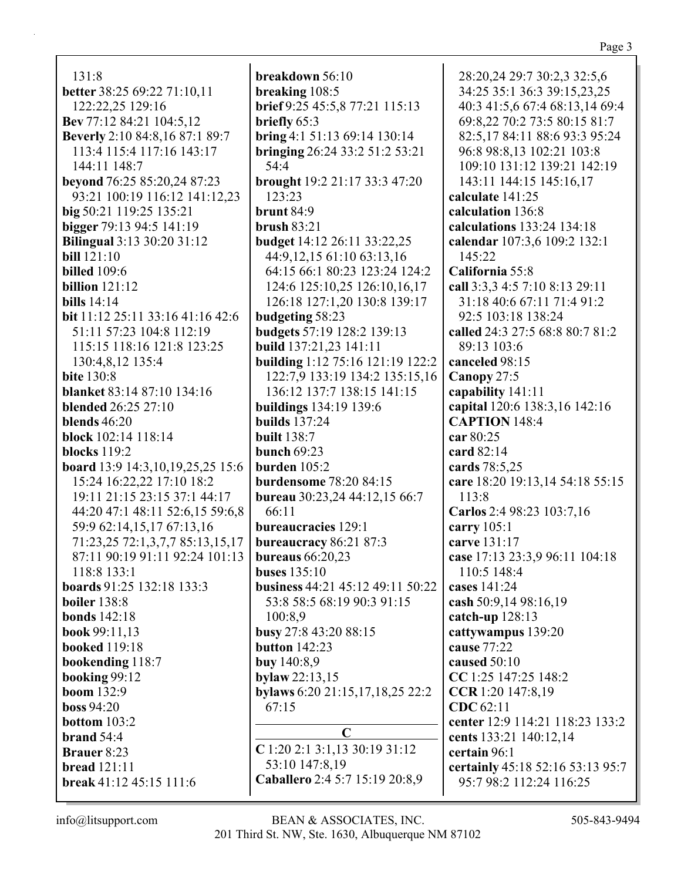131:8
**better** 38:25 69:22 71:10,11 122:22,25 129:16
**Bev** 77:12 84:21 104:5,12
**Beverly** 2:10 84:8,16 87:1 89:7 113:4 115:4 117:16 143:17 144:11 148:7
**beyond** 76:25 85:20,24 87:23 93:21 100:19 116:12 141:12,23
**big** 50:21 119:25 135:21
**bigger** 79:13 94:5 141:19
**Bilingual** 3:13 30:20 31:12
**bill** 121:10
**billed** 109:6
**billion** 121:12
**bills** 14:14
**bit** 11:12 25:11 33:16 41:16 42:6 51:11 57:23 104:8 112:19 115:15 118:16 121:8 123:25 130:4,8,12 135:4
**bite** 130:8
**blanket** 83:14 87:10 134:16
**blended** 26:25 27:10
**blends** 46:20
**block** 102:14 118:14
**blocks** 119:2
**board** 13:9 14:3,10,19,25,25 15:6 15:24 16:22,22 17:10 18:2 19:11 21:15 23:15 37:1 44:17 44:20 47:1 48:11 52:6,15 59:6,8 59:9 62:14,15,17 67:13,16 71:23,25 72:1,3,7,7 85:13,15,17 87:11 90:19 91:11 92:24 101:13 118:8 133:1
**boards** 91:25 132:18 133:3
**boiler** 138:8
**bonds** 142:18
**book** 99:11,13
**booked** 119:18
**bookending** 118:7
**booking** 99:12
**boom** 132:9
**boss** 94:20
**bottom** 103:2
**brand** 54:4
**Brauer** 8:23
**bread** 121:11
**break** 41:12 45:15 111:6
**breakdown** 56:10
**breaking** 108:5
**brief** 9:25 45:5,8 77:21 115:13
**briefly** 65:3
**bring** 4:1 51:13 69:14 130:14
**bringing** 26:24 33:2 51:2 53:21 54:4
**brought** 19:2 21:17 33:3 47:20 123:23
**brunt** 84:9
**brush** 83:21
**budget** 14:12 26:11 33:22,25 44:9,12,15 61:10 63:13,16 64:15 66:1 80:23 123:24 124:2 124:6 125:10,25 126:10,16,17 126:18 127:1,20 130:8 139:17
**budgeting** 58:23
**budgets** 57:19 128:2 139:13
**build** 137:21,23 141:11
**building** 1:12 75:16 121:19 122:2 122:7,9 133:19 134:2 135:15,16 136:12 137:7 138:15 141:15
**buildings** 134:19 139:6
**builds** 137:24
**built** 138:7
**bunch** 69:23
**burden** 105:2
**burdensome** 78:20 84:15
**bureau** 30:23,24 44:12,15 66:7 66:11
**bureaucracies** 129:1
**bureaucracy** 86:21 87:3
**bureaus** 66:20,23
**buses** 135:10
**business** 44:21 45:12 49:11 50:22 53:8 58:5 68:19 90:3 91:15 100:8,9
**busy** 27:8 43:20 88:15
**button** 142:23
**buy** 140:8,9
**bylaw** 22:13,15
**bylaws** 6:20 21:15,17,18,25 22:2 67:15

## C

**C** 1:20 2:1 3:1,13 30:19 31:12 53:10 147:8,19
**Caballero** 2:4 5:7 15:19 20:8,9 28:20,24 29:7 30:2,3 32:5,6 34:25 35:1 36:3 39:15,23,25 40:3 41:5,6 67:4 68:13,14 69:4 69:8,22 70:2 73:5 80:15 81:7 82:5,17 84:11 88:6 93:3 95:24 96:8 98:8,13 102:21 103:8 109:10 131:12 139:21 142:19 143:11 144:15 145:16,17
**calculate** 141:25
**calculation** 136:8
**calculations** 133:24 134:18
**calendar** 107:3,6 109:2 132:1 145:22
**California** 55:8
**call** 3:3,3 4:5 7:10 8:13 29:11 31:18 40:6 67:11 71:4 91:2 92:5 103:18 138:24
**called** 24:3 27:5 68:8 80:7 81:2 89:13 103:6
**canceled** 98:15
**Canopy** 27:5
**capability** 141:11
**capital** 120:6 138:3,16 142:16
**CAPTION** 148:4
**car** 80:25
**card** 82:14
**cards** 78:5,25
**care** 18:20 19:13,14 54:18 55:15 113:8
**Carlos** 2:4 98:23 103:7,16
**carry** 105:1
**carve** 131:17
**case** 17:13 23:3,9 96:11 104:18 110:5 148:4
**cases** 141:24
**cash** 50:9,14 98:16,19
**catch-up** 128:13
**cattywampus** 139:20
**cause** 77:22
**caused** 50:10
**CC** 1:25 147:25 148:2
**CCR** 1:20 147:8,19
**CDC** 62:11
**center** 12:9 114:21 118:23 133:2
**cents** 133:21 140:12,14
**certain** 96:1
**certainly** 45:18 52:16 53:13 95:7 95:7 98:2 112:24 116:25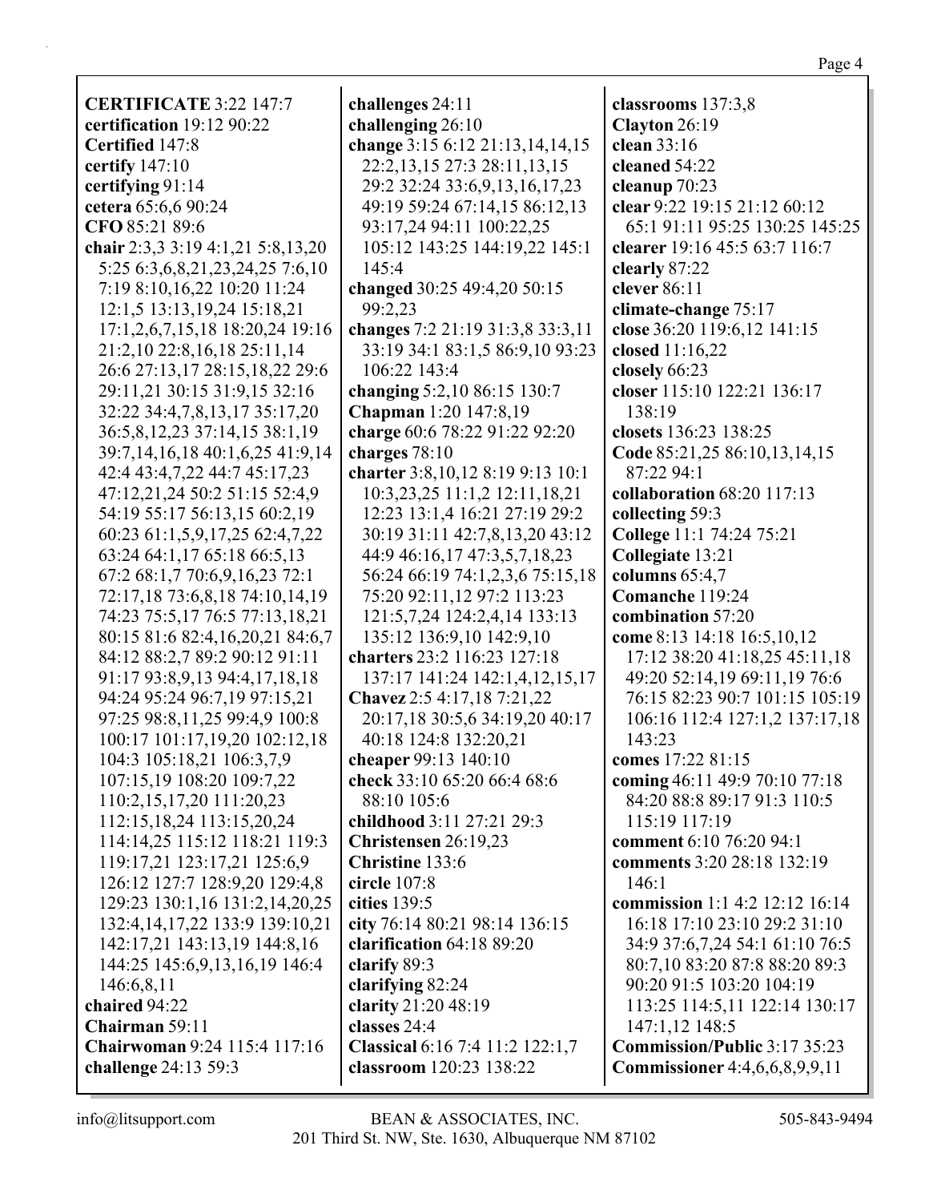**CERTIFICATE** 3:22 147:7
**certification** 19:12 90:22
**Certified** 147:8
**certify** 147:10
**certifying** 91:14
**cetera** 65:6,6 90:24
**CFO** 85:21 89:6
**chair** 2:3,3 3:19 4:1,21 5:8,13,20 5:25 6:3,6,8,21,23,24,25 7:6,10 7:19 8:10,16,22 10:20 11:24 12:1,5 13:13,19,24 15:18,21 17:1,2,6,7,15,18 18:20,24 19:16 21:2,10 22:8,16,18 25:11,14 26:6 27:13,17 28:15,18,22 29:6 29:11,21 30:15 31:9,15 32:16 32:22 34:4,7,8,13,17 35:17,20 36:5,8,12,23 37:14,15 38:1,19 39:7,14,16,18 40:1,6,25 41:9,14 42:4 43:4,7,22 44:7 45:17,23 47:12,21,24 50:2 51:15 52:4,9 54:19 55:17 56:13,15 60:2,19 60:23 61:1,5,9,17,25 62:4,7,22 63:24 64:1,17 65:18 66:5,13 67:2 68:1,7 70:6,9,16,23 72:1 72:17,18 73:6,8,18 74:10,14,19 74:23 75:5,17 76:5 77:13,18,21 80:15 81:6 82:4,16,20,21 84:6,7 84:12 88:2,7 89:2 90:12 91:11 91:17 93:8,9,13 94:4,17,18,18 94:24 95:24 96:7,19 97:15,21 97:25 98:8,11,25 99:4,9 100:8 100:17 101:17,19,20 102:12,18 104:3 105:18,21 106:3,7,9 107:15,19 108:20 109:7,22 110:2,15,17,20 111:20,23 112:15,18,24 113:15,20,24 114:14,25 115:12 118:21 119:3 119:17,21 123:17,21 125:6,9 126:12 127:7 128:9,20 129:4,8 129:23 130:1,16 131:2,14,20,25 132:4,14,17,22 133:9 139:10,21 142:17,21 143:13,19 144:8,16 144:25 145:6,9,13,16,19 146:4 146:6,8,11
**chaired** 94:22
**Chairman** 59:11
**Chairwoman** 9:24 115:4 117:16
**challenge** 24:13 59:3
**challenges** 24:11
**challenging** 26:10
**change** 3:15 6:12 21:13,14,14,15 22:2,13,15 27:3 28:11,13,15 29:2 32:24 33:6,9,13,16,17,23 49:19 59:24 67:14,15 86:12,13 93:17,24 94:11 100:22,25 105:12 143:25 144:19,22 145:1 145:4
**changed** 30:25 49:4,20 50:15 99:2,23
**changes** 7:2 21:19 31:3,8 33:3,11 33:19 34:1 83:1,5 86:9,10 93:23 106:22 143:4
**changing** 5:2,10 86:15 130:7
**Chapman** 1:20 147:8,19
**charge** 60:6 78:22 91:22 92:20
**charges** 78:10
**charter** 3:8,10,12 8:19 9:13 10:1 10:3,23,25 11:1,2 12:11,18,21 12:23 13:1,4 16:21 27:19 29:2 30:19 31:11 42:7,8,13,20 43:12 44:9 46:16,17 47:3,5,7,18,23 56:24 66:19 74:1,2,3,6 75:15,18 75:20 92:11,12 97:2 113:23 121:5,7,24 124:2,4,14 133:13 135:12 136:9,10 142:9,10
**charters** 23:2 116:23 127:18 137:17 141:24 142:1,4,12,15,17
**Chavez** 2:5 4:17,18 7:21,22 20:17,18 30:5,6 34:19,20 40:17 40:18 124:8 132:20,21
**cheaper** 99:13 140:10
**check** 33:10 65:20 66:4 68:6 88:10 105:6
**childhood** 3:11 27:21 29:3
**Christensen** 26:19,23
**Christine** 133:6
**circle** 107:8
**cities** 139:5
**city** 76:14 80:21 98:14 136:15
**clarification** 64:18 89:20
**clarify** 89:3
**clarifying** 82:24
**clarity** 21:20 48:19
**classes** 24:4
**Classical** 6:16 7:4 11:2 122:1,7
**classroom** 120:23 138:22
**classrooms** 137:3,8
**Clayton** 26:19
**clean** 33:16
**cleaned** 54:22
**cleanup** 70:23
**clear** 9:22 19:15 21:12 60:12 65:1 91:11 95:25 130:25 145:25
**clearer** 19:16 45:5 63:7 116:7
**clearly** 87:22
**clever** 86:11
**climate-change** 75:17
**close** 36:20 119:6,12 141:15
**closed** 11:16,22
**closely** 66:23
**closer** 115:10 122:21 136:17 138:19
**closets** 136:23 138:25
**Code** 85:21,25 86:10,13,14,15 87:22 94:1
**collaboration** 68:20 117:13
**collecting** 59:3
**College** 11:1 74:24 75:21
**Collegiate** 13:21
**columns** 65:4,7
**Comanche** 119:24
**combination** 57:20
**come** 8:13 14:18 16:5,10,12 17:12 38:20 41:18,25 45:11,18 49:20 52:14,19 69:11,19 76:6 76:15 82:23 90:7 101:15 105:19 106:16 112:4 127:1,2 137:17,18 143:23
**comes** 17:22 81:15
**coming** 46:11 49:9 70:10 77:18 84:20 88:8 89:17 91:3 110:5 115:19 117:19
**comment** 6:10 76:20 94:1
**comments** 3:20 28:18 132:19 146:1
**commission** 1:1 4:2 12:12 16:14 16:18 17:10 23:10 29:2 31:10 34:9 37:6,7,24 54:1 61:10 76:5 80:7,10 83:20 87:8 88:20 89:3 90:20 91:5 103:20 104:19 113:25 114:5,11 122:14 130:17 147:1,12 148:5
**Commission/Public** 3:17 35:23
**Commissioner** 4:4,6,6,8,9,9,11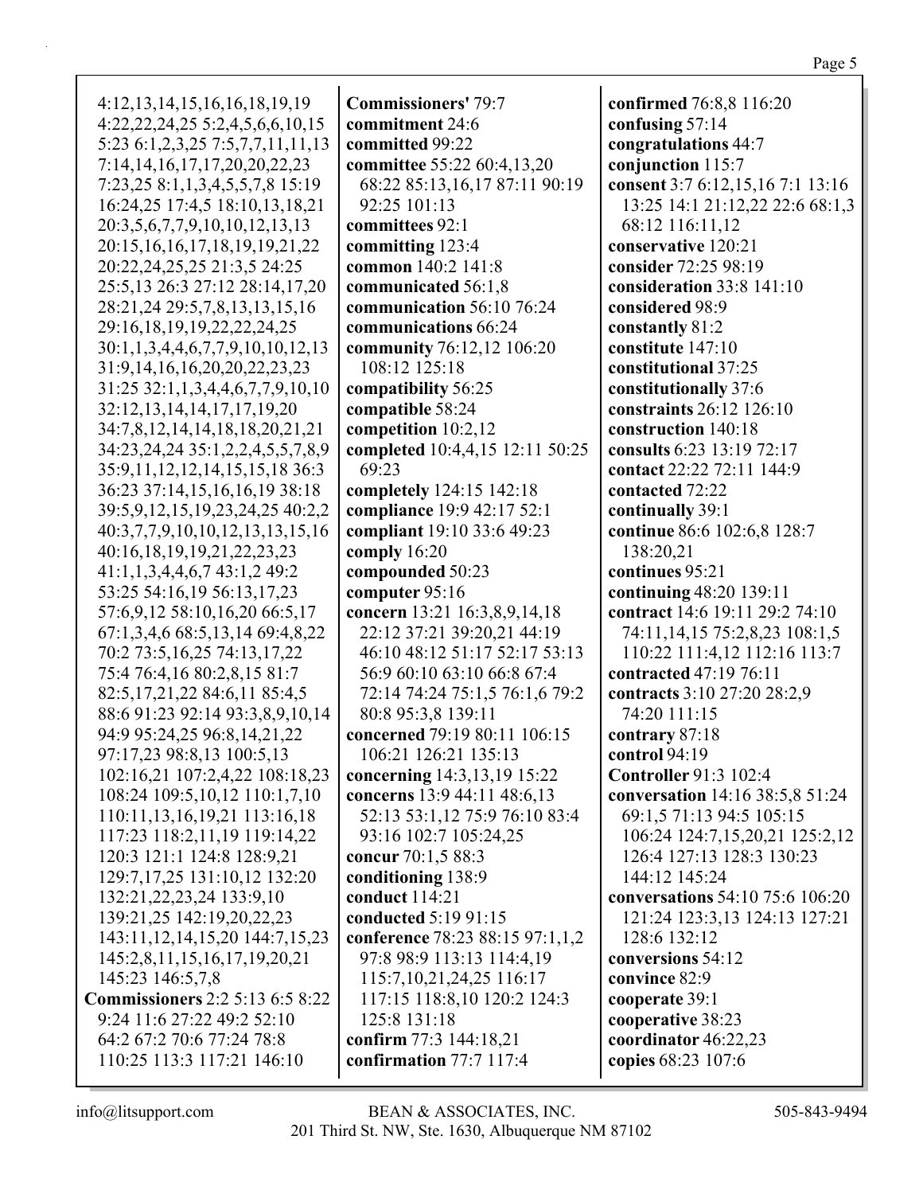4:12,13,14,15,16,16,18,19,19
4:22,22,24,25 5:2,4,5,6,6,10,15
5:23 6:1,2,3,25 7:5,7,7,11,11,13
7:14,14,16,17,17,20,20,22,23
7:23,25 8:1,1,3,4,5,5,7,8 15:19
16:24,25 17:4,5 18:10,13,18,21
20:3,5,6,7,7,9,10,10,12,13,13
20:15,16,16,17,18,19,19,21,22
20:22,24,25,25 21:3,5 24:25
25:5,13 26:3 27:12 28:14,17,20
28:21,24 29:5,7,8,13,13,15,16
29:16,18,19,19,22,22,24,25
30:1,1,3,4,4,6,7,7,9,10,10,12,13
31:9,14,16,16,20,20,22,23,23
31:25 32:1,1,3,4,4,6,7,7,9,10,10
32:12,13,14,14,17,17,19,20
34:7,8,12,14,14,18,18,20,21,21
34:23,24,24 35:1,2,2,4,5,5,7,8,9
35:9,11,12,12,14,15,15,18 36:3
36:23 37:14,15,16,16,19 38:18
39:5,9,12,15,19,23,24,25 40:2,2
40:3,7,7,9,10,10,12,13,13,15,16
40:16,18,19,19,21,22,23,23
41:1,1,3,4,4,6,7 43:1,2 49:2
53:25 54:16,19 56:13,17,23
57:6,9,12 58:10,16,20 66:5,17
67:1,3,4,6 68:5,13,14 69:4,8,22
70:2 73:5,16,25 74:13,17,22
75:4 76:4,16 80:2,8,15 81:7
82:5,17,21,22 84:6,11 85:4,5
88:6 91:23 92:14 93:3,8,9,10,14
94:9 95:24,25 96:8,14,21,22
97:17,23 98:8,13 100:5,13
102:16,21 107:2,4,22 108:18,23
108:24 109:5,10,12 110:1,7,10
110:11,13,16,19,21 113:16,18
117:23 118:2,11,19 119:14,22
120:3 121:1 124:8 128:9,21
129:7,17,25 131:10,12 132:20
132:21,22,23,24 133:9,10
139:21,25 142:19,20,22,23
143:11,12,14,15,20 144:7,15,23
145:2,8,11,15,16,17,19,20,21
145:23 146:5,7,8

**Commissioners** 2:2 5:13 6:5 8:22 9:24 11:6 27:22 49:2 52:10 64:2 67:2 70:6 77:24 78:8 110:25 113:3 117:21 146:10

**Commissioners'** 79:7

**commitment** 24:6

**committed** 99:22

**committee** 55:22 60:4,13,20 68:22 85:13,16,17 87:11 90:19 92:25 101:13

**committees** 92:1

**committing** 123:4

**common** 140:2 141:8

**communicated** 56:1,8

**communication** 56:10 76:24

**communications** 66:24

**community** 76:12,12 106:20 108:12 125:18

**compatibility** 56:25

**compatible** 58:24

**competition** 10:2,12

**completed** 10:4,4,15 12:11 50:25 69:23

**completely** 124:15 142:18

**compliance** 19:9 42:17 52:1

**compliant** 19:10 33:6 49:23

**comply** 16:20

**compounded** 50:23

**computer** 95:16

**concern** 13:21 16:3,8,9,14,18 22:12 37:21 39:20,21 44:19 46:10 48:12 51:17 52:17 53:13 56:9 60:10 63:10 66:8 67:4 72:14 74:24 75:1,5 76:1,6 79:2 80:8 95:3,8 139:11

**concerned** 79:19 80:11 106:15 106:21 126:21 135:13

**concerning** 14:3,13,19 15:22

**concerns** 13:9 44:11 48:6,13 52:13 53:1,12 75:9 76:10 83:4 93:16 102:7 105:24,25

**concur** 70:1,5 88:3

**conditioning** 138:9

**conduct** 114:21

**conducted** 5:19 91:15

**conference** 78:23 88:15 97:1,1,2 97:8 98:9 113:13 114:4,19 115:7,10,21,24,25 116:17 117:15 118:8,10 120:2 124:3 125:8 131:18

**confirm** 77:3 144:18,21

**confirmation** 77:7 117:4

**confirmed** 76:8,8 116:20

**confusing** 57:14

**congratulations** 44:7

**conjunction** 115:7

**consent** 3:7 6:12,15,16 7:1 13:16 13:25 14:1 21:12,22 22:6 68:1,3 68:12 116:11,12

**conservative** 120:21

**consider** 72:25 98:19

**consideration** 33:8 141:10

**considered** 98:9

**constantly** 81:2

**constitute** 147:10

**constitutional** 37:25

**constitutionally** 37:6

**constraints** 26:12 126:10

**construction** 140:18

**consults** 6:23 13:19 72:17

**contact** 22:22 72:11 144:9

**contacted** 72:22

**continually** 39:1

**continue** 86:6 102:6,8 128:7 138:20,21

**continues** 95:21

**continuing** 48:20 139:11

**contract** 14:6 19:11 29:2 74:10 74:11,14,15 75:2,8,23 108:1,5 110:22 111:4,12 112:16 113:7

**contracted** 47:19 76:11

**contracts** 3:10 27:20 28:2,9 74:20 111:15

**contrary** 87:18

**control** 94:19

**Controller** 91:3 102:4

**conversation** 14:16 38:5,8 51:24 69:1,5 71:13 94:5 105:15 106:24 124:7,15,20,21 125:2,12 126:4 127:13 128:3 130:23 144:12 145:24

**conversations** 54:10 75:6 106:20 121:24 123:3,13 124:13 127:21 128:6 132:12

**conversions** 54:12

**convince** 82:9

**cooperate** 39:1

**cooperative** 38:23

**coordinator** 46:22,23

**copies** 68:23 107:6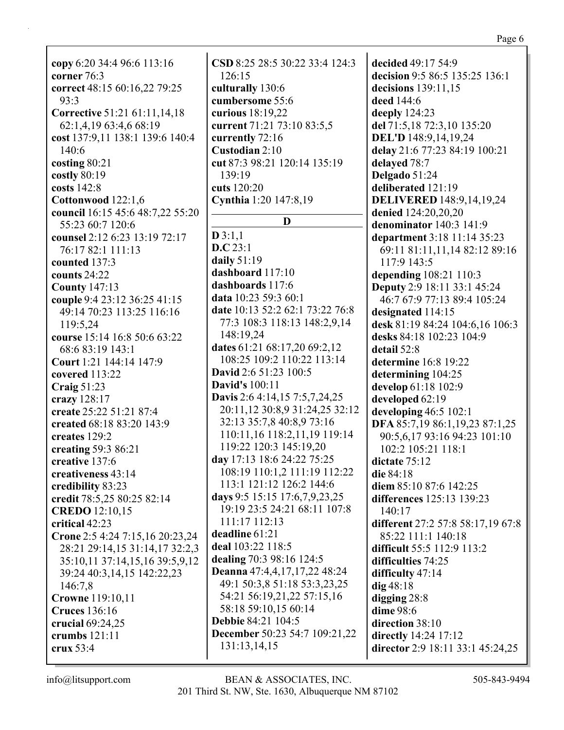**copy** 6:20 34:4 96:6 113:16
**corner** 76:3
**correct** 48:15 60:16,22 79:25 93:3
**Corrective** 51:21 61:11,14,18 62:1,4,19 63:4,6 68:19
**cost** 137:9,11 138:1 139:6 140:4 140:6
**costing** 80:21
**costly** 80:19
**costs** 142:8
**Cottonwood** 122:1,6
**council** 16:15 45:6 48:7,22 55:20 55:23 60:7 120:6
**counsel** 2:12 6:23 13:19 72:17 76:17 82:1 111:13
**counted** 137:3
**counts** 24:22
**County** 147:13
**couple** 9:4 23:12 36:25 41:15 49:14 70:23 113:25 116:16 119:5,24
**course** 15:14 16:8 50:6 63:22 68:6 83:19 143:1
**Court** 1:21 144:14 147:9
**covered** 113:22
**Craig** 51:23
**crazy** 128:17
**create** 25:22 51:21 87:4
**created** 68:18 83:20 143:9
**creates** 129:2
**creating** 59:3 86:21
**creative** 137:6
**creativeness** 43:14
**credibility** 83:23
**credit** 78:5,25 80:25 82:14
**CREDO** 12:10,15
**critical** 42:23
**Crone** 2:5 4:24 7:15,16 20:23,24 28:21 29:14,15 31:14,17 32:2,3 35:10,11 37:14,15,16 39:5,9,12 39:24 40:3,14,15 142:22,23 146:7,8
**Crowne** 119:10,11
**Cruces** 136:16
**crucial** 69:24,25
**crumbs** 121:11
**crux** 53:4
**CSD** 8:25 28:5 30:22 33:4 124:3 126:15
**culturally** 130:6
**cumbersome** 55:6
**curious** 18:19,22
**current** 71:21 73:10 83:5,5
**currently** 72:16
**Custodian** 2:10
**cut** 87:3 98:21 120:14 135:19 139:19
**cuts** 120:20
**Cynthia** 1:20 147:8,19

**D**

**D** 3:1,1
**D.C** 23:1
**daily** 51:19
**dashboard** 117:10
**dashboards** 117:6
**data** 10:23 59:3 60:1
**date** 10:13 52:2 62:1 73:22 76:8 77:3 108:3 118:13 148:2,9,14 148:19,24
**dates** 61:21 68:17,20 69:2,12 108:25 109:2 110:22 113:14
**David** 2:6 51:23 100:5
**David's** 100:11
**Davis** 2:6 4:14,15 7:5,7,24,25 20:11,12 30:8,9 31:24,25 32:12 32:13 35:7,8 40:8,9 73:16 110:11,16 118:2,11,19 119:14 119:22 120:3 145:19,20
**day** 17:13 18:6 24:22 75:25 108:19 110:1,2 111:19 112:22 113:1 121:12 126:2 144:6
**days** 9:5 15:15 17:6,7,9,23,25 19:19 23:5 24:21 68:11 107:8 111:17 112:13
**deadline** 61:21
**deal** 103:22 118:5
**dealing** 70:3 98:16 124:5
**Deanna** 47:4,4,17,17,22 48:24 49:1 50:3,8 51:18 53:3,23,25 54:21 56:19,21,22 57:15,16 58:18 59:10,15 60:14
**Debbie** 84:21 104:5
**December** 50:23 54:7 109:21,22 131:13,14,15
**decided** 49:17 54:9
**decision** 9:5 86:5 135:25 136:1
**decisions** 139:11,15
**deed** 144:6
**deeply** 124:23
**del** 71:5,18 72:3,10 135:20
**DEL'D** 148:9,14,19,24
**delay** 21:6 77:23 84:19 100:21
**delayed** 78:7
**Delgado** 51:24
**deliberated** 121:19
**DELIVERED** 148:9,14,19,24
**denied** 124:20,20,20
**denominator** 140:3 141:9
**department** 3:18 11:14 35:23 69:11 81:11,11,14 82:12 89:16 117:9 143:5
**depending** 108:21 110:3
**Deputy** 2:9 18:11 33:1 45:24 46:7 67:9 77:13 89:4 105:24
**designated** 114:15
**desk** 81:19 84:24 104:6,16 106:3
**desks** 84:18 102:23 104:9
**detail** 52:8
**determine** 16:8 19:22
**determining** 104:25
**develop** 61:18 102:9
**developed** 62:19
**developing** 46:5 102:1
**DFA** 85:7,19 86:1,19,23 87:1,25 90:5,6,17 93:16 94:23 101:10 102:2 105:21 118:1
**dictate** 75:12
**die** 84:18
**diem** 85:10 87:6 142:25
**differences** 125:13 139:23 140:17
**different** 27:2 57:8 58:17,19 67:8 85:22 111:1 140:18
**difficult** 55:5 112:9 113:2
**difficulties** 74:25
**difficulty** 47:14
**dig** 48:18
**digging** 28:8
**dime** 98:6
**direction** 38:10
**directly** 14:24 17:12
**director** 2:9 18:11 33:1 45:24,25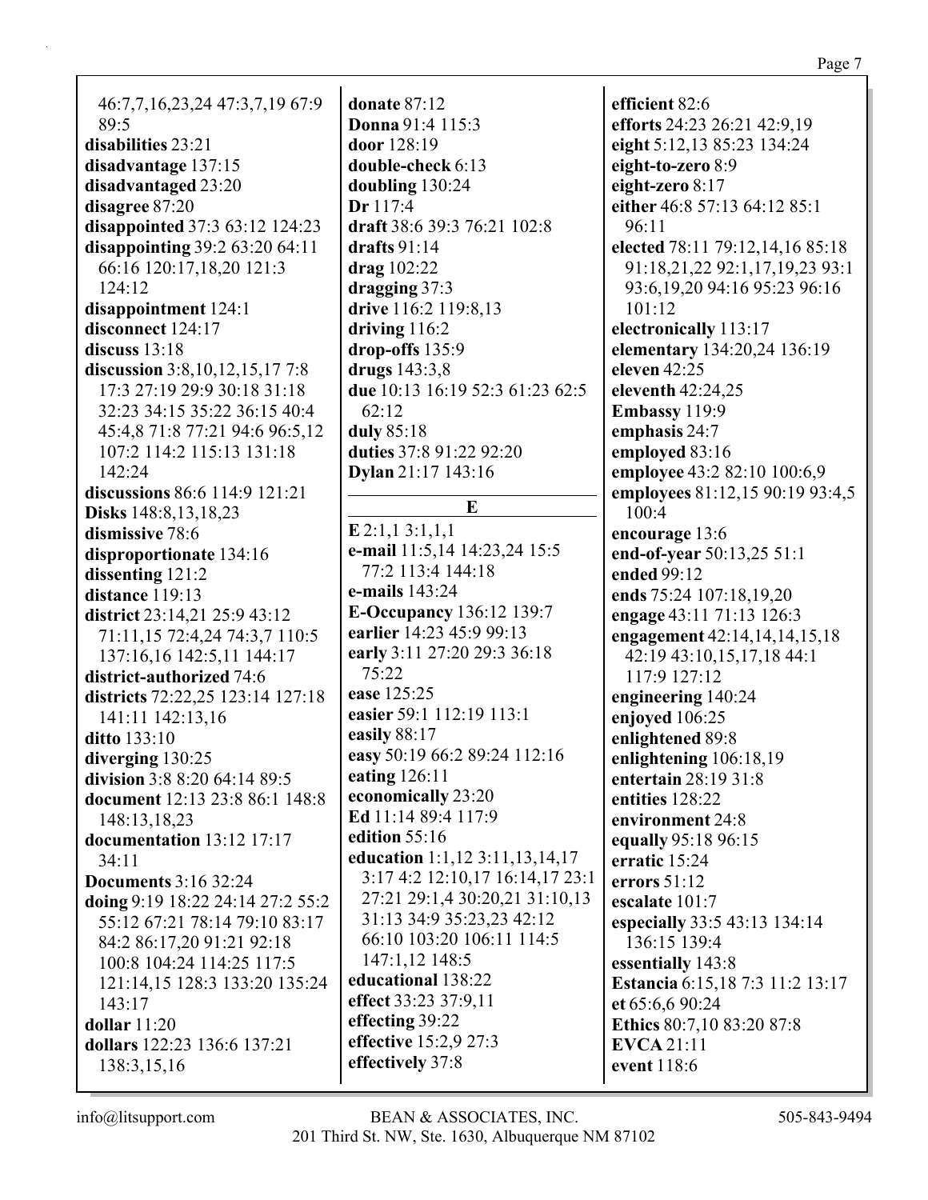46:7,7,16,23,24 47:3,7,19 67:9 89:5
**disabilities** 23:21
**disadvantage** 137:15
**disadvantaged** 23:20
**disagree** 87:20
**disappointed** 37:3 63:12 124:23
**disappointing** 39:2 63:20 64:11 66:16 120:17,18,20 121:3 124:12
**disappointment** 124:1
**disconnect** 124:17
**discuss** 13:18
**discussion** 3:8,10,12,15,17 7:8 17:3 27:19 29:9 30:18 31:18 32:23 34:15 35:22 36:15 40:4 45:4,8 71:8 77:21 94:6 96:5,12 107:2 114:2 115:13 131:18 142:24
**discussions** 86:6 114:9 121:21
**Disks** 148:8,13,18,23
**dismissive** 78:6
**disproportionate** 134:16
**dissenting** 121:2
**distance** 119:13
**district** 23:14,21 25:9 43:12 71:11,15 72:4,24 74:3,7 110:5 137:16,16 142:5,11 144:17
**district-authorized** 74:6
**districts** 72:22,25 123:14 127:18 141:11 142:13,16
**ditto** 133:10
**diverging** 130:25
**division** 3:8 8:20 64:14 89:5
**document** 12:13 23:8 86:1 148:8 148:13,18,23
**documentation** 13:12 17:17 34:11
**Documents** 3:16 32:24
**doing** 9:19 18:22 24:14 27:2 55:2 55:12 67:21 78:14 79:10 83:17 84:2 86:17,20 91:21 92:18 100:8 104:24 114:25 117:5 121:14,15 128:3 133:20 135:24 143:17
**dollar** 11:20
**dollars** 122:23 136:6 137:21 138:3,15,16
**donate** 87:12
**Donna** 91:4 115:3
**door** 128:19
**double-check** 6:13
**doubling** 130:24
**Dr** 117:4
**draft** 38:6 39:3 76:21 102:8
**drafts** 91:14
**drag** 102:22
**dragging** 37:3
**drive** 116:2 119:8,13
**driving** 116:2
**drop-offs** 135:9
**drugs** 143:3,8
**due** 10:13 16:19 52:3 61:23 62:5 62:12
**duly** 85:18
**duties** 37:8 91:22 92:20
**Dylan** 21:17 143:16

## E

**E** 2:1,1 3:1,1,1
**e-mail** 11:5,14 14:23,24 15:5 77:2 113:4 144:18
**e-mails** 143:24
**E-Occupancy** 136:12 139:7
**earlier** 14:23 45:9 99:13
**early** 3:11 27:20 29:3 36:18 75:22
**ease** 125:25
**easier** 59:1 112:19 113:1
**easily** 88:17
**easy** 50:19 66:2 89:24 112:16
**eating** 126:11
**economically** 23:20
**Ed** 11:14 89:4 117:9
**edition** 55:16
**education** 1:1,12 3:11,13,14,17 3:17 4:2 12:10,17 16:14,17 23:1 27:21 29:1,4 30:20,21 31:10,13 31:13 34:9 35:23,23 42:12 66:10 103:20 106:11 114:5 147:1,12 148:5
**educational** 138:22
**effect** 33:23 37:9,11
**effecting** 39:22
**effective** 15:2,9 27:3
**effectively** 37:8
**efficient** 82:6
**efforts** 24:23 26:21 42:9,19
**eight** 5:12,13 85:23 134:24
**eight-to-zero** 8:9
**eight-zero** 8:17
**either** 46:8 57:13 64:12 85:1 96:11
**elected** 78:11 79:12,14,16 85:18 91:18,21,22 92:1,17,19,23 93:1 93:6,19,20 94:16 95:23 96:16 101:12
**electronically** 113:17
**elementary** 134:20,24 136:19
**eleven** 42:25
**eleventh** 42:24,25
**Embassy** 119:9
**emphasis** 24:7
**employed** 83:16
**employee** 43:2 82:10 100:6,9
**employees** 81:12,15 90:19 93:4,5 100:4
**encourage** 13:6
**end-of-year** 50:13,25 51:1
**ended** 99:12
**ends** 75:24 107:18,19,20
**engage** 43:11 71:13 126:3
**engagement** 42:14,14,14,15,18 42:19 43:10,15,17,18 44:1 117:9 127:12
**engineering** 140:24
**enjoyed** 106:25
**enlightened** 89:8
**enlightening** 106:18,19
**entertain** 28:19 31:8
**entities** 128:22
**environment** 24:8
**equally** 95:18 96:15
**erratic** 15:24
**errors** 51:12
**escalate** 101:7
**especially** 33:5 43:13 134:14 136:15 139:4
**essentially** 143:8
**Estancia** 6:15,18 7:3 11:2 13:17
**et** 65:6,6 90:24
**Ethics** 80:7,10 83:20 87:8
**EVCA** 21:11
**event** 118:6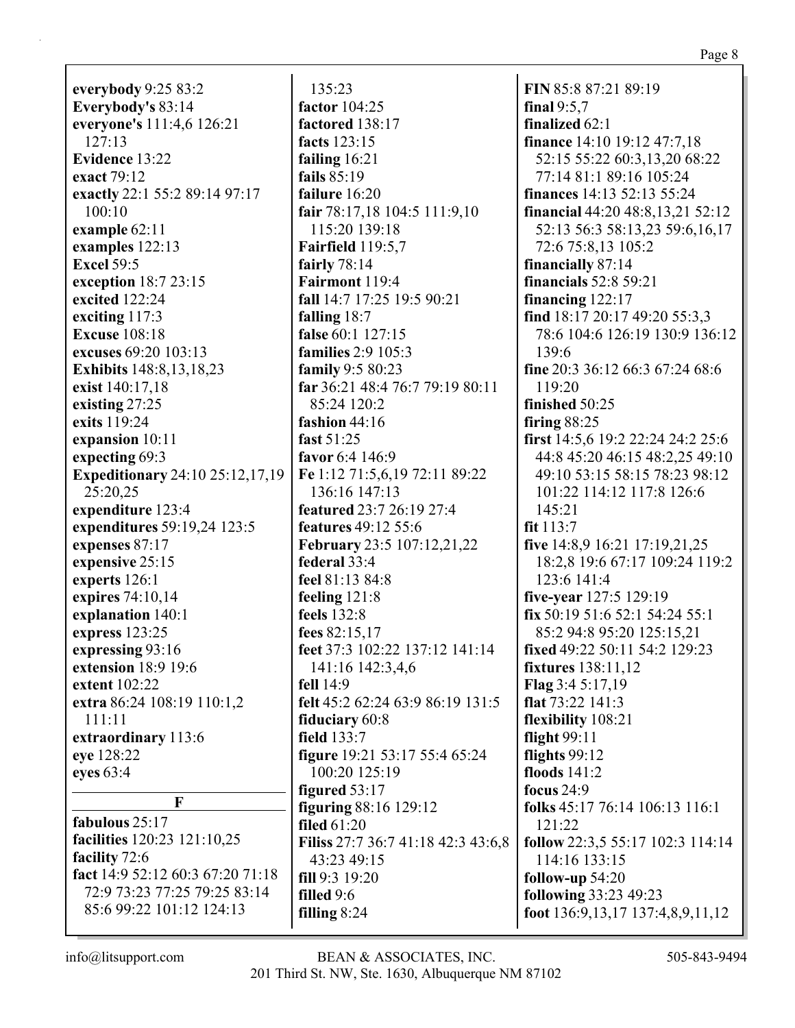**everybody** 9:25 83:2
**Everybody's** 83:14
**everyone's** 111:4,6 126:21 127:13
**Evidence** 13:22
**exact** 79:12
**exactly** 22:1 55:2 89:14 97:17 100:10
**example** 62:11
**examples** 122:13
**Excel** 59:5
**exception** 18:7 23:15
**excited** 122:24
**exciting** 117:3
**Excuse** 108:18
**excuses** 69:20 103:13
**Exhibits** 148:8,13,18,23
**exist** 140:17,18
**existing** 27:25
**exits** 119:24
**expansion** 10:11
**expecting** 69:3
**Expeditionary** 24:10 25:12,17,19 25:20,25
**expenditure** 123:4
**expenditures** 59:19,24 123:5
**expenses** 87:17
**expensive** 25:15
**experts** 126:1
**expires** 74:10,14
**explanation** 140:1
**express** 123:25
**expressing** 93:16
**extension** 18:9 19:6
**extent** 102:22
**extra** 86:24 108:19 110:1,2 111:11
**extraordinary** 113:6
**eye** 128:22
**eyes** 63:4

## F

**fabulous** 25:17
**facilities** 120:23 121:10,25
**facility** 72:6
**fact** 14:9 52:12 60:3 67:20 71:18 72:9 73:23 77:25 79:25 83:14 85:6 99:22 101:12 124:13 135:23
**factor** 104:25
**factored** 138:17
**facts** 123:15
**failing** 16:21
**fails** 85:19
**failure** 16:20
**fair** 78:17,18 104:5 111:9,10 115:20 139:18
**Fairfield** 119:5,7
**fairly** 78:14
**Fairmont** 119:4
**fall** 14:7 17:25 19:5 90:21
**falling** 18:7
**false** 60:1 127:15
**families** 2:9 105:3
**family** 9:5 80:23
**far** 36:21 48:4 76:7 79:19 80:11 85:24 120:2
**fashion** 44:16
**fast** 51:25
**favor** 6:4 146:9
**Fe** 1:12 71:5,6,19 72:11 89:22 136:16 147:13
**featured** 23:7 26:19 27:4
**features** 49:12 55:6
**February** 23:5 107:12,21,22
**federal** 33:4
**feel** 81:13 84:8
**feeling** 121:8
**feels** 132:8
**fees** 82:15,17
**feet** 37:3 102:22 137:12 141:14 141:16 142:3,4,6
**fell** 14:9
**felt** 45:2 62:24 63:9 86:19 131:5
**fiduciary** 60:8
**field** 133:7
**figure** 19:21 53:17 55:4 65:24 100:20 125:19
**figured** 53:17
**figuring** 88:16 129:12
**filed** 61:20
**Filiss** 27:7 36:7 41:18 42:3 43:6,8 43:23 49:15
**fill** 9:3 19:20
**filled** 9:6
**filling** 8:24
**FIN** 85:8 87:21 89:19
**final** 9:5,7
**finalized** 62:1
**finance** 14:10 19:12 47:7,18 52:15 55:22 60:3,13,20 68:22 77:14 81:1 89:16 105:24
**finances** 14:13 52:13 55:24
**financial** 44:20 48:8,13,21 52:12 52:13 56:3 58:13,23 59:6,16,17 72:6 75:8,13 105:2
**financially** 87:14
**financials** 52:8 59:21
**financing** 122:17
**find** 18:17 20:17 49:20 55:3,3 78:6 104:6 126:19 130:9 136:12 139:6
**fine** 20:3 36:12 66:3 67:24 68:6 119:20
**finished** 50:25
**firing** 88:25
**first** 14:5,6 19:2 22:24 24:2 25:6 44:8 45:20 46:15 48:2,25 49:10 49:10 53:15 58:15 78:23 98:12 101:22 114:12 117:8 126:6 145:21
**fit** 113:7
**five** 14:8,9 16:21 17:19,21,25 18:2,8 19:6 67:17 109:24 119:2 123:6 141:4
**five-year** 127:5 129:19
**fix** 50:19 51:6 52:1 54:24 55:1 85:2 94:8 95:20 125:15,21
**fixed** 49:22 50:11 54:2 129:23
**fixtures** 138:11,12
**Flag** 3:4 5:17,19
**flat** 73:22 141:3
**flexibility** 108:21
**flight** 99:11
**flights** 99:12
**floods** 141:2
**focus** 24:9
**folks** 45:17 76:14 106:13 116:1 121:22
**follow** 22:3,5 55:17 102:3 114:14 114:16 133:15
**follow-up** 54:20
**following** 33:23 49:23
**foot** 136:9,13,17 137:4,8,9,11,12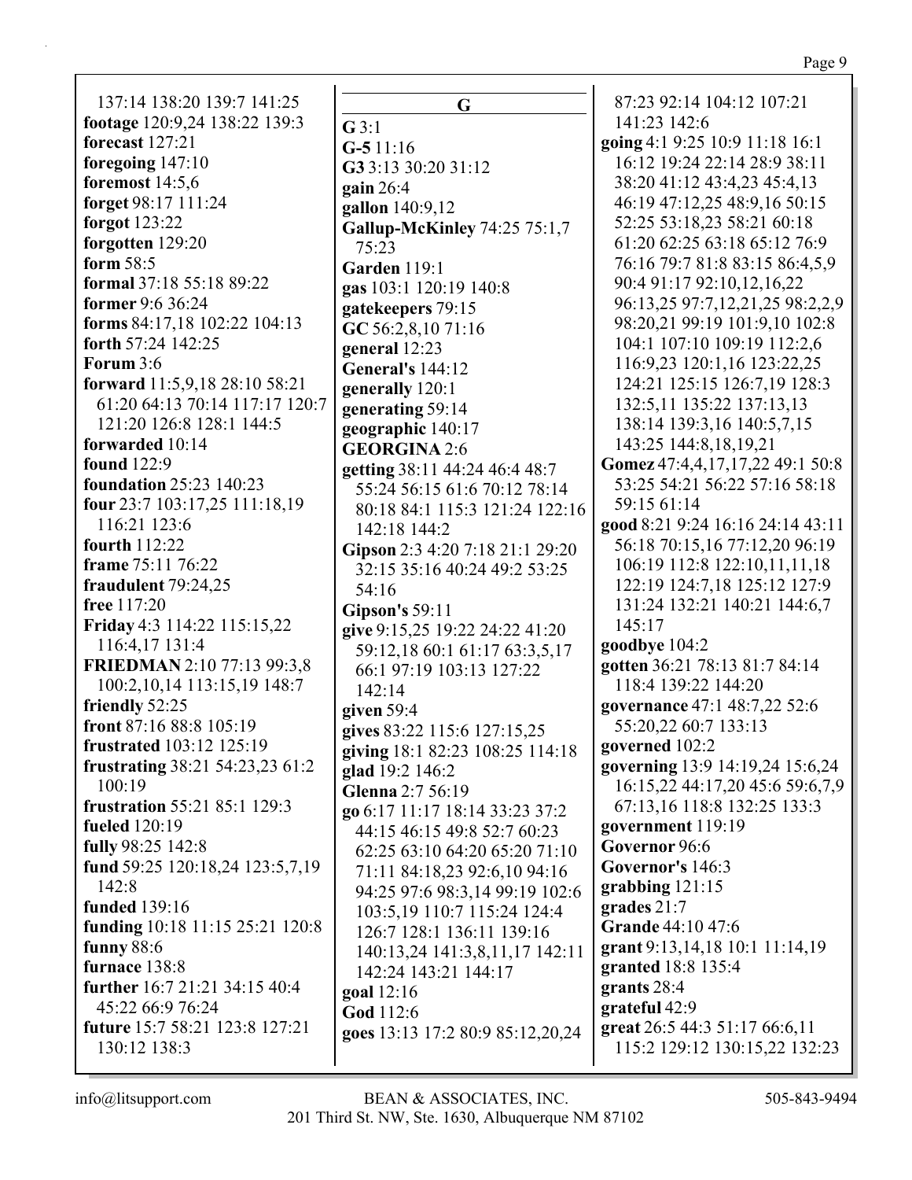137:14 138:20 139:7 141:25
**footage** 120:9,24 138:22 139:3
**forecast** 127:21
**foregoing** 147:10
**foremost** 14:5,6
**forget** 98:17 111:24
**forgot** 123:22
**forgotten** 129:20
**form** 58:5
**formal** 37:18 55:18 89:22
**former** 9:6 36:24
**forms** 84:17,18 102:22 104:13
**forth** 57:24 142:25
**Forum** 3:6
**forward** 11:5,9,18 28:10 58:21 61:20 64:13 70:14 117:17 120:7 121:20 126:8 128:1 144:5
**forwarded** 10:14
**found** 122:9
**foundation** 25:23 140:23
**four** 23:7 103:17,25 111:18,19 116:21 123:6
**fourth** 112:22
**frame** 75:11 76:22
**fraudulent** 79:24,25
**free** 117:20
**Friday** 4:3 114:22 115:15,22 116:4,17 131:4
**FRIEDMAN** 2:10 77:13 99:3,8 100:2,10,14 113:15,19 148:7
**friendly** 52:25
**front** 87:16 88:8 105:19
**frustrated** 103:12 125:19
**frustrating** 38:21 54:23,23 61:2 100:19
**frustration** 55:21 85:1 129:3
**fueled** 120:19
**fully** 98:25 142:8
**fund** 59:25 120:18,24 123:5,7,19 142:8
**funded** 139:16
**funding** 10:18 11:15 25:21 120:8
**funny** 88:6
**furnace** 138:8
**further** 16:7 21:21 34:15 40:4 45:22 66:9 76:24
**future** 15:7 58:21 123:8 127:21 130:12 138:3

## G

**G** 3:1
**G-5** 11:16
**G3** 3:13 30:20 31:12
**gain** 26:4
**gallon** 140:9,12
**Gallup-McKinley** 74:25 75:1,7 75:23
**Garden** 119:1
**gas** 103:1 120:19 140:8
**gatekeepers** 79:15
**GC** 56:2,8,10 71:16
**general** 12:23
**General's** 144:12
**generally** 120:1
**generating** 59:14
**geographic** 140:17
**GEORGINA** 2:6
**getting** 38:11 44:24 46:4 48:7 55:24 56:15 61:6 70:12 78:14 80:18 84:1 115:3 121:24 122:16 142:18 144:2
**Gipson** 2:3 4:20 7:18 21:1 29:20 32:15 35:16 40:24 49:2 53:25 54:16
**Gipson's** 59:11
**give** 9:15,25 19:22 24:22 41:20 59:12,18 60:1 61:17 63:3,5,17 66:1 97:19 103:13 127:22 142:14
**given** 59:4
**gives** 83:22 115:6 127:15,25
**giving** 18:1 82:23 108:25 114:18
**glad** 19:2 146:2
**Glenna** 2:7 56:19
**go** 6:17 11:17 18:14 33:23 37:2 44:15 46:15 49:8 52:7 60:23 62:25 63:10 64:20 65:20 71:10 71:11 84:18,23 92:6,10 94:16 94:25 97:6 98:3,14 99:19 102:6 103:5,19 110:7 115:24 124:4 126:7 128:1 136:11 139:16 140:13,24 141:3,8,11,17 142:11 142:24 143:21 144:17
**goal** 12:16
**God** 112:6
**goes** 13:13 17:2 80:9 85:12,20,24 87:23 92:14 104:12 107:21 141:23 142:6
**going** 4:1 9:25 10:9 11:18 16:1 16:12 19:24 22:14 28:9 38:11 38:20 41:12 43:4,23 45:4,13 46:19 47:12,25 48:9,16 50:15 52:25 53:18,23 58:21 60:18 61:20 62:25 63:18 65:12 76:9 76:16 79:7 81:8 83:15 86:4,5,9 90:4 91:17 92:10,12,16,22 96:13,25 97:7,12,21,25 98:2,2,9 98:20,21 99:19 101:9,10 102:8 104:1 107:10 109:19 112:2,6 116:9,23 120:1,16 123:22,25 124:21 125:15 126:7,19 128:3 132:5,11 135:22 137:13,13 138:14 139:3,16 140:5,7,15 143:25 144:8,18,19,21
**Gomez** 47:4,4,17,17,22 49:1 50:8 53:25 54:21 56:22 57:16 58:18 59:15 61:14
**good** 8:21 9:24 16:16 24:14 43:11 56:18 70:15,16 77:12,20 96:19 106:19 112:8 122:10,11,11,18 122:19 124:7,18 125:12 127:9 131:24 132:21 140:21 144:6,7 145:17
**goodbye** 104:2
**gotten** 36:21 78:13 81:7 84:14 118:4 139:22 144:20
**governance** 47:1 48:7,22 52:6 55:20,22 60:7 133:13
**governed** 102:2
**governing** 13:9 14:19,24 15:6,24 16:15,22 44:17,20 45:6 59:6,7,9 67:13,16 118:8 132:25 133:3
**government** 119:19
**Governor** 96:6
**Governor's** 146:3
**grabbing** 121:15
**grades** 21:7
**Grande** 44:10 47:6
**grant** 9:13,14,18 10:1 11:14,19
**granted** 18:8 135:4
**grants** 28:4
**grateful** 42:9
**great** 26:5 44:3 51:17 66:6,11 115:2 129:12 130:15,22 132:23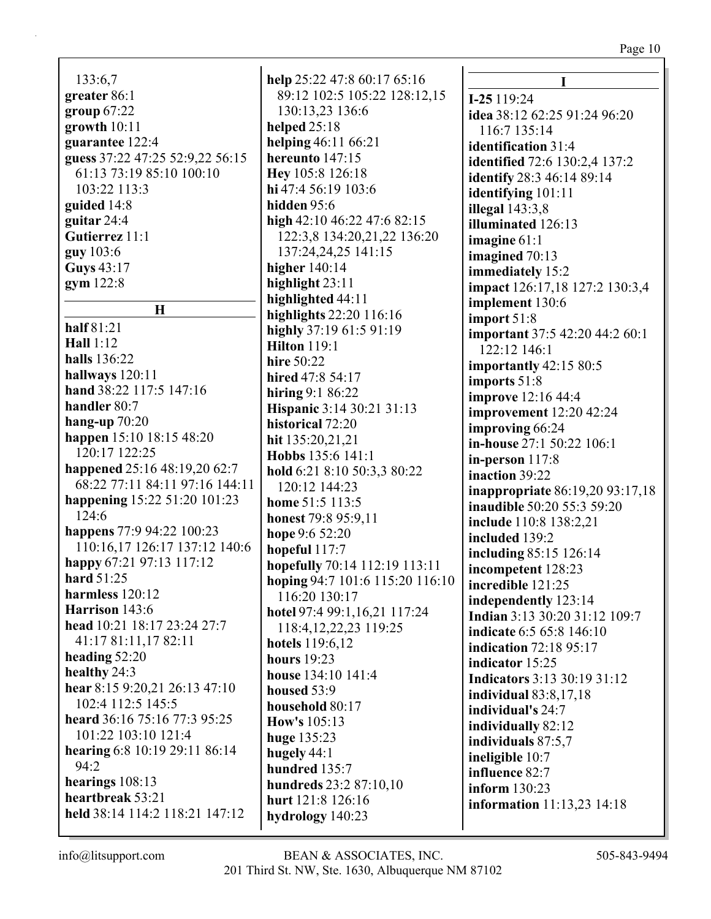133:6,7
**greater** 86:1
**group** 67:22
**growth** 10:11
**guarantee** 122:4
**guess** 37:22 47:25 52:9,22 56:15 61:13 73:19 85:10 100:10 103:22 113:3
**guided** 14:8
**guitar** 24:4
**Gutierrez** 11:1
**guy** 103:6
**Guys** 43:17
**gym** 122:8

## H

**half** 81:21
**Hall** 1:12
**halls** 136:22
**hallways** 120:11
**hand** 38:22 117:5 147:16
**handler** 80:7
**hang-up** 70:20
**happen** 15:10 18:15 48:20 120:17 122:25
**happened** 25:16 48:19,20 62:7 68:22 77:11 84:11 97:16 144:11
**happening** 15:22 51:20 101:23 124:6
**happens** 77:9 94:22 100:23 110:16,17 126:17 137:12 140:6
**happy** 67:21 97:13 117:12
**hard** 51:25
**harmless** 120:12
**Harrison** 143:6
**head** 10:21 18:17 23:24 27:7 41:17 81:11,17 82:11
**heading** 52:20
**healthy** 24:3
**hear** 8:15 9:20,21 26:13 47:10 102:4 112:5 145:5
**heard** 36:16 75:16 77:3 95:25 101:22 103:10 121:4
**hearing** 6:8 10:19 29:11 86:14 94:2
**hearings** 108:13
**heartbreak** 53:21
**held** 38:14 114:2 118:21 147:12
**help** 25:22 47:8 60:17 65:16 89:12 102:5 105:22 128:12,15 130:13,23 136:6
**helped** 25:18
**helping** 46:11 66:21
**hereunto** 147:15
**Hey** 105:8 126:18
**hi** 47:4 56:19 103:6
**hidden** 95:6
**high** 42:10 46:22 47:6 82:15 122:3,8 134:20,21,22 136:20 137:24,24,25 141:15
**higher** 140:14
**highlight** 23:11
**highlighted** 44:11
**highlights** 22:20 116:16
**highly** 37:19 61:5 91:19
**Hilton** 119:1
**hire** 50:22
**hired** 47:8 54:17
**hiring** 9:1 86:22
**Hispanic** 3:14 30:21 31:13
**historical** 72:20
**hit** 135:20,21,21
**Hobbs** 135:6 141:1
**hold** 6:21 8:10 50:3,3 80:22 120:12 144:23
**home** 51:5 113:5
**honest** 79:8 95:9,11
**hope** 9:6 52:20
**hopeful** 117:7
**hopefully** 70:14 112:19 113:11
**hoping** 94:7 101:6 115:20 116:10 116:20 130:17
**hotel** 97:4 99:1,16,21 117:24 118:4,12,22,23 119:25
**hotels** 119:6,12
**hours** 19:23
**house** 134:10 141:4
**housed** 53:9
**household** 80:17
**How's** 105:13
**huge** 135:23
**hugely** 44:1
**hundred** 135:7
**hundreds** 23:2 87:10,10
**hurt** 121:8 126:16
**hydrology** 140:23

## I

**I-25** 119:24
**idea** 38:12 62:25 91:24 96:20 116:7 135:14
**identification** 31:4
**identified** 72:6 130:2,4 137:2
**identify** 28:3 46:14 89:14
**identifying** 101:11
**illegal** 143:3,8
**illuminated** 126:13
**imagine** 61:1
**imagined** 70:13
**immediately** 15:2
**impact** 126:17,18 127:2 130:3,4
**implement** 130:6
**import** 51:8
**important** 37:5 42:20 44:2 60:1 122:12 146:1
**importantly** 42:15 80:5
**imports** 51:8
**improve** 12:16 44:4
**improvement** 12:20 42:24
**improving** 66:24
**in-house** 27:1 50:22 106:1
**in-person** 117:8
**inaction** 39:22
**inappropriate** 86:19,20 93:17,18
**inaudible** 50:20 55:3 59:20
**include** 110:8 138:2,21
**included** 139:2
**including** 85:15 126:14
**incompetent** 128:23
**incredible** 121:25
**independently** 123:14
**Indian** 3:13 30:20 31:12 109:7
**indicate** 6:5 65:8 146:10
**indication** 72:18 95:17
**indicator** 15:25
**Indicators** 3:13 30:19 31:12
**individual** 83:8,17,18
**individual's** 24:7
**individually** 82:12
**individuals** 87:5,7
**ineligible** 10:7
**influence** 82:7
**inform** 130:23
**information** 11:13,23 14:18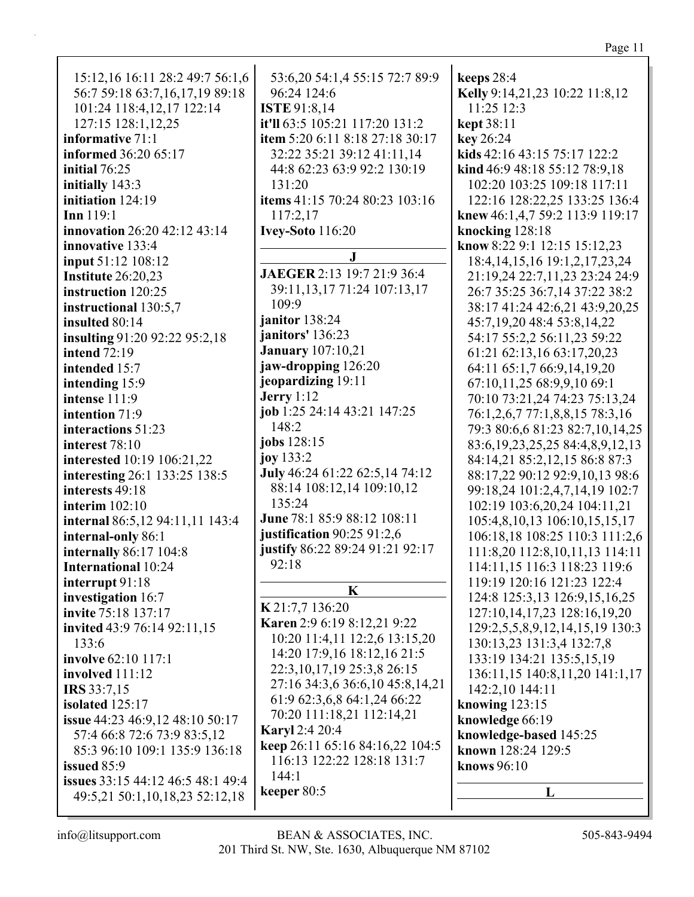15:12,16 16:11 28:2 49:7 56:1,6 56:7 59:18 63:7,16,17,19 89:18 101:24 118:4,12,17 122:14 127:15 128:1,12,25
**informative** 71:1
**informed** 36:20 65:17
**initial** 76:25
**initially** 143:3
**initiation** 124:19
**Inn** 119:1
**innovation** 26:20 42:12 43:14
**innovative** 133:4
**input** 51:12 108:12
**Institute** 26:20,23
**instruction** 120:25
**instructional** 130:5,7
**insulted** 80:14
**insulting** 91:20 92:22 95:2,18
**intend** 72:19
**intended** 15:7
**intending** 15:9
**intense** 111:9
**intention** 71:9
**interactions** 51:23
**interest** 78:10
**interested** 10:19 106:21,22
**interesting** 26:1 133:25 138:5
**interests** 49:18
**interim** 102:10
**internal** 86:5,12 94:11,11 143:4
**internal-only** 86:1
**internally** 86:17 104:8
**International** 10:24
**interrupt** 91:18
**investigation** 16:7
**invite** 75:18 137:17
**invited** 43:9 76:14 92:11,15 133:6
**involve** 62:10 117:1
**involved** 111:12
**IRS** 33:7,15
**isolated** 125:17
**issue** 44:23 46:9,12 48:10 50:17 57:4 66:8 72:6 73:9 83:5,12 85:3 96:10 109:1 135:9 136:18
**issued** 85:9
**issues** 33:15 44:12 46:5 48:1 49:4 49:5,21 50:1,10,18,23 52:12,18 53:6,20 54:1,4 55:15 72:7 89:9 96:24 124:6
**ISTE** 91:8,14
**it'll** 63:5 105:21 117:20 131:2
**item** 5:20 6:11 8:18 27:18 30:17 32:22 35:21 39:12 41:11,14 44:8 62:23 63:9 92:2 130:19 131:20
**items** 41:15 70:24 80:23 103:16 117:2,17
**Ivey-Soto** 116:20

## J

**JAEGER** 2:13 19:7 21:9 36:4 39:11,13,17 71:24 107:13,17 109:9
**janitor** 138:24
**janitors'** 136:23
**January** 107:10,21
**jaw-dropping** 126:20
**jeopardizing** 19:11
**Jerry** 1:12
**job** 1:25 24:14 43:21 147:25 148:2
**jobs** 128:15
**joy** 133:2
**July** 46:24 61:22 62:5,14 74:12 88:14 108:12,14 109:10,12 135:24
**June** 78:1 85:9 88:12 108:11
**justification** 90:25 91:2,6
**justify** 86:22 89:24 91:21 92:17 92:18

## K

**K** 21:7,7 136:20
**Karen** 2:9 6:19 8:12,21 9:22 10:20 11:4,11 12:2,6 13:15,20 14:20 17:9,16 18:12,16 21:5 22:3,10,17,19 25:3,8 26:15 27:16 34:3,6 36:6,10 45:8,14,21 61:9 62:3,6,8 64:1,24 66:22 70:20 111:18,21 112:14,21
**Karyl** 2:4 20:4
**keep** 26:11 65:16 84:16,22 104:5 116:13 122:22 128:18 131:7 144:1
**keeper** 80:5
**keeps** 28:4
**Kelly** 9:14,21,23 10:22 11:8,12 11:25 12:3
**kept** 38:11
**key** 26:24
**kids** 42:16 43:15 75:17 122:2
**kind** 46:9 48:18 55:12 78:9,18 102:20 103:25 109:18 117:11 122:16 128:22,25 133:25 136:4
**knew** 46:1,4,7 59:2 113:9 119:17
**knocking** 128:18
**know** 8:22 9:1 12:15 15:12,23 18:4,14,15,16 19:1,2,17,23,24 21:19,24 22:7,11,23 23:24 24:9 26:7 35:25 36:7,14 37:22 38:2 38:17 41:24 42:6,21 43:9,20,25 45:7,19,20 48:4 53:8,14,22 54:17 55:2,2 56:11,23 59:22 61:21 62:13,16 63:17,20,23 64:11 65:1,7 66:9,14,19,20 67:10,11,25 68:9,9,10 69:1 70:10 73:21,24 74:23 75:13,24 76:1,2,6,7 77:1,8,8,15 78:3,16 79:3 80:6,6 81:23 82:7,10,14,25 83:6,19,23,25,25 84:4,8,9,12,13 84:14,21 85:2,12,15 86:8 87:3 88:17,22 90:12 92:9,10,13 98:6 99:18,24 101:2,4,7,14,19 102:7 102:19 103:6,20,24 104:11,21 105:4,8,10,13 106:10,15,15,17 106:18,18 108:25 110:3 111:2,6 111:8,20 112:8,10,11,13 114:11 114:11,15 116:3 118:23 119:6 119:19 120:16 121:23 122:4 124:8 125:3,13 126:9,15,16,25 127:10,14,17,23 128:16,19,20 129:2,5,5,8,9,12,14,15,19 130:3 130:13,23 131:3,4 132:7,8 133:19 134:21 135:5,15,19 136:11,15 140:8,11,20 141:1,17 142:2,10 144:11
**knowing** 123:15
**knowledge** 66:19
**knowledge-based** 145:25
**known** 128:24 129:5
**knows** 96:10

## L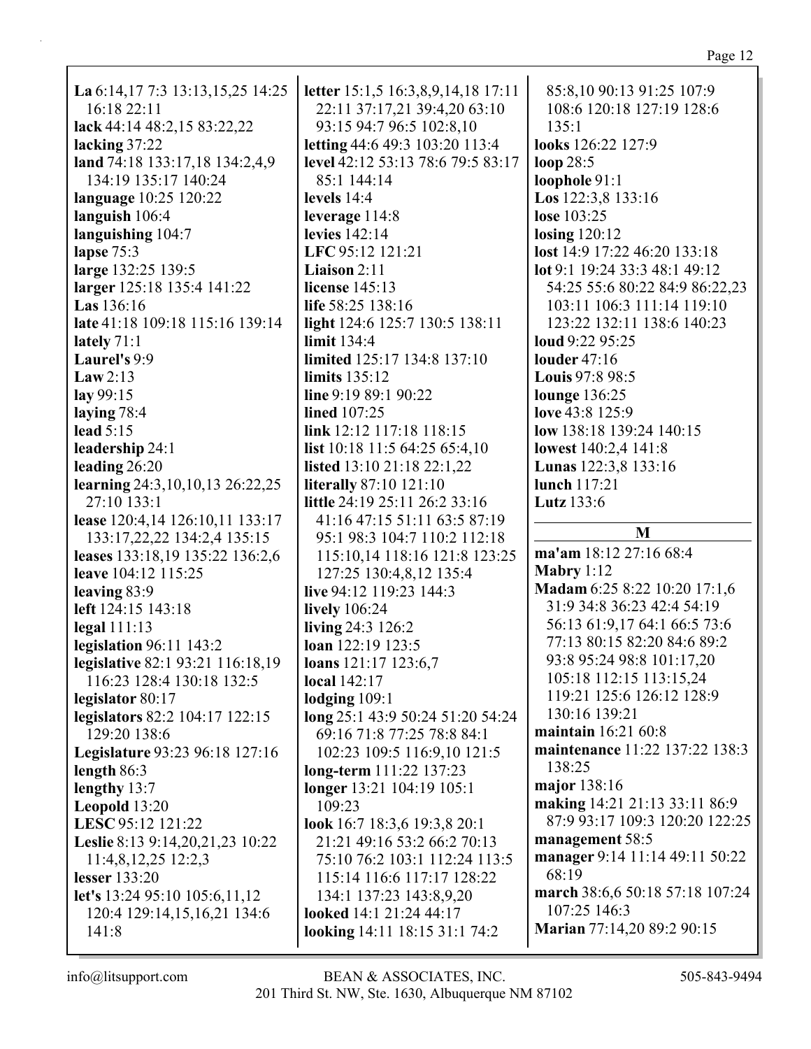**La** 6:14,17 7:3 13:13,15,25 14:25 16:18 22:11
**lack** 44:14 48:2,15 83:22,22
**lacking** 37:22
**land** 74:18 133:17,18 134:2,4,9 134:19 135:17 140:24
**language** 10:25 120:22
**languish** 106:4
**languishing** 104:7
**lapse** 75:3
**large** 132:25 139:5
**larger** 125:18 135:4 141:22
**Las** 136:16
**late** 41:18 109:18 115:16 139:14
**lately** 71:1
**Laurel's** 9:9
**Law** 2:13
**lay** 99:15
**laying** 78:4
**lead** 5:15
**leadership** 24:1
**leading** 26:20
**learning** 24:3,10,10,13 26:22,25 27:10 133:1
**lease** 120:4,14 126:10,11 133:17 133:17,22,22 134:2,4 135:15
**leases** 133:18,19 135:22 136:2,6
**leave** 104:12 115:25
**leaving** 83:9
**left** 124:15 143:18
**legal** 111:13
**legislation** 96:11 143:2
**legislative** 82:1 93:21 116:18,19 116:23 128:4 130:18 132:5
**legislator** 80:17
**legislators** 82:2 104:17 122:15 129:20 138:6
**Legislature** 93:23 96:18 127:16
**length** 86:3
**lengthy** 13:7
**Leopold** 13:20
**LESC** 95:12 121:22
**Leslie** 8:13 9:14,20,21,23 10:22 11:4,8,12,25 12:2,3
**lesser** 133:20
**let's** 13:24 95:10 105:6,11,12 120:4 129:14,15,16,21 134:6 141:8
**letter** 15:1,5 16:3,8,9,14,18 17:11 22:11 37:17,21 39:4,20 63:10 93:15 94:7 96:5 102:8,10
**letting** 44:6 49:3 103:20 113:4
**level** 42:12 53:13 78:6 79:5 83:17 85:1 144:14
**levels** 14:4
**leverage** 114:8
**levies** 142:14
**LFC** 95:12 121:21
**Liaison** 2:11
**license** 145:13
**life** 58:25 138:16
**light** 124:6 125:7 130:5 138:11
**limit** 134:4
**limited** 125:17 134:8 137:10
**limits** 135:12
**line** 9:19 89:1 90:22
**lined** 107:25
**link** 12:12 117:18 118:15
**list** 10:18 11:5 64:25 65:4,10
**listed** 13:10 21:18 22:1,22
**literally** 87:10 121:10
**little** 24:19 25:11 26:2 33:16 41:16 47:15 51:11 63:5 87:19 95:1 98:3 104:7 110:2 112:18 115:10,14 118:16 121:8 123:25 127:25 130:4,8,12 135:4
**live** 94:12 119:23 144:3
**lively** 106:24
**living** 24:3 126:2
**loan** 122:19 123:5
**loans** 121:17 123:6,7
**local** 142:17
**lodging** 109:1
**long** 25:1 43:9 50:24 51:20 54:24 69:16 71:8 77:25 78:8 84:1 102:23 109:5 116:9,10 121:5
**long-term** 111:22 137:23
**longer** 13:21 104:19 105:1 109:23
**look** 16:7 18:3,6 19:3,8 20:1 21:21 49:16 53:2 66:2 70:13 75:10 76:2 103:1 112:24 113:5 115:14 116:6 117:17 128:22 134:1 137:23 143:8,9,20
**looked** 14:1 21:24 44:17
**looking** 14:11 18:15 31:1 74:2 85:8,10 90:13 91:25 107:9 108:6 120:18 127:19 128:6 135:1
**looks** 126:22 127:9
**loop** 28:5
**loophole** 91:1
**Los** 122:3,8 133:16
**lose** 103:25
**losing** 120:12
**lost** 14:9 17:22 46:20 133:18
**lot** 9:1 19:24 33:3 48:1 49:12 54:25 55:6 80:22 84:9 86:22,23 103:11 106:3 111:14 119:10 123:22 132:11 138:6 140:23
**loud** 9:22 95:25
**louder** 47:16
**Louis** 97:8 98:5
**lounge** 136:25
**love** 43:8 125:9
**low** 138:18 139:24 140:15
**lowest** 140:2,4 141:8
**Lunas** 122:3,8 133:16
**lunch** 117:21
**Lutz** 133:6

## M

**ma'am** 18:12 27:16 68:4
**Mabry** 1:12
**Madam** 6:25 8:22 10:20 17:1,6 31:9 34:8 36:23 42:4 54:19 56:13 61:9,17 64:1 66:5 73:6 77:13 80:15 82:20 84:6 89:2 93:8 95:24 98:8 101:17,20 105:18 112:15 113:15,24 119:21 125:6 126:12 128:9 130:16 139:21
**maintain** 16:21 60:8
**maintenance** 11:22 137:22 138:3 138:25
**major** 138:16
**making** 14:21 21:13 33:11 86:9 87:9 93:17 109:3 120:20 122:25
**management** 58:5
**manager** 9:14 11:14 49:11 50:22 68:19
**march** 38:6,6 50:18 57:18 107:24 107:25 146:3
**Marian** 77:14,20 89:2 90:15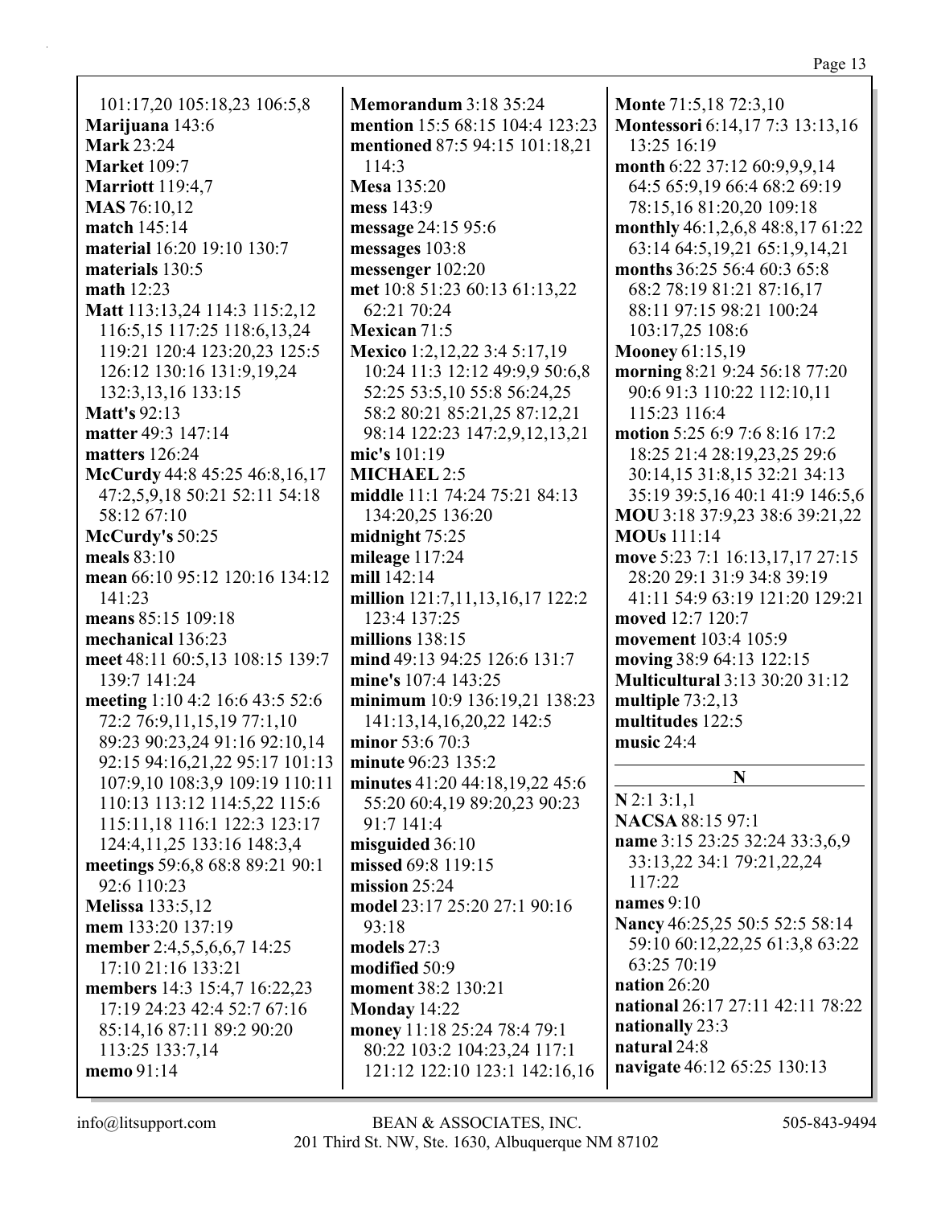101:17,20 105:18,23 106:5,8
**Marijuana** 143:6
**Mark** 23:24
**Market** 109:7
**Marriott** 119:4,7
**MAS** 76:10,12
**match** 145:14
**material** 16:20 19:10 130:7
**materials** 130:5
**math** 12:23
**Matt** 113:13,24 114:3 115:2,12 116:5,15 117:25 118:6,13,24 119:21 120:4 123:20,23 125:5 126:12 130:16 131:9,19,24 132:3,13,16 133:15
**Matt's** 92:13
**matter** 49:3 147:14
**matters** 126:24
**McCurdy** 44:8 45:25 46:8,16,17 47:2,5,9,18 50:21 52:11 54:18 58:12 67:10
**McCurdy's** 50:25
**meals** 83:10
**mean** 66:10 95:12 120:16 134:12 141:23
**means** 85:15 109:18
**mechanical** 136:23
**meet** 48:11 60:5,13 108:15 139:7 139:7 141:24
**meeting** 1:10 4:2 16:6 43:5 52:6 72:2 76:9,11,15,19 77:1,10 89:23 90:23,24 91:16 92:10,14 92:15 94:16,21,22 95:17 101:13 107:9,10 108:3,9 109:19 110:11 110:13 113:12 114:5,22 115:6 115:11,18 116:1 122:3 123:17 124:4,11,25 133:16 148:3,4
**meetings** 59:6,8 68:8 89:21 90:1 92:6 110:23
**Melissa** 133:5,12
**mem** 133:20 137:19
**member** 2:4,5,5,6,6,7 14:25 17:10 21:16 133:21
**members** 14:3 15:4,7 16:22,23 17:19 24:23 42:4 52:7 67:16 85:14,16 87:11 89:2 90:20 113:25 133:7,14
**memo** 91:14
**Memorandum** 3:18 35:24
**mention** 15:5 68:15 104:4 123:23
**mentioned** 87:5 94:15 101:18,21 114:3
**Mesa** 135:20
**mess** 143:9
**message** 24:15 95:6
**messages** 103:8
**messenger** 102:20
**met** 10:8 51:23 60:13 61:13,22 62:21 70:24
**Mexican** 71:5
**Mexico** 1:2,12,22 3:4 5:17,19 10:24 11:3 12:12 49:9,9 50:6,8 52:25 53:5,10 55:8 56:24,25 58:2 80:21 85:21,25 87:12,21 98:14 122:23 147:2,9,12,13,21
**mic's** 101:19
**MICHAEL** 2:5
**middle** 11:1 74:24 75:21 84:13 134:20,25 136:20
**midnight** 75:25
**mileage** 117:24
**mill** 142:14
**million** 121:7,11,13,16,17 122:2 123:4 137:25
**millions** 138:15
**mind** 49:13 94:25 126:6 131:7
**mine's** 107:4 143:25
**minimum** 10:9 136:19,21 138:23 141:13,14,16,20,22 142:5
**minor** 53:6 70:3
**minute** 96:23 135:2
**minutes** 41:20 44:18,19,22 45:6 55:20 60:4,19 89:20,23 90:23 91:7 141:4
**misguided** 36:10
**missed** 69:8 119:15
**mission** 25:24
**model** 23:17 25:20 27:1 90:16 93:18
**models** 27:3
**modified** 50:9
**moment** 38:2 130:21
**Monday** 14:22
**money** 11:18 25:24 78:4 79:1 80:22 103:2 104:23,24 117:1 121:12 122:10 123:1 142:16,16
**Monte** 71:5,18 72:3,10
**Montessori** 6:14,17 7:3 13:13,16 13:25 16:19
**month** 6:22 37:12 60:9,9,9,14 64:5 65:9,19 66:4 68:2 69:19 78:15,16 81:20,20 109:18
**monthly** 46:1,2,6,8 48:8,17 61:22 63:14 64:5,19,21 65:1,9,14,21
**months** 36:25 56:4 60:3 65:8 68:2 78:19 81:21 87:16,17 88:11 97:15 98:21 100:24 103:17,25 108:6
**Mooney** 61:15,19
**morning** 8:21 9:24 56:18 77:20 90:6 91:3 110:22 112:10,11 115:23 116:4
**motion** 5:25 6:9 7:6 8:16 17:2 18:25 21:4 28:19,23,25 29:6 30:14,15 31:8,15 32:21 34:13 35:19 39:5,16 40:1 41:9 146:5,6
**MOU** 3:18 37:9,23 38:6 39:21,22
**MOUs** 111:14
**move** 5:23 7:1 16:13,17,17 27:15 28:20 29:1 31:9 34:8 39:19 41:11 54:9 63:19 121:20 129:21
**moved** 12:7 120:7
**movement** 103:4 105:9
**moving** 38:9 64:13 122:15
**Multicultural** 3:13 30:20 31:12
**multiple** 73:2,13
**multitudes** 122:5
**music** 24:4

## N

**N** 2:1 3:1,1
**NACSA** 88:15 97:1
**name** 3:15 23:25 32:24 33:3,6,9 33:13,22 34:1 79:21,22,24 117:22
**names** 9:10
**Nancy** 46:25,25 50:5 52:5 58:14 59:10 60:12,22,25 61:3,8 63:22 63:25 70:19
**nation** 26:20
**national** 26:17 27:11 42:11 78:22
**nationally** 23:3
**natural** 24:8
**navigate** 46:12 65:25 130:13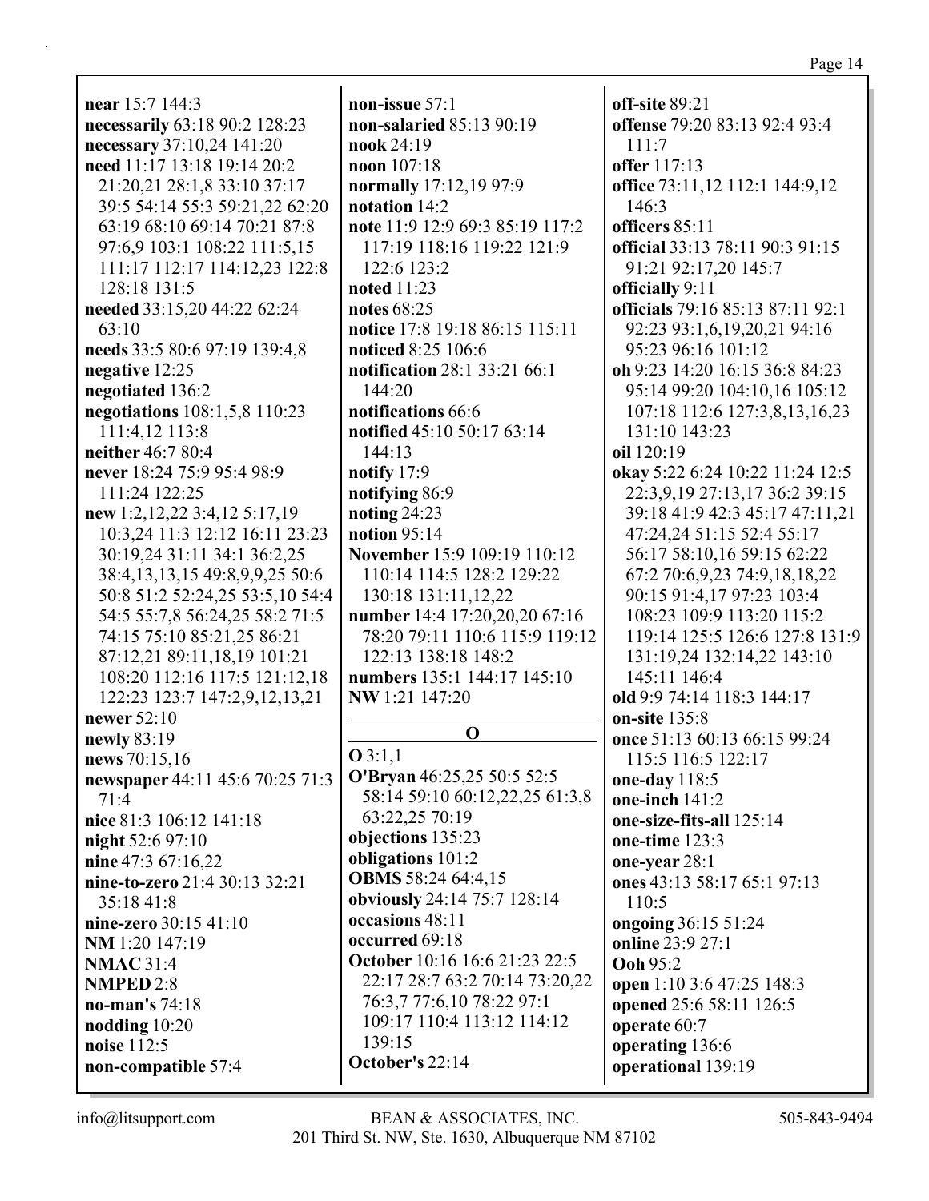**near** 15:7 144:3
**necessarily** 63:18 90:2 128:23
**necessary** 37:10,24 141:20
**need** 11:17 13:18 19:14 20:2 21:20,21 28:1,8 33:10 37:17 39:5 54:14 55:3 59:21,22 62:20 63:19 68:10 69:14 70:21 87:8 97:6,9 103:1 108:22 111:5,15 111:17 112:17 114:12,23 122:8 128:18 131:5
**needed** 33:15,20 44:22 62:24 63:10
**needs** 33:5 80:6 97:19 139:4,8
**negative** 12:25
**negotiated** 136:2
**negotiations** 108:1,5,8 110:23 111:4,12 113:8
**neither** 46:7 80:4
**never** 18:24 75:9 95:4 98:9 111:24 122:25
**new** 1:2,12,22 3:4,12 5:17,19 10:3,24 11:3 12:12 16:11 23:23 30:19,24 31:11 34:1 36:2,25 38:4,13,13,15 49:8,9,9,25 50:6 50:8 51:2 52:24,25 53:5,10 54:4 54:5 55:7,8 56:24,25 58:2 71:5 74:15 75:10 85:21,25 86:21 87:12,21 89:11,18,19 101:21 108:20 112:16 117:5 121:12,18 122:23 123:7 147:2,9,12,13,21
**newer** 52:10
**newly** 83:19
**news** 70:15,16
**newspaper** 44:11 45:6 70:25 71:3 71:4
**nice** 81:3 106:12 141:18
**night** 52:6 97:10
**nine** 47:3 67:16,22
**nine-to-zero** 21:4 30:13 32:21 35:18 41:8
**nine-zero** 30:15 41:10
**NM** 1:20 147:19
**NMAC** 31:4
**NMPED** 2:8
**no-man's** 74:18
**nodding** 10:20
**noise** 112:5
**non-compatible** 57:4
**non-issue** 57:1
**non-salaried** 85:13 90:19
**nook** 24:19
**noon** 107:18
**normally** 17:12,19 97:9
**notation** 14:2
**note** 11:9 12:9 69:3 85:19 117:2 117:19 118:16 119:22 121:9 122:6 123:2
**noted** 11:23
**notes** 68:25
**notice** 17:8 19:18 86:15 115:11
**noticed** 8:25 106:6
**notification** 28:1 33:21 66:1 144:20
**notifications** 66:6
**notified** 45:10 50:17 63:14 144:13
**notify** 17:9
**notifying** 86:9
**noting** 24:23
**notion** 95:14
**November** 15:9 109:19 110:12 110:14 114:5 128:2 129:22 130:18 131:11,12,22
**number** 14:4 17:20,20,20 67:16 78:20 79:11 110:6 115:9 119:12 122:13 138:18 148:2
**numbers** 135:1 144:17 145:10
**NW** 1:21 147:20

## O

**O** 3:1,1
**O'Bryan** 46:25,25 50:5 52:5 58:14 59:10 60:12,22,25 61:3,8 63:22,25 70:19
**objections** 135:23
**obligations** 101:2
**OBMS** 58:24 64:4,15
**obviously** 24:14 75:7 128:14
**occasions** 48:11
**occurred** 69:18
**October** 10:16 16:6 21:23 22:5 22:17 28:7 63:2 70:14 73:20,22 76:3,7 77:6,10 78:22 97:1 109:17 110:4 113:12 114:12 139:15
**October's** 22:14
**off-site** 89:21
**offense** 79:20 83:13 92:4 93:4 111:7
**offer** 117:13
**office** 73:11,12 112:1 144:9,12 146:3
**officers** 85:11
**official** 33:13 78:11 90:3 91:15 91:21 92:17,20 145:7
**officially** 9:11
**officials** 79:16 85:13 87:11 92:1 92:23 93:1,6,19,20,21 94:16 95:23 96:16 101:12
**oh** 9:23 14:20 16:15 36:8 84:23 95:14 99:20 104:10,16 105:12 107:18 112:6 127:3,8,13,16,23 131:10 143:23
**oil** 120:19
**okay** 5:22 6:24 10:22 11:24 12:5 22:3,9,19 27:13,17 36:2 39:15 39:18 41:9 42:3 45:17 47:11,21 47:24,24 51:15 52:4 55:17 56:17 58:10,16 59:15 62:22 67:2 70:6,9,23 74:9,18,18,22 90:15 91:4,17 97:23 103:4 108:23 109:9 113:20 115:2 119:14 125:5 126:6 127:8 131:9 131:19,24 132:14,22 143:10 145:11 146:4
**old** 9:9 74:14 118:3 144:17
**on-site** 135:8
**once** 51:13 60:13 66:15 99:24 115:5 116:5 122:17
**one-day** 118:5
**one-inch** 141:2
**one-size-fits-all** 125:14
**one-time** 123:3
**one-year** 28:1
**ones** 43:13 58:17 65:1 97:13 110:5
**ongoing** 36:15 51:24
**online** 23:9 27:1
**Ooh** 95:2
**open** 1:10 3:6 47:25 148:3
**opened** 25:6 58:11 126:5
**operate** 60:7
**operating** 136:6
**operational** 139:19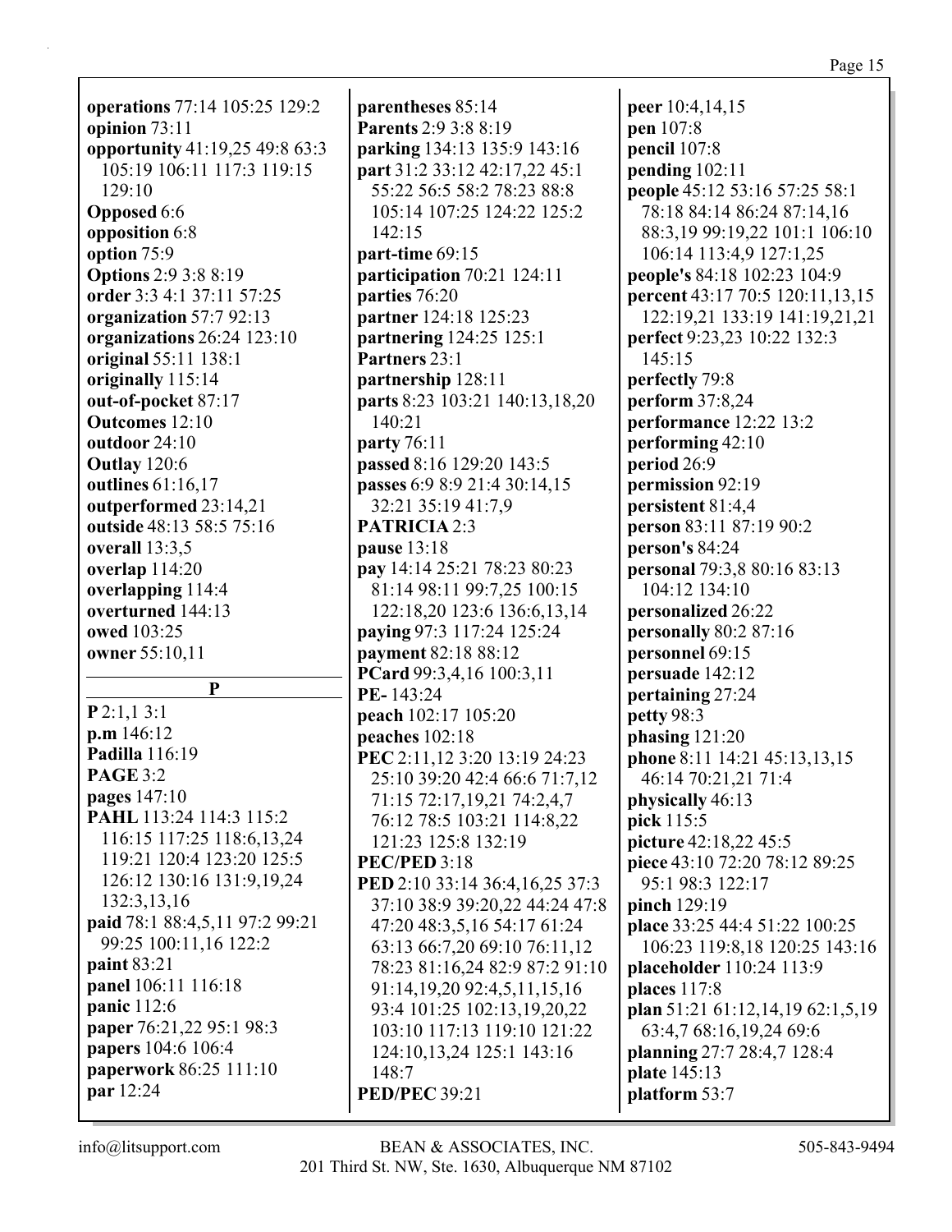**operations** 77:14 105:25 129:2
**opinion** 73:11
**opportunity** 41:19,25 49:8 63:3 105:19 106:11 117:3 119:15 129:10
**Opposed** 6:6
**opposition** 6:8
**option** 75:9
**Options** 2:9 3:8 8:19
**order** 3:3 4:1 37:11 57:25
**organization** 57:7 92:13
**organizations** 26:24 123:10
**original** 55:11 138:1
**originally** 115:14
**out-of-pocket** 87:17
**Outcomes** 12:10
**outdoor** 24:10
**Outlay** 120:6
**outlines** 61:16,17
**outperformed** 23:14,21
**outside** 48:13 58:5 75:16
**overall** 13:3,5
**overlap** 114:20
**overlapping** 114:4
**overturned** 144:13
**owed** 103:25
**owner** 55:10,11

## P

**P** 2:1,1 3:1
**p.m** 146:12
**Padilla** 116:19
**PAGE** 3:2
**pages** 147:10
**PAHL** 113:24 114:3 115:2 116:15 117:25 118:6,13,24 119:21 120:4 123:20 125:5 126:12 130:16 131:9,19,24 132:3,13,16
**paid** 78:1 88:4,5,11 97:2 99:21 99:25 100:11,16 122:2
**paint** 83:21
**panel** 106:11 116:18
**panic** 112:6
**paper** 76:21,22 95:1 98:3
**papers** 104:6 106:4
**paperwork** 86:25 111:10
**par** 12:24
**parentheses** 85:14
**Parents** 2:9 3:8 8:19
**parking** 134:13 135:9 143:16
**part** 31:2 33:12 42:17,22 45:1 55:22 56:5 58:2 78:23 88:8 105:14 107:25 124:22 125:2 142:15
**part-time** 69:15
**participation** 70:21 124:11
**parties** 76:20
**partner** 124:18 125:23
**partnering** 124:25 125:1
**Partners** 23:1
**partnership** 128:11
**parts** 8:23 103:21 140:13,18,20 140:21
**party** 76:11
**passed** 8:16 129:20 143:5
**passes** 6:9 8:9 21:4 30:14,15 32:21 35:19 41:7,9
**PATRICIA** 2:3
**pause** 13:18
**pay** 14:14 25:21 78:23 80:23 81:14 98:11 99:7,25 100:15 122:18,20 123:6 136:6,13,14
**paying** 97:3 117:24 125:24
**payment** 82:18 88:12
**PCard** 99:3,4,16 100:3,11
**PE-** 143:24
**peach** 102:17 105:20
**peaches** 102:18
**PEC** 2:11,12 3:20 13:19 24:23 25:10 39:20 42:4 66:6 71:7,12 71:15 72:17,19,21 74:2,4,7 76:12 78:5 103:21 114:8,22 121:23 125:8 132:19
**PEC/PED** 3:18
**PED** 2:10 33:14 36:4,16,25 37:3 37:10 38:9 39:20,22 44:24 47:8 47:20 48:3,5,16 54:17 61:24 63:13 66:7,20 69:10 76:11,12 78:23 81:16,24 82:9 87:2 91:10 91:14,19,20 92:4,5,11,15,16 93:4 101:25 102:13,19,20,22 103:10 117:13 119:10 121:22 124:10,13,24 125:1 143:16 148:7
**PED/PEC** 39:21
**peer** 10:4,14,15
**pen** 107:8
**pencil** 107:8
**pending** 102:11
**people** 45:12 53:16 57:25 58:1 78:18 84:14 86:24 87:14,16 88:3,19 99:19,22 101:1 106:10 106:14 113:4,9 127:1,25
**people's** 84:18 102:23 104:9
**percent** 43:17 70:5 120:11,13,15 122:19,21 133:19 141:19,21,21
**perfect** 9:23,23 10:22 132:3 145:15
**perfectly** 79:8
**perform** 37:8,24
**performance** 12:22 13:2
**performing** 42:10
**period** 26:9
**permission** 92:19
**persistent** 81:4,4
**person** 83:11 87:19 90:2
**person's** 84:24
**personal** 79:3,8 80:16 83:13 104:12 134:10
**personalized** 26:22
**personally** 80:2 87:16
**personnel** 69:15
**persuade** 142:12
**pertaining** 27:24
**petty** 98:3
**phasing** 121:20
**phone** 8:11 14:21 45:13,13,15 46:14 70:21,21 71:4
**physically** 46:13
**pick** 115:5
**picture** 42:18,22 45:5
**piece** 43:10 72:20 78:12 89:25 95:1 98:3 122:17
**pinch** 129:19
**place** 33:25 44:4 51:22 100:25 106:23 119:8,18 120:25 143:16
**placeholder** 110:24 113:9
**places** 117:8
**plan** 51:21 61:12,14,19 62:1,5,19 63:4,7 68:16,19,24 69:6
**planning** 27:7 28:4,7 128:4
**plate** 145:13
**platform** 53:7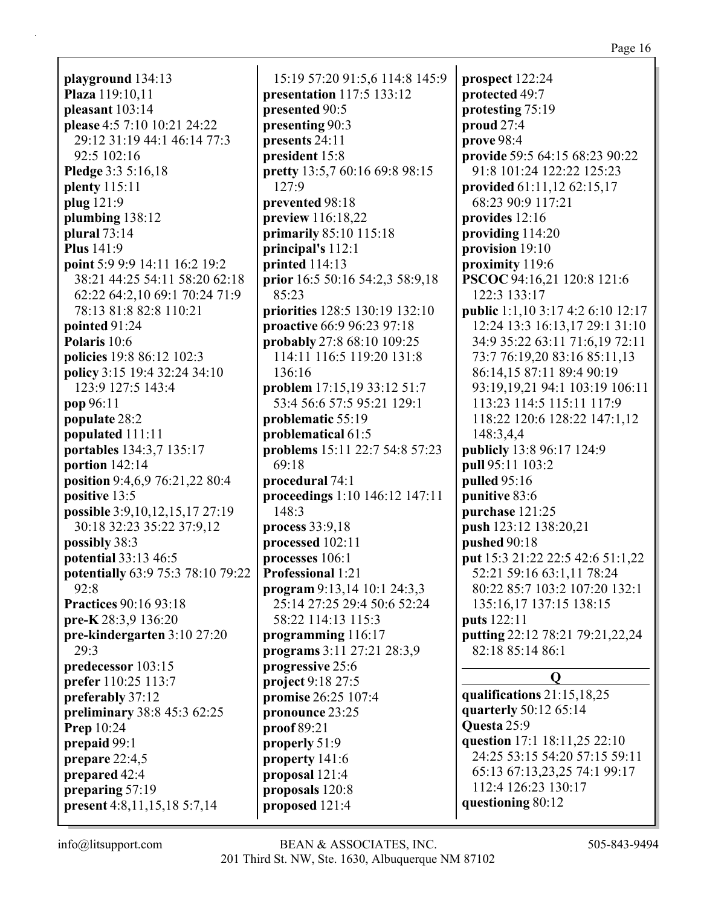**playground** 134:13
**Plaza** 119:10,11
**pleasant** 103:14
**please** 4:5 7:10 10:21 24:22 29:12 31:19 44:1 46:14 77:3 92:5 102:16
**Pledge** 3:3 5:16,18
**plenty** 115:11
**plug** 121:9
**plumbing** 138:12
**plural** 73:14
**Plus** 141:9
**point** 5:9 9:9 14:11 16:2 19:2 38:21 44:25 54:11 58:20 62:18 62:22 64:2,10 69:1 70:24 71:9 78:13 81:8 82:8 110:21
**pointed** 91:24
**Polaris** 10:6
**policies** 19:8 86:12 102:3
**policy** 3:15 19:4 32:24 34:10 123:9 127:5 143:4
**pop** 96:11
**populate** 28:2
**populated** 111:11
**portables** 134:3,7 135:17
**portion** 142:14
**position** 9:4,6,9 76:21,22 80:4
**positive** 13:5
**possible** 3:9,10,12,15,17 27:19 30:18 32:23 35:22 37:9,12
**possibly** 38:3
**potential** 33:13 46:5
**potentially** 63:9 75:3 78:10 79:22 92:8
**Practices** 90:16 93:18
**pre-K** 28:3,9 136:20
**pre-kindergarten** 3:10 27:20 29:3
**predecessor** 103:15
**prefer** 110:25 113:7
**preferably** 37:12
**preliminary** 38:8 45:3 62:25
**Prep** 10:24
**prepaid** 99:1
**prepare** 22:4,5
**prepared** 42:4
**preparing** 57:19
**present** 4:8,11,15,18 5:7,14 15:19 57:20 91:5,6 114:8 145:9
**presentation** 117:5 133:12
**presented** 90:5
**presenting** 90:3
**presents** 24:11
**president** 15:8
**pretty** 13:5,7 60:16 69:8 98:15 127:9
**prevented** 98:18
**preview** 116:18,22
**primarily** 85:10 115:18
**principal's** 112:1
**printed** 114:13
**prior** 16:5 50:16 54:2,3 58:9,18 85:23
**priorities** 128:5 130:19 132:10
**proactive** 66:9 96:23 97:18
**probably** 27:8 68:10 109:25 114:11 116:5 119:20 131:8 136:16
**problem** 17:15,19 33:12 51:7 53:4 56:6 57:5 95:21 129:1
**problematic** 55:19
**problematical** 61:5
**problems** 15:11 22:7 54:8 57:23 69:18
**procedural** 74:1
**proceedings** 1:10 146:12 147:11 148:3
**process** 33:9,18
**processed** 102:11
**processes** 106:1
**Professional** 1:21
**program** 9:13,14 10:1 24:3,3 25:14 27:25 29:4 50:6 52:24 58:22 114:13 115:3
**programming** 116:17
**programs** 3:11 27:21 28:3,9
**progressive** 25:6
**project** 9:18 27:5
**promise** 26:25 107:4
**pronounce** 23:25
**proof** 89:21
**properly** 51:9
**property** 141:6
**proposal** 121:4
**proposals** 120:8
**proposed** 121:4
**prospect** 122:24
**protected** 49:7
**protesting** 75:19
**proud** 27:4
**prove** 98:4
**provide** 59:5 64:15 68:23 90:22 91:8 101:24 122:22 125:23
**provided** 61:11,12 62:15,17 68:23 90:9 117:21
**provides** 12:16
**providing** 114:20
**provision** 19:10
**proximity** 119:6
**PSCOC** 94:16,21 120:8 121:6 122:3 133:17
**public** 1:1,10 3:17 4:2 6:10 12:17 12:24 13:3 16:13,17 29:1 31:10 34:9 35:22 63:11 71:6,19 72:11 73:7 76:19,20 83:16 85:11,13 86:14,15 87:11 89:4 90:19 93:19,19,21 94:1 103:19 106:11 113:23 114:5 115:11 117:9 118:22 120:6 128:22 147:1,12 148:3,4,4
**publicly** 13:8 96:17 124:9
**pull** 95:11 103:2
**pulled** 95:16
**punitive** 83:6
**purchase** 121:25
**push** 123:12 138:20,21
**pushed** 90:18
**put** 15:3 21:22 22:5 42:6 51:1,22 52:21 59:16 63:1,11 78:24 80:22 85:7 103:2 107:20 132:1 135:16,17 137:15 138:15
**puts** 122:11
**putting** 22:12 78:21 79:21,22,24 82:18 85:14 86:1

## Q

**qualifications** 21:15,18,25
**quarterly** 50:12 65:14
**Questa** 25:9
**question** 17:1 18:11,25 22:10 24:25 53:15 54:20 57:15 59:11 65:13 67:13,23,25 74:1 99:17 112:4 126:23 130:17
**questioning** 80:12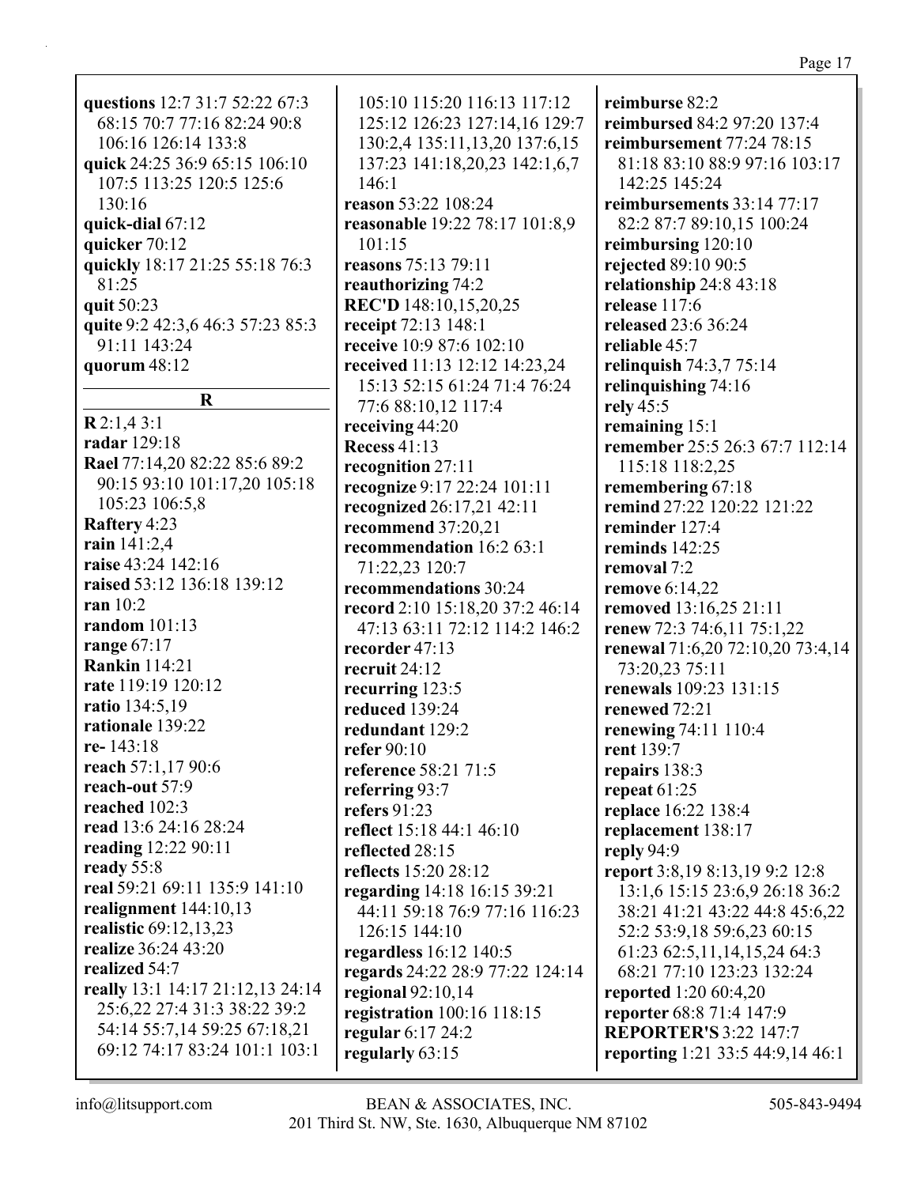**questions** 12:7 31:7 52:22 67:3 68:15 70:7 77:16 82:24 90:8 106:16 126:14 133:8
**quick** 24:25 36:9 65:15 106:10 107:5 113:25 120:5 125:6 130:16
**quick-dial** 67:12
**quicker** 70:12
**quickly** 18:17 21:25 55:18 76:3 81:25
**quit** 50:23
**quite** 9:2 42:3,6 46:3 57:23 85:3 91:11 143:24
**quorum** 48:12

## R

**R** 2:1,4 3:1
**radar** 129:18
**Rael** 77:14,20 82:22 85:6 89:2 90:15 93:10 101:17,20 105:18 105:23 106:5,8
**Raftery** 4:23
**rain** 141:2,4
**raise** 43:24 142:16
**raised** 53:12 136:18 139:12
**ran** 10:2
**random** 101:13
**range** 67:17
**Rankin** 114:21
**rate** 119:19 120:12
**ratio** 134:5,19
**rationale** 139:22
**re-** 143:18
**reach** 57:1,17 90:6
**reach-out** 57:9
**reached** 102:3
**read** 13:6 24:16 28:24
**reading** 12:22 90:11
**ready** 55:8
**real** 59:21 69:11 135:9 141:10
**realignment** 144:10,13
**realistic** 69:12,13,23
**realize** 36:24 43:20
**realized** 54:7
**really** 13:1 14:17 21:12,13 24:14 25:6,22 27:4 31:3 38:22 39:2 54:14 55:7,14 59:25 67:18,21 69:12 74:17 83:24 101:1 103:1 105:10 115:20 116:13 117:12 125:12 126:23 127:14,16 129:7 130:2,4 135:11,13,20 137:6,15 137:23 141:18,20,23 142:1,6,7 146:1
**reason** 53:22 108:24
**reasonable** 19:22 78:17 101:8,9 101:15
**reasons** 75:13 79:11
**reauthorizing** 74:2
**REC'D** 148:10,15,20,25
**receipt** 72:13 148:1
**receive** 10:9 87:6 102:10
**received** 11:13 12:12 14:23,24 15:13 52:15 61:24 71:4 76:24 77:6 88:10,12 117:4
**receiving** 44:20
**Recess** 41:13
**recognition** 27:11
**recognize** 9:17 22:24 101:11
**recognized** 26:17,21 42:11
**recommend** 37:20,21
**recommendation** 16:2 63:1 71:22,23 120:7
**recommendations** 30:24
**record** 2:10 15:18,20 37:2 46:14 47:13 63:11 72:12 114:2 146:2
**recorder** 47:13
**recruit** 24:12
**recurring** 123:5
**reduced** 139:24
**redundant** 129:2
**refer** 90:10
**reference** 58:21 71:5
**referring** 93:7
**refers** 91:23
**reflect** 15:18 44:1 46:10
**reflected** 28:15
**reflects** 15:20 28:12
**regarding** 14:18 16:15 39:21 44:11 59:18 76:9 77:16 116:23 126:15 144:10
**regardless** 16:12 140:5
**regards** 24:22 28:9 77:22 124:14
**regional** 92:10,14
**registration** 100:16 118:15
**regular** 6:17 24:2
**regularly** 63:15
**reimburse** 82:2
**reimbursed** 84:2 97:20 137:4
**reimbursement** 77:24 78:15 81:18 83:10 88:9 97:16 103:17 142:25 145:24
**reimbursements** 33:14 77:17 82:2 87:7 89:10,15 100:24
**reimbursing** 120:10
**rejected** 89:10 90:5
**relationship** 24:8 43:18
**release** 117:6
**released** 23:6 36:24
**reliable** 45:7
**relinquish** 74:3,7 75:14
**relinquishing** 74:16
**rely** 45:5
**remaining** 15:1
**remember** 25:5 26:3 67:7 112:14 115:18 118:2,25
**remembering** 67:18
**remind** 27:22 120:22 121:22
**reminder** 127:4
**reminds** 142:25
**removal** 7:2
**remove** 6:14,22
**removed** 13:16,25 21:11
**renew** 72:3 74:6,11 75:1,22
**renewal** 71:6,20 72:10,20 73:4,14 73:20,23 75:11
**renewals** 109:23 131:15
**renewed** 72:21
**renewing** 74:11 110:4
**rent** 139:7
**repairs** 138:3
**repeat** 61:25
**replace** 16:22 138:4
**replacement** 138:17
**reply** 94:9
**report** 3:8,19 8:13,19 9:2 12:8 13:1,6 15:15 23:6,9 26:18 36:2 38:21 41:21 43:22 44:8 45:6,22 52:2 53:9,18 59:6,23 60:15 61:23 62:5,11,14,15,24 64:3 68:21 77:10 123:23 132:24
**reported** 1:20 60:4,20
**reporter** 68:8 71:4 147:9
**REPORTER'S** 3:22 147:7
**reporting** 1:21 33:5 44:9,14 46:1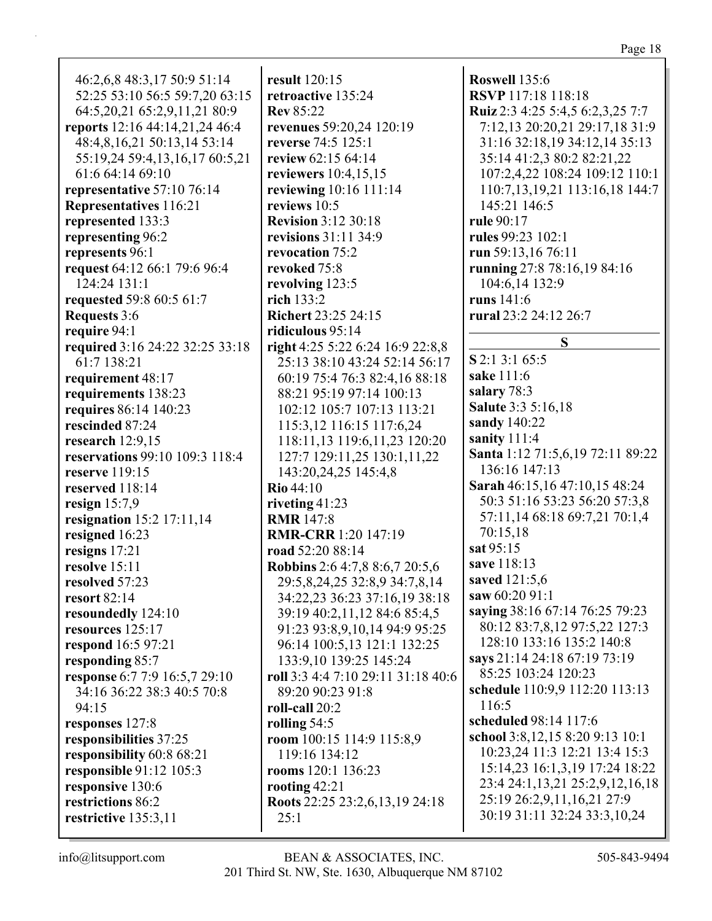46:2,6,8 48:3,17 50:9 51:14 52:25 53:10 56:5 59:7,20 63:15 64:5,20,21 65:2,9,11,21 80:9
**reports** 12:16 44:14,21,24 46:4 48:4,8,16,21 50:13,14 53:14 55:19,24 59:4,13,16,17 60:5,21 61:6 64:14 69:10
**representative** 57:10 76:14
**Representatives** 116:21
**represented** 133:3
**representing** 96:2
**represents** 96:1
**request** 64:12 66:1 79:6 96:4 124:24 131:1
**requested** 59:8 60:5 61:7
**Requests** 3:6
**require** 94:1
**required** 3:16 24:22 32:25 33:18 61:7 138:21
**requirement** 48:17
**requirements** 138:23
**requires** 86:14 140:23
**rescinded** 87:24
**research** 12:9,15
**reservations** 99:10 109:3 118:4
**reserve** 119:15
**reserved** 118:14
**resign** 15:7,9
**resignation** 15:2 17:11,14
**resigned** 16:23
**resigns** 17:21
**resolve** 15:11
**resolved** 57:23
**resort** 82:14
**resoundedly** 124:10
**resources** 125:17
**respond** 16:5 97:21
**responding** 85:7
**response** 6:7 7:9 16:5,7 29:10 34:16 36:22 38:3 40:5 70:8 94:15
**responses** 127:8
**responsibilities** 37:25
**responsibility** 60:8 68:21
**responsible** 91:12 105:3
**responsive** 130:6
**restrictions** 86:2
**restrictive** 135:3,11
**result** 120:15
**retroactive** 135:24
**Rev** 85:22
**revenues** 59:20,24 120:19
**reverse** 74:5 125:1
**review** 62:15 64:14
**reviewers** 10:4,15,15
**reviewing** 10:16 111:14
**reviews** 10:5
**Revision** 3:12 30:18
**revisions** 31:11 34:9
**revocation** 75:2
**revoked** 75:8
**revolving** 123:5
**rich** 133:2
**Richert** 23:25 24:15
**ridiculous** 95:14
**right** 4:25 5:22 6:24 16:9 22:8,8 25:13 38:10 43:24 52:14 56:17 60:19 75:4 76:3 82:4,16 88:18 88:21 95:19 97:14 100:13 102:12 105:7 107:13 113:21 115:3,12 116:15 117:6,24 118:11,13 119:6,11,23 120:20 127:7 129:11,25 130:1,11,22 143:20,24,25 145:4,8
**Rio** 44:10
**riveting** 41:23
**RMR** 147:8
**RMR-CRR** 1:20 147:19
**road** 52:20 88:14
**Robbins** 2:6 4:7,8 8:6,7 20:5,6 29:5,8,24,25 32:8,9 34:7,8,14 34:22,23 36:23 37:16,19 38:18 39:19 40:2,11,12 84:6 85:4,5 91:23 93:8,9,10,14 94:9 95:25 96:14 100:5,13 121:1 132:25 133:9,10 139:25 145:24
**roll** 3:3 4:4 7:10 29:11 31:18 40:6 89:20 90:23 91:8
**roll-call** 20:2
**rolling** 54:5
**room** 100:15 114:9 115:8,9 119:16 134:12
**rooms** 120:1 136:23
**rooting** 42:21
**Roots** 22:25 23:2,6,13,19 24:18 25:1
**Roswell** 135:6
**RSVP** 117:18 118:18
**Ruiz** 2:3 4:25 5:4,5 6:2,3,25 7:7 7:12,13 20:20,21 29:17,18 31:9 31:16 32:18,19 34:12,14 35:13 35:14 41:2,3 80:2 82:21,22 107:2,4,22 108:24 109:12 110:1 110:7,13,19,21 113:16,18 144:7 145:21 146:5
**rule** 90:17
**rules** 99:23 102:1
**run** 59:13,16 76:11
**running** 27:8 78:16,19 84:16 104:6,14 132:9
**runs** 141:6
**rural** 23:2 24:12 26:7

## S

**S** 2:1 3:1 65:5
**sake** 111:6
**salary** 78:3
**Salute** 3:3 5:16,18
**sandy** 140:22
**sanity** 111:4
**Santa** 1:12 71:5,6,19 72:11 89:22 136:16 147:13
**Sarah** 46:15,16 47:10,15 48:24 50:3 51:16 53:23 56:20 57:3,8 57:11,14 68:18 69:7,21 70:1,4 70:15,18
**sat** 95:15
**save** 118:13
**saved** 121:5,6
**saw** 60:20 91:1
**saying** 38:16 67:14 76:25 79:23 80:12 83:7,8,12 97:5,22 127:3 128:10 133:16 135:2 140:8
**says** 21:14 24:18 67:19 73:19 85:25 103:24 120:23
**schedule** 110:9,9 112:20 113:13 116:5
**scheduled** 98:14 117:6
**school** 3:8,12,15 8:20 9:13 10:1 10:23,24 11:3 12:21 13:4 15:3 15:14,23 16:1,3,19 17:24 18:22 23:4 24:1,13,21 25:2,9,12,16,18 25:19 26:2,9,11,16,21 27:9 30:19 31:11 32:24 33:3,10,24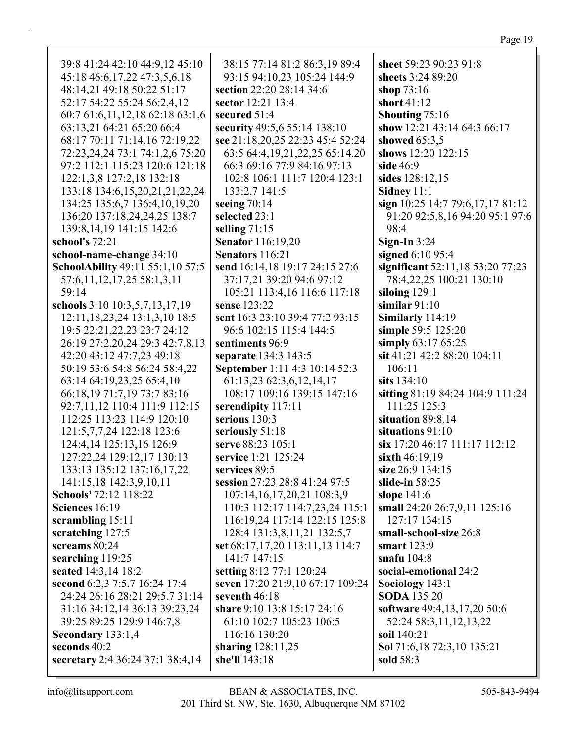39:8 41:24 42:10 44:9,12 45:10 45:18 46:6,17,22 47:3,5,6,18 48:14,21 49:18 50:22 51:17 52:17 54:22 55:24 56:2,4,12 60:7 61:6,11,12,18 62:18 63:1,6 63:13,21 64:21 65:20 66:4 68:17 70:11 71:14,16 72:19,22 72:23,24,24 73:1 74:1,2,6 75:20 97:2 112:1 115:23 120:6 121:18 122:1,3,8 127:2,18 132:18 133:18 134:6,15,20,21,21,22,24 134:25 135:6,7 136:4,10,19,20 136:20 137:18,24,24,25 138:7 139:8,14,19 141:15 142:6

**school's** 72:21

**school-name-change** 34:10

**SchoolAbility** 49:11 55:1,10 57:5 57:6,11,12,17,25 58:1,3,11 59:14

**schools** 3:10 10:3,5,7,13,17,19 12:11,18,23,24 13:1,3,10 18:5 19:5 22:21,22,23 23:7 24:12 26:19 27:2,20,24 29:3 42:7,8,13 42:20 43:12 47:7,23 49:18 50:19 53:6 54:8 56:24 58:4,22 63:14 64:19,23,25 65:4,10 66:18,19 71:7,19 73:7 83:16 92:7,11,12 110:4 111:9 112:15 112:25 113:23 114:9 120:10 121:5,7,7,24 122:18 123:6 124:4,14 125:13,16 126:9 127:22,24 129:12,17 130:13 133:13 135:12 137:16,17,22 141:15,18 142:3,9,10,11

**Schools'** 72:12 118:22

**Sciences** 16:19

**scrambling** 15:11

**scratching** 127:5

**screams** 80:24

**searching** 119:25

**seated** 14:3,14 18:2

**second** 6:2,3 7:5,7 16:24 17:4 24:24 26:16 28:21 29:5,7 31:14 31:16 34:12,14 36:13 39:23,24 39:25 89:25 129:9 146:7,8

**Secondary** 133:1,4

**seconds** 40:2

**secretary** 2:4 36:24 37:1 38:4,14 38:15 77:14 81:2 86:3,19 89:4 93:15 94:10,23 105:24 144:9

**section** 22:20 28:14 34:6

**sector** 12:21 13:4

**secured** 51:4

**security** 49:5,6 55:14 138:10

**see** 21:18,20,25 22:23 45:4 52:24 63:5 64:4,19,21,22,25 65:14,20 66:3 69:16 77:9 84:16 97:13 102:8 106:1 111:7 120:4 123:1 133:2,7 141:5

**seeing** 70:14

**selected** 23:1

**selling** 71:15

**Senator** 116:19,20

**Senators** 116:21

**send** 16:14,18 19:17 24:15 27:6 37:17,21 39:20 94:6 97:12 105:21 113:4,16 116:6 117:18

**sense** 123:22

**sent** 16:3 23:10 39:4 77:2 93:15 96:6 102:15 115:4 144:5

**sentiments** 96:9

**separate** 134:3 143:5

**September** 1:11 4:3 10:14 52:3 61:13,23 62:3,6,12,14,17 108:17 109:16 139:15 147:16

**serendipity** 117:11

**serious** 130:3

**seriously** 51:18

**serve** 88:23 105:1

**service** 1:21 125:24

**services** 89:5

**session** 27:23 28:8 41:24 97:5 107:14,16,17,20,21 108:3,9 110:3 112:17 114:7,23,24 115:1 116:19,24 117:14 122:15 125:8 128:4 131:3,8,11,21 132:5,7

**set** 68:17,17,20 113:11,13 114:7 141:7 147:15

**setting** 8:12 77:1 120:24

**seven** 17:20 21:9,10 67:17 109:24

**seventh** 46:18

**share** 9:10 13:8 15:17 24:16 61:10 102:7 105:23 106:5 116:16 130:20

**sharing** 128:11,25

**she'll** 143:18

**sheet** 59:23 90:23 91:8

**sheets** 3:24 89:20

**shop** 73:16

**short** 41:12

**Shouting** 75:16

**show** 12:21 43:14 64:3 66:17

**showed** 65:3,5

**shows** 12:20 122:15

**side** 46:9

**sides** 128:12,15

**Sidney** 11:1

**sign** 10:25 14:7 79:6,17,17 81:12 91:20 92:5,8,16 94:20 95:1 97:6 98:4

**Sign-In** 3:24

**signed** 6:10 95:4

**significant** 52:11,18 53:20 77:23 78:4,22,25 100:21 130:10

**siloing** 129:1

**similar** 91:10

**Similarly** 114:19

**simple** 59:5 125:20

**simply** 63:17 65:25

**sit** 41:21 42:2 88:20 104:11 106:11

**sits** 134:10

**sitting** 81:19 84:24 104:9 111:24 111:25 125:3

**situation** 89:8,14

**situations** 91:10

**six** 17:20 46:17 111:17 112:12

**sixth** 46:19,19

**size** 26:9 134:15

**slide-in** 58:25

**slope** 141:6

**small** 24:20 26:7,9,11 125:16 127:17 134:15

**small-school-size** 26:8

**smart** 123:9

**snafu** 104:8

**social-emotional** 24:2

**Sociology** 143:1

**SODA** 135:20

**software** 49:4,13,17,20 50:6 52:24 58:3,11,12,13,22

**soil** 140:21

**Sol** 71:6,18 72:3,10 135:21

**sold** 58:3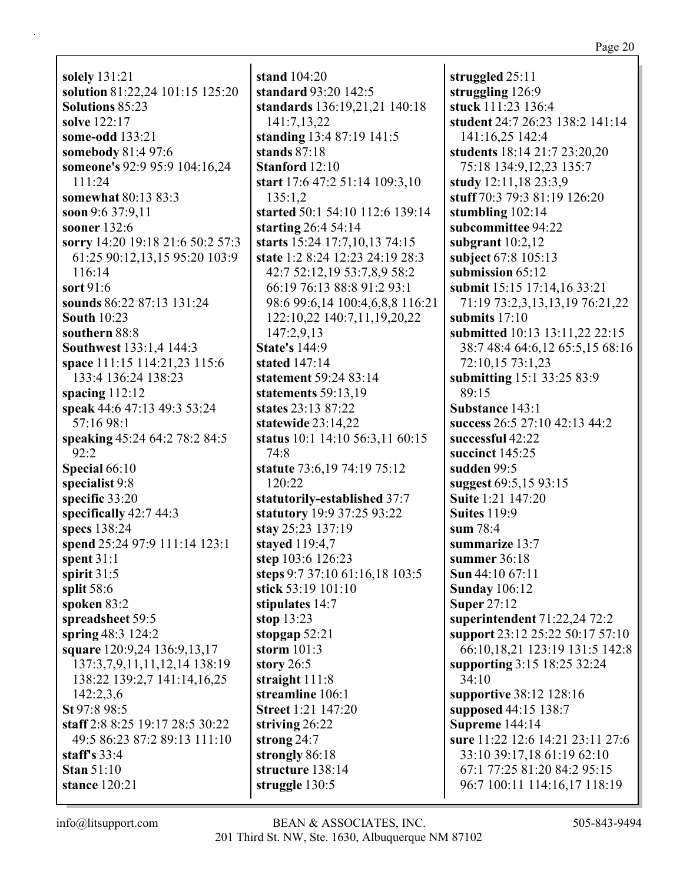**solely** 131:21
**solution** 81:22,24 101:15 125:20
**Solutions** 85:23
**solve** 122:17
**some-odd** 133:21
**somebody** 81:4 97:6
**someone's** 92:9 95:9 104:16,24 111:24
**somewhat** 80:13 83:3
**soon** 9:6 37:9,11
**sooner** 132:6
**sorry** 14:20 19:18 21:6 50:2 57:3 61:25 90:12,13,15 95:20 103:9 116:14
**sort** 91:6
**sounds** 86:22 87:13 131:24
**South** 10:23
**southern** 88:8
**Southwest** 133:1,4 144:3
**space** 111:15 114:21,23 115:6 133:4 136:24 138:23
**spacing** 112:12
**speak** 44:6 47:13 49:3 53:24 57:16 98:1
**speaking** 45:24 64:2 78:2 84:5 92:2
**Special** 66:10
**specialist** 9:8
**specific** 33:20
**specifically** 42:7 44:3
**specs** 138:24
**spend** 25:24 97:9 111:14 123:1
**spent** 31:1
**spirit** 31:5
**split** 58:6
**spoken** 83:2
**spreadsheet** 59:5
**spring** 48:3 124:2
**square** 120:9,24 136:9,13,17 137:3,7,9,11,11,12,14 138:19 138:22 139:2,7 141:14,16,25 142:2,3,6
**St** 97:8 98:5
**staff** 2:8 8:25 19:17 28:5 30:22 49:5 86:23 87:2 89:13 111:10
**staff's** 33:4
**Stan** 51:10
**stance** 120:21
**stand** 104:20
**standard** 93:20 142:5
**standards** 136:19,21,21 140:18 141:7,13,22
**standing** 13:4 87:19 141:5
**stands** 87:18
**Stanford** 12:10
**start** 17:6 47:2 51:14 109:3,10 135:1,2
**started** 50:1 54:10 112:6 139:14
**starting** 26:4 54:14
**starts** 15:24 17:7,10,13 74:15
**state** 1:2 8:24 12:23 24:19 28:3 42:7 52:12,19 53:7,8,9 58:2 66:19 76:13 88:8 91:2 93:1 98:6 99:6,14 100:4,6,8,8 116:21 122:10,22 140:7,11,19,20,22 147:2,9,13
**State's** 144:9
**stated** 147:14
**statement** 59:24 83:14
**statements** 59:13,19
**states** 23:13 87:22
**statewide** 23:14,22
**status** 10:1 14:10 56:3,11 60:15 74:8
**statute** 73:6,19 74:19 75:12 120:22
**statutorily-established** 37:7
**statutory** 19:9 37:25 93:22
**stay** 25:23 137:19
**stayed** 119:4,7
**step** 103:6 126:23
**steps** 9:7 37:10 61:16,18 103:5
**stick** 53:19 101:10
**stipulates** 14:7
**stop** 13:23
**stopgap** 52:21
**storm** 101:3
**story** 26:5
**straight** 111:8
**streamline** 106:1
**Street** 1:21 147:20
**striving** 26:22
**strong** 24:7
**strongly** 86:18
**structure** 138:14
**struggle** 130:5
**struggled** 25:11
**struggling** 126:9
**stuck** 111:23 136:4
**student** 24:7 26:23 138:2 141:14 141:16,25 142:4
**students** 18:14 21:7 23:20,20 75:18 134:9,12,23 135:7
**study** 12:11,18 23:3,9
**stuff** 70:3 79:3 81:19 126:20
**stumbling** 102:14
**subcommittee** 94:22
**subgrant** 10:2,12
**subject** 67:8 105:13
**submission** 65:12
**submit** 15:15 17:14,16 33:21 71:19 73:2,3,13,13,19 76:21,22
**submits** 17:10
**submitted** 10:13 13:11,22 22:15 38:7 48:4 64:6,12 65:5,15 68:16 72:10,15 73:1,23
**submitting** 15:1 33:25 83:9 89:15
**Substance** 143:1
**success** 26:5 27:10 42:13 44:2
**successful** 42:22
**succinct** 145:25
**sudden** 99:5
**suggest** 69:5,15 93:15
**Suite** 1:21 147:20
**Suites** 119:9
**sum** 78:4
**summarize** 13:7
**summer** 36:18
**Sun** 44:10 67:11
**Sunday** 106:12
**Super** 27:12
**superintendent** 71:22,24 72:2
**support** 23:12 25:22 50:17 57:10 66:10,18,21 123:19 131:5 142:8
**supporting** 3:15 18:25 32:24 34:10
**supportive** 38:12 128:16
**supposed** 44:15 138:7
**Supreme** 144:14
**sure** 11:22 12:6 14:21 23:11 27:6 33:10 39:17,18 61:19 62:10 67:1 77:25 81:20 84:2 95:15 96:7 100:11 114:16,17 118:19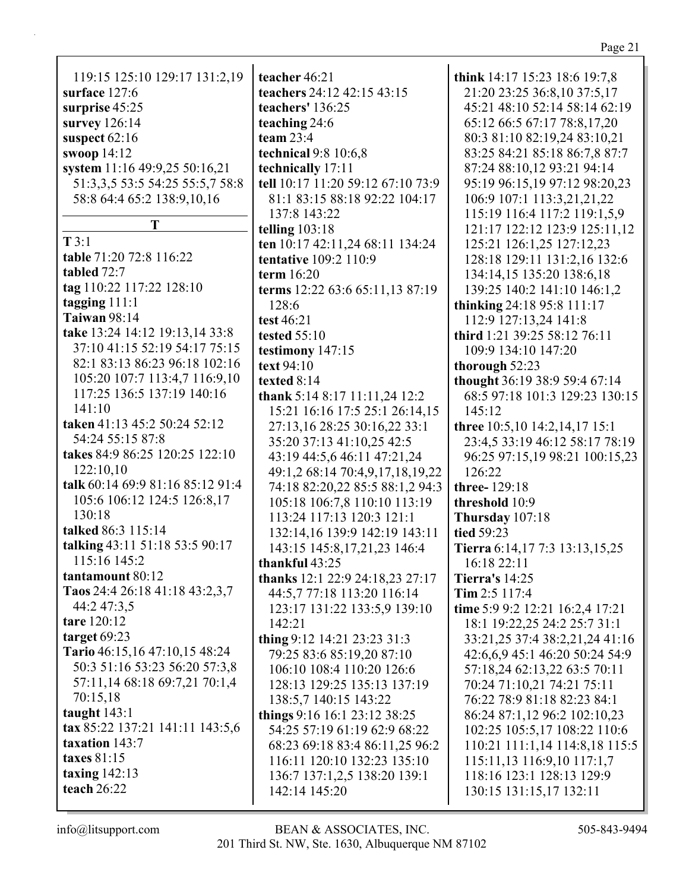119:15 125:10 129:17 131:2,19
**surface** 127:6
**surprise** 45:25
**survey** 126:14
**suspect** 62:16
**swoop** 14:12
**system** 11:16 49:9,25 50:16,21 51:3,3,5 53:5 54:25 55:5,7 58:8 58:8 64:4 65:2 138:9,10,16

## T

**T** 3:1
**table** 71:20 72:8 116:22
**tabled** 72:7
**tag** 110:22 117:22 128:10
**tagging** 111:1
**Taiwan** 98:14
**take** 13:24 14:12 19:13,14 33:8 37:10 41:15 52:19 54:17 75:15 82:1 83:13 86:23 96:18 102:16 105:20 107:7 113:4,7 116:9,10 117:25 136:5 137:19 140:16 141:10
**taken** 41:13 45:2 50:24 52:12 54:24 55:15 87:8
**takes** 84:9 86:25 120:25 122:10 122:10,10
**talk** 60:14 69:9 81:16 85:12 91:4 105:6 106:12 124:5 126:8,17 130:18
**talked** 86:3 115:14
**talking** 43:11 51:18 53:5 90:17 115:16 145:2
**tantamount** 80:12
**Taos** 24:4 26:18 41:18 43:2,3,7 44:2 47:3,5
**tare** 120:12
**target** 69:23
**Tario** 46:15,16 47:10,15 48:24 50:3 51:16 53:23 56:20 57:3,8 57:11,14 68:18 69:7,21 70:1,4 70:15,18
**taught** 143:1
**tax** 85:22 137:21 141:11 143:5,6
**taxation** 143:7
**taxes** 81:15
**taxing** 142:13
**teach** 26:22
**teacher** 46:21
**teachers** 24:12 42:15 43:15
**teachers'** 136:25
**teaching** 24:6
**team** 23:4
**technical** 9:8 10:6,8
**technically** 17:11
**tell** 10:17 11:20 59:12 67:10 73:9 81:1 83:15 88:18 92:22 104:17 137:8 143:22
**telling** 103:18
**ten** 10:17 42:11,24 68:11 134:24
**tentative** 109:2 110:9
**term** 16:20
**terms** 12:22 63:6 65:11,13 87:19 128:6
**test** 46:21
**tested** 55:10
**testimony** 147:15
**text** 94:10
**texted** 8:14
**thank** 5:14 8:17 11:11,24 12:2 15:21 16:16 17:5 25:1 26:14,15 27:13,16 28:25 30:16,22 33:1 35:20 37:13 41:10,25 42:5 43:19 44:5,6 46:11 47:21,24 49:1,2 68:14 70:4,9,17,18,19,22 74:18 82:20,22 85:5 88:1,2 94:3 105:18 106:7,8 110:10 113:19 113:24 117:13 120:3 121:1 132:14,16 139:9 142:19 143:11 143:15 145:8,17,21,23 146:4
**thankful** 43:25
**thanks** 12:1 22:9 24:18,23 27:17 44:5,7 77:18 113:20 116:14 123:17 131:22 133:5,9 139:10 142:21
**thing** 9:12 14:21 23:23 31:3 79:25 83:6 85:19,20 87:10 106:10 108:4 110:20 126:6 128:13 129:25 135:13 137:19 138:5,7 140:15 143:22
**things** 9:16 16:1 23:12 38:25 54:25 57:19 61:19 62:9 68:22 68:23 69:18 83:4 86:11,25 96:2 116:11 120:10 132:23 135:10 136:7 137:1,2,5 138:20 139:1 142:14 145:20
**think** 14:17 15:23 18:6 19:7,8 21:20 23:25 36:8,10 37:5,17 45:21 48:10 52:14 58:14 62:19 65:12 66:5 67:17 78:8,17,20 80:3 81:10 82:19,24 83:10,21 83:25 84:21 85:18 86:7,8 87:7 87:24 88:10,12 93:21 94:14 95:19 96:15,19 97:12 98:20,23 106:9 107:1 113:3,21,21,22 115:19 116:4 117:2 119:1,5,9 121:17 122:12 123:9 125:11,12 125:21 126:1,25 127:12,23 128:18 129:11 131:2,16 132:6 134:14,15 135:20 138:6,18 139:25 140:2 141:10 146:1,2
**thinking** 24:18 95:8 111:17 112:9 127:13,24 141:8
**third** 1:21 39:25 58:12 76:11 109:9 134:10 147:20
**thorough** 52:23
**thought** 36:19 38:9 59:4 67:14 68:5 97:18 101:3 129:23 130:15 145:12
**three** 10:5,10 14:2,14,17 15:1 23:4,5 33:19 46:12 58:17 78:19 96:25 97:15,19 98:21 100:15,23 126:22
**three-** 129:18
**threshold** 10:9
**Thursday** 107:18
**tied** 59:23
**Tierra** 6:14,17 7:3 13:13,15,25 16:18 22:11
**Tierra's** 14:25
**Tim** 2:5 117:4
**time** 5:9 9:2 12:21 16:2,4 17:21 18:1 19:22,25 24:2 25:7 31:1 33:21,25 37:4 38:2,21,24 41:16 42:6,6,9 45:1 46:20 50:24 54:9 57:18,24 62:13,22 63:5 70:11 70:24 71:10,21 74:21 75:11 76:22 78:9 81:18 82:23 84:1 86:24 87:1,12 96:2 102:10,23 102:25 105:5,17 108:22 110:6 110:21 111:1,14 114:8,18 115:5 115:11,13 116:9,10 117:1,7 118:16 123:1 128:13 129:9 130:15 131:15,17 132:11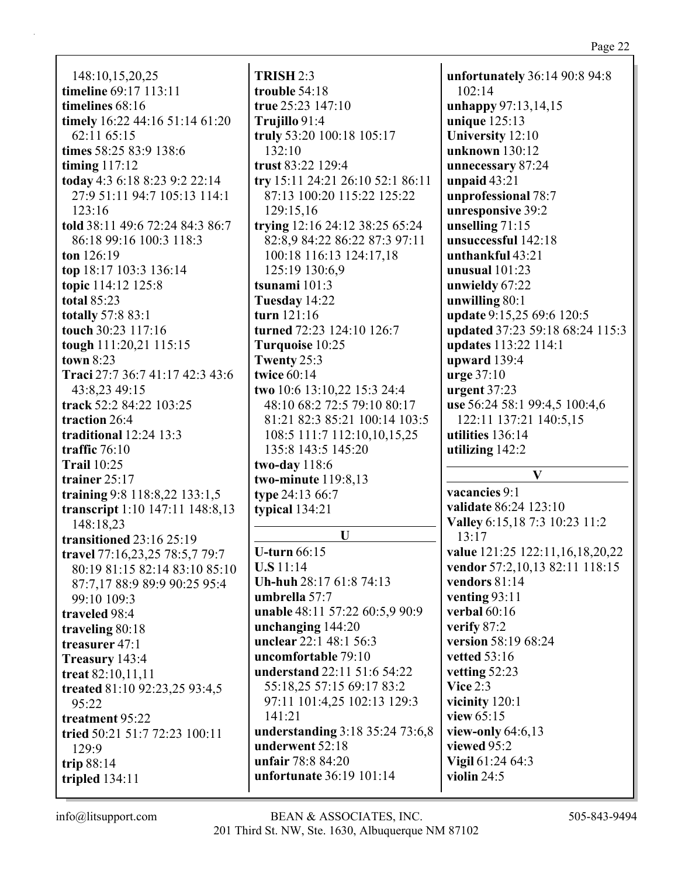148:10,15,20,25
**timeline** 69:17 113:11
**timelines** 68:16
**timely** 16:22 44:16 51:14 61:20 62:11 65:15
**times** 58:25 83:9 138:6
**timing** 117:12
**today** 4:3 6:18 8:23 9:2 22:14 27:9 51:11 94:7 105:13 114:1 123:16
**told** 38:11 49:6 72:24 84:3 86:7 86:18 99:16 100:3 118:3
**ton** 126:19
**top** 18:17 103:3 136:14
**topic** 114:12 125:8
**total** 85:23
**totally** 57:8 83:1
**touch** 30:23 117:16
**tough** 111:20,21 115:15
**town** 8:23
**Traci** 27:7 36:7 41:17 42:3 43:6 43:8,23 49:15
**track** 52:2 84:22 103:25
**traction** 26:4
**traditional** 12:24 13:3
**traffic** 76:10
**Trail** 10:25
**trainer** 25:17
**training** 9:8 118:8,22 133:1,5
**transcript** 1:10 147:11 148:8,13 148:18,23
**transitioned** 23:16 25:19
**travel** 77:16,23,25 78:5,7 79:7 80:19 81:15 82:14 83:10 85:10 87:7,17 88:9 89:9 90:25 95:4 99:10 109:3
**traveled** 98:4
**traveling** 80:18
**treasurer** 47:1
**Treasury** 143:4
**treat** 82:10,11,11
**treated** 81:10 92:23,25 93:4,5 95:22
**treatment** 95:22
**tried** 50:21 51:7 72:23 100:11 129:9
**trip** 88:14
**tripled** 134:11
**TRISH** 2:3
**trouble** 54:18
**true** 25:23 147:10
**Trujillo** 91:4
**truly** 53:20 100:18 105:17 132:10
**trust** 83:22 129:4
**try** 15:11 24:21 26:10 52:1 86:11 87:13 100:20 115:22 125:22 129:15,16
**trying** 12:16 24:12 38:25 65:24 82:8,9 84:22 86:22 87:3 97:11 100:18 116:13 124:17,18 125:19 130:6,9
**tsunami** 101:3
**Tuesday** 14:22
**turn** 121:16
**turned** 72:23 124:10 126:7
**Turquoise** 10:25
**Twenty** 25:3
**twice** 60:14
**two** 10:6 13:10,22 15:3 24:4 48:10 68:2 72:5 79:10 80:17 81:21 82:3 85:21 100:14 103:5 108:5 111:7 112:10,10,15,25 135:8 143:5 145:20
**two-day** 118:6
**two-minute** 119:8,13
**type** 24:13 66:7
**typical** 134:21

## U

**U-turn** 66:15
**U.S** 11:14
**Uh-huh** 28:17 61:8 74:13
**umbrella** 57:7
**unable** 48:11 57:22 60:5,9 90:9
**unchanging** 144:20
**unclear** 22:1 48:1 56:3
**uncomfortable** 79:10
**understand** 22:11 51:6 54:22 55:18,25 57:15 69:17 83:2 97:11 101:4,25 102:13 129:3 141:21
**understanding** 3:18 35:24 73:6,8
**underwent** 52:18
**unfair** 78:8 84:20
**unfortunate** 36:19 101:14
**unfortunately** 36:14 90:8 94:8 102:14
**unhappy** 97:13,14,15
**unique** 125:13
**University** 12:10
**unknown** 130:12
**unnecessary** 87:24
**unpaid** 43:21
**unprofessional** 78:7
**unresponsive** 39:2
**unselling** 71:15
**unsuccessful** 142:18
**unthankful** 43:21
**unusual** 101:23
**unwieldy** 67:22
**unwilling** 80:1
**update** 9:15,25 69:6 120:5
**updated** 37:23 59:18 68:24 115:3
**updates** 113:22 114:1
**upward** 139:4
**urge** 37:10
**urgent** 37:23
**use** 56:24 58:1 99:4,5 100:4,6 122:11 137:21 140:5,15
**utilities** 136:14
**utilizing** 142:2

## V

**vacancies** 9:1
**validate** 86:24 123:10
**Valley** 6:15,18 7:3 10:23 11:2 13:17
**value** 121:25 122:11,16,18,20,22
**vendor** 57:2,10,13 82:11 118:15
**vendors** 81:14
**venting** 93:11
**verbal** 60:16
**verify** 87:2
**version** 58:19 68:24
**vetted** 53:16
**vetting** 52:23
**Vice** 2:3
**vicinity** 120:1
**view** 65:15
**view-only** 64:6,13
**viewed** 95:2
**Vigil** 61:24 64:3
**violin** 24:5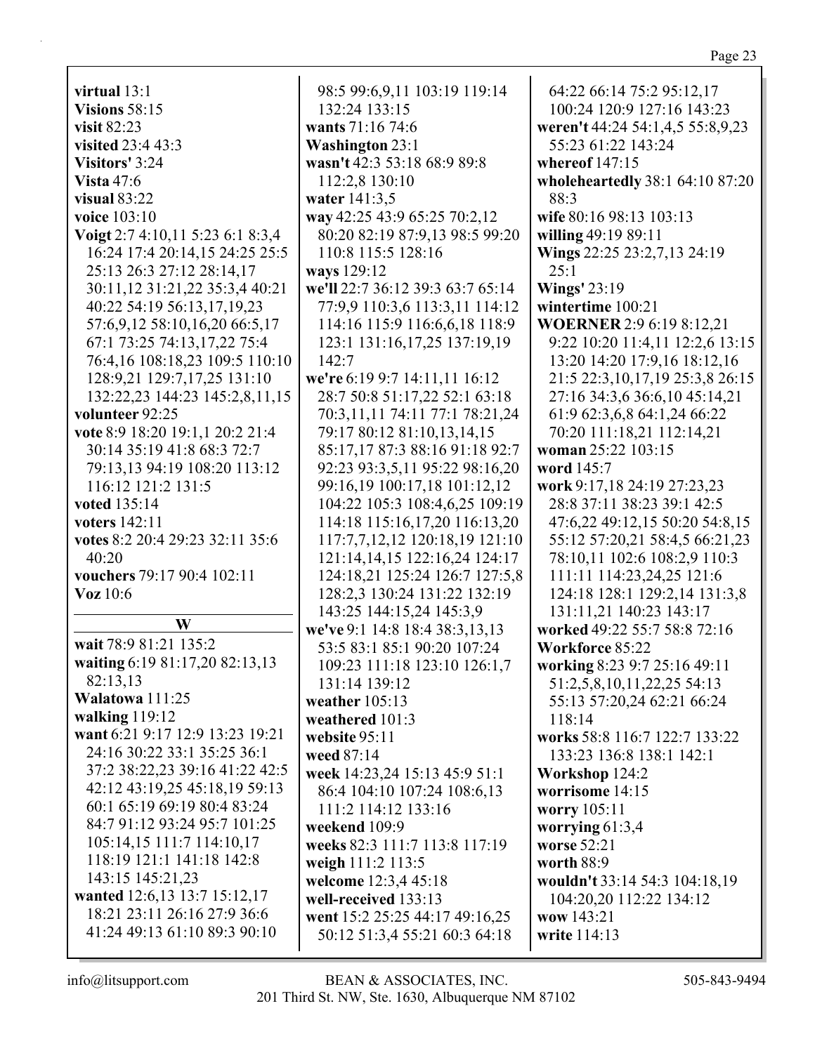**virtual** 13:1
**Visions** 58:15
**visit** 82:23
**visited** 23:4 43:3
**Visitors'** 3:24
**Vista** 47:6
**visual** 83:22
**voice** 103:10
**Voigt** 2:7 4:10,11 5:23 6:1 8:3,4 16:24 17:4 20:14,15 24:25 25:5 25:13 26:3 27:12 28:14,17 30:11,12 31:21,22 35:3,4 40:21 40:22 54:19 56:13,17,19,23 57:6,9,12 58:10,16,20 66:5,17 67:1 73:25 74:13,17,22 75:4 76:4,16 108:18,23 109:5 110:10 128:9,21 129:7,17,25 131:10 132:22,23 144:23 145:2,8,11,15
**volunteer** 92:25
**vote** 8:9 18:20 19:1,1 20:2 21:4 30:14 35:19 41:8 68:3 72:7 79:13,13 94:19 108:20 113:12 116:12 121:2 131:5
**voted** 135:14
**voters** 142:11
**votes** 8:2 20:4 29:23 32:11 35:6 40:20
**vouchers** 79:17 90:4 102:11
**Voz** 10:6

## W

**wait** 78:9 81:21 135:2
**waiting** 6:19 81:17,20 82:13,13 82:13,13
**Walatowa** 111:25
**walking** 119:12
**want** 6:21 9:17 12:9 13:23 19:21 24:16 30:22 33:1 35:25 36:1 37:2 38:22,23 39:16 41:22 42:5 42:12 43:19,25 45:18,19 59:13 60:1 65:19 69:19 80:4 83:24 84:7 91:12 93:24 95:7 101:25 105:14,15 111:7 114:10,17 118:19 121:1 141:18 142:8 143:15 145:21,23
**wanted** 12:6,13 13:7 15:12,17 18:21 23:11 26:16 27:9 36:6 41:24 49:13 61:10 89:3 90:10 98:5 99:6,9,11 103:19 119:14 132:24 133:15
**wants** 71:16 74:6
**Washington** 23:1
**wasn't** 42:3 53:18 68:9 89:8 112:2,8 130:10
**water** 141:3,5
**way** 42:25 43:9 65:25 70:2,12 80:20 82:19 87:9,13 98:5 99:20 110:8 115:5 128:16
**ways** 129:12
**we'll** 22:7 36:12 39:3 63:7 65:14 77:9,9 110:3,6 113:3,11 114:12 114:16 115:9 116:6,6,18 118:9 123:1 131:16,17,25 137:19,19 142:7
**we're** 6:19 9:7 14:11,11 16:12 28:7 50:8 51:17,22 52:1 63:18 70:3,11,11 74:11 77:1 78:21,24 79:17 80:12 81:10,13,14,15 85:17,17 87:3 88:16 91:18 92:7 92:23 93:3,5,11 95:22 98:16,20 99:16,19 100:17,18 101:12,12 104:22 105:3 108:4,6,25 109:19 114:18 115:16,17,20 116:13,20 117:7,7,12,12 120:18,19 121:10 121:14,14,15 122:16,24 124:17 124:18,21 125:24 126:7 127:5,8 128:2,3 130:24 131:22 132:19 143:25 144:15,24 145:3,9
**we've** 9:1 14:8 18:4 38:3,13,13 53:5 83:1 85:1 90:20 107:24 109:23 111:18 123:10 126:1,7 131:14 139:12
**weather** 105:13
**weathered** 101:3
**website** 95:11
**weed** 87:14
**week** 14:23,24 15:13 45:9 51:1 86:4 104:10 107:24 108:6,13 111:2 114:12 133:16
**weekend** 109:9
**weeks** 82:3 111:7 113:8 117:19
**weigh** 111:2 113:5
**welcome** 12:3,4 45:18
**well-received** 133:13
**went** 15:2 25:25 44:17 49:16,25 50:12 51:3,4 55:21 60:3 64:18 64:22 66:14 75:2 95:12,17 100:24 120:9 127:16 143:23
**weren't** 44:24 54:1,4,5 55:8,9,23 55:23 61:22 143:24
**whereof** 147:15
**wholeheartedly** 38:1 64:10 87:20 88:3
**wife** 80:16 98:13 103:13
**willing** 49:19 89:11
**Wings** 22:25 23:2,7,13 24:19 25:1
**Wings'** 23:19
**wintertime** 100:21
**WOERNER** 2:9 6:19 8:12,21 9:22 10:20 11:4,11 12:2,6 13:15 13:20 14:20 17:9,16 18:12,16 21:5 22:3,10,17,19 25:3,8 26:15 27:16 34:3,6 36:6,10 45:14,21 61:9 62:3,6,8 64:1,24 66:22 70:20 111:18,21 112:14,21
**woman** 25:22 103:15
**word** 145:7
**work** 9:17,18 24:19 27:23,23 28:8 37:11 38:23 39:1 42:5 47:6,22 49:12,15 50:20 54:8,15 55:12 57:20,21 58:4,5 66:21,23 78:10,11 102:6 108:2,9 110:3 111:11 114:23,24,25 121:6 124:18 128:1 129:2,14 131:3,8 131:11,21 140:23 143:17
**worked** 49:22 55:7 58:8 72:16
**Workforce** 85:22
**working** 8:23 9:7 25:16 49:11 51:2,5,8,10,11,22,25 54:13 55:13 57:20,24 62:21 66:24 118:14
**works** 58:8 116:7 122:7 133:22 133:23 136:8 138:1 142:1
**Workshop** 124:2
**worrisome** 14:15
**worry** 105:11
**worrying** 61:3,4
**worse** 52:21
**worth** 88:9
**wouldn't** 33:14 54:3 104:18,19 104:20,20 112:22 134:12
**wow** 143:21
**write** 114:13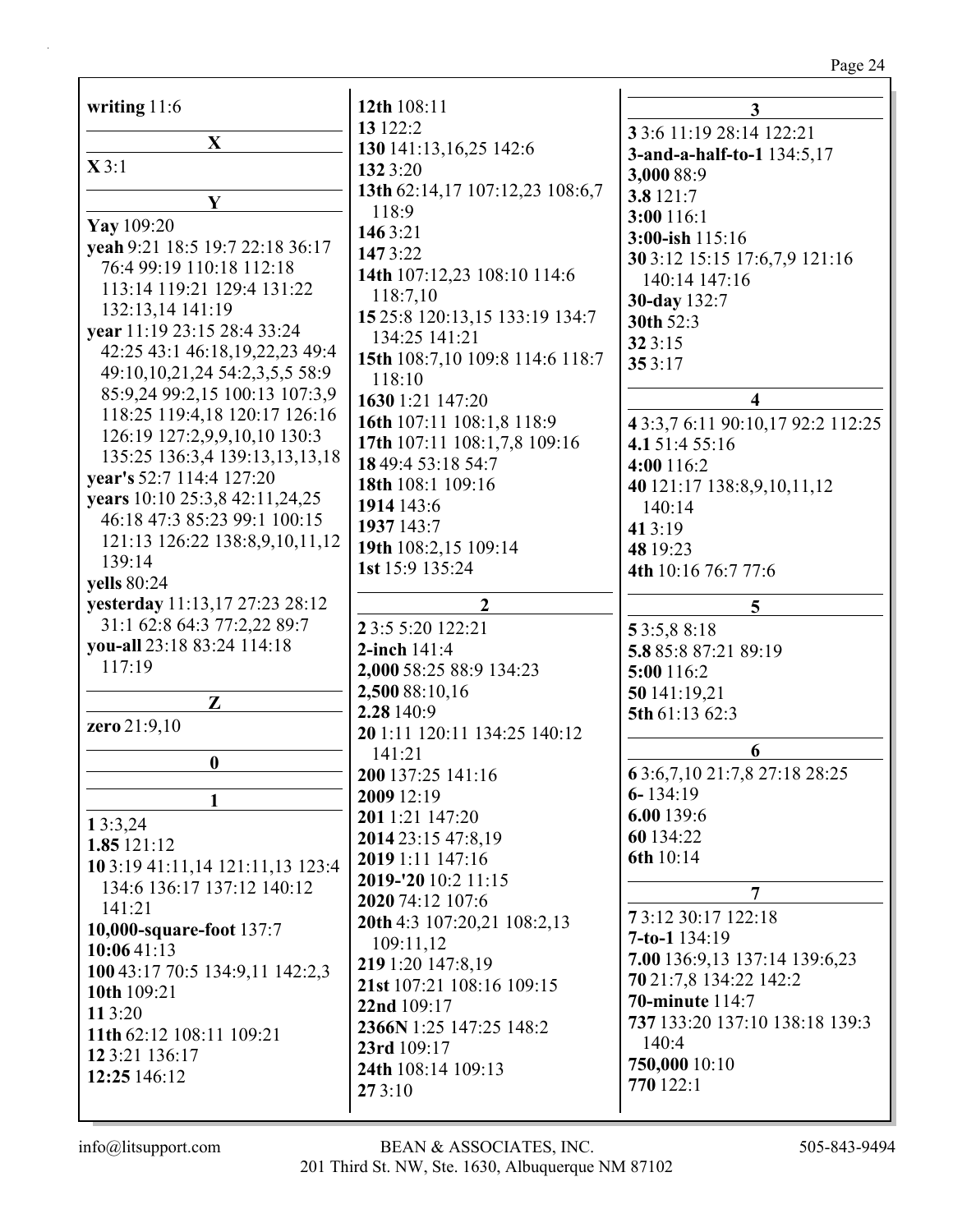**writing** 11:6

## X

**X** 3:1

## Y

**Yay** 109:20
**yeah** 9:21 18:5 19:7 22:18 36:17 76:4 99:19 110:18 112:18 113:14 119:21 129:4 131:22 132:13,14 141:19
**year** 11:19 23:15 28:4 33:24 42:25 43:1 46:18,19,22,23 49:4 49:10,10,21,24 54:2,3,5,5 58:9 85:9,24 99:2,15 100:13 107:3,9 118:25 119:4,18 120:17 126:16 126:19 127:2,9,9,10,10 130:3 135:25 136:3,4 139:13,13,13,18
**year's** 52:7 114:4 127:20
**years** 10:10 25:3,8 42:11,24,25 46:18 47:3 85:23 99:1 100:15 121:13 126:22 138:8,9,10,11,12 139:14
**yells** 80:24
**yesterday** 11:13,17 27:23 28:12 31:1 62:8 64:3 77:2,22 89:7
**you-all** 23:18 83:24 114:18 117:19

## Z

**zero** 21:9,10

## 0

## 1

**1** 3:3,24
**1.85** 121:12
**10** 3:19 41:11,14 121:11,13 123:4 134:6 136:17 137:12 140:12 141:21
**10,000-square-foot** 137:7
**10:06** 41:13
**100** 43:17 70:5 134:9,11 142:2,3
**10th** 109:21
**11** 3:20
**11th** 62:12 108:11 109:21
**12** 3:21 136:17
**12:25** 146:12
**12th** 108:11
**13** 122:2
**130** 141:13,16,25 142:6
**132** 3:20
**13th** 62:14,17 107:12,23 108:6,7 118:9
**146** 3:21
**147** 3:22
**14th** 107:12,23 108:10 114:6 118:7,10
**15** 25:8 120:13,15 133:19 134:7 134:25 141:21
**15th** 108:7,10 109:8 114:6 118:7 118:10
**1630** 1:21 147:20
**16th** 107:11 108:1,8 118:9
**17th** 107:11 108:1,7,8 109:16
**18** 49:4 53:18 54:7
**18th** 108:1 109:16
**1914** 143:6
**1937** 143:7
**19th** 108:2,15 109:14
**1st** 15:9 135:24

## 2

**2** 3:5 5:20 122:21
**2-inch** 141:4
**2,000** 58:25 88:9 134:23
**2,500** 88:10,16
**2.28** 140:9
**20** 1:11 120:11 134:25 140:12 141:21
**200** 137:25 141:16
**2009** 12:19
**201** 1:21 147:20
**2014** 23:15 47:8,19
**2019** 1:11 147:16
**2019-'20** 10:2 11:15
**2020** 74:12 107:6
**20th** 4:3 107:20,21 108:2,13 109:11,12
**219** 1:20 147:8,19
**21st** 107:21 108:16 109:15
**22nd** 109:17
**2366N** 1:25 147:25 148:2
**23rd** 109:17
**24th** 108:14 109:13
**27** 3:10

## 3

**3** 3:6 11:19 28:14 122:21
**3-and-a-half-to-1** 134:5,17
**3,000** 88:9
**3.8** 121:7
**3:00** 116:1
**3:00-ish** 115:16
**30** 3:12 15:15 17:6,7,9 121:16 140:14 147:16
**30-day** 132:7
**30th** 52:3
**32** 3:15
**35** 3:17

## 4

**4** 3:3,7 6:11 90:10,17 92:2 112:25
**4.1** 51:4 55:16
**4:00** 116:2
**40** 121:17 138:8,9,10,11,12 140:14
**41** 3:19
**48** 19:23
**4th** 10:16 76:7 77:6

## 5

**5** 3:5,8 8:18
**5.8** 85:8 87:21 89:19
**5:00** 116:2
**50** 141:19,21
**5th** 61:13 62:3

## 6

**6** 3:6,7,10 21:7,8 27:18 28:25
**6-** 134:19
**6.00** 139:6
**60** 134:22
**6th** 10:14

## 7

**7** 3:12 30:17 122:18
**7-to-1** 134:19
**7.00** 136:9,13 137:14 139:6,23
**70** 21:7,8 134:22 142:2
**70-minute** 114:7
**737** 133:20 137:10 138:18 139:3 140:4
**750,000** 10:10
**770** 122:1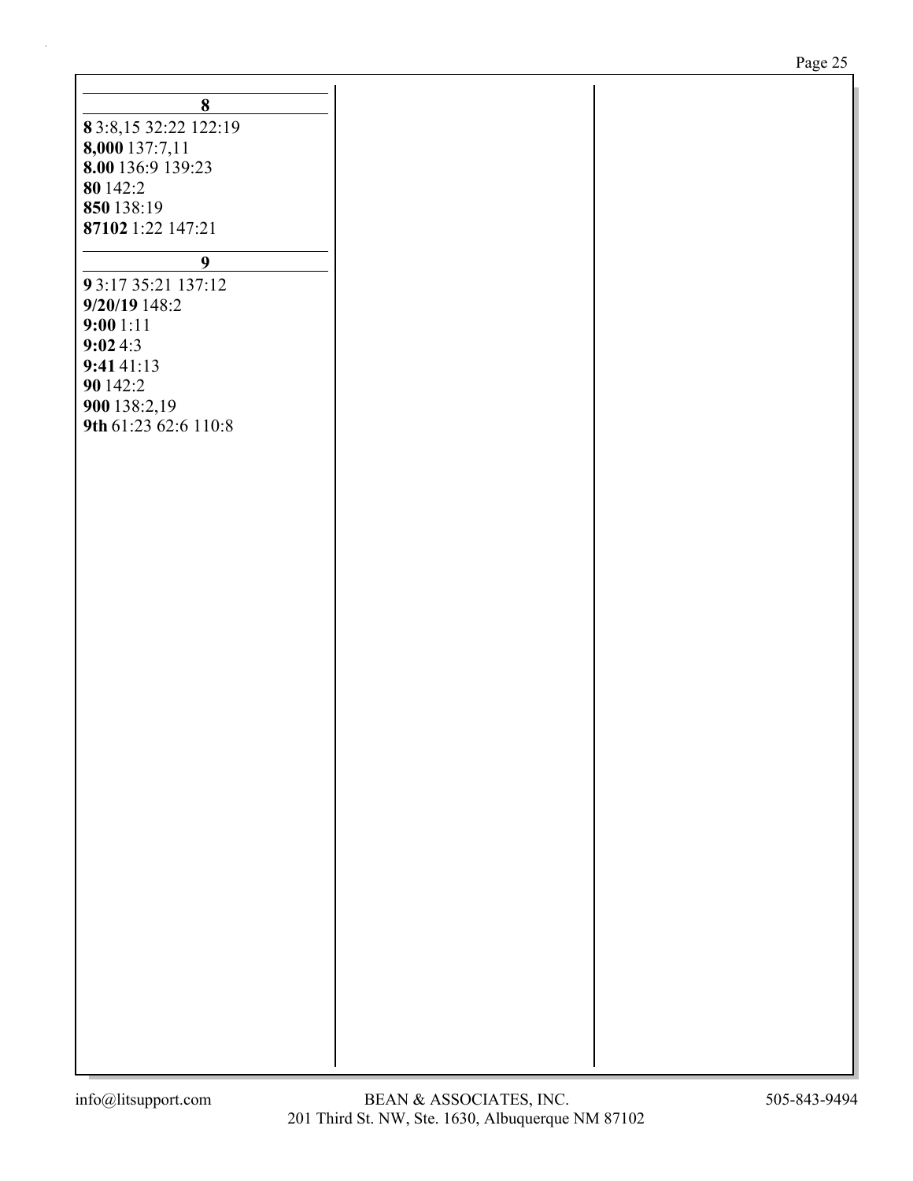### 8

**8** 3:8,15 32:22 122:19
**8,000** 137:7,11
**8.00** 136:9 139:23
**80** 142:2
**850** 138:19
**87102** 1:22 147:21

### 9

**9** 3:17 35:21 137:12
**9/20/19** 148:2
**9:00** 1:11
**9:02** 4:3
**9:41** 41:13
**90** 142:2
**900** 138:2,19
**9th** 61:23 62:6 110:8